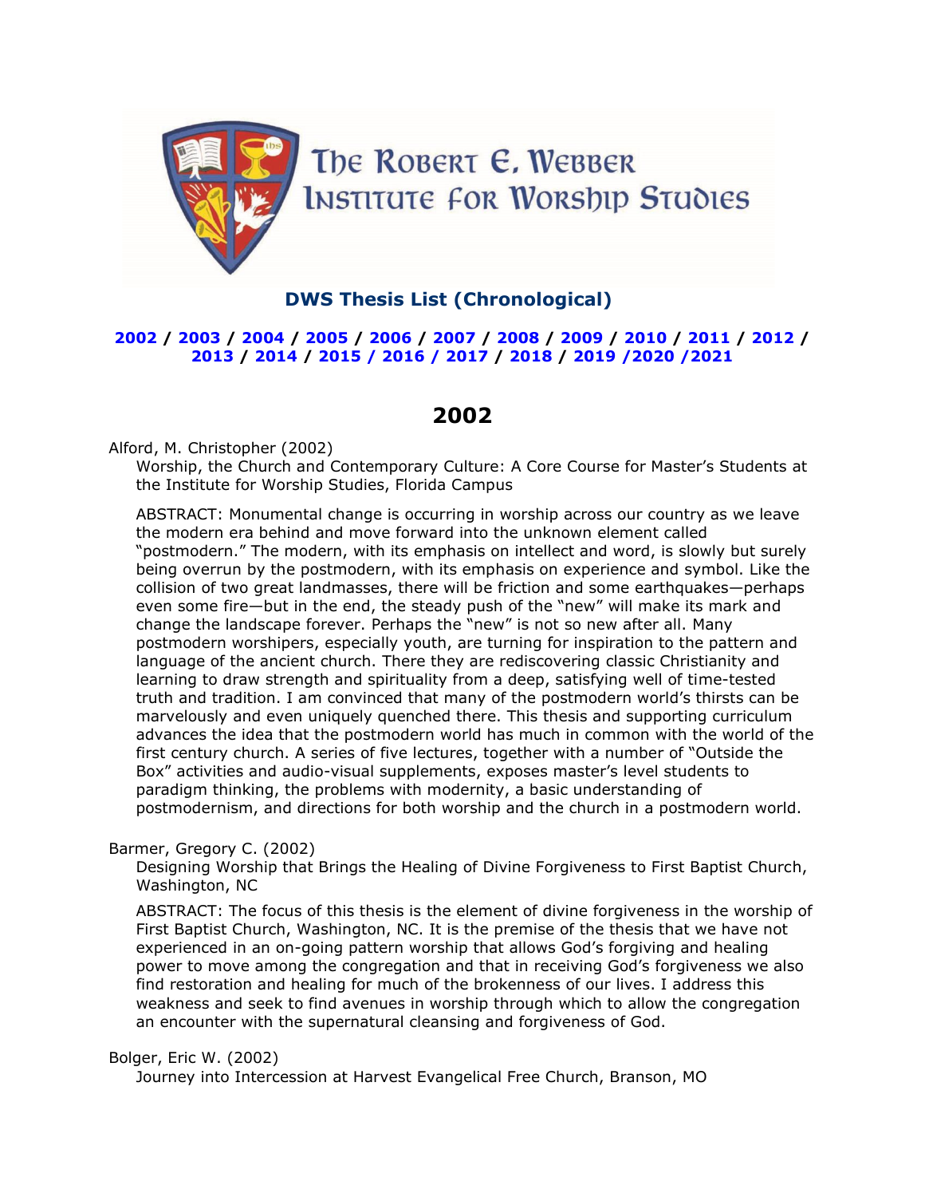The Robert E. Webber Institute for Worship Studies

## DWS Thesis List (Chronological)

**2002 / 2003 / 2004 / 2005 / 2006 / 2007 / 2008 / 2009 / 2010 / 2011 / 2012 / 2013 / 2014 / 2015 / 2016 / 2017 / 2018 / 2019 /2020 /2021**

# 2002

Alford, M. Christopher (2002)
Worship, the Church and Contemporary Culture: A Core Course for Master's Students at the Institute for Worship Studies, Florida Campus

ABSTRACT: Monumental change is occurring in worship across our country as we leave the modern era behind and move forward into the unknown element called "postmodern." The modern, with its emphasis on intellect and word, is slowly but surely being overrun by the postmodern, with its emphasis on experience and symbol. Like the collision of two great landmasses, there will be friction and some earthquakes—perhaps even some fire—but in the end, the steady push of the "new" will make its mark and change the landscape forever. Perhaps the "new" is not so new after all. Many postmodern worshipers, especially youth, are turning for inspiration to the pattern and language of the ancient church. There they are rediscovering classic Christianity and learning to draw strength and spirituality from a deep, satisfying well of time-tested truth and tradition. I am convinced that many of the postmodern world's thirsts can be marvelously and even uniquely quenched there. This thesis and supporting curriculum advances the idea that the postmodern world has much in common with the world of the first century church. A series of five lectures, together with a number of "Outside the Box" activities and audio-visual supplements, exposes master's level students to paradigm thinking, the problems with modernity, a basic understanding of postmodernism, and directions for both worship and the church in a postmodern world.

Barmer, Gregory C. (2002)
Designing Worship that Brings the Healing of Divine Forgiveness to First Baptist Church, Washington, NC

ABSTRACT: The focus of this thesis is the element of divine forgiveness in the worship of First Baptist Church, Washington, NC. It is the premise of the thesis that we have not experienced in an on-going pattern worship that allows God's forgiving and healing power to move among the congregation and that in receiving God's forgiveness we also find restoration and healing for much of the brokenness of our lives. I address this weakness and seek to find avenues in worship through which to allow the congregation an encounter with the supernatural cleansing and forgiveness of God.

Bolger, Eric W. (2002)
Journey into Intercession at Harvest Evangelical Free Church, Branson, MO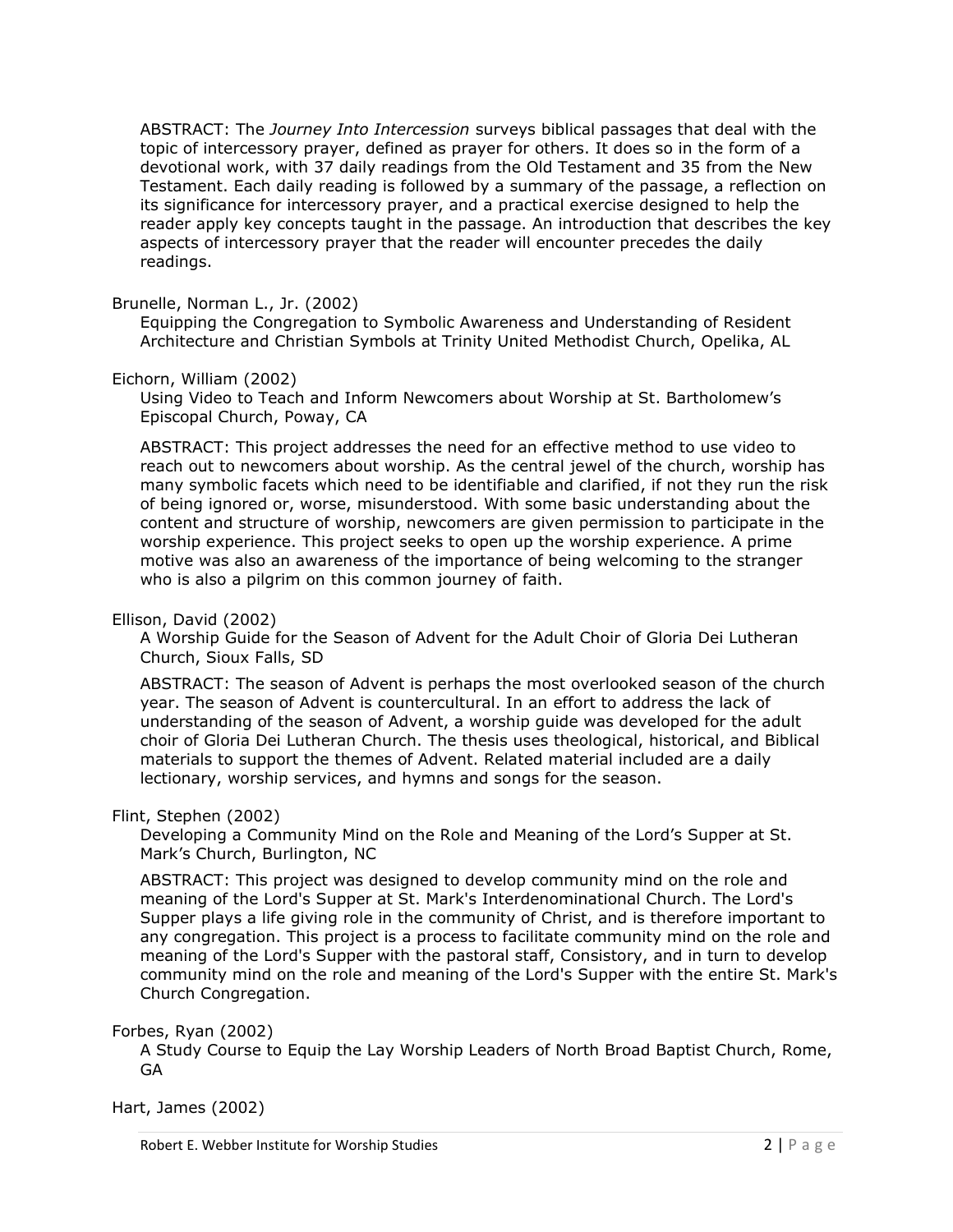ABSTRACT: The *Journey Into Intercession* surveys biblical passages that deal with the topic of intercessory prayer, defined as prayer for others. It does so in the form of a devotional work, with 37 daily readings from the Old Testament and 35 from the New Testament. Each daily reading is followed by a summary of the passage, a reflection on its significance for intercessory prayer, and a practical exercise designed to help the reader apply key concepts taught in the passage. An introduction that describes the key aspects of intercessory prayer that the reader will encounter precedes the daily readings.

Brunelle, Norman L., Jr. (2002)

Equipping the Congregation to Symbolic Awareness and Understanding of Resident Architecture and Christian Symbols at Trinity United Methodist Church, Opelika, AL

Eichorn, William (2002)

Using Video to Teach and Inform Newcomers about Worship at St. Bartholomew's Episcopal Church, Poway, CA

ABSTRACT: This project addresses the need for an effective method to use video to reach out to newcomers about worship. As the central jewel of the church, worship has many symbolic facets which need to be identifiable and clarified, if not they run the risk of being ignored or, worse, misunderstood. With some basic understanding about the content and structure of worship, newcomers are given permission to participate in the worship experience. This project seeks to open up the worship experience. A prime motive was also an awareness of the importance of being welcoming to the stranger who is also a pilgrim on this common journey of faith.

Ellison, David (2002)

A Worship Guide for the Season of Advent for the Adult Choir of Gloria Dei Lutheran Church, Sioux Falls, SD

ABSTRACT: The season of Advent is perhaps the most overlooked season of the church year. The season of Advent is countercultural. In an effort to address the lack of understanding of the season of Advent, a worship guide was developed for the adult choir of Gloria Dei Lutheran Church. The thesis uses theological, historical, and Biblical materials to support the themes of Advent. Related material included are a daily lectionary, worship services, and hymns and songs for the season.

Flint, Stephen (2002)

Developing a Community Mind on the Role and Meaning of the Lord's Supper at St. Mark's Church, Burlington, NC

ABSTRACT: This project was designed to develop community mind on the role and meaning of the Lord's Supper at St. Mark's Interdenominational Church. The Lord's Supper plays a life giving role in the community of Christ, and is therefore important to any congregation. This project is a process to facilitate community mind on the role and meaning of the Lord's Supper with the pastoral staff, Consistory, and in turn to develop community mind on the role and meaning of the Lord's Supper with the entire St. Mark's Church Congregation.

Forbes, Ryan (2002)

A Study Course to Equip the Lay Worship Leaders of North Broad Baptist Church, Rome, GA

Hart, James (2002)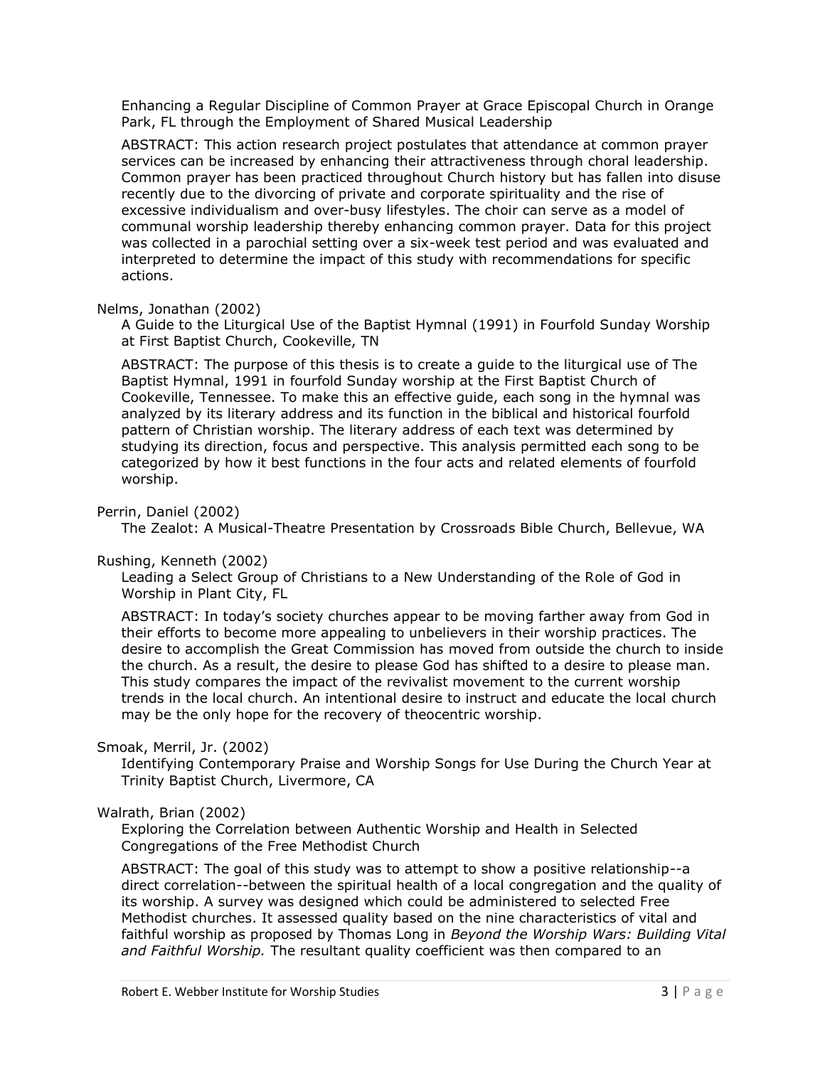Enhancing a Regular Discipline of Common Prayer at Grace Episcopal Church in Orange Park, FL through the Employment of Shared Musical Leadership

ABSTRACT: This action research project postulates that attendance at common prayer services can be increased by enhancing their attractiveness through choral leadership. Common prayer has been practiced throughout Church history but has fallen into disuse recently due to the divorcing of private and corporate spirituality and the rise of excessive individualism and over-busy lifestyles. The choir can serve as a model of communal worship leadership thereby enhancing common prayer. Data for this project was collected in a parochial setting over a six-week test period and was evaluated and interpreted to determine the impact of this study with recommendations for specific actions.

Nelms, Jonathan (2002)

A Guide to the Liturgical Use of the Baptist Hymnal (1991) in Fourfold Sunday Worship at First Baptist Church, Cookeville, TN

ABSTRACT: The purpose of this thesis is to create a guide to the liturgical use of The Baptist Hymnal, 1991 in fourfold Sunday worship at the First Baptist Church of Cookeville, Tennessee. To make this an effective guide, each song in the hymnal was analyzed by its literary address and its function in the biblical and historical fourfold pattern of Christian worship. The literary address of each text was determined by studying its direction, focus and perspective. This analysis permitted each song to be categorized by how it best functions in the four acts and related elements of fourfold worship.

Perrin, Daniel (2002)

The Zealot: A Musical-Theatre Presentation by Crossroads Bible Church, Bellevue, WA

Rushing, Kenneth (2002)

Leading a Select Group of Christians to a New Understanding of the Role of God in Worship in Plant City, FL

ABSTRACT: In today's society churches appear to be moving farther away from God in their efforts to become more appealing to unbelievers in their worship practices. The desire to accomplish the Great Commission has moved from outside the church to inside the church. As a result, the desire to please God has shifted to a desire to please man. This study compares the impact of the revivalist movement to the current worship trends in the local church. An intentional desire to instruct and educate the local church may be the only hope for the recovery of theocentric worship.

Smoak, Merril, Jr. (2002)

Identifying Contemporary Praise and Worship Songs for Use During the Church Year at Trinity Baptist Church, Livermore, CA

Walrath, Brian (2002)

Exploring the Correlation between Authentic Worship and Health in Selected Congregations of the Free Methodist Church

ABSTRACT: The goal of this study was to attempt to show a positive relationship--a direct correlation--between the spiritual health of a local congregation and the quality of its worship. A survey was designed which could be administered to selected Free Methodist churches. It assessed quality based on the nine characteristics of vital and faithful worship as proposed by Thomas Long in *Beyond the Worship Wars: Building Vital and Faithful Worship.* The resultant quality coefficient was then compared to an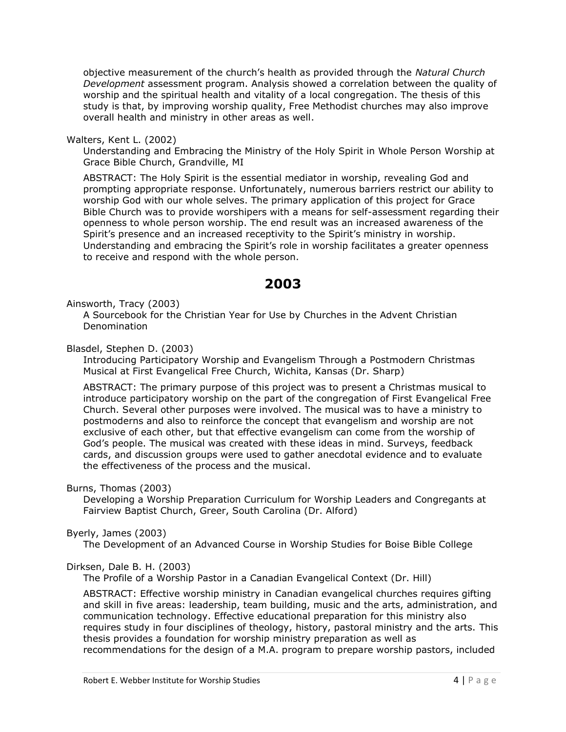objective measurement of the church's health as provided through the *Natural Church Development* assessment program. Analysis showed a correlation between the quality of worship and the spiritual health and vitality of a local congregation. The thesis of this study is that, by improving worship quality, Free Methodist churches may also improve overall health and ministry in other areas as well.

Walters, Kent L. (2002)

Understanding and Embracing the Ministry of the Holy Spirit in Whole Person Worship at Grace Bible Church, Grandville, MI

ABSTRACT: The Holy Spirit is the essential mediator in worship, revealing God and prompting appropriate response. Unfortunately, numerous barriers restrict our ability to worship God with our whole selves. The primary application of this project for Grace Bible Church was to provide worshipers with a means for self-assessment regarding their openness to whole person worship. The end result was an increased awareness of the Spirit's presence and an increased receptivity to the Spirit's ministry in worship. Understanding and embracing the Spirit's role in worship facilitates a greater openness to receive and respond with the whole person.

## 2003

Ainsworth, Tracy (2003)

A Sourcebook for the Christian Year for Use by Churches in the Advent Christian Denomination

Blasdel, Stephen D. (2003)

Introducing Participatory Worship and Evangelism Through a Postmodern Christmas Musical at First Evangelical Free Church, Wichita, Kansas (Dr. Sharp)

ABSTRACT: The primary purpose of this project was to present a Christmas musical to introduce participatory worship on the part of the congregation of First Evangelical Free Church. Several other purposes were involved. The musical was to have a ministry to postmoderns and also to reinforce the concept that evangelism and worship are not exclusive of each other, but that effective evangelism can come from the worship of God's people. The musical was created with these ideas in mind. Surveys, feedback cards, and discussion groups were used to gather anecdotal evidence and to evaluate the effectiveness of the process and the musical.

Burns, Thomas (2003)

Developing a Worship Preparation Curriculum for Worship Leaders and Congregants at Fairview Baptist Church, Greer, South Carolina (Dr. Alford)

Byerly, James (2003)

The Development of an Advanced Course in Worship Studies for Boise Bible College

Dirksen, Dale B. H. (2003)

The Profile of a Worship Pastor in a Canadian Evangelical Context (Dr. Hill)

ABSTRACT: Effective worship ministry in Canadian evangelical churches requires gifting and skill in five areas: leadership, team building, music and the arts, administration, and communication technology. Effective educational preparation for this ministry also requires study in four disciplines of theology, history, pastoral ministry and the arts. This thesis provides a foundation for worship ministry preparation as well as recommendations for the design of a M.A. program to prepare worship pastors, included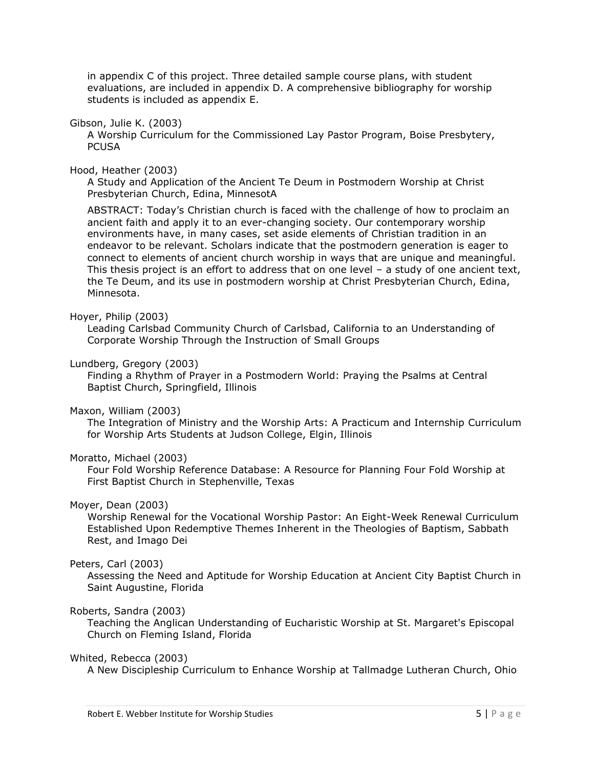in appendix C of this project. Three detailed sample course plans, with student evaluations, are included in appendix D. A comprehensive bibliography for worship students is included as appendix E.

Gibson, Julie K. (2003)

A Worship Curriculum for the Commissioned Lay Pastor Program, Boise Presbytery, PCUSA

Hood, Heather (2003)

A Study and Application of the Ancient Te Deum in Postmodern Worship at Christ Presbyterian Church, Edina, MinnesotA

ABSTRACT: Today's Christian church is faced with the challenge of how to proclaim an ancient faith and apply it to an ever-changing society. Our contemporary worship environments have, in many cases, set aside elements of Christian tradition in an endeavor to be relevant. Scholars indicate that the postmodern generation is eager to connect to elements of ancient church worship in ways that are unique and meaningful. This thesis project is an effort to address that on one level – a study of one ancient text, the Te Deum, and its use in postmodern worship at Christ Presbyterian Church, Edina, Minnesota.

Hoyer, Philip (2003)

Leading Carlsbad Community Church of Carlsbad, California to an Understanding of Corporate Worship Through the Instruction of Small Groups

Lundberg, Gregory (2003)

Finding a Rhythm of Prayer in a Postmodern World: Praying the Psalms at Central Baptist Church, Springfield, Illinois

Maxon, William (2003)

The Integration of Ministry and the Worship Arts: A Practicum and Internship Curriculum for Worship Arts Students at Judson College, Elgin, Illinois

Moratto, Michael (2003)

Four Fold Worship Reference Database: A Resource for Planning Four Fold Worship at First Baptist Church in Stephenville, Texas

Moyer, Dean (2003)

Worship Renewal for the Vocational Worship Pastor: An Eight-Week Renewal Curriculum Established Upon Redemptive Themes Inherent in the Theologies of Baptism, Sabbath Rest, and Imago Dei

Peters, Carl (2003)

Assessing the Need and Aptitude for Worship Education at Ancient City Baptist Church in Saint Augustine, Florida

Roberts, Sandra (2003)

Teaching the Anglican Understanding of Eucharistic Worship at St. Margaret's Episcopal Church on Fleming Island, Florida

Whited, Rebecca (2003)

A New Discipleship Curriculum to Enhance Worship at Tallmadge Lutheran Church, Ohio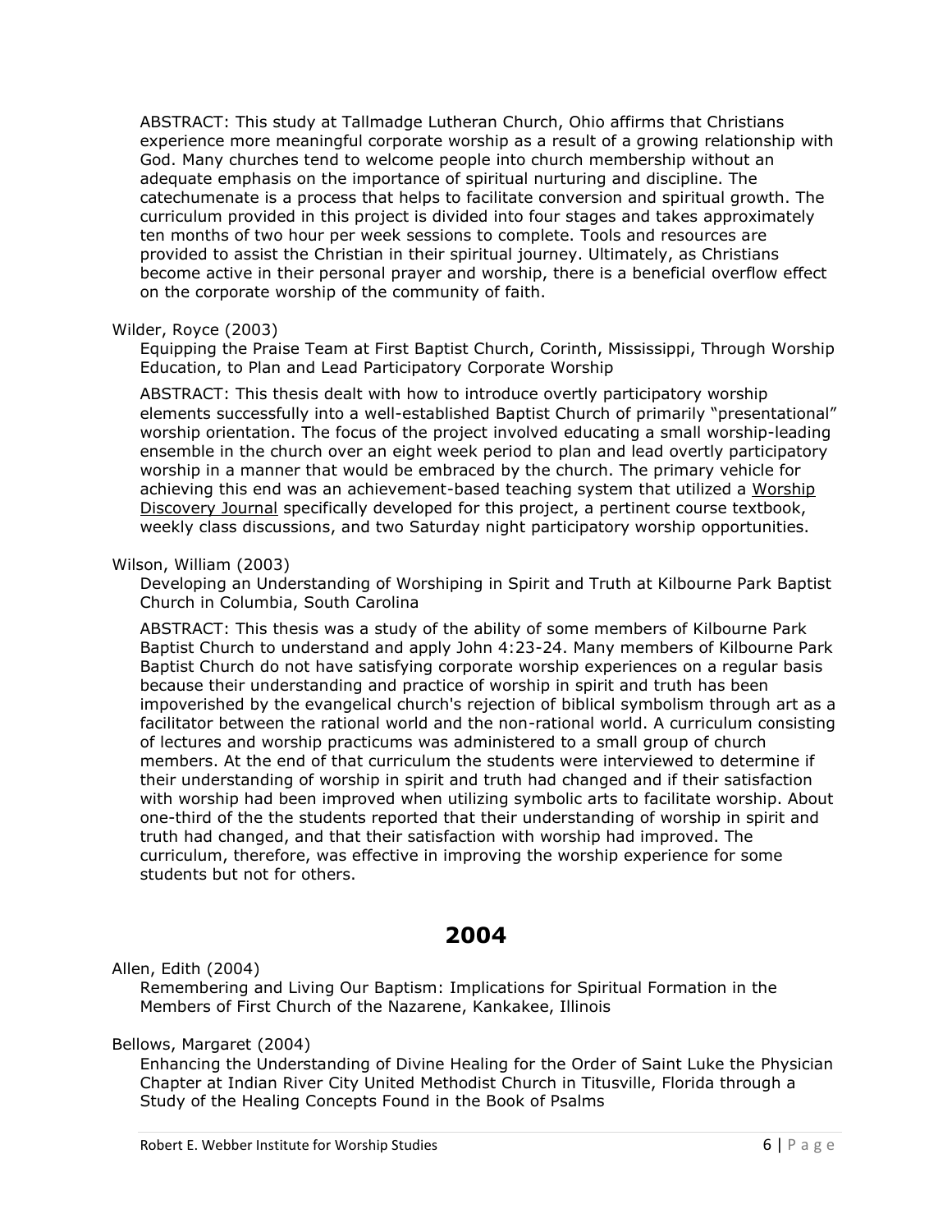ABSTRACT: This study at Tallmadge Lutheran Church, Ohio affirms that Christians experience more meaningful corporate worship as a result of a growing relationship with God. Many churches tend to welcome people into church membership without an adequate emphasis on the importance of spiritual nurturing and discipline. The catechumenate is a process that helps to facilitate conversion and spiritual growth. The curriculum provided in this project is divided into four stages and takes approximately ten months of two hour per week sessions to complete. Tools and resources are provided to assist the Christian in their spiritual journey. Ultimately, as Christians become active in their personal prayer and worship, there is a beneficial overflow effect on the corporate worship of the community of faith.

Wilder, Royce (2003)

Equipping the Praise Team at First Baptist Church, Corinth, Mississippi, Through Worship Education, to Plan and Lead Participatory Corporate Worship

ABSTRACT: This thesis dealt with how to introduce overtly participatory worship elements successfully into a well-established Baptist Church of primarily "presentational" worship orientation. The focus of the project involved educating a small worship-leading ensemble in the church over an eight week period to plan and lead overtly participatory worship in a manner that would be embraced by the church. The primary vehicle for achieving this end was an achievement-based teaching system that utilized a Worship Discovery Journal specifically developed for this project, a pertinent course textbook, weekly class discussions, and two Saturday night participatory worship opportunities.

Wilson, William (2003)

Developing an Understanding of Worshiping in Spirit and Truth at Kilbourne Park Baptist Church in Columbia, South Carolina

ABSTRACT: This thesis was a study of the ability of some members of Kilbourne Park Baptist Church to understand and apply John 4:23-24. Many members of Kilbourne Park Baptist Church do not have satisfying corporate worship experiences on a regular basis because their understanding and practice of worship in spirit and truth has been impoverished by the evangelical church's rejection of biblical symbolism through art as a facilitator between the rational world and the non-rational world. A curriculum consisting of lectures and worship practicums was administered to a small group of church members. At the end of that curriculum the students were interviewed to determine if their understanding of worship in spirit and truth had changed and if their satisfaction with worship had been improved when utilizing symbolic arts to facilitate worship. About one-third of the the students reported that their understanding of worship in spirit and truth had changed, and that their satisfaction with worship had improved. The curriculum, therefore, was effective in improving the worship experience for some students but not for others.

## 2004

Allen, Edith (2004)

Remembering and Living Our Baptism: Implications for Spiritual Formation in the Members of First Church of the Nazarene, Kankakee, Illinois

Bellows, Margaret (2004)

Enhancing the Understanding of Divine Healing for the Order of Saint Luke the Physician Chapter at Indian River City United Methodist Church in Titusville, Florida through a Study of the Healing Concepts Found in the Book of Psalms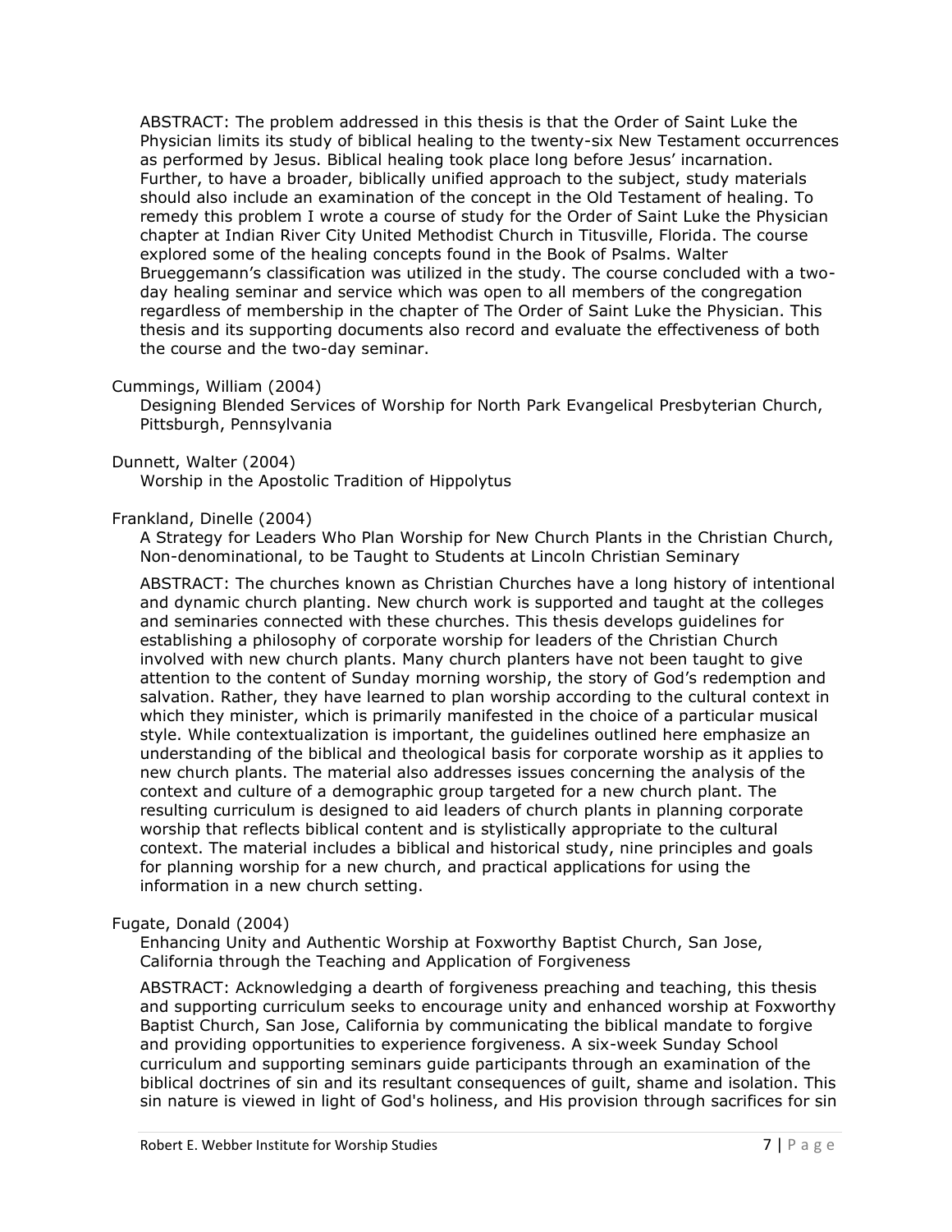ABSTRACT: The problem addressed in this thesis is that the Order of Saint Luke the Physician limits its study of biblical healing to the twenty-six New Testament occurrences as performed by Jesus. Biblical healing took place long before Jesus' incarnation. Further, to have a broader, biblically unified approach to the subject, study materials should also include an examination of the concept in the Old Testament of healing. To remedy this problem I wrote a course of study for the Order of Saint Luke the Physician chapter at Indian River City United Methodist Church in Titusville, Florida. The course explored some of the healing concepts found in the Book of Psalms. Walter Brueggemann's classification was utilized in the study. The course concluded with a two-day healing seminar and service which was open to all members of the congregation regardless of membership in the chapter of The Order of Saint Luke the Physician. This thesis and its supporting documents also record and evaluate the effectiveness of both the course and the two-day seminar.

Cummings, William (2004)
Designing Blended Services of Worship for North Park Evangelical Presbyterian Church, Pittsburgh, Pennsylvania

Dunnett, Walter (2004)
Worship in the Apostolic Tradition of Hippolytus

Frankland, Dinelle (2004)
A Strategy for Leaders Who Plan Worship for New Church Plants in the Christian Church, Non-denominational, to be Taught to Students at Lincoln Christian Seminary

ABSTRACT: The churches known as Christian Churches have a long history of intentional and dynamic church planting. New church work is supported and taught at the colleges and seminaries connected with these churches. This thesis develops guidelines for establishing a philosophy of corporate worship for leaders of the Christian Church involved with new church plants. Many church planters have not been taught to give attention to the content of Sunday morning worship, the story of God's redemption and salvation. Rather, they have learned to plan worship according to the cultural context in which they minister, which is primarily manifested in the choice of a particular musical style. While contextualization is important, the guidelines outlined here emphasize an understanding of the biblical and theological basis for corporate worship as it applies to new church plants. The material also addresses issues concerning the analysis of the context and culture of a demographic group targeted for a new church plant. The resulting curriculum is designed to aid leaders of church plants in planning corporate worship that reflects biblical content and is stylistically appropriate to the cultural context. The material includes a biblical and historical study, nine principles and goals for planning worship for a new church, and practical applications for using the information in a new church setting.

Fugate, Donald (2004)
Enhancing Unity and Authentic Worship at Foxworthy Baptist Church, San Jose, California through the Teaching and Application of Forgiveness

ABSTRACT: Acknowledging a dearth of forgiveness preaching and teaching, this thesis and supporting curriculum seeks to encourage unity and enhanced worship at Foxworthy Baptist Church, San Jose, California by communicating the biblical mandate to forgive and providing opportunities to experience forgiveness. A six-week Sunday School curriculum and supporting seminars guide participants through an examination of the biblical doctrines of sin and its resultant consequences of guilt, shame and isolation. This sin nature is viewed in light of God's holiness, and His provision through sacrifices for sin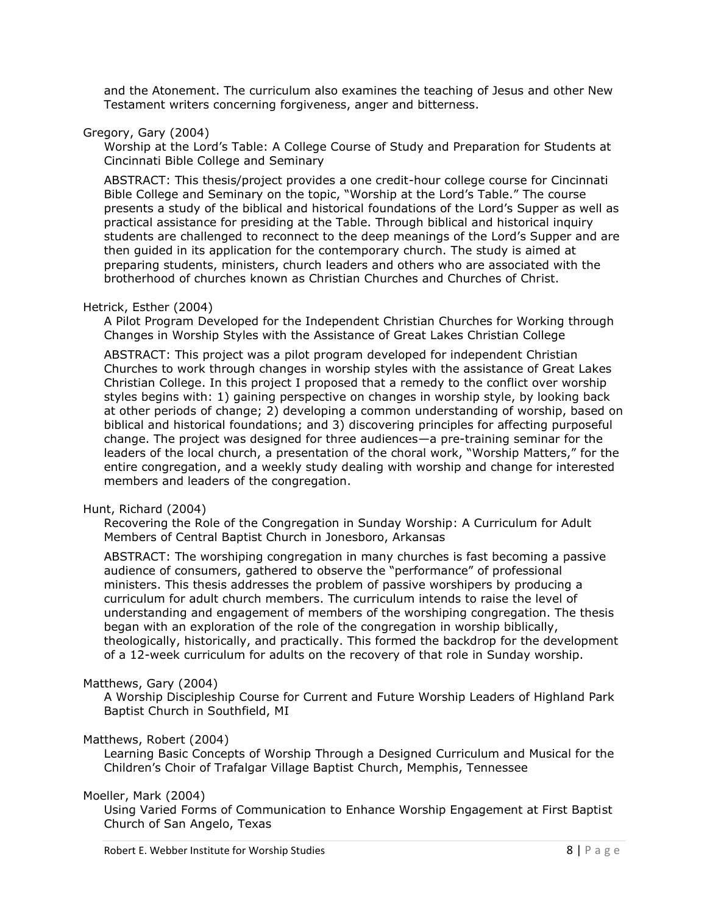and the Atonement. The curriculum also examines the teaching of Jesus and other New Testament writers concerning forgiveness, anger and bitterness.

Gregory, Gary (2004)

Worship at the Lord's Table: A College Course of Study and Preparation for Students at Cincinnati Bible College and Seminary

ABSTRACT: This thesis/project provides a one credit-hour college course for Cincinnati Bible College and Seminary on the topic, "Worship at the Lord's Table." The course presents a study of the biblical and historical foundations of the Lord's Supper as well as practical assistance for presiding at the Table. Through biblical and historical inquiry students are challenged to reconnect to the deep meanings of the Lord's Supper and are then guided in its application for the contemporary church. The study is aimed at preparing students, ministers, church leaders and others who are associated with the brotherhood of churches known as Christian Churches and Churches of Christ.

Hetrick, Esther (2004)

A Pilot Program Developed for the Independent Christian Churches for Working through Changes in Worship Styles with the Assistance of Great Lakes Christian College

ABSTRACT: This project was a pilot program developed for independent Christian Churches to work through changes in worship styles with the assistance of Great Lakes Christian College. In this project I proposed that a remedy to the conflict over worship styles begins with: 1) gaining perspective on changes in worship style, by looking back at other periods of change; 2) developing a common understanding of worship, based on biblical and historical foundations; and 3) discovering principles for affecting purposeful change. The project was designed for three audiences—a pre-training seminar for the leaders of the local church, a presentation of the choral work, "Worship Matters," for the entire congregation, and a weekly study dealing with worship and change for interested members and leaders of the congregation.

Hunt, Richard (2004)

Recovering the Role of the Congregation in Sunday Worship: A Curriculum for Adult Members of Central Baptist Church in Jonesboro, Arkansas

ABSTRACT: The worshiping congregation in many churches is fast becoming a passive audience of consumers, gathered to observe the "performance" of professional ministers. This thesis addresses the problem of passive worshipers by producing a curriculum for adult church members. The curriculum intends to raise the level of understanding and engagement of members of the worshiping congregation. The thesis began with an exploration of the role of the congregation in worship biblically, theologically, historically, and practically. This formed the backdrop for the development of a 12-week curriculum for adults on the recovery of that role in Sunday worship.

Matthews, Gary (2004)

A Worship Discipleship Course for Current and Future Worship Leaders of Highland Park Baptist Church in Southfield, MI

Matthews, Robert (2004)

Learning Basic Concepts of Worship Through a Designed Curriculum and Musical for the Children's Choir of Trafalgar Village Baptist Church, Memphis, Tennessee

Moeller, Mark (2004)

Using Varied Forms of Communication to Enhance Worship Engagement at First Baptist Church of San Angelo, Texas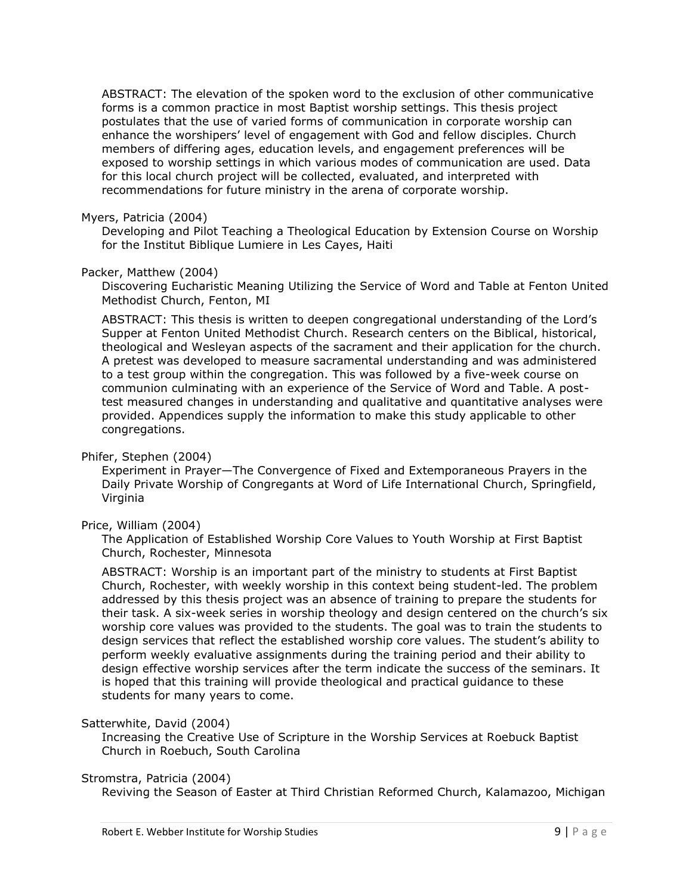ABSTRACT: The elevation of the spoken word to the exclusion of other communicative forms is a common practice in most Baptist worship settings. This thesis project postulates that the use of varied forms of communication in corporate worship can enhance the worshipers' level of engagement with God and fellow disciples. Church members of differing ages, education levels, and engagement preferences will be exposed to worship settings in which various modes of communication are used. Data for this local church project will be collected, evaluated, and interpreted with recommendations for future ministry in the arena of corporate worship.

Myers, Patricia (2004)

Developing and Pilot Teaching a Theological Education by Extension Course on Worship for the Institut Biblique Lumiere in Les Cayes, Haiti

Packer, Matthew (2004)

Discovering Eucharistic Meaning Utilizing the Service of Word and Table at Fenton United Methodist Church, Fenton, MI

ABSTRACT: This thesis is written to deepen congregational understanding of the Lord's Supper at Fenton United Methodist Church. Research centers on the Biblical, historical, theological and Wesleyan aspects of the sacrament and their application for the church. A pretest was developed to measure sacramental understanding and was administered to a test group within the congregation. This was followed by a five-week course on communion culminating with an experience of the Service of Word and Table. A post-test measured changes in understanding and qualitative and quantitative analyses were provided. Appendices supply the information to make this study applicable to other congregations.

Phifer, Stephen (2004)

Experiment in Prayer—The Convergence of Fixed and Extemporaneous Prayers in the Daily Private Worship of Congregants at Word of Life International Church, Springfield, Virginia

Price, William (2004)

The Application of Established Worship Core Values to Youth Worship at First Baptist Church, Rochester, Minnesota

ABSTRACT: Worship is an important part of the ministry to students at First Baptist Church, Rochester, with weekly worship in this context being student-led. The problem addressed by this thesis project was an absence of training to prepare the students for their task. A six-week series in worship theology and design centered on the church's six worship core values was provided to the students. The goal was to train the students to design services that reflect the established worship core values. The student's ability to perform weekly evaluative assignments during the training period and their ability to design effective worship services after the term indicate the success of the seminars. It is hoped that this training will provide theological and practical guidance to these students for many years to come.

Satterwhite, David (2004)

Increasing the Creative Use of Scripture in the Worship Services at Roebuck Baptist Church in Roebuch, South Carolina

Stromstra, Patricia (2004)

Reviving the Season of Easter at Third Christian Reformed Church, Kalamazoo, Michigan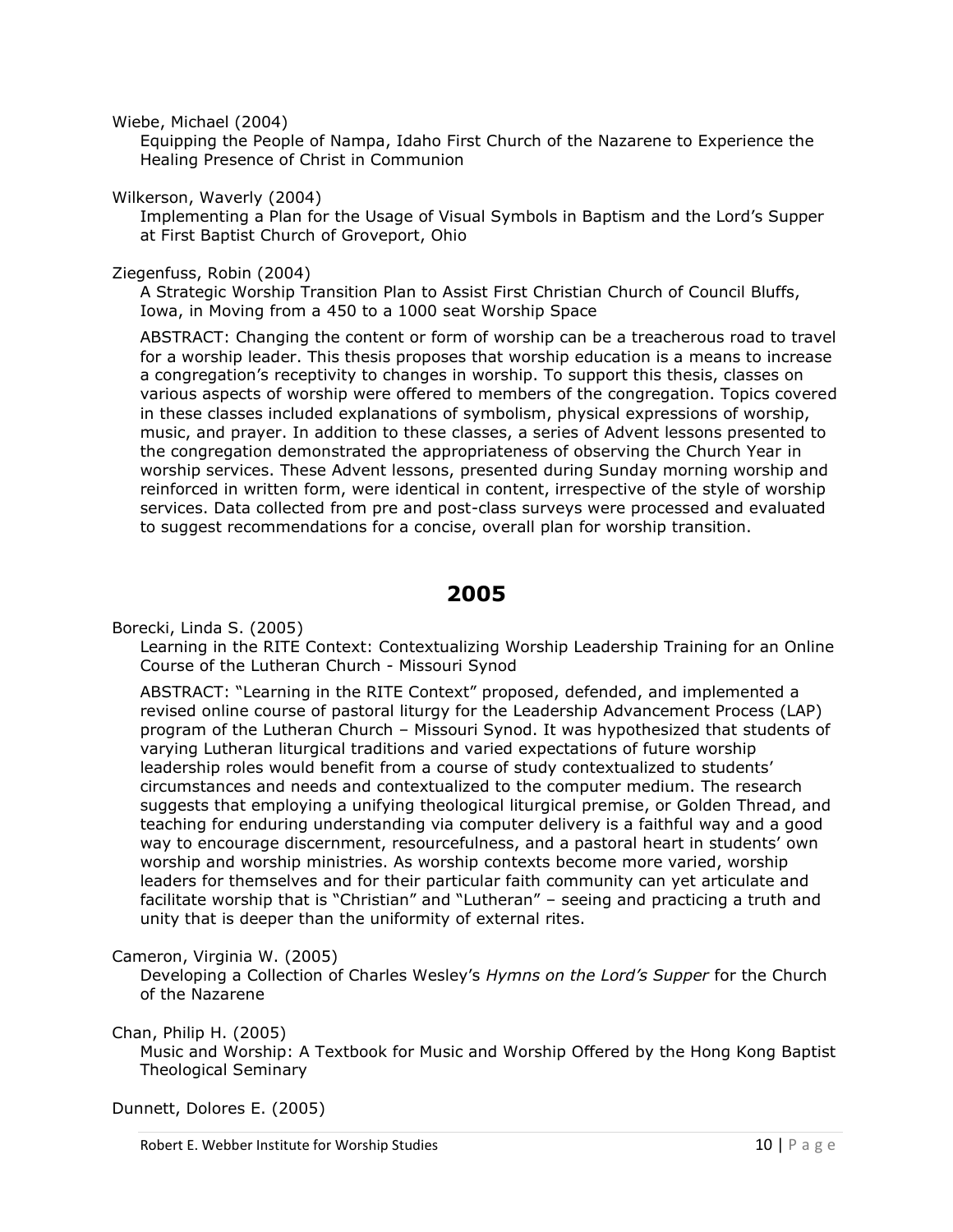Wiebe, Michael (2004)

Equipping the People of Nampa, Idaho First Church of the Nazarene to Experience the Healing Presence of Christ in Communion

Wilkerson, Waverly (2004)

Implementing a Plan for the Usage of Visual Symbols in Baptism and the Lord's Supper at First Baptist Church of Groveport, Ohio

Ziegenfuss, Robin (2004)

A Strategic Worship Transition Plan to Assist First Christian Church of Council Bluffs, Iowa, in Moving from a 450 to a 1000 seat Worship Space

ABSTRACT: Changing the content or form of worship can be a treacherous road to travel for a worship leader. This thesis proposes that worship education is a means to increase a congregation's receptivity to changes in worship. To support this thesis, classes on various aspects of worship were offered to members of the congregation. Topics covered in these classes included explanations of symbolism, physical expressions of worship, music, and prayer. In addition to these classes, a series of Advent lessons presented to the congregation demonstrated the appropriateness of observing the Church Year in worship services. These Advent lessons, presented during Sunday morning worship and reinforced in written form, were identical in content, irrespective of the style of worship services. Data collected from pre and post-class surveys were processed and evaluated to suggest recommendations for a concise, overall plan for worship transition.

## 2005

Borecki, Linda S. (2005)

Learning in the RITE Context: Contextualizing Worship Leadership Training for an Online Course of the Lutheran Church - Missouri Synod

ABSTRACT: "Learning in the RITE Context" proposed, defended, and implemented a revised online course of pastoral liturgy for the Leadership Advancement Process (LAP) program of the Lutheran Church – Missouri Synod. It was hypothesized that students of varying Lutheran liturgical traditions and varied expectations of future worship leadership roles would benefit from a course of study contextualized to students' circumstances and needs and contextualized to the computer medium. The research suggests that employing a unifying theological liturgical premise, or Golden Thread, and teaching for enduring understanding via computer delivery is a faithful way and a good way to encourage discernment, resourcefulness, and a pastoral heart in students' own worship and worship ministries. As worship contexts become more varied, worship leaders for themselves and for their particular faith community can yet articulate and facilitate worship that is "Christian" and "Lutheran" – seeing and practicing a truth and unity that is deeper than the uniformity of external rites.

Cameron, Virginia W. (2005)

Developing a Collection of Charles Wesley's *Hymns on the Lord's Supper* for the Church of the Nazarene

Chan, Philip H. (2005)

Music and Worship: A Textbook for Music and Worship Offered by the Hong Kong Baptist Theological Seminary

Dunnett, Dolores E. (2005)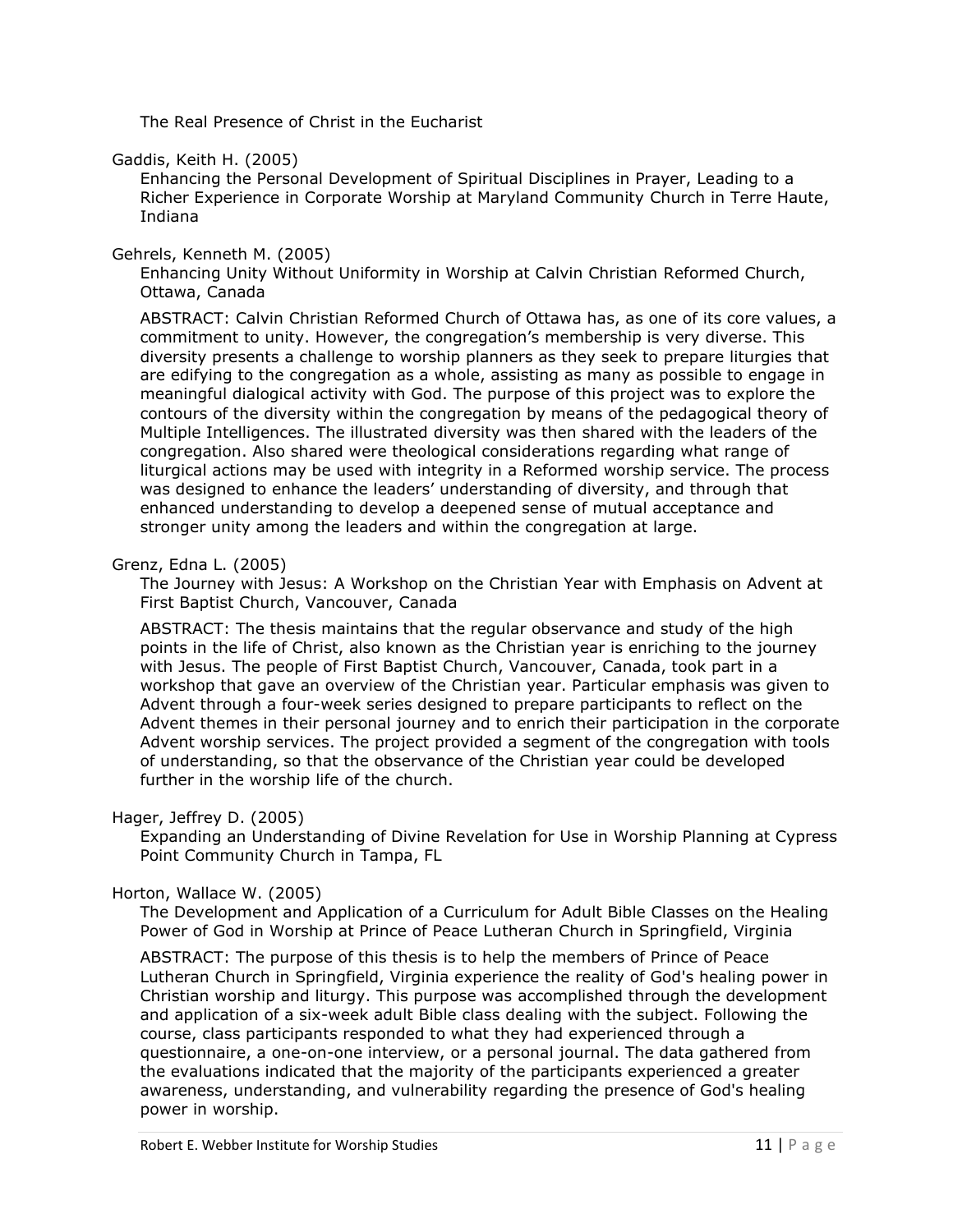The Real Presence of Christ in the Eucharist

Gaddis, Keith H. (2005)

Enhancing the Personal Development of Spiritual Disciplines in Prayer, Leading to a Richer Experience in Corporate Worship at Maryland Community Church in Terre Haute, Indiana

Gehrels, Kenneth M. (2005)

Enhancing Unity Without Uniformity in Worship at Calvin Christian Reformed Church, Ottawa, Canada

ABSTRACT: Calvin Christian Reformed Church of Ottawa has, as one of its core values, a commitment to unity. However, the congregation's membership is very diverse. This diversity presents a challenge to worship planners as they seek to prepare liturgies that are edifying to the congregation as a whole, assisting as many as possible to engage in meaningful dialogical activity with God. The purpose of this project was to explore the contours of the diversity within the congregation by means of the pedagogical theory of Multiple Intelligences. The illustrated diversity was then shared with the leaders of the congregation. Also shared were theological considerations regarding what range of liturgical actions may be used with integrity in a Reformed worship service. The process was designed to enhance the leaders' understanding of diversity, and through that enhanced understanding to develop a deepened sense of mutual acceptance and stronger unity among the leaders and within the congregation at large.

Grenz, Edna L. (2005)

The Journey with Jesus: A Workshop on the Christian Year with Emphasis on Advent at First Baptist Church, Vancouver, Canada

ABSTRACT: The thesis maintains that the regular observance and study of the high points in the life of Christ, also known as the Christian year is enriching to the journey with Jesus. The people of First Baptist Church, Vancouver, Canada, took part in a workshop that gave an overview of the Christian year. Particular emphasis was given to Advent through a four-week series designed to prepare participants to reflect on the Advent themes in their personal journey and to enrich their participation in the corporate Advent worship services. The project provided a segment of the congregation with tools of understanding, so that the observance of the Christian year could be developed further in the worship life of the church.

Hager, Jeffrey D. (2005)

Expanding an Understanding of Divine Revelation for Use in Worship Planning at Cypress Point Community Church in Tampa, FL

Horton, Wallace W. (2005)

The Development and Application of a Curriculum for Adult Bible Classes on the Healing Power of God in Worship at Prince of Peace Lutheran Church in Springfield, Virginia

ABSTRACT: The purpose of this thesis is to help the members of Prince of Peace Lutheran Church in Springfield, Virginia experience the reality of God's healing power in Christian worship and liturgy. This purpose was accomplished through the development and application of a six-week adult Bible class dealing with the subject. Following the course, class participants responded to what they had experienced through a questionnaire, a one-on-one interview, or a personal journal. The data gathered from the evaluations indicated that the majority of the participants experienced a greater awareness, understanding, and vulnerability regarding the presence of God's healing power in worship.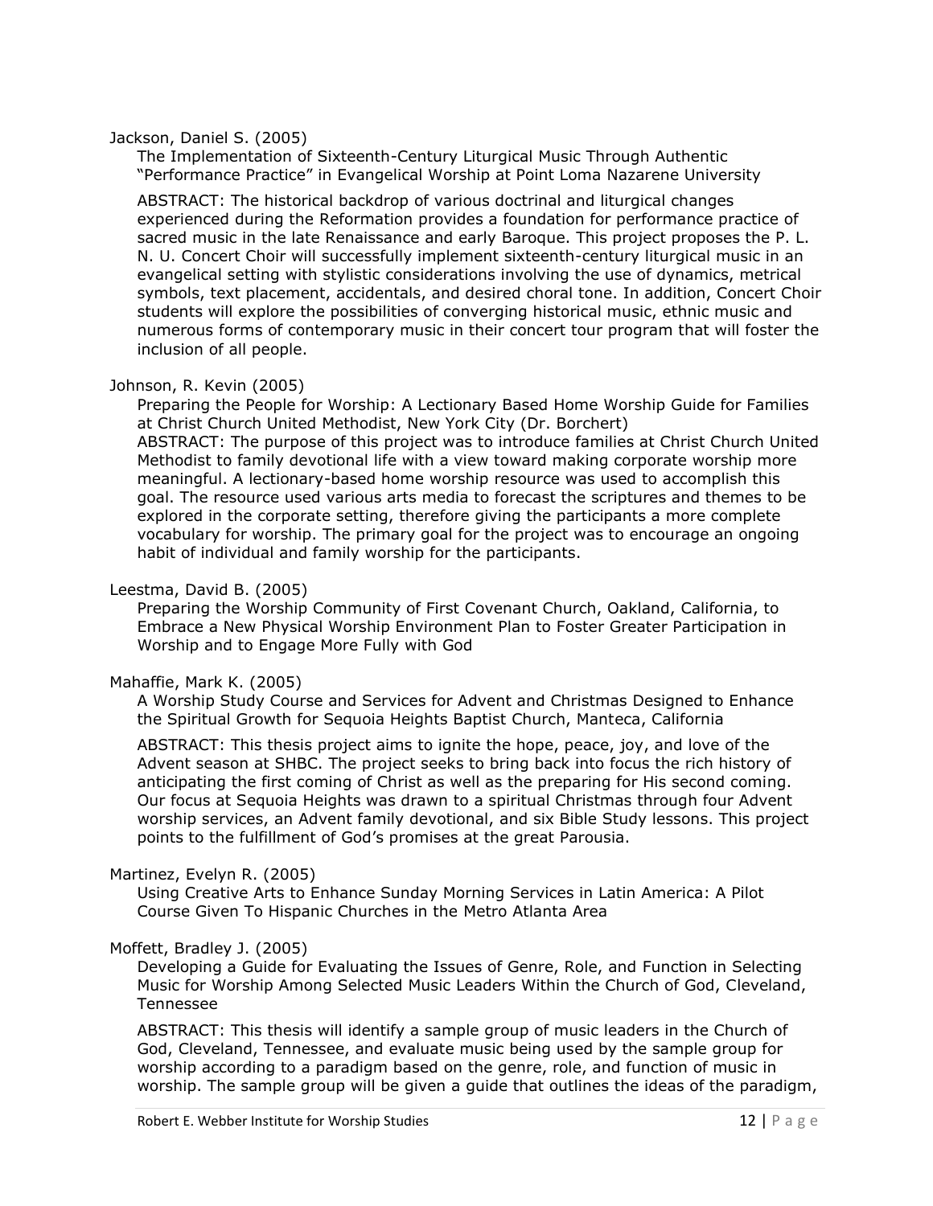Jackson, Daniel S. (2005)

The Implementation of Sixteenth-Century Liturgical Music Through Authentic "Performance Practice" in Evangelical Worship at Point Loma Nazarene University

ABSTRACT: The historical backdrop of various doctrinal and liturgical changes experienced during the Reformation provides a foundation for performance practice of sacred music in the late Renaissance and early Baroque. This project proposes the P. L. N. U. Concert Choir will successfully implement sixteenth-century liturgical music in an evangelical setting with stylistic considerations involving the use of dynamics, metrical symbols, text placement, accidentals, and desired choral tone. In addition, Concert Choir students will explore the possibilities of converging historical music, ethnic music and numerous forms of contemporary music in their concert tour program that will foster the inclusion of all people.

Johnson, R. Kevin (2005)

Preparing the People for Worship: A Lectionary Based Home Worship Guide for Families at Christ Church United Methodist, New York City (Dr. Borchert)

ABSTRACT: The purpose of this project was to introduce families at Christ Church United Methodist to family devotional life with a view toward making corporate worship more meaningful. A lectionary-based home worship resource was used to accomplish this goal. The resource used various arts media to forecast the scriptures and themes to be explored in the corporate setting, therefore giving the participants a more complete vocabulary for worship. The primary goal for the project was to encourage an ongoing habit of individual and family worship for the participants.

Leestma, David B. (2005)

Preparing the Worship Community of First Covenant Church, Oakland, California, to Embrace a New Physical Worship Environment Plan to Foster Greater Participation in Worship and to Engage More Fully with God

Mahaffie, Mark K. (2005)

A Worship Study Course and Services for Advent and Christmas Designed to Enhance the Spiritual Growth for Sequoia Heights Baptist Church, Manteca, California

ABSTRACT: This thesis project aims to ignite the hope, peace, joy, and love of the Advent season at SHBC. The project seeks to bring back into focus the rich history of anticipating the first coming of Christ as well as the preparing for His second coming. Our focus at Sequoia Heights was drawn to a spiritual Christmas through four Advent worship services, an Advent family devotional, and six Bible Study lessons. This project points to the fulfillment of God's promises at the great Parousia.

Martinez, Evelyn R. (2005)

Using Creative Arts to Enhance Sunday Morning Services in Latin America: A Pilot Course Given To Hispanic Churches in the Metro Atlanta Area

Moffett, Bradley J. (2005)

Developing a Guide for Evaluating the Issues of Genre, Role, and Function in Selecting Music for Worship Among Selected Music Leaders Within the Church of God, Cleveland, Tennessee

ABSTRACT: This thesis will identify a sample group of music leaders in the Church of God, Cleveland, Tennessee, and evaluate music being used by the sample group for worship according to a paradigm based on the genre, role, and function of music in worship. The sample group will be given a guide that outlines the ideas of the paradigm,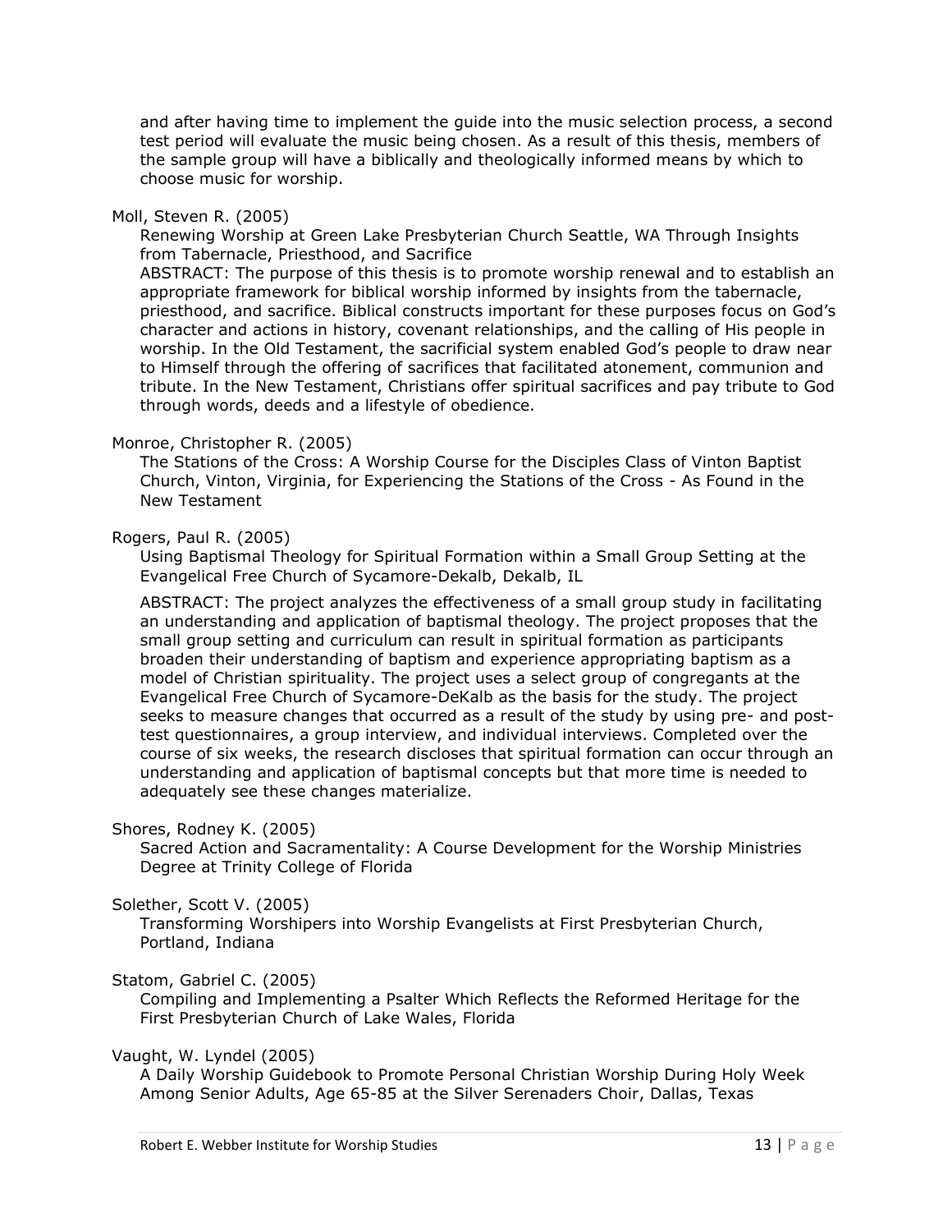and after having time to implement the guide into the music selection process, a second test period will evaluate the music being chosen. As a result of this thesis, members of the sample group will have a biblically and theologically informed means by which to choose music for worship.

Moll, Steven R. (2005)

Renewing Worship at Green Lake Presbyterian Church Seattle, WA Through Insights from Tabernacle, Priesthood, and Sacrifice

ABSTRACT: The purpose of this thesis is to promote worship renewal and to establish an appropriate framework for biblical worship informed by insights from the tabernacle, priesthood, and sacrifice. Biblical constructs important for these purposes focus on God's character and actions in history, covenant relationships, and the calling of His people in worship. In the Old Testament, the sacrificial system enabled God's people to draw near to Himself through the offering of sacrifices that facilitated atonement, communion and tribute. In the New Testament, Christians offer spiritual sacrifices and pay tribute to God through words, deeds and a lifestyle of obedience.

Monroe, Christopher R. (2005)

The Stations of the Cross: A Worship Course for the Disciples Class of Vinton Baptist Church, Vinton, Virginia, for Experiencing the Stations of the Cross - As Found in the New Testament

Rogers, Paul R. (2005)

Using Baptismal Theology for Spiritual Formation within a Small Group Setting at the Evangelical Free Church of Sycamore-Dekalb, Dekalb, IL

ABSTRACT: The project analyzes the effectiveness of a small group study in facilitating an understanding and application of baptismal theology. The project proposes that the small group setting and curriculum can result in spiritual formation as participants broaden their understanding of baptism and experience appropriating baptism as a model of Christian spirituality. The project uses a select group of congregants at the Evangelical Free Church of Sycamore-DeKalb as the basis for the study. The project seeks to measure changes that occurred as a result of the study by using pre- and post-test questionnaires, a group interview, and individual interviews. Completed over the course of six weeks, the research discloses that spiritual formation can occur through an understanding and application of baptismal concepts but that more time is needed to adequately see these changes materialize.

Shores, Rodney K. (2005)

Sacred Action and Sacramentality: A Course Development for the Worship Ministries Degree at Trinity College of Florida

Solether, Scott V. (2005)

Transforming Worshipers into Worship Evangelists at First Presbyterian Church, Portland, Indiana

Statom, Gabriel C. (2005)

Compiling and Implementing a Psalter Which Reflects the Reformed Heritage for the First Presbyterian Church of Lake Wales, Florida

Vaught, W. Lyndel (2005)

A Daily Worship Guidebook to Promote Personal Christian Worship During Holy Week Among Senior Adults, Age 65-85 at the Silver Serenaders Choir, Dallas, Texas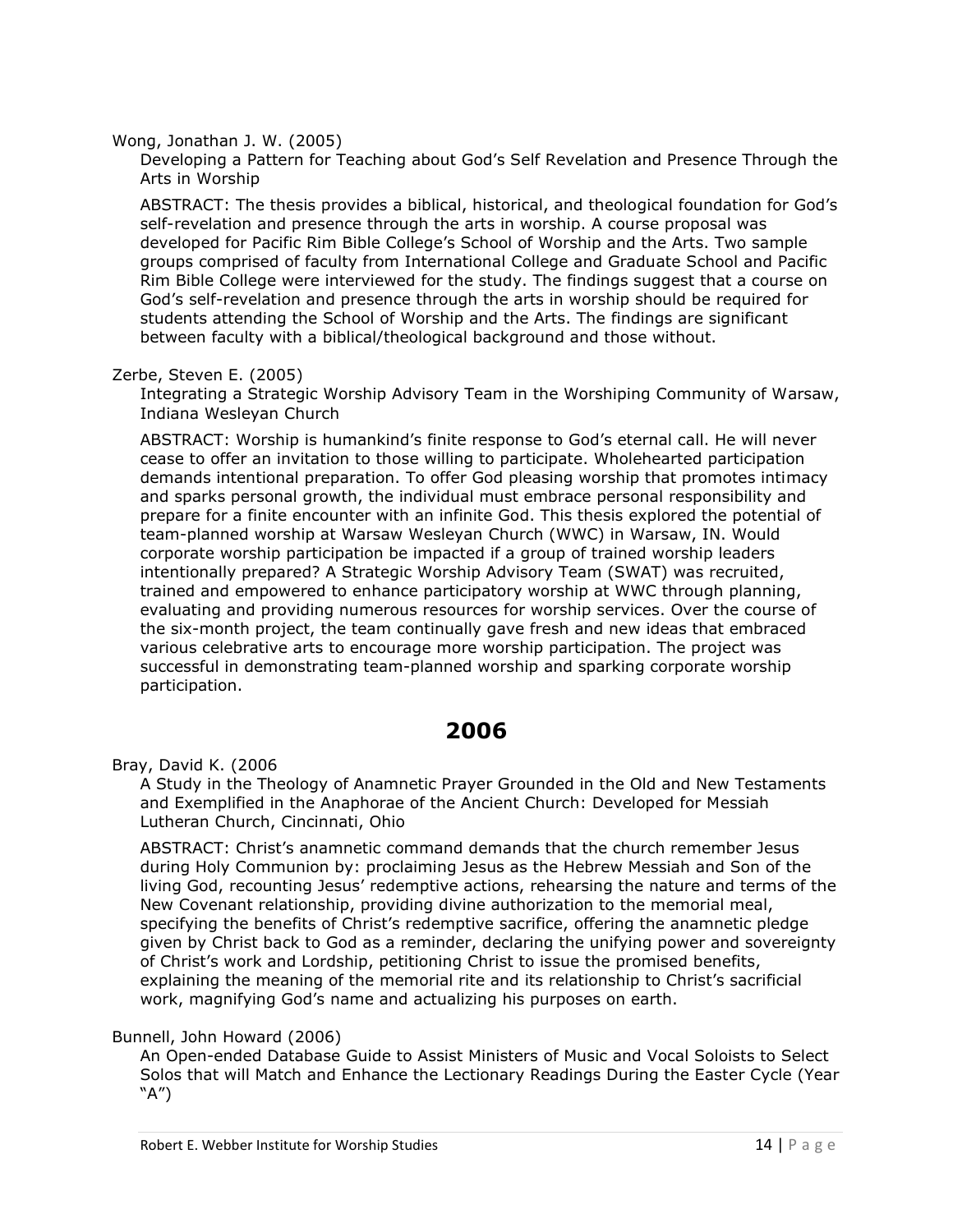Wong, Jonathan J. W. (2005)

Developing a Pattern for Teaching about God's Self Revelation and Presence Through the Arts in Worship

ABSTRACT: The thesis provides a biblical, historical, and theological foundation for God's self-revelation and presence through the arts in worship. A course proposal was developed for Pacific Rim Bible College's School of Worship and the Arts. Two sample groups comprised of faculty from International College and Graduate School and Pacific Rim Bible College were interviewed for the study. The findings suggest that a course on God's self-revelation and presence through the arts in worship should be required for students attending the School of Worship and the Arts. The findings are significant between faculty with a biblical/theological background and those without.

Zerbe, Steven E. (2005)

Integrating a Strategic Worship Advisory Team in the Worshiping Community of Warsaw, Indiana Wesleyan Church

ABSTRACT: Worship is humankind's finite response to God's eternal call. He will never cease to offer an invitation to those willing to participate. Wholehearted participation demands intentional preparation. To offer God pleasing worship that promotes intimacy and sparks personal growth, the individual must embrace personal responsibility and prepare for a finite encounter with an infinite God. This thesis explored the potential of team-planned worship at Warsaw Wesleyan Church (WWC) in Warsaw, IN. Would corporate worship participation be impacted if a group of trained worship leaders intentionally prepared? A Strategic Worship Advisory Team (SWAT) was recruited, trained and empowered to enhance participatory worship at WWC through planning, evaluating and providing numerous resources for worship services. Over the course of the six-month project, the team continually gave fresh and new ideas that embraced various celebrative arts to encourage more worship participation. The project was successful in demonstrating team-planned worship and sparking corporate worship participation.

## 2006

Bray, David K. (2006

A Study in the Theology of Anamnetic Prayer Grounded in the Old and New Testaments and Exemplified in the Anaphorae of the Ancient Church: Developed for Messiah Lutheran Church, Cincinnati, Ohio

ABSTRACT: Christ's anamnetic command demands that the church remember Jesus during Holy Communion by: proclaiming Jesus as the Hebrew Messiah and Son of the living God, recounting Jesus' redemptive actions, rehearsing the nature and terms of the New Covenant relationship, providing divine authorization to the memorial meal, specifying the benefits of Christ's redemptive sacrifice, offering the anamnetic pledge given by Christ back to God as a reminder, declaring the unifying power and sovereignty of Christ's work and Lordship, petitioning Christ to issue the promised benefits, explaining the meaning of the memorial rite and its relationship to Christ's sacrificial work, magnifying God's name and actualizing his purposes on earth.

Bunnell, John Howard (2006)

An Open-ended Database Guide to Assist Ministers of Music and Vocal Soloists to Select Solos that will Match and Enhance the Lectionary Readings During the Easter Cycle (Year "A")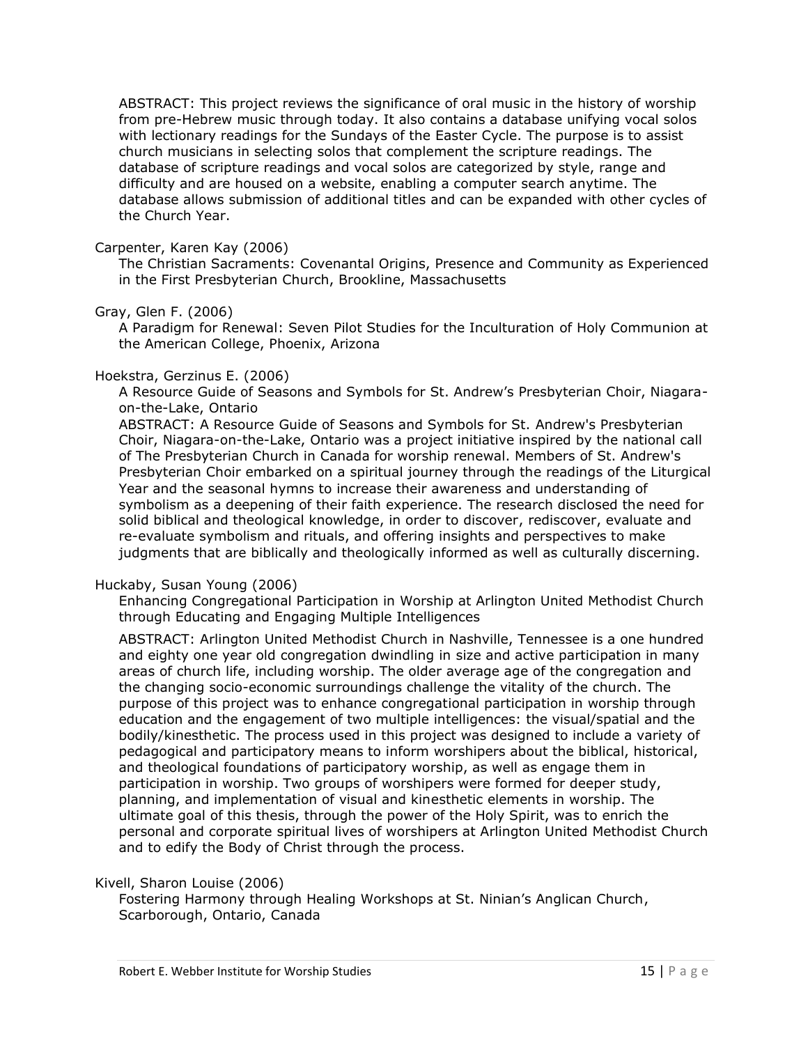ABSTRACT: This project reviews the significance of oral music in the history of worship from pre-Hebrew music through today. It also contains a database unifying vocal solos with lectionary readings for the Sundays of the Easter Cycle. The purpose is to assist church musicians in selecting solos that complement the scripture readings. The database of scripture readings and vocal solos are categorized by style, range and difficulty and are housed on a website, enabling a computer search anytime. The database allows submission of additional titles and can be expanded with other cycles of the Church Year.

Carpenter, Karen Kay (2006)

The Christian Sacraments: Covenantal Origins, Presence and Community as Experienced in the First Presbyterian Church, Brookline, Massachusetts

Gray, Glen F. (2006)

A Paradigm for Renewal: Seven Pilot Studies for the Inculturation of Holy Communion at the American College, Phoenix, Arizona

Hoekstra, Gerzinus E. (2006)

A Resource Guide of Seasons and Symbols for St. Andrew's Presbyterian Choir, Niagara-on-the-Lake, Ontario

ABSTRACT: A Resource Guide of Seasons and Symbols for St. Andrew's Presbyterian Choir, Niagara-on-the-Lake, Ontario was a project initiative inspired by the national call of The Presbyterian Church in Canada for worship renewal. Members of St. Andrew's Presbyterian Choir embarked on a spiritual journey through the readings of the Liturgical Year and the seasonal hymns to increase their awareness and understanding of symbolism as a deepening of their faith experience. The research disclosed the need for solid biblical and theological knowledge, in order to discover, rediscover, evaluate and re-evaluate symbolism and rituals, and offering insights and perspectives to make judgments that are biblically and theologically informed as well as culturally discerning.

Huckaby, Susan Young (2006)

Enhancing Congregational Participation in Worship at Arlington United Methodist Church through Educating and Engaging Multiple Intelligences

ABSTRACT: Arlington United Methodist Church in Nashville, Tennessee is a one hundred and eighty one year old congregation dwindling in size and active participation in many areas of church life, including worship. The older average age of the congregation and the changing socio-economic surroundings challenge the vitality of the church. The purpose of this project was to enhance congregational participation in worship through education and the engagement of two multiple intelligences: the visual/spatial and the bodily/kinesthetic. The process used in this project was designed to include a variety of pedagogical and participatory means to inform worshipers about the biblical, historical, and theological foundations of participatory worship, as well as engage them in participation in worship. Two groups of worshipers were formed for deeper study, planning, and implementation of visual and kinesthetic elements in worship. The ultimate goal of this thesis, through the power of the Holy Spirit, was to enrich the personal and corporate spiritual lives of worshipers at Arlington United Methodist Church and to edify the Body of Christ through the process.

Kivell, Sharon Louise (2006)

Fostering Harmony through Healing Workshops at St. Ninian's Anglican Church, Scarborough, Ontario, Canada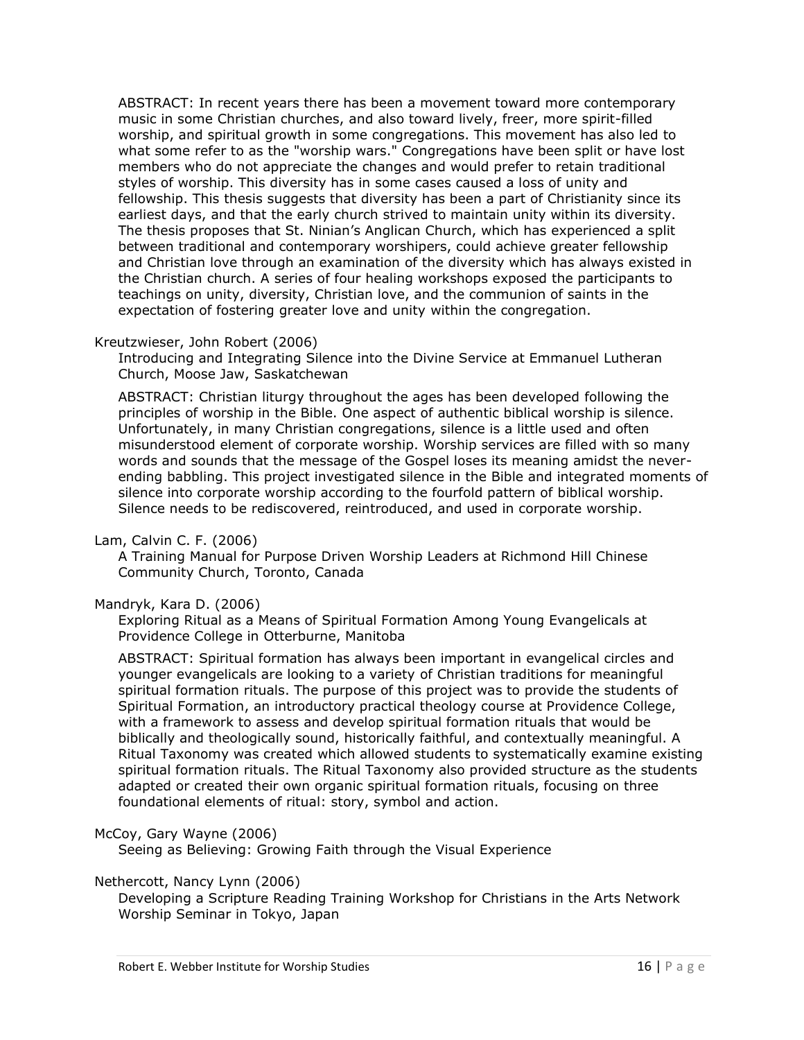ABSTRACT: In recent years there has been a movement toward more contemporary music in some Christian churches, and also toward lively, freer, more spirit-filled worship, and spiritual growth in some congregations. This movement has also led to what some refer to as the "worship wars." Congregations have been split or have lost members who do not appreciate the changes and would prefer to retain traditional styles of worship. This diversity has in some cases caused a loss of unity and fellowship. This thesis suggests that diversity has been a part of Christianity since its earliest days, and that the early church strived to maintain unity within its diversity. The thesis proposes that St. Ninian's Anglican Church, which has experienced a split between traditional and contemporary worshipers, could achieve greater fellowship and Christian love through an examination of the diversity which has always existed in the Christian church. A series of four healing workshops exposed the participants to teachings on unity, diversity, Christian love, and the communion of saints in the expectation of fostering greater love and unity within the congregation.

Kreutzwieser, John Robert (2006)
Introducing and Integrating Silence into the Divine Service at Emmanuel Lutheran Church, Moose Jaw, Saskatchewan

ABSTRACT: Christian liturgy throughout the ages has been developed following the principles of worship in the Bible. One aspect of authentic biblical worship is silence. Unfortunately, in many Christian congregations, silence is a little used and often misunderstood element of corporate worship. Worship services are filled with so many words and sounds that the message of the Gospel loses its meaning amidst the never-ending babbling. This project investigated silence in the Bible and integrated moments of silence into corporate worship according to the fourfold pattern of biblical worship. Silence needs to be rediscovered, reintroduced, and used in corporate worship.

Lam, Calvin C. F. (2006)
A Training Manual for Purpose Driven Worship Leaders at Richmond Hill Chinese Community Church, Toronto, Canada

Mandryk, Kara D. (2006)
Exploring Ritual as a Means of Spiritual Formation Among Young Evangelicals at Providence College in Otterburne, Manitoba

ABSTRACT: Spiritual formation has always been important in evangelical circles and younger evangelicals are looking to a variety of Christian traditions for meaningful spiritual formation rituals. The purpose of this project was to provide the students of Spiritual Formation, an introductory practical theology course at Providence College, with a framework to assess and develop spiritual formation rituals that would be biblically and theologically sound, historically faithful, and contextually meaningful. A Ritual Taxonomy was created which allowed students to systematically examine existing spiritual formation rituals. The Ritual Taxonomy also provided structure as the students adapted or created their own organic spiritual formation rituals, focusing on three foundational elements of ritual: story, symbol and action.

McCoy, Gary Wayne (2006)
Seeing as Believing: Growing Faith through the Visual Experience

Nethercott, Nancy Lynn (2006)
Developing a Scripture Reading Training Workshop for Christians in the Arts Network Worship Seminar in Tokyo, Japan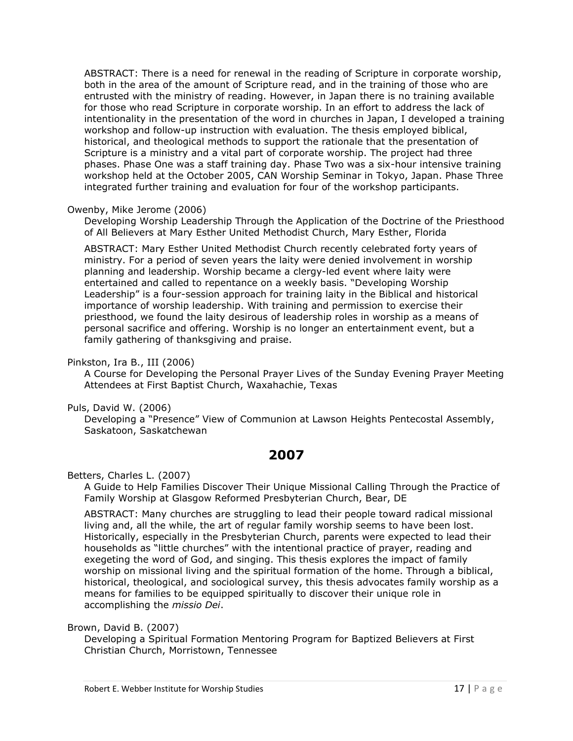ABSTRACT: There is a need for renewal in the reading of Scripture in corporate worship, both in the area of the amount of Scripture read, and in the training of those who are entrusted with the ministry of reading. However, in Japan there is no training available for those who read Scripture in corporate worship. In an effort to address the lack of intentionality in the presentation of the word in churches in Japan, I developed a training workshop and follow-up instruction with evaluation. The thesis employed biblical, historical, and theological methods to support the rationale that the presentation of Scripture is a ministry and a vital part of corporate worship. The project had three phases. Phase One was a staff training day. Phase Two was a six-hour intensive training workshop held at the October 2005, CAN Worship Seminar in Tokyo, Japan. Phase Three integrated further training and evaluation for four of the workshop participants.

Owenby, Mike Jerome (2006)
Developing Worship Leadership Through the Application of the Doctrine of the Priesthood of All Believers at Mary Esther United Methodist Church, Mary Esther, Florida

ABSTRACT: Mary Esther United Methodist Church recently celebrated forty years of ministry. For a period of seven years the laity were denied involvement in worship planning and leadership. Worship became a clergy-led event where laity were entertained and called to repentance on a weekly basis. "Developing Worship Leadership" is a four-session approach for training laity in the Biblical and historical importance of worship leadership. With training and permission to exercise their priesthood, we found the laity desirous of leadership roles in worship as a means of personal sacrifice and offering. Worship is no longer an entertainment event, but a family gathering of thanksgiving and praise.

Pinkston, Ira B., III (2006)
A Course for Developing the Personal Prayer Lives of the Sunday Evening Prayer Meeting Attendees at First Baptist Church, Waxahachie, Texas

Puls, David W. (2006)
Developing a "Presence" View of Communion at Lawson Heights Pentecostal Assembly, Saskatoon, Saskatchewan

## 2007

Betters, Charles L. (2007)
A Guide to Help Families Discover Their Unique Missional Calling Through the Practice of Family Worship at Glasgow Reformed Presbyterian Church, Bear, DE

ABSTRACT: Many churches are struggling to lead their people toward radical missional living and, all the while, the art of regular family worship seems to have been lost. Historically, especially in the Presbyterian Church, parents were expected to lead their households as "little churches" with the intentional practice of prayer, reading and exegeting the word of God, and singing. This thesis explores the impact of family worship on missional living and the spiritual formation of the home. Through a biblical, historical, theological, and sociological survey, this thesis advocates family worship as a means for families to be equipped spiritually to discover their unique role in accomplishing the *missio Dei*.

Brown, David B. (2007)
Developing a Spiritual Formation Mentoring Program for Baptized Believers at First Christian Church, Morristown, Tennessee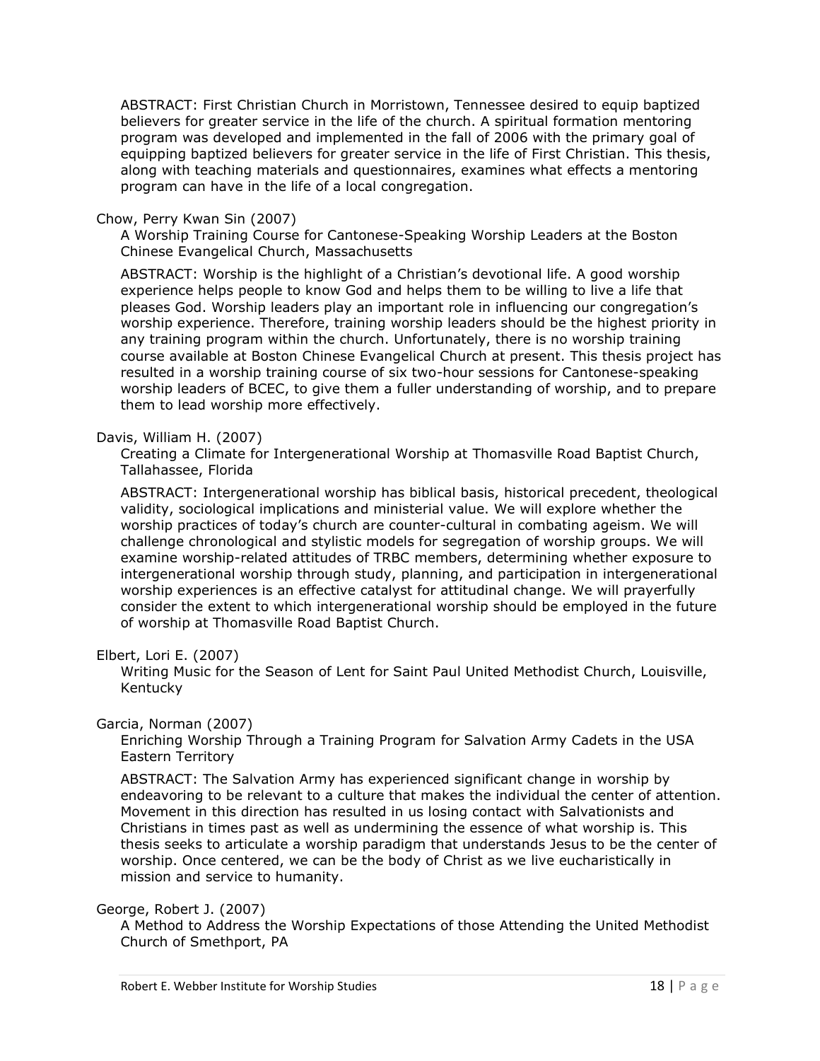ABSTRACT: First Christian Church in Morristown, Tennessee desired to equip baptized believers for greater service in the life of the church. A spiritual formation mentoring program was developed and implemented in the fall of 2006 with the primary goal of equipping baptized believers for greater service in the life of First Christian. This thesis, along with teaching materials and questionnaires, examines what effects a mentoring program can have in the life of a local congregation.

Chow, Perry Kwan Sin (2007)

A Worship Training Course for Cantonese-Speaking Worship Leaders at the Boston Chinese Evangelical Church, Massachusetts

ABSTRACT: Worship is the highlight of a Christian's devotional life. A good worship experience helps people to know God and helps them to be willing to live a life that pleases God. Worship leaders play an important role in influencing our congregation's worship experience. Therefore, training worship leaders should be the highest priority in any training program within the church. Unfortunately, there is no worship training course available at Boston Chinese Evangelical Church at present. This thesis project has resulted in a worship training course of six two-hour sessions for Cantonese-speaking worship leaders of BCEC, to give them a fuller understanding of worship, and to prepare them to lead worship more effectively.

Davis, William H. (2007)

Creating a Climate for Intergenerational Worship at Thomasville Road Baptist Church, Tallahassee, Florida

ABSTRACT: Intergenerational worship has biblical basis, historical precedent, theological validity, sociological implications and ministerial value. We will explore whether the worship practices of today's church are counter-cultural in combating ageism. We will challenge chronological and stylistic models for segregation of worship groups. We will examine worship-related attitudes of TRBC members, determining whether exposure to intergenerational worship through study, planning, and participation in intergenerational worship experiences is an effective catalyst for attitudinal change. We will prayerfully consider the extent to which intergenerational worship should be employed in the future of worship at Thomasville Road Baptist Church.

Elbert, Lori E. (2007)

Writing Music for the Season of Lent for Saint Paul United Methodist Church, Louisville, Kentucky

Garcia, Norman (2007)

Enriching Worship Through a Training Program for Salvation Army Cadets in the USA Eastern Territory

ABSTRACT: The Salvation Army has experienced significant change in worship by endeavoring to be relevant to a culture that makes the individual the center of attention. Movement in this direction has resulted in us losing contact with Salvationists and Christians in times past as well as undermining the essence of what worship is. This thesis seeks to articulate a worship paradigm that understands Jesus to be the center of worship. Once centered, we can be the body of Christ as we live eucharistically in mission and service to humanity.

George, Robert J. (2007)

A Method to Address the Worship Expectations of those Attending the United Methodist Church of Smethport, PA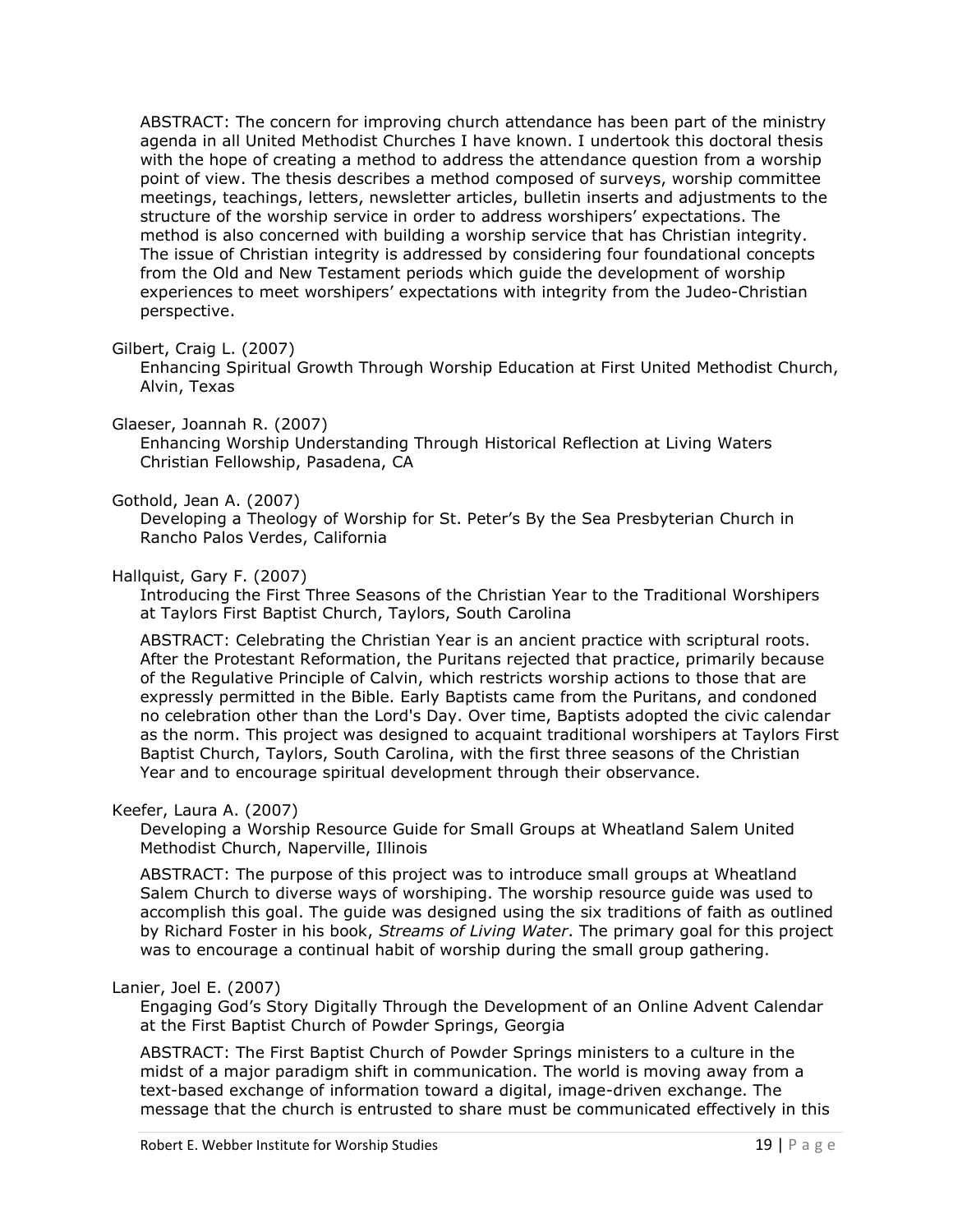ABSTRACT: The concern for improving church attendance has been part of the ministry agenda in all United Methodist Churches I have known. I undertook this doctoral thesis with the hope of creating a method to address the attendance question from a worship point of view. The thesis describes a method composed of surveys, worship committee meetings, teachings, letters, newsletter articles, bulletin inserts and adjustments to the structure of the worship service in order to address worshipers' expectations. The method is also concerned with building a worship service that has Christian integrity. The issue of Christian integrity is addressed by considering four foundational concepts from the Old and New Testament periods which guide the development of worship experiences to meet worshipers' expectations with integrity from the Judeo-Christian perspective.

Gilbert, Craig L. (2007)
Enhancing Spiritual Growth Through Worship Education at First United Methodist Church, Alvin, Texas

Glaeser, Joannah R. (2007)
Enhancing Worship Understanding Through Historical Reflection at Living Waters Christian Fellowship, Pasadena, CA

Gothold, Jean A. (2007)
Developing a Theology of Worship for St. Peter's By the Sea Presbyterian Church in Rancho Palos Verdes, California

Hallquist, Gary F. (2007)
Introducing the First Three Seasons of the Christian Year to the Traditional Worshipers at Taylors First Baptist Church, Taylors, South Carolina

ABSTRACT: Celebrating the Christian Year is an ancient practice with scriptural roots. After the Protestant Reformation, the Puritans rejected that practice, primarily because of the Regulative Principle of Calvin, which restricts worship actions to those that are expressly permitted in the Bible. Early Baptists came from the Puritans, and condoned no celebration other than the Lord's Day. Over time, Baptists adopted the civic calendar as the norm. This project was designed to acquaint traditional worshipers at Taylors First Baptist Church, Taylors, South Carolina, with the first three seasons of the Christian Year and to encourage spiritual development through their observance.

Keefer, Laura A. (2007)
Developing a Worship Resource Guide for Small Groups at Wheatland Salem United Methodist Church, Naperville, Illinois

ABSTRACT: The purpose of this project was to introduce small groups at Wheatland Salem Church to diverse ways of worshiping. The worship resource guide was used to accomplish this goal. The guide was designed using the six traditions of faith as outlined by Richard Foster in his book, *Streams of Living Water*. The primary goal for this project was to encourage a continual habit of worship during the small group gathering.

Lanier, Joel E. (2007)
Engaging God's Story Digitally Through the Development of an Online Advent Calendar at the First Baptist Church of Powder Springs, Georgia

ABSTRACT: The First Baptist Church of Powder Springs ministers to a culture in the midst of a major paradigm shift in communication. The world is moving away from a text-based exchange of information toward a digital, image-driven exchange. The message that the church is entrusted to share must be communicated effectively in this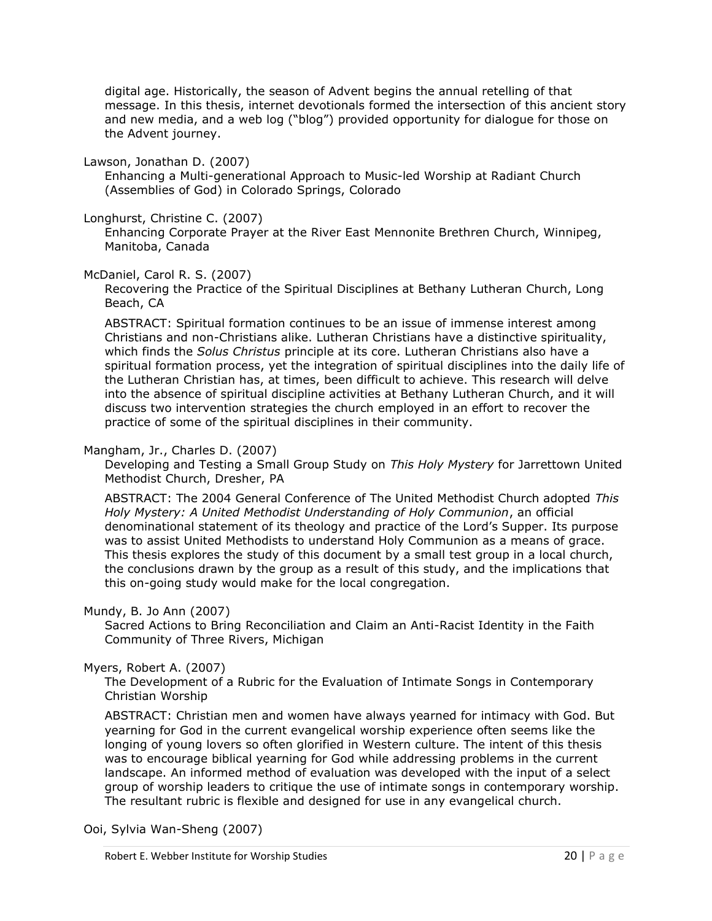digital age. Historically, the season of Advent begins the annual retelling of that message. In this thesis, internet devotionals formed the intersection of this ancient story and new media, and a web log ("blog") provided opportunity for dialogue for those on the Advent journey.

Lawson, Jonathan D. (2007)
Enhancing a Multi-generational Approach to Music-led Worship at Radiant Church (Assemblies of God) in Colorado Springs, Colorado

Longhurst, Christine C. (2007)
Enhancing Corporate Prayer at the River East Mennonite Brethren Church, Winnipeg, Manitoba, Canada

McDaniel, Carol R. S. (2007)
Recovering the Practice of the Spiritual Disciplines at Bethany Lutheran Church, Long Beach, CA

ABSTRACT: Spiritual formation continues to be an issue of immense interest among Christians and non-Christians alike. Lutheran Christians have a distinctive spirituality, which finds the *Solus Christus* principle at its core. Lutheran Christians also have a spiritual formation process, yet the integration of spiritual disciplines into the daily life of the Lutheran Christian has, at times, been difficult to achieve. This research will delve into the absence of spiritual discipline activities at Bethany Lutheran Church, and it will discuss two intervention strategies the church employed in an effort to recover the practice of some of the spiritual disciplines in their community.

Mangham, Jr., Charles D. (2007)
Developing and Testing a Small Group Study on *This Holy Mystery* for Jarrettown United Methodist Church, Dresher, PA

ABSTRACT: The 2004 General Conference of The United Methodist Church adopted *This Holy Mystery: A United Methodist Understanding of Holy Communion*, an official denominational statement of its theology and practice of the Lord's Supper. Its purpose was to assist United Methodists to understand Holy Communion as a means of grace. This thesis explores the study of this document by a small test group in a local church, the conclusions drawn by the group as a result of this study, and the implications that this on-going study would make for the local congregation.

Mundy, B. Jo Ann (2007)
Sacred Actions to Bring Reconciliation and Claim an Anti-Racist Identity in the Faith Community of Three Rivers, Michigan

Myers, Robert A. (2007)
The Development of a Rubric for the Evaluation of Intimate Songs in Contemporary Christian Worship

ABSTRACT: Christian men and women have always yearned for intimacy with God. But yearning for God in the current evangelical worship experience often seems like the longing of young lovers so often glorified in Western culture. The intent of this thesis was to encourage biblical yearning for God while addressing problems in the current landscape. An informed method of evaluation was developed with the input of a select group of worship leaders to critique the use of intimate songs in contemporary worship. The resultant rubric is flexible and designed for use in any evangelical church.

Ooi, Sylvia Wan-Sheng (2007)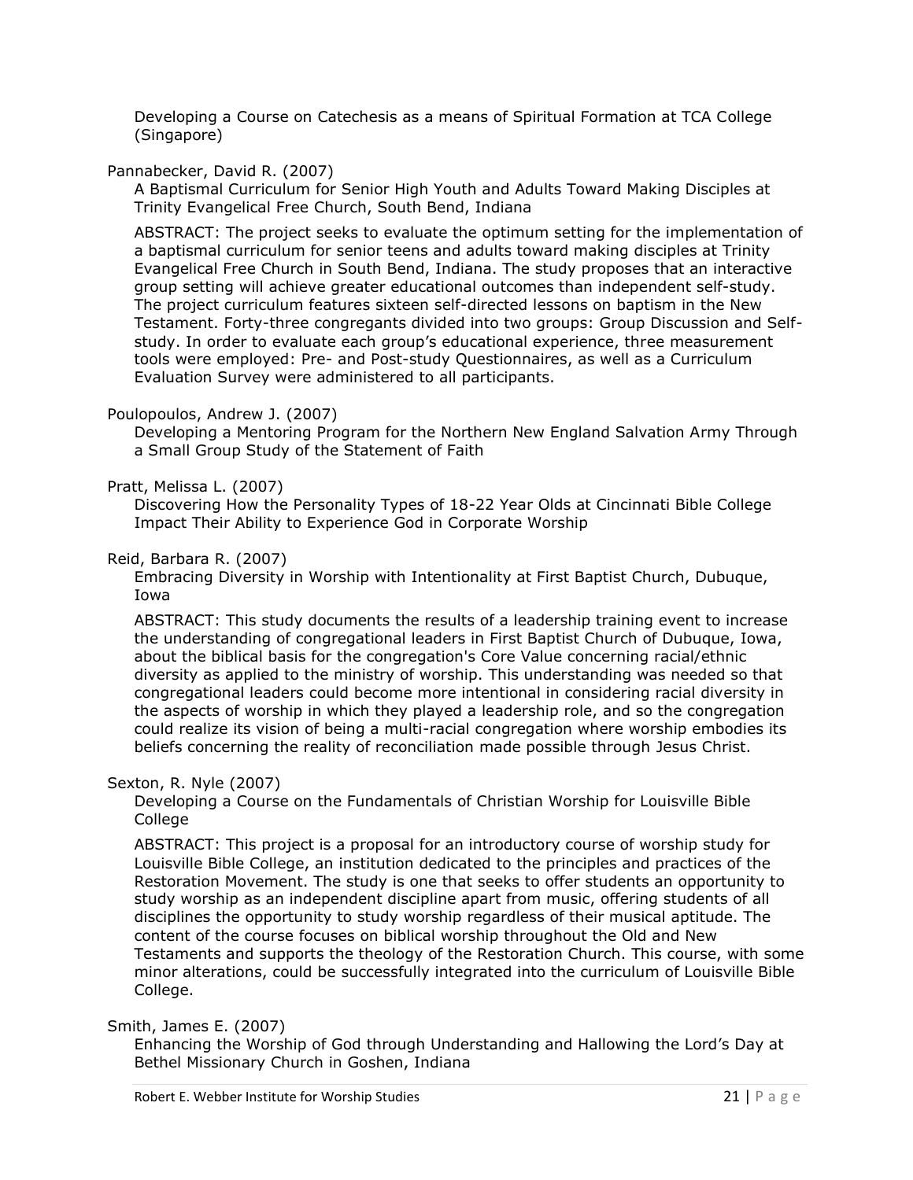Developing a Course on Catechesis as a means of Spiritual Formation at TCA College (Singapore)

Pannabecker, David R. (2007)

A Baptismal Curriculum for Senior High Youth and Adults Toward Making Disciples at Trinity Evangelical Free Church, South Bend, Indiana

ABSTRACT: The project seeks to evaluate the optimum setting for the implementation of a baptismal curriculum for senior teens and adults toward making disciples at Trinity Evangelical Free Church in South Bend, Indiana. The study proposes that an interactive group setting will achieve greater educational outcomes than independent self-study. The project curriculum features sixteen self-directed lessons on baptism in the New Testament. Forty-three congregants divided into two groups: Group Discussion and Self-study. In order to evaluate each group's educational experience, three measurement tools were employed: Pre- and Post-study Questionnaires, as well as a Curriculum Evaluation Survey were administered to all participants.

Poulopoulos, Andrew J. (2007)

Developing a Mentoring Program for the Northern New England Salvation Army Through a Small Group Study of the Statement of Faith

Pratt, Melissa L. (2007)

Discovering How the Personality Types of 18-22 Year Olds at Cincinnati Bible College Impact Their Ability to Experience God in Corporate Worship

Reid, Barbara R. (2007)

Embracing Diversity in Worship with Intentionality at First Baptist Church, Dubuque, Iowa

ABSTRACT: This study documents the results of a leadership training event to increase the understanding of congregational leaders in First Baptist Church of Dubuque, Iowa, about the biblical basis for the congregation's Core Value concerning racial/ethnic diversity as applied to the ministry of worship. This understanding was needed so that congregational leaders could become more intentional in considering racial diversity in the aspects of worship in which they played a leadership role, and so the congregation could realize its vision of being a multi-racial congregation where worship embodies its beliefs concerning the reality of reconciliation made possible through Jesus Christ.

Sexton, R. Nyle (2007)

Developing a Course on the Fundamentals of Christian Worship for Louisville Bible College

ABSTRACT: This project is a proposal for an introductory course of worship study for Louisville Bible College, an institution dedicated to the principles and practices of the Restoration Movement. The study is one that seeks to offer students an opportunity to study worship as an independent discipline apart from music, offering students of all disciplines the opportunity to study worship regardless of their musical aptitude. The content of the course focuses on biblical worship throughout the Old and New Testaments and supports the theology of the Restoration Church. This course, with some minor alterations, could be successfully integrated into the curriculum of Louisville Bible College.

Smith, James E. (2007)

Enhancing the Worship of God through Understanding and Hallowing the Lord's Day at Bethel Missionary Church in Goshen, Indiana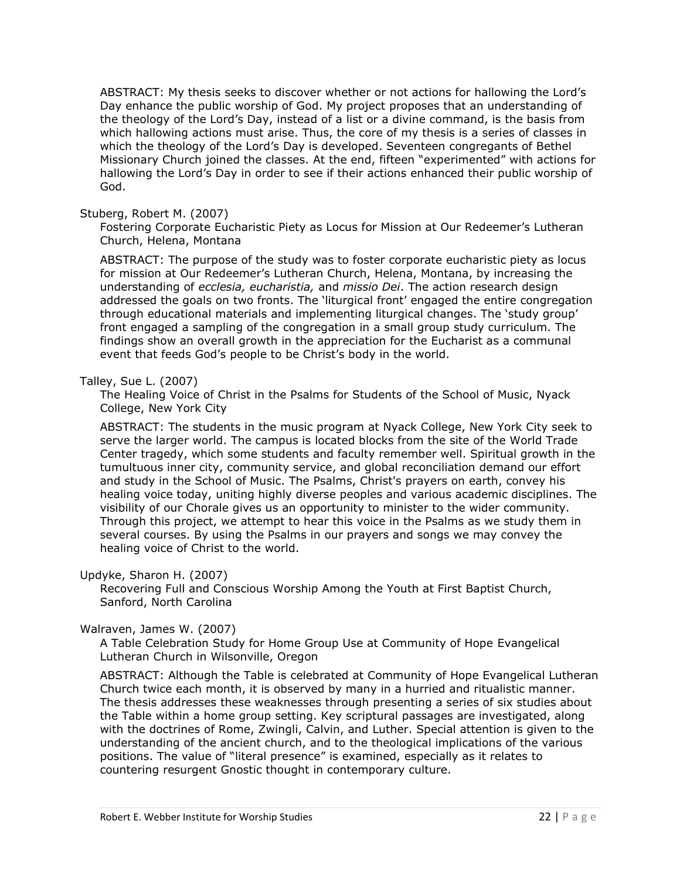ABSTRACT: My thesis seeks to discover whether or not actions for hallowing the Lord's Day enhance the public worship of God. My project proposes that an understanding of the theology of the Lord's Day, instead of a list or a divine command, is the basis from which hallowing actions must arise. Thus, the core of my thesis is a series of classes in which the theology of the Lord's Day is developed. Seventeen congregants of Bethel Missionary Church joined the classes. At the end, fifteen "experimented" with actions for hallowing the Lord's Day in order to see if their actions enhanced their public worship of God.

Stuberg, Robert M. (2007)
Fostering Corporate Eucharistic Piety as Locus for Mission at Our Redeemer's Lutheran Church, Helena, Montana

ABSTRACT: The purpose of the study was to foster corporate eucharistic piety as locus for mission at Our Redeemer's Lutheran Church, Helena, Montana, by increasing the understanding of *ecclesia, eucharistia,* and *missio Dei*. The action research design addressed the goals on two fronts. The 'liturgical front' engaged the entire congregation through educational materials and implementing liturgical changes. The 'study group' front engaged a sampling of the congregation in a small group study curriculum. The findings show an overall growth in the appreciation for the Eucharist as a communal event that feeds God's people to be Christ's body in the world.

Talley, Sue L. (2007)
The Healing Voice of Christ in the Psalms for Students of the School of Music, Nyack College, New York City

ABSTRACT: The students in the music program at Nyack College, New York City seek to serve the larger world. The campus is located blocks from the site of the World Trade Center tragedy, which some students and faculty remember well. Spiritual growth in the tumultuous inner city, community service, and global reconciliation demand our effort and study in the School of Music. The Psalms, Christ's prayers on earth, convey his healing voice today, uniting highly diverse peoples and various academic disciplines. The visibility of our Chorale gives us an opportunity to minister to the wider community. Through this project, we attempt to hear this voice in the Psalms as we study them in several courses. By using the Psalms in our prayers and songs we may convey the healing voice of Christ to the world.

Updyke, Sharon H. (2007)
Recovering Full and Conscious Worship Among the Youth at First Baptist Church, Sanford, North Carolina

Walraven, James W. (2007)
A Table Celebration Study for Home Group Use at Community of Hope Evangelical Lutheran Church in Wilsonville, Oregon

ABSTRACT: Although the Table is celebrated at Community of Hope Evangelical Lutheran Church twice each month, it is observed by many in a hurried and ritualistic manner. The thesis addresses these weaknesses through presenting a series of six studies about the Table within a home group setting. Key scriptural passages are investigated, along with the doctrines of Rome, Zwingli, Calvin, and Luther. Special attention is given to the understanding of the ancient church, and to the theological implications of the various positions. The value of "literal presence" is examined, especially as it relates to countering resurgent Gnostic thought in contemporary culture.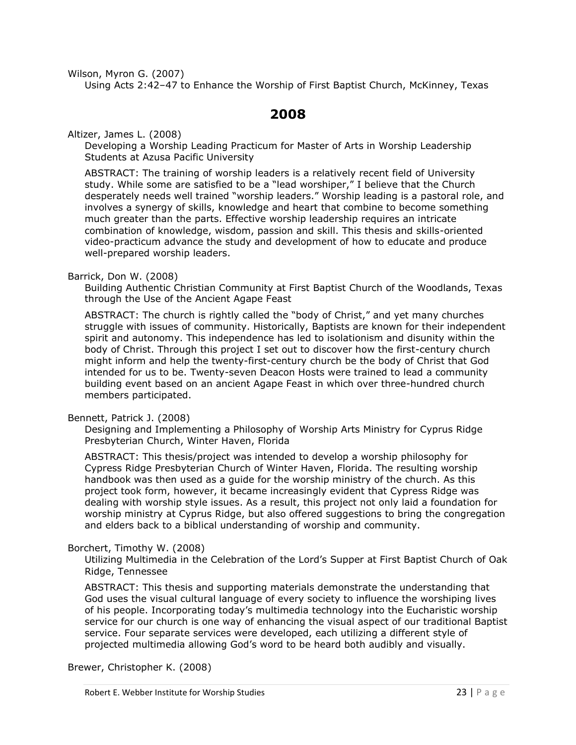Wilson, Myron G. (2007)

Using Acts 2:42–47 to Enhance the Worship of First Baptist Church, McKinney, Texas

## 2008

Altizer, James L. (2008)

Developing a Worship Leading Practicum for Master of Arts in Worship Leadership Students at Azusa Pacific University

ABSTRACT: The training of worship leaders is a relatively recent field of University study. While some are satisfied to be a "lead worshiper," I believe that the Church desperately needs well trained "worship leaders." Worship leading is a pastoral role, and involves a synergy of skills, knowledge and heart that combine to become something much greater than the parts. Effective worship leadership requires an intricate combination of knowledge, wisdom, passion and skill. This thesis and skills-oriented video-practicum advance the study and development of how to educate and produce well-prepared worship leaders.

Barrick, Don W. (2008)

Building Authentic Christian Community at First Baptist Church of the Woodlands, Texas through the Use of the Ancient Agape Feast

ABSTRACT: The church is rightly called the "body of Christ," and yet many churches struggle with issues of community. Historically, Baptists are known for their independent spirit and autonomy. This independence has led to isolationism and disunity within the body of Christ. Through this project I set out to discover how the first-century church might inform and help the twenty-first-century church be the body of Christ that God intended for us to be. Twenty-seven Deacon Hosts were trained to lead a community building event based on an ancient Agape Feast in which over three-hundred church members participated.

Bennett, Patrick J. (2008)

Designing and Implementing a Philosophy of Worship Arts Ministry for Cyprus Ridge Presbyterian Church, Winter Haven, Florida

ABSTRACT: This thesis/project was intended to develop a worship philosophy for Cypress Ridge Presbyterian Church of Winter Haven, Florida. The resulting worship handbook was then used as a guide for the worship ministry of the church. As this project took form, however, it became increasingly evident that Cypress Ridge was dealing with worship style issues. As a result, this project not only laid a foundation for worship ministry at Cyprus Ridge, but also offered suggestions to bring the congregation and elders back to a biblical understanding of worship and community.

Borchert, Timothy W. (2008)

Utilizing Multimedia in the Celebration of the Lord's Supper at First Baptist Church of Oak Ridge, Tennessee

ABSTRACT: This thesis and supporting materials demonstrate the understanding that God uses the visual cultural language of every society to influence the worshiping lives of his people. Incorporating today's multimedia technology into the Eucharistic worship service for our church is one way of enhancing the visual aspect of our traditional Baptist service. Four separate services were developed, each utilizing a different style of projected multimedia allowing God's word to be heard both audibly and visually.

Brewer, Christopher K. (2008)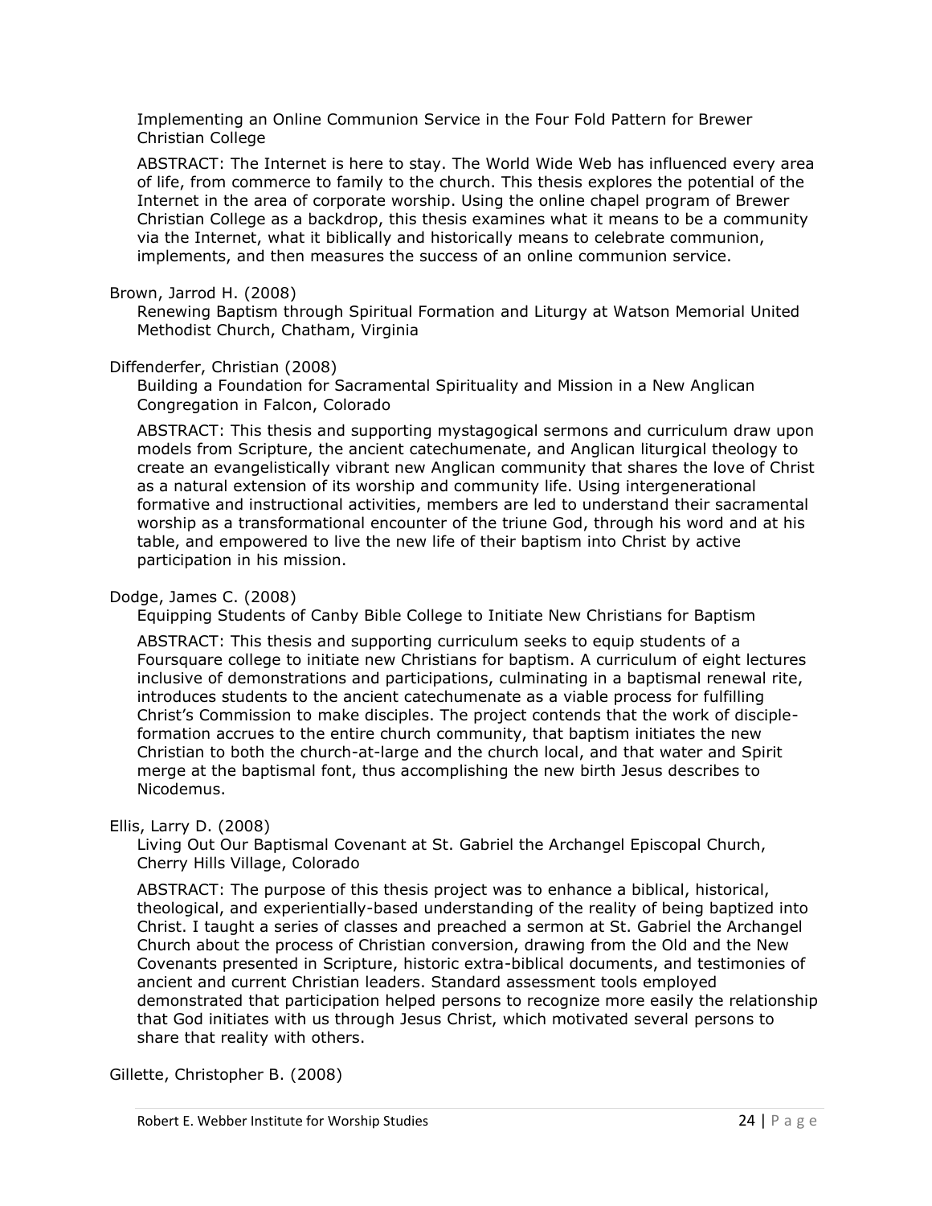Implementing an Online Communion Service in the Four Fold Pattern for Brewer Christian College

ABSTRACT: The Internet is here to stay. The World Wide Web has influenced every area of life, from commerce to family to the church. This thesis explores the potential of the Internet in the area of corporate worship. Using the online chapel program of Brewer Christian College as a backdrop, this thesis examines what it means to be a community via the Internet, what it biblically and historically means to celebrate communion, implements, and then measures the success of an online communion service.

Brown, Jarrod H. (2008)

Renewing Baptism through Spiritual Formation and Liturgy at Watson Memorial United Methodist Church, Chatham, Virginia

Diffenderfer, Christian (2008)

Building a Foundation for Sacramental Spirituality and Mission in a New Anglican Congregation in Falcon, Colorado

ABSTRACT: This thesis and supporting mystagogical sermons and curriculum draw upon models from Scripture, the ancient catechumenate, and Anglican liturgical theology to create an evangelistically vibrant new Anglican community that shares the love of Christ as a natural extension of its worship and community life. Using intergenerational formative and instructional activities, members are led to understand their sacramental worship as a transformational encounter of the triune God, through his word and at his table, and empowered to live the new life of their baptism into Christ by active participation in his mission.

Dodge, James C. (2008)

Equipping Students of Canby Bible College to Initiate New Christians for Baptism

ABSTRACT: This thesis and supporting curriculum seeks to equip students of a Foursquare college to initiate new Christians for baptism. A curriculum of eight lectures inclusive of demonstrations and participations, culminating in a baptismal renewal rite, introduces students to the ancient catechumenate as a viable process for fulfilling Christ's Commission to make disciples. The project contends that the work of disciple-formation accrues to the entire church community, that baptism initiates the new Christian to both the church-at-large and the church local, and that water and Spirit merge at the baptismal font, thus accomplishing the new birth Jesus describes to Nicodemus.

Ellis, Larry D. (2008)

Living Out Our Baptismal Covenant at St. Gabriel the Archangel Episcopal Church, Cherry Hills Village, Colorado

ABSTRACT: The purpose of this thesis project was to enhance a biblical, historical, theological, and experientially-based understanding of the reality of being baptized into Christ. I taught a series of classes and preached a sermon at St. Gabriel the Archangel Church about the process of Christian conversion, drawing from the Old and the New Covenants presented in Scripture, historic extra-biblical documents, and testimonies of ancient and current Christian leaders. Standard assessment tools employed demonstrated that participation helped persons to recognize more easily the relationship that God initiates with us through Jesus Christ, which motivated several persons to share that reality with others.

Gillette, Christopher B. (2008)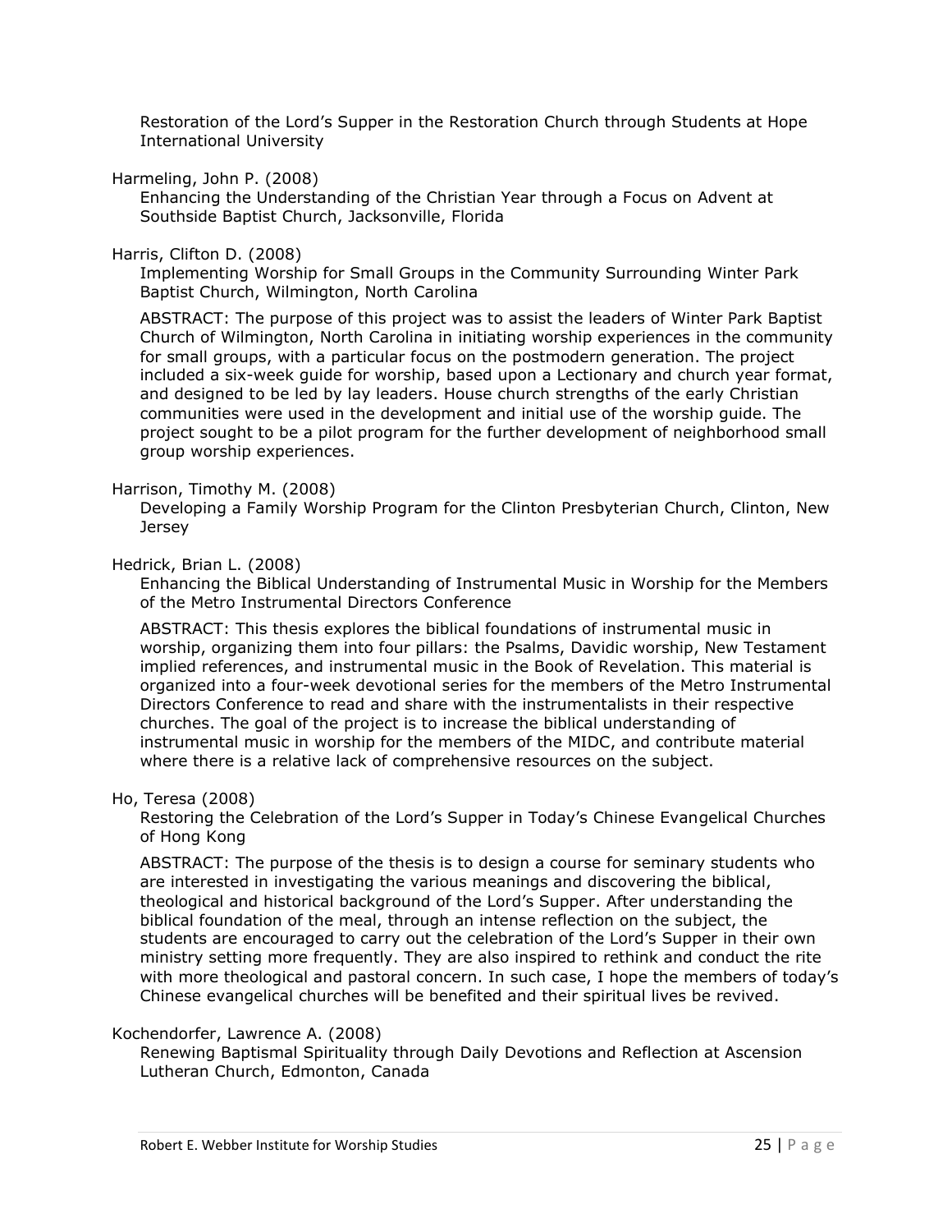Restoration of the Lord's Supper in the Restoration Church through Students at Hope International University

Harmeling, John P. (2008)
Enhancing the Understanding of the Christian Year through a Focus on Advent at Southside Baptist Church, Jacksonville, Florida

Harris, Clifton D. (2008)
Implementing Worship for Small Groups in the Community Surrounding Winter Park Baptist Church, Wilmington, North Carolina

ABSTRACT: The purpose of this project was to assist the leaders of Winter Park Baptist Church of Wilmington, North Carolina in initiating worship experiences in the community for small groups, with a particular focus on the postmodern generation. The project included a six-week guide for worship, based upon a Lectionary and church year format, and designed to be led by lay leaders. House church strengths of the early Christian communities were used in the development and initial use of the worship guide. The project sought to be a pilot program for the further development of neighborhood small group worship experiences.

Harrison, Timothy M. (2008)
Developing a Family Worship Program for the Clinton Presbyterian Church, Clinton, New Jersey

Hedrick, Brian L. (2008)
Enhancing the Biblical Understanding of Instrumental Music in Worship for the Members of the Metro Instrumental Directors Conference

ABSTRACT: This thesis explores the biblical foundations of instrumental music in worship, organizing them into four pillars: the Psalms, Davidic worship, New Testament implied references, and instrumental music in the Book of Revelation. This material is organized into a four-week devotional series for the members of the Metro Instrumental Directors Conference to read and share with the instrumentalists in their respective churches. The goal of the project is to increase the biblical understanding of instrumental music in worship for the members of the MIDC, and contribute material where there is a relative lack of comprehensive resources on the subject.

Ho, Teresa (2008)
Restoring the Celebration of the Lord's Supper in Today's Chinese Evangelical Churches of Hong Kong

ABSTRACT: The purpose of the thesis is to design a course for seminary students who are interested in investigating the various meanings and discovering the biblical, theological and historical background of the Lord's Supper. After understanding the biblical foundation of the meal, through an intense reflection on the subject, the students are encouraged to carry out the celebration of the Lord's Supper in their own ministry setting more frequently. They are also inspired to rethink and conduct the rite with more theological and pastoral concern. In such case, I hope the members of today's Chinese evangelical churches will be benefited and their spiritual lives be revived.

Kochendorfer, Lawrence A. (2008)
Renewing Baptismal Spirituality through Daily Devotions and Reflection at Ascension Lutheran Church, Edmonton, Canada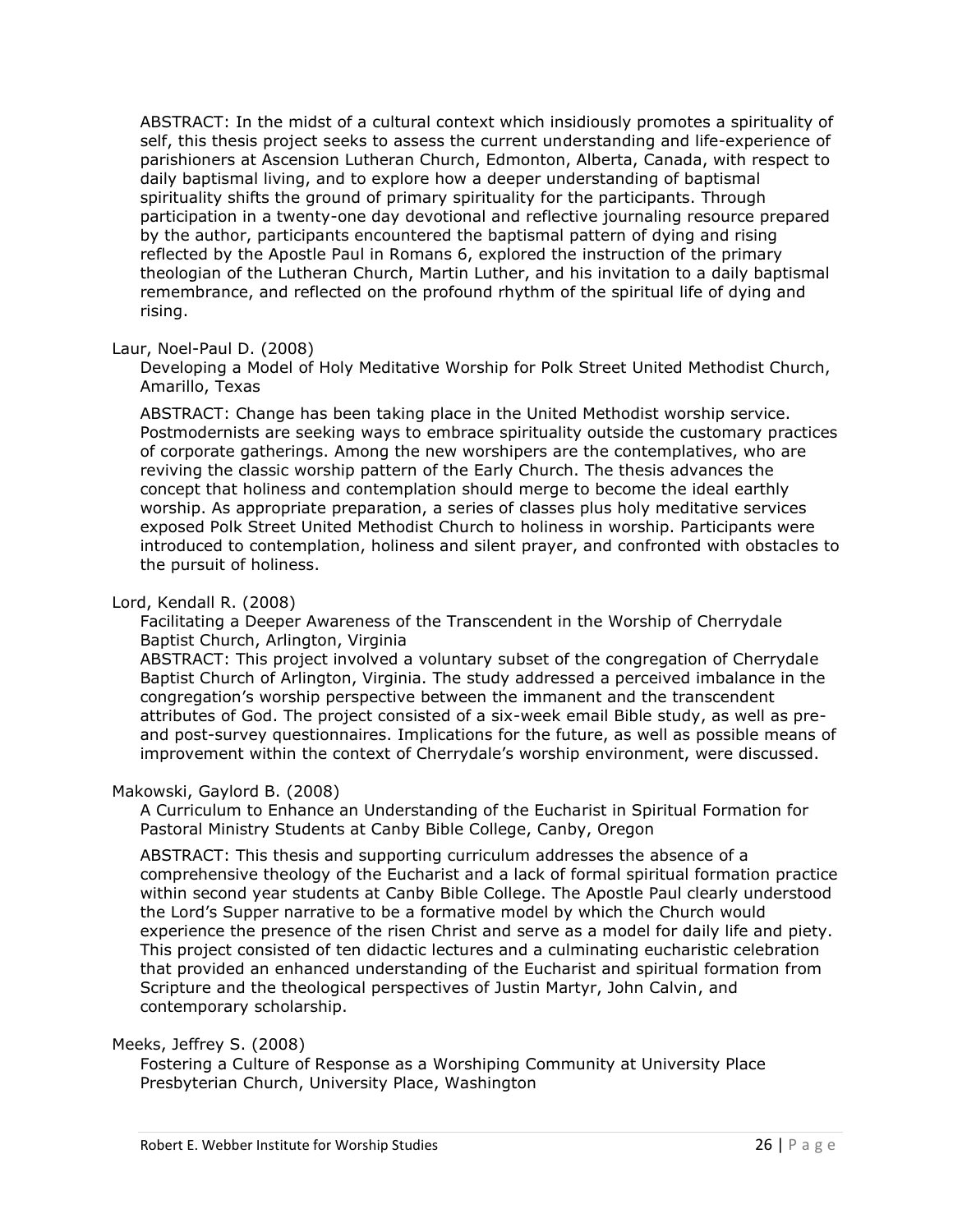ABSTRACT: In the midst of a cultural context which insidiously promotes a spirituality of self, this thesis project seeks to assess the current understanding and life-experience of parishioners at Ascension Lutheran Church, Edmonton, Alberta, Canada, with respect to daily baptismal living, and to explore how a deeper understanding of baptismal spirituality shifts the ground of primary spirituality for the participants. Through participation in a twenty-one day devotional and reflective journaling resource prepared by the author, participants encountered the baptismal pattern of dying and rising reflected by the Apostle Paul in Romans 6, explored the instruction of the primary theologian of the Lutheran Church, Martin Luther, and his invitation to a daily baptismal remembrance, and reflected on the profound rhythm of the spiritual life of dying and rising.

Laur, Noel-Paul D. (2008)
Developing a Model of Holy Meditative Worship for Polk Street United Methodist Church, Amarillo, Texas

ABSTRACT: Change has been taking place in the United Methodist worship service. Postmodernists are seeking ways to embrace spirituality outside the customary practices of corporate gatherings. Among the new worshipers are the contemplatives, who are reviving the classic worship pattern of the Early Church. The thesis advances the concept that holiness and contemplation should merge to become the ideal earthly worship. As appropriate preparation, a series of classes plus holy meditative services exposed Polk Street United Methodist Church to holiness in worship. Participants were introduced to contemplation, holiness and silent prayer, and confronted with obstacles to the pursuit of holiness.

Lord, Kendall R. (2008)
Facilitating a Deeper Awareness of the Transcendent in the Worship of Cherrydale Baptist Church, Arlington, Virginia
ABSTRACT: This project involved a voluntary subset of the congregation of Cherrydale Baptist Church of Arlington, Virginia. The study addressed a perceived imbalance in the congregation's worship perspective between the immanent and the transcendent attributes of God. The project consisted of a six-week email Bible study, as well as pre- and post-survey questionnaires. Implications for the future, as well as possible means of improvement within the context of Cherrydale's worship environment, were discussed.

Makowski, Gaylord B. (2008)
A Curriculum to Enhance an Understanding of the Eucharist in Spiritual Formation for Pastoral Ministry Students at Canby Bible College, Canby, Oregon

ABSTRACT: This thesis and supporting curriculum addresses the absence of a comprehensive theology of the Eucharist and a lack of formal spiritual formation practice within second year students at Canby Bible College. The Apostle Paul clearly understood the Lord's Supper narrative to be a formative model by which the Church would experience the presence of the risen Christ and serve as a model for daily life and piety. This project consisted of ten didactic lectures and a culminating eucharistic celebration that provided an enhanced understanding of the Eucharist and spiritual formation from Scripture and the theological perspectives of Justin Martyr, John Calvin, and contemporary scholarship.

Meeks, Jeffrey S. (2008)
Fostering a Culture of Response as a Worshiping Community at University Place Presbyterian Church, University Place, Washington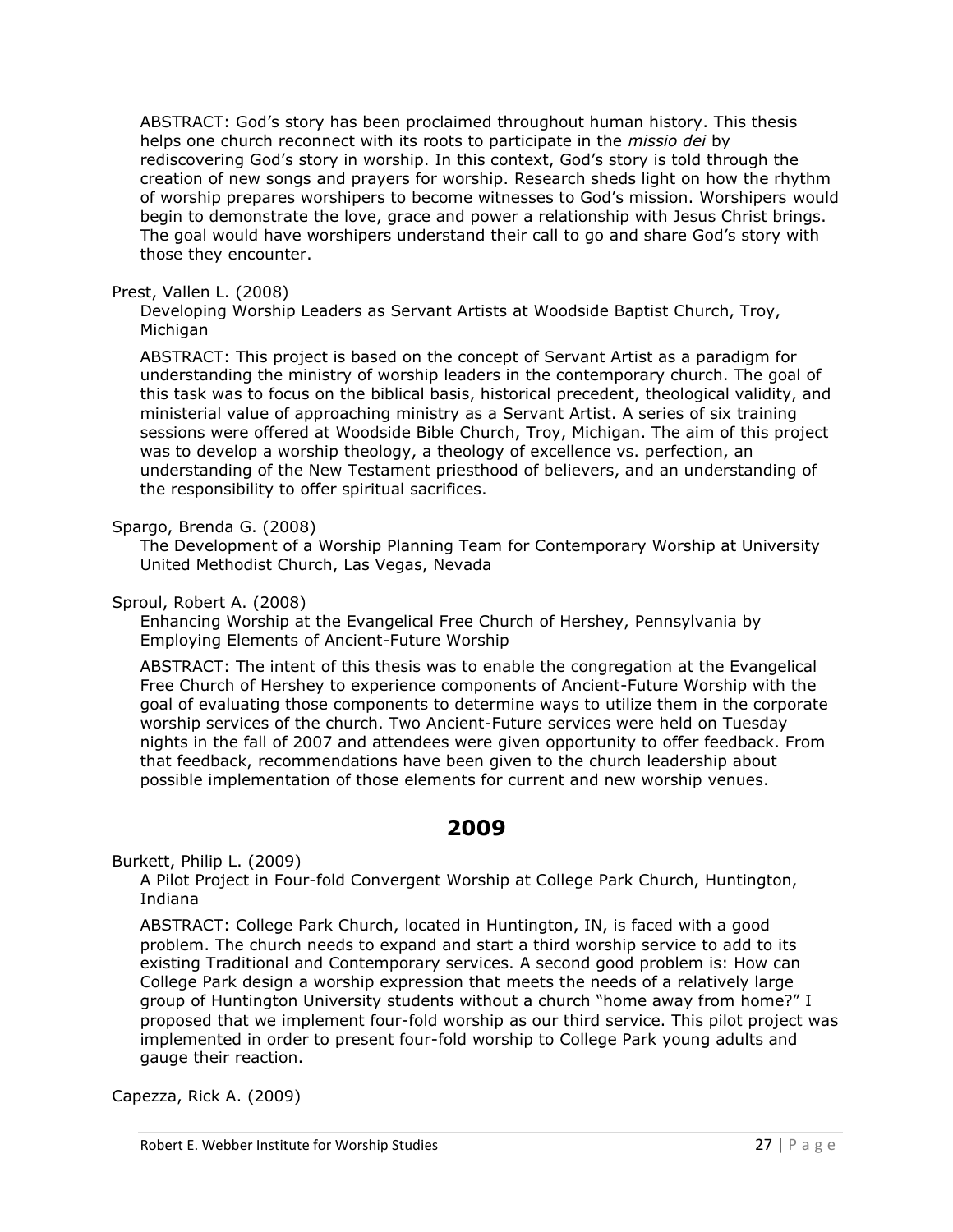ABSTRACT: God's story has been proclaimed throughout human history. This thesis helps one church reconnect with its roots to participate in the *missio dei* by rediscovering God's story in worship. In this context, God's story is told through the creation of new songs and prayers for worship. Research sheds light on how the rhythm of worship prepares worshipers to become witnesses to God's mission. Worshipers would begin to demonstrate the love, grace and power a relationship with Jesus Christ brings. The goal would have worshipers understand their call to go and share God's story with those they encounter.

Prest, Vallen L. (2008)

Developing Worship Leaders as Servant Artists at Woodside Baptist Church, Troy, Michigan

ABSTRACT: This project is based on the concept of Servant Artist as a paradigm for understanding the ministry of worship leaders in the contemporary church. The goal of this task was to focus on the biblical basis, historical precedent, theological validity, and ministerial value of approaching ministry as a Servant Artist. A series of six training sessions were offered at Woodside Bible Church, Troy, Michigan. The aim of this project was to develop a worship theology, a theology of excellence vs. perfection, an understanding of the New Testament priesthood of believers, and an understanding of the responsibility to offer spiritual sacrifices.

Spargo, Brenda G. (2008)

The Development of a Worship Planning Team for Contemporary Worship at University United Methodist Church, Las Vegas, Nevada

Sproul, Robert A. (2008)

Enhancing Worship at the Evangelical Free Church of Hershey, Pennsylvania by Employing Elements of Ancient-Future Worship

ABSTRACT: The intent of this thesis was to enable the congregation at the Evangelical Free Church of Hershey to experience components of Ancient-Future Worship with the goal of evaluating those components to determine ways to utilize them in the corporate worship services of the church. Two Ancient-Future services were held on Tuesday nights in the fall of 2007 and attendees were given opportunity to offer feedback. From that feedback, recommendations have been given to the church leadership about possible implementation of those elements for current and new worship venues.

## 2009

Burkett, Philip L. (2009)

A Pilot Project in Four-fold Convergent Worship at College Park Church, Huntington, Indiana

ABSTRACT: College Park Church, located in Huntington, IN, is faced with a good problem. The church needs to expand and start a third worship service to add to its existing Traditional and Contemporary services. A second good problem is: How can College Park design a worship expression that meets the needs of a relatively large group of Huntington University students without a church "home away from home?" I proposed that we implement four-fold worship as our third service. This pilot project was implemented in order to present four-fold worship to College Park young adults and gauge their reaction.

Capezza, Rick A. (2009)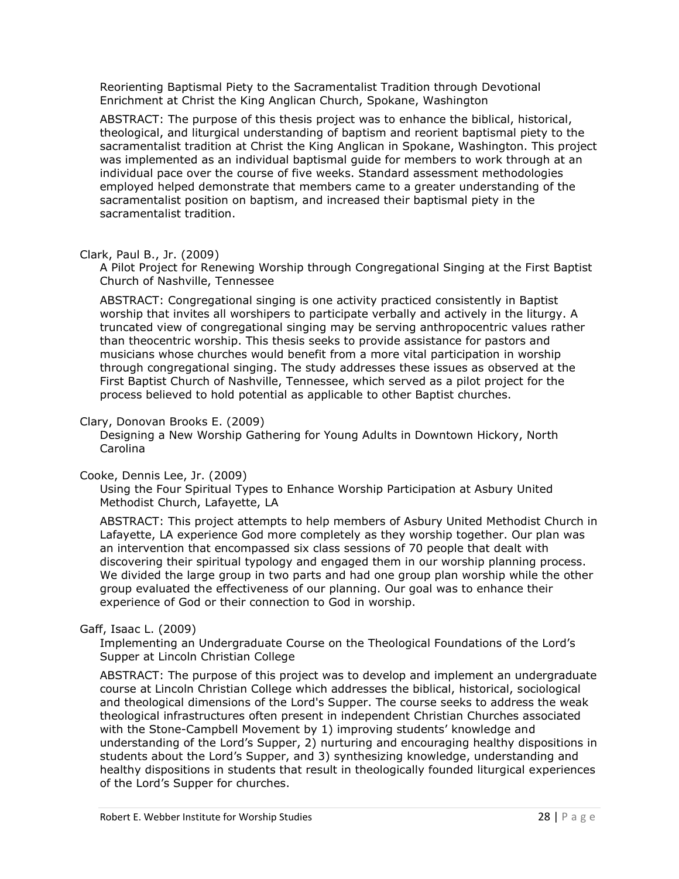Reorienting Baptismal Piety to the Sacramentalist Tradition through Devotional Enrichment at Christ the King Anglican Church, Spokane, Washington

ABSTRACT: The purpose of this thesis project was to enhance the biblical, historical, theological, and liturgical understanding of baptism and reorient baptismal piety to the sacramentalist tradition at Christ the King Anglican in Spokane, Washington. This project was implemented as an individual baptismal guide for members to work through at an individual pace over the course of five weeks. Standard assessment methodologies employed helped demonstrate that members came to a greater understanding of the sacramentalist position on baptism, and increased their baptismal piety in the sacramentalist tradition.

Clark, Paul B., Jr. (2009)

A Pilot Project for Renewing Worship through Congregational Singing at the First Baptist Church of Nashville, Tennessee

ABSTRACT: Congregational singing is one activity practiced consistently in Baptist worship that invites all worshipers to participate verbally and actively in the liturgy. A truncated view of congregational singing may be serving anthropocentric values rather than theocentric worship. This thesis seeks to provide assistance for pastors and musicians whose churches would benefit from a more vital participation in worship through congregational singing. The study addresses these issues as observed at the First Baptist Church of Nashville, Tennessee, which served as a pilot project for the process believed to hold potential as applicable to other Baptist churches.

Clary, Donovan Brooks E. (2009)

Designing a New Worship Gathering for Young Adults in Downtown Hickory, North Carolina

Cooke, Dennis Lee, Jr. (2009)

Using the Four Spiritual Types to Enhance Worship Participation at Asbury United Methodist Church, Lafayette, LA

ABSTRACT: This project attempts to help members of Asbury United Methodist Church in Lafayette, LA experience God more completely as they worship together. Our plan was an intervention that encompassed six class sessions of 70 people that dealt with discovering their spiritual typology and engaged them in our worship planning process. We divided the large group in two parts and had one group plan worship while the other group evaluated the effectiveness of our planning. Our goal was to enhance their experience of God or their connection to God in worship.

Gaff, Isaac L. (2009)

Implementing an Undergraduate Course on the Theological Foundations of the Lord's Supper at Lincoln Christian College

ABSTRACT: The purpose of this project was to develop and implement an undergraduate course at Lincoln Christian College which addresses the biblical, historical, sociological and theological dimensions of the Lord's Supper. The course seeks to address the weak theological infrastructures often present in independent Christian Churches associated with the Stone-Campbell Movement by 1) improving students' knowledge and understanding of the Lord's Supper, 2) nurturing and encouraging healthy dispositions in students about the Lord's Supper, and 3) synthesizing knowledge, understanding and healthy dispositions in students that result in theologically founded liturgical experiences of the Lord's Supper for churches.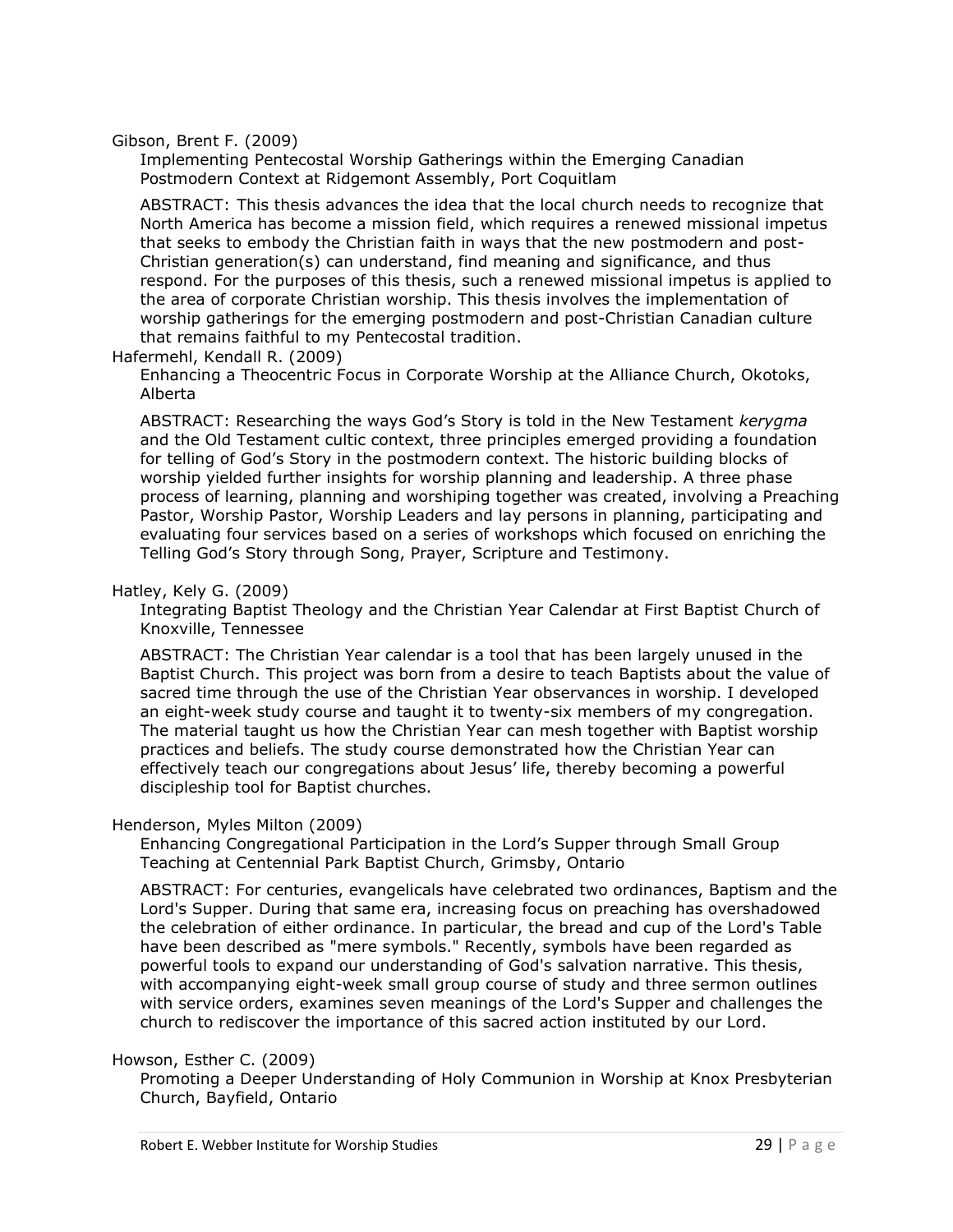Gibson, Brent F. (2009)

Implementing Pentecostal Worship Gatherings within the Emerging Canadian Postmodern Context at Ridgemont Assembly, Port Coquitlam

ABSTRACT: This thesis advances the idea that the local church needs to recognize that North America has become a mission field, which requires a renewed missional impetus that seeks to embody the Christian faith in ways that the new postmodern and post-Christian generation(s) can understand, find meaning and significance, and thus respond. For the purposes of this thesis, such a renewed missional impetus is applied to the area of corporate Christian worship. This thesis involves the implementation of worship gatherings for the emerging postmodern and post-Christian Canadian culture that remains faithful to my Pentecostal tradition.

Hafermehl, Kendall R. (2009)

Enhancing a Theocentric Focus in Corporate Worship at the Alliance Church, Okotoks, Alberta

ABSTRACT: Researching the ways God's Story is told in the New Testament *kerygma* and the Old Testament cultic context, three principles emerged providing a foundation for telling of God's Story in the postmodern context. The historic building blocks of worship yielded further insights for worship planning and leadership. A three phase process of learning, planning and worshiping together was created, involving a Preaching Pastor, Worship Pastor, Worship Leaders and lay persons in planning, participating and evaluating four services based on a series of workshops which focused on enriching the Telling God's Story through Song, Prayer, Scripture and Testimony.

Hatley, Kely G. (2009)

Integrating Baptist Theology and the Christian Year Calendar at First Baptist Church of Knoxville, Tennessee

ABSTRACT: The Christian Year calendar is a tool that has been largely unused in the Baptist Church. This project was born from a desire to teach Baptists about the value of sacred time through the use of the Christian Year observances in worship. I developed an eight-week study course and taught it to twenty-six members of my congregation. The material taught us how the Christian Year can mesh together with Baptist worship practices and beliefs. The study course demonstrated how the Christian Year can effectively teach our congregations about Jesus' life, thereby becoming a powerful discipleship tool for Baptist churches.

Henderson, Myles Milton (2009)

Enhancing Congregational Participation in the Lord's Supper through Small Group Teaching at Centennial Park Baptist Church, Grimsby, Ontario

ABSTRACT: For centuries, evangelicals have celebrated two ordinances, Baptism and the Lord's Supper. During that same era, increasing focus on preaching has overshadowed the celebration of either ordinance. In particular, the bread and cup of the Lord's Table have been described as "mere symbols." Recently, symbols have been regarded as powerful tools to expand our understanding of God's salvation narrative. This thesis, with accompanying eight-week small group course of study and three sermon outlines with service orders, examines seven meanings of the Lord's Supper and challenges the church to rediscover the importance of this sacred action instituted by our Lord.

Howson, Esther C. (2009)

Promoting a Deeper Understanding of Holy Communion in Worship at Knox Presbyterian Church, Bayfield, Ontario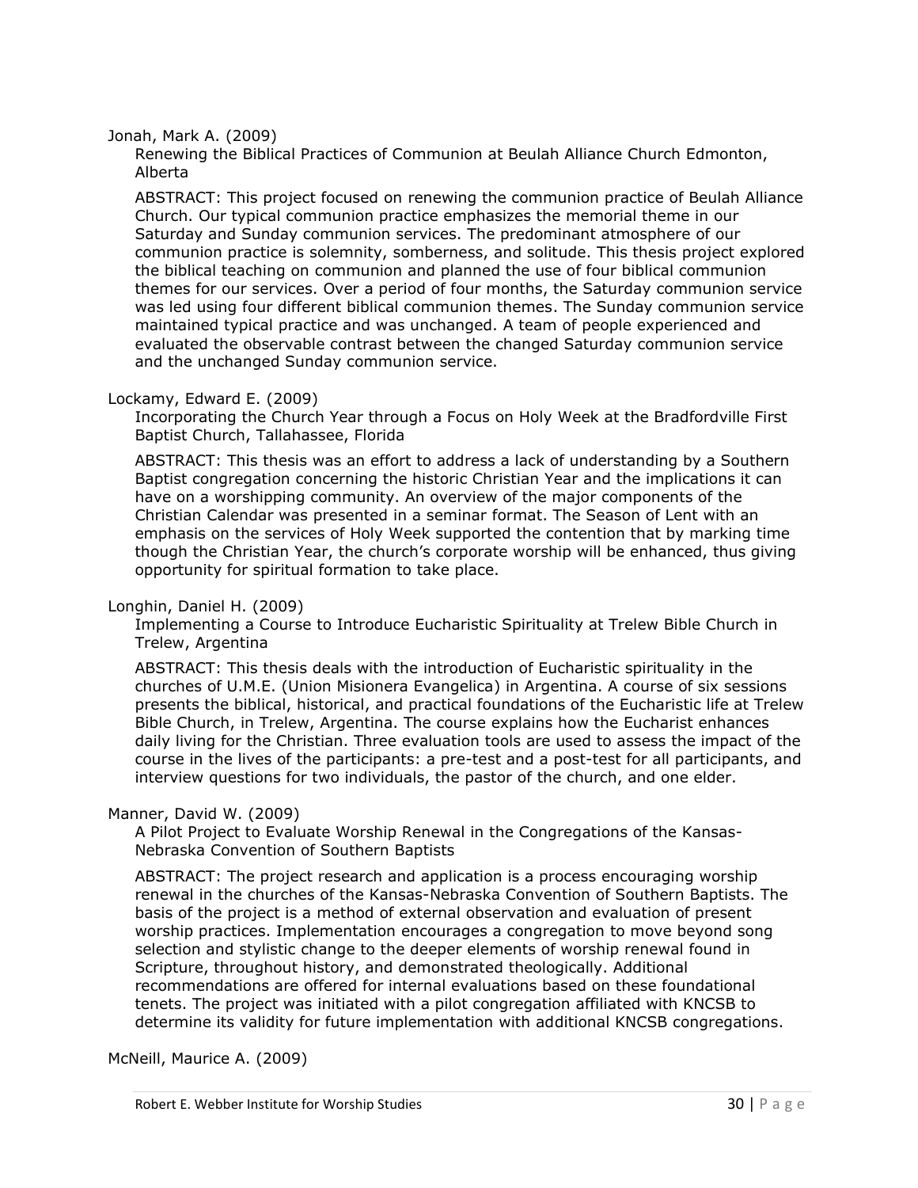Jonah, Mark A. (2009)

Renewing the Biblical Practices of Communion at Beulah Alliance Church Edmonton, Alberta

ABSTRACT: This project focused on renewing the communion practice of Beulah Alliance Church. Our typical communion practice emphasizes the memorial theme in our Saturday and Sunday communion services. The predominant atmosphere of our communion practice is solemnity, somberness, and solitude. This thesis project explored the biblical teaching on communion and planned the use of four biblical communion themes for our services. Over a period of four months, the Saturday communion service was led using four different biblical communion themes. The Sunday communion service maintained typical practice and was unchanged. A team of people experienced and evaluated the observable contrast between the changed Saturday communion service and the unchanged Sunday communion service.

Lockamy, Edward E. (2009)

Incorporating the Church Year through a Focus on Holy Week at the Bradfordville First Baptist Church, Tallahassee, Florida

ABSTRACT: This thesis was an effort to address a lack of understanding by a Southern Baptist congregation concerning the historic Christian Year and the implications it can have on a worshipping community. An overview of the major components of the Christian Calendar was presented in a seminar format. The Season of Lent with an emphasis on the services of Holy Week supported the contention that by marking time though the Christian Year, the church's corporate worship will be enhanced, thus giving opportunity for spiritual formation to take place.

Longhin, Daniel H. (2009)

Implementing a Course to Introduce Eucharistic Spirituality at Trelew Bible Church in Trelew, Argentina

ABSTRACT: This thesis deals with the introduction of Eucharistic spirituality in the churches of U.M.E. (Union Misionera Evangelica) in Argentina. A course of six sessions presents the biblical, historical, and practical foundations of the Eucharistic life at Trelew Bible Church, in Trelew, Argentina. The course explains how the Eucharist enhances daily living for the Christian. Three evaluation tools are used to assess the impact of the course in the lives of the participants: a pre-test and a post-test for all participants, and interview questions for two individuals, the pastor of the church, and one elder.

Manner, David W. (2009)

A Pilot Project to Evaluate Worship Renewal in the Congregations of the Kansas-Nebraska Convention of Southern Baptists

ABSTRACT: The project research and application is a process encouraging worship renewal in the churches of the Kansas-Nebraska Convention of Southern Baptists. The basis of the project is a method of external observation and evaluation of present worship practices. Implementation encourages a congregation to move beyond song selection and stylistic change to the deeper elements of worship renewal found in Scripture, throughout history, and demonstrated theologically. Additional recommendations are offered for internal evaluations based on these foundational tenets. The project was initiated with a pilot congregation affiliated with KNCSB to determine its validity for future implementation with additional KNCSB congregations.

McNeill, Maurice A. (2009)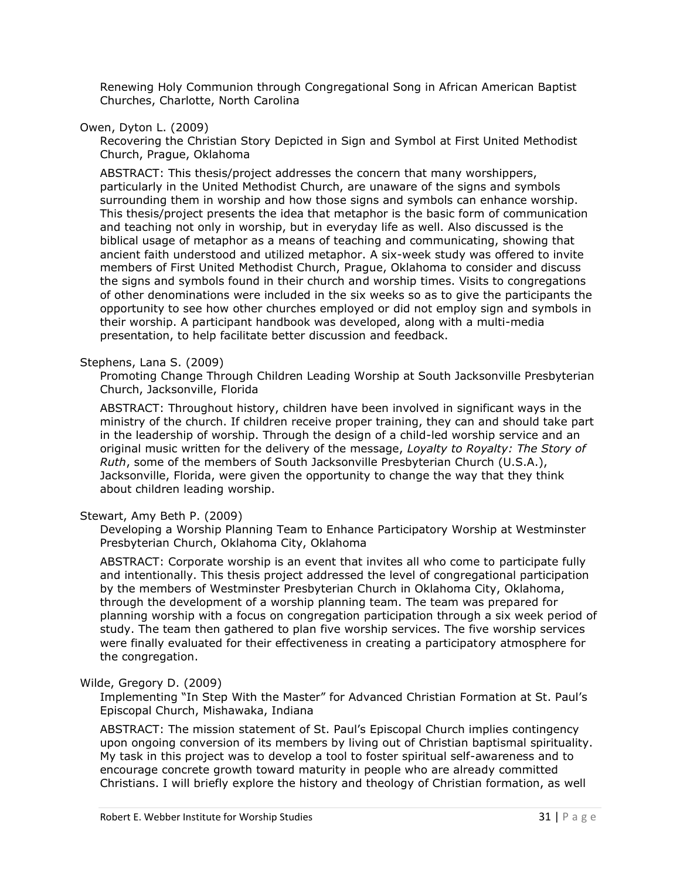Renewing Holy Communion through Congregational Song in African American Baptist Churches, Charlotte, North Carolina

Owen, Dyton L. (2009)

Recovering the Christian Story Depicted in Sign and Symbol at First United Methodist Church, Prague, Oklahoma

ABSTRACT: This thesis/project addresses the concern that many worshippers, particularly in the United Methodist Church, are unaware of the signs and symbols surrounding them in worship and how those signs and symbols can enhance worship. This thesis/project presents the idea that metaphor is the basic form of communication and teaching not only in worship, but in everyday life as well. Also discussed is the biblical usage of metaphor as a means of teaching and communicating, showing that ancient faith understood and utilized metaphor. A six-week study was offered to invite members of First United Methodist Church, Prague, Oklahoma to consider and discuss the signs and symbols found in their church and worship times. Visits to congregations of other denominations were included in the six weeks so as to give the participants the opportunity to see how other churches employed or did not employ sign and symbols in their worship. A participant handbook was developed, along with a multi-media presentation, to help facilitate better discussion and feedback.

Stephens, Lana S. (2009)

Promoting Change Through Children Leading Worship at South Jacksonville Presbyterian Church, Jacksonville, Florida

ABSTRACT: Throughout history, children have been involved in significant ways in the ministry of the church. If children receive proper training, they can and should take part in the leadership of worship. Through the design of a child-led worship service and an original music written for the delivery of the message, *Loyalty to Royalty: The Story of Ruth*, some of the members of South Jacksonville Presbyterian Church (U.S.A.), Jacksonville, Florida, were given the opportunity to change the way that they think about children leading worship.

Stewart, Amy Beth P. (2009)

Developing a Worship Planning Team to Enhance Participatory Worship at Westminster Presbyterian Church, Oklahoma City, Oklahoma

ABSTRACT: Corporate worship is an event that invites all who come to participate fully and intentionally. This thesis project addressed the level of congregational participation by the members of Westminster Presbyterian Church in Oklahoma City, Oklahoma, through the development of a worship planning team. The team was prepared for planning worship with a focus on congregation participation through a six week period of study. The team then gathered to plan five worship services. The five worship services were finally evaluated for their effectiveness in creating a participatory atmosphere for the congregation.

Wilde, Gregory D. (2009)

Implementing "In Step With the Master" for Advanced Christian Formation at St. Paul's Episcopal Church, Mishawaka, Indiana

ABSTRACT: The mission statement of St. Paul's Episcopal Church implies contingency upon ongoing conversion of its members by living out of Christian baptismal spirituality. My task in this project was to develop a tool to foster spiritual self-awareness and to encourage concrete growth toward maturity in people who are already committed Christians. I will briefly explore the history and theology of Christian formation, as well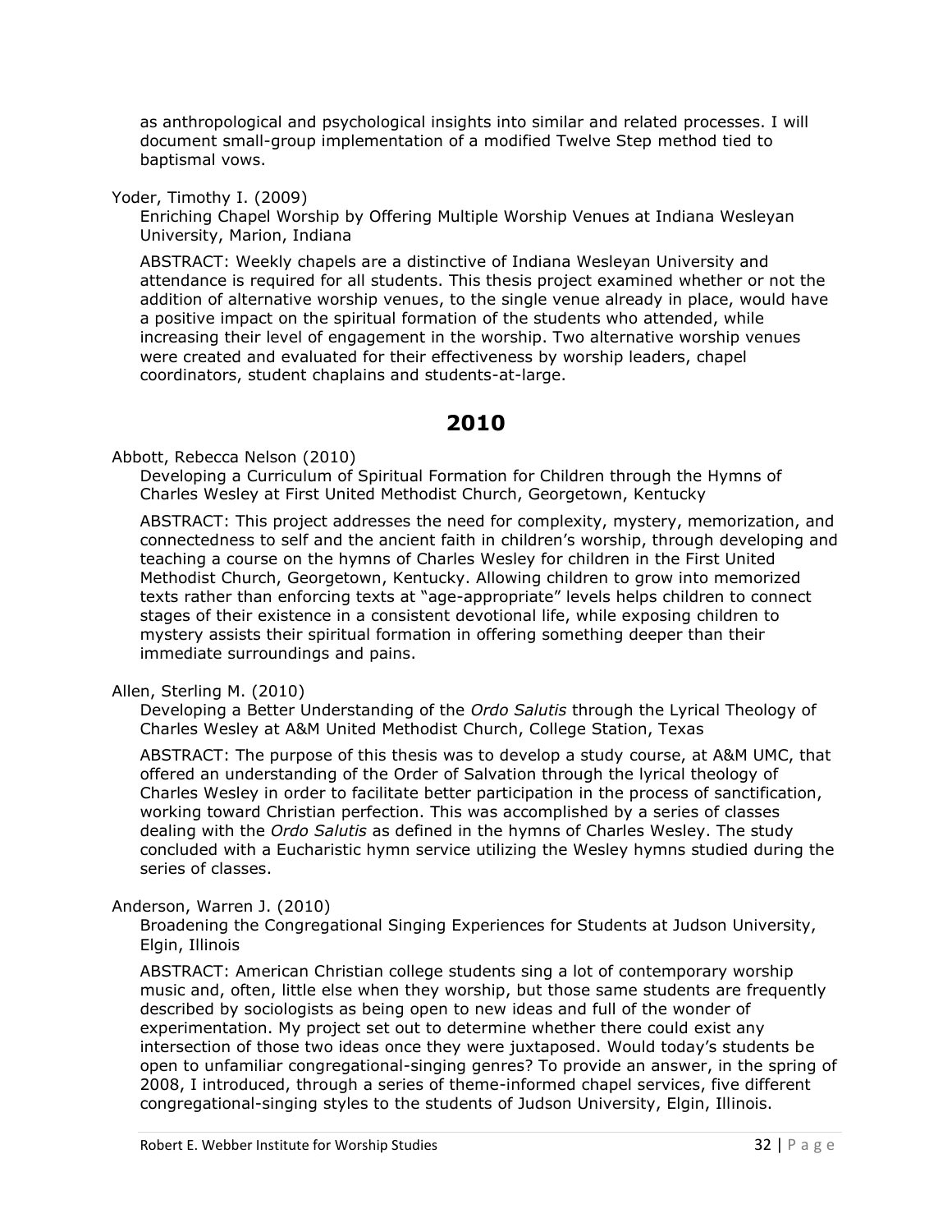as anthropological and psychological insights into similar and related processes. I will document small-group implementation of a modified Twelve Step method tied to baptismal vows.

Yoder, Timothy I. (2009)

Enriching Chapel Worship by Offering Multiple Worship Venues at Indiana Wesleyan University, Marion, Indiana

ABSTRACT: Weekly chapels are a distinctive of Indiana Wesleyan University and attendance is required for all students. This thesis project examined whether or not the addition of alternative worship venues, to the single venue already in place, would have a positive impact on the spiritual formation of the students who attended, while increasing their level of engagement in the worship. Two alternative worship venues were created and evaluated for their effectiveness by worship leaders, chapel coordinators, student chaplains and students-at-large.

## 2010

Abbott, Rebecca Nelson (2010)

Developing a Curriculum of Spiritual Formation for Children through the Hymns of Charles Wesley at First United Methodist Church, Georgetown, Kentucky

ABSTRACT: This project addresses the need for complexity, mystery, memorization, and connectedness to self and the ancient faith in children's worship, through developing and teaching a course on the hymns of Charles Wesley for children in the First United Methodist Church, Georgetown, Kentucky. Allowing children to grow into memorized texts rather than enforcing texts at "age-appropriate" levels helps children to connect stages of their existence in a consistent devotional life, while exposing children to mystery assists their spiritual formation in offering something deeper than their immediate surroundings and pains.

Allen, Sterling M. (2010)

Developing a Better Understanding of the *Ordo Salutis* through the Lyrical Theology of Charles Wesley at A&M United Methodist Church, College Station, Texas

ABSTRACT: The purpose of this thesis was to develop a study course, at A&M UMC, that offered an understanding of the Order of Salvation through the lyrical theology of Charles Wesley in order to facilitate better participation in the process of sanctification, working toward Christian perfection. This was accomplished by a series of classes dealing with the *Ordo Salutis* as defined in the hymns of Charles Wesley. The study concluded with a Eucharistic hymn service utilizing the Wesley hymns studied during the series of classes.

Anderson, Warren J. (2010)

Broadening the Congregational Singing Experiences for Students at Judson University, Elgin, Illinois

ABSTRACT: American Christian college students sing a lot of contemporary worship music and, often, little else when they worship, but those same students are frequently described by sociologists as being open to new ideas and full of the wonder of experimentation. My project set out to determine whether there could exist any intersection of those two ideas once they were juxtaposed. Would today's students be open to unfamiliar congregational-singing genres? To provide an answer, in the spring of 2008, I introduced, through a series of theme-informed chapel services, five different congregational-singing styles to the students of Judson University, Elgin, Illinois.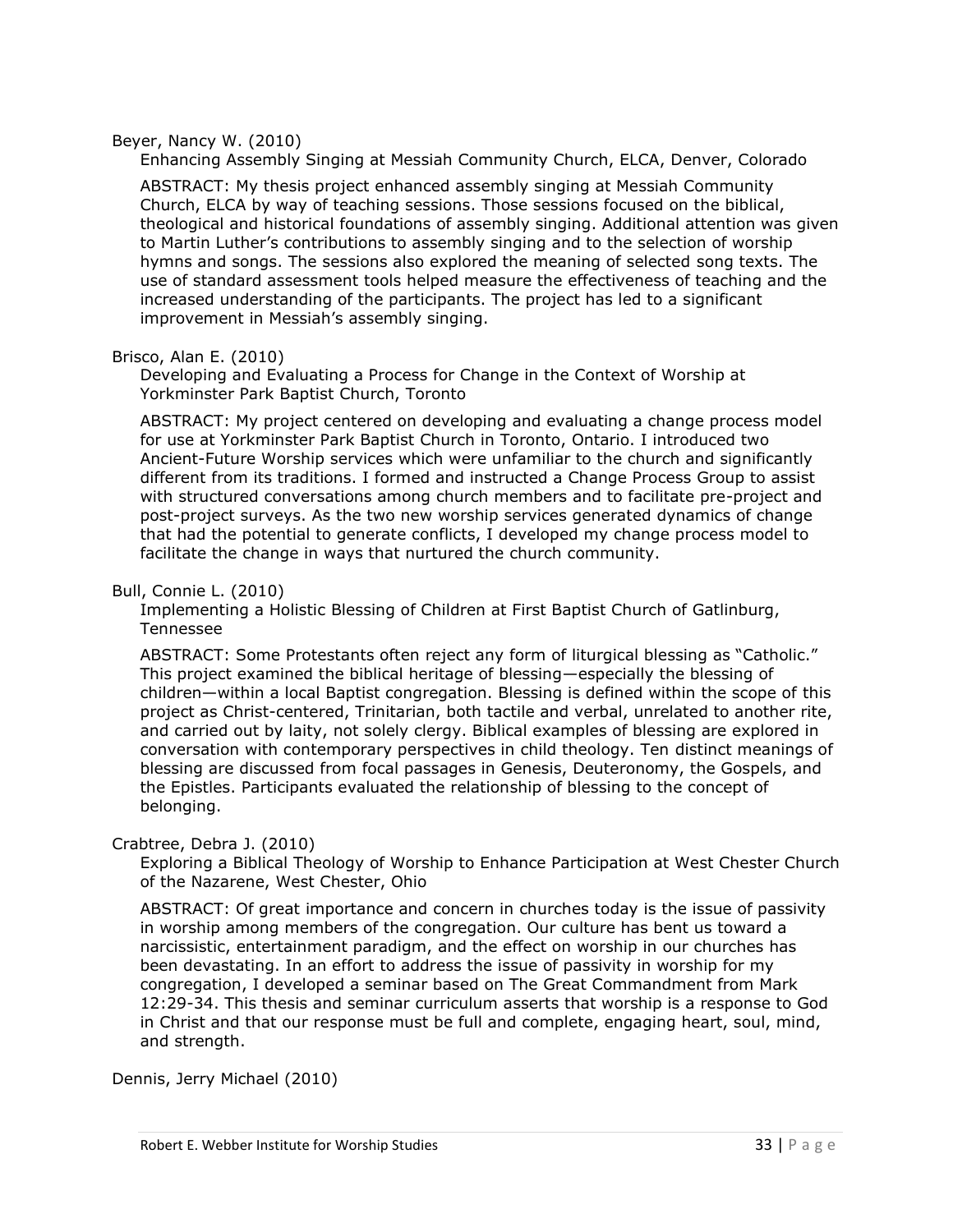Beyer, Nancy W. (2010)

Enhancing Assembly Singing at Messiah Community Church, ELCA, Denver, Colorado

ABSTRACT: My thesis project enhanced assembly singing at Messiah Community Church, ELCA by way of teaching sessions. Those sessions focused on the biblical, theological and historical foundations of assembly singing. Additional attention was given to Martin Luther's contributions to assembly singing and to the selection of worship hymns and songs. The sessions also explored the meaning of selected song texts. The use of standard assessment tools helped measure the effectiveness of teaching and the increased understanding of the participants. The project has led to a significant improvement in Messiah's assembly singing.

Brisco, Alan E. (2010)

Developing and Evaluating a Process for Change in the Context of Worship at Yorkminster Park Baptist Church, Toronto

ABSTRACT: My project centered on developing and evaluating a change process model for use at Yorkminster Park Baptist Church in Toronto, Ontario. I introduced two Ancient-Future Worship services which were unfamiliar to the church and significantly different from its traditions. I formed and instructed a Change Process Group to assist with structured conversations among church members and to facilitate pre-project and post-project surveys. As the two new worship services generated dynamics of change that had the potential to generate conflicts, I developed my change process model to facilitate the change in ways that nurtured the church community.

Bull, Connie L. (2010)

Implementing a Holistic Blessing of Children at First Baptist Church of Gatlinburg, Tennessee

ABSTRACT: Some Protestants often reject any form of liturgical blessing as "Catholic." This project examined the biblical heritage of blessing—especially the blessing of children—within a local Baptist congregation. Blessing is defined within the scope of this project as Christ-centered, Trinitarian, both tactile and verbal, unrelated to another rite, and carried out by laity, not solely clergy. Biblical examples of blessing are explored in conversation with contemporary perspectives in child theology. Ten distinct meanings of blessing are discussed from focal passages in Genesis, Deuteronomy, the Gospels, and the Epistles. Participants evaluated the relationship of blessing to the concept of belonging.

Crabtree, Debra J. (2010)

Exploring a Biblical Theology of Worship to Enhance Participation at West Chester Church of the Nazarene, West Chester, Ohio

ABSTRACT: Of great importance and concern in churches today is the issue of passivity in worship among members of the congregation. Our culture has bent us toward a narcissistic, entertainment paradigm, and the effect on worship in our churches has been devastating. In an effort to address the issue of passivity in worship for my congregation, I developed a seminar based on The Great Commandment from Mark 12:29-34. This thesis and seminar curriculum asserts that worship is a response to God in Christ and that our response must be full and complete, engaging heart, soul, mind, and strength.

Dennis, Jerry Michael (2010)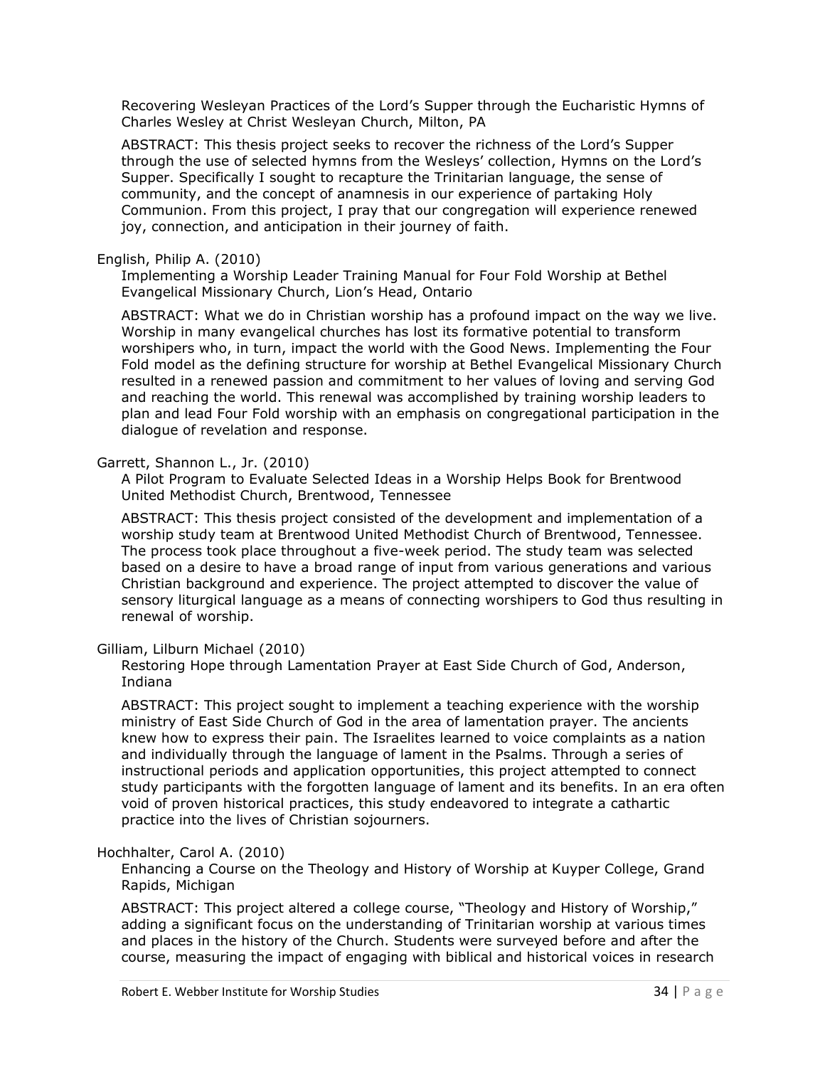Recovering Wesleyan Practices of the Lord's Supper through the Eucharistic Hymns of Charles Wesley at Christ Wesleyan Church, Milton, PA

ABSTRACT: This thesis project seeks to recover the richness of the Lord's Supper through the use of selected hymns from the Wesleys' collection, Hymns on the Lord's Supper. Specifically I sought to recapture the Trinitarian language, the sense of community, and the concept of anamnesis in our experience of partaking Holy Communion. From this project, I pray that our congregation will experience renewed joy, connection, and anticipation in their journey of faith.

English, Philip A. (2010)

Implementing a Worship Leader Training Manual for Four Fold Worship at Bethel Evangelical Missionary Church, Lion's Head, Ontario

ABSTRACT: What we do in Christian worship has a profound impact on the way we live. Worship in many evangelical churches has lost its formative potential to transform worshipers who, in turn, impact the world with the Good News. Implementing the Four Fold model as the defining structure for worship at Bethel Evangelical Missionary Church resulted in a renewed passion and commitment to her values of loving and serving God and reaching the world. This renewal was accomplished by training worship leaders to plan and lead Four Fold worship with an emphasis on congregational participation in the dialogue of revelation and response.

Garrett, Shannon L., Jr. (2010)

A Pilot Program to Evaluate Selected Ideas in a Worship Helps Book for Brentwood United Methodist Church, Brentwood, Tennessee

ABSTRACT: This thesis project consisted of the development and implementation of a worship study team at Brentwood United Methodist Church of Brentwood, Tennessee. The process took place throughout a five-week period. The study team was selected based on a desire to have a broad range of input from various generations and various Christian background and experience. The project attempted to discover the value of sensory liturgical language as a means of connecting worshipers to God thus resulting in renewal of worship.

Gilliam, Lilburn Michael (2010)

Restoring Hope through Lamentation Prayer at East Side Church of God, Anderson, Indiana

ABSTRACT: This project sought to implement a teaching experience with the worship ministry of East Side Church of God in the area of lamentation prayer. The ancients knew how to express their pain. The Israelites learned to voice complaints as a nation and individually through the language of lament in the Psalms. Through a series of instructional periods and application opportunities, this project attempted to connect study participants with the forgotten language of lament and its benefits. In an era often void of proven historical practices, this study endeavored to integrate a cathartic practice into the lives of Christian sojourners.

Hochhalter, Carol A. (2010)

Enhancing a Course on the Theology and History of Worship at Kuyper College, Grand Rapids, Michigan

ABSTRACT: This project altered a college course, "Theology and History of Worship," adding a significant focus on the understanding of Trinitarian worship at various times and places in the history of the Church. Students were surveyed before and after the course, measuring the impact of engaging with biblical and historical voices in research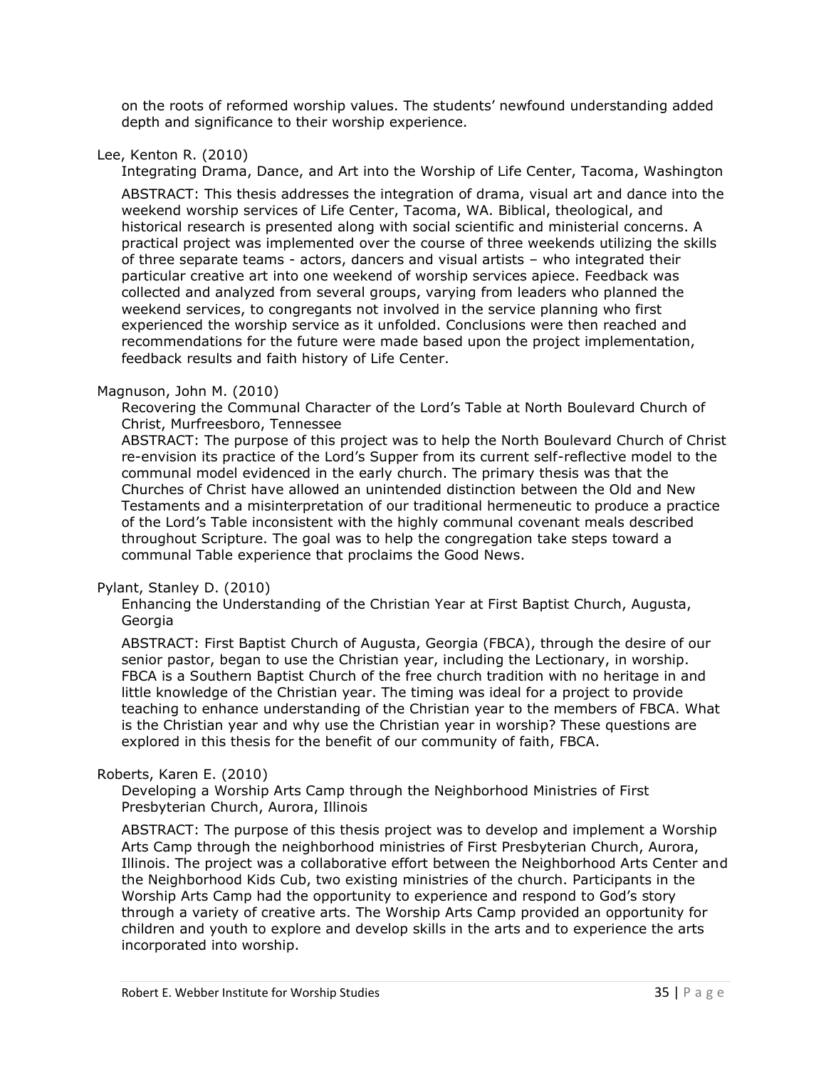on the roots of reformed worship values. The students' newfound understanding added depth and significance to their worship experience.

Lee, Kenton R. (2010)

Integrating Drama, Dance, and Art into the Worship of Life Center, Tacoma, Washington

ABSTRACT: This thesis addresses the integration of drama, visual art and dance into the weekend worship services of Life Center, Tacoma, WA. Biblical, theological, and historical research is presented along with social scientific and ministerial concerns. A practical project was implemented over the course of three weekends utilizing the skills of three separate teams - actors, dancers and visual artists – who integrated their particular creative art into one weekend of worship services apiece. Feedback was collected and analyzed from several groups, varying from leaders who planned the weekend services, to congregants not involved in the service planning who first experienced the worship service as it unfolded. Conclusions were then reached and recommendations for the future were made based upon the project implementation, feedback results and faith history of Life Center.

Magnuson, John M. (2010)

Recovering the Communal Character of the Lord's Table at North Boulevard Church of Christ, Murfreesboro, Tennessee

ABSTRACT: The purpose of this project was to help the North Boulevard Church of Christ re-envision its practice of the Lord's Supper from its current self-reflective model to the communal model evidenced in the early church. The primary thesis was that the Churches of Christ have allowed an unintended distinction between the Old and New Testaments and a misinterpretation of our traditional hermeneutic to produce a practice of the Lord's Table inconsistent with the highly communal covenant meals described throughout Scripture. The goal was to help the congregation take steps toward a communal Table experience that proclaims the Good News.

Pylant, Stanley D. (2010)

Enhancing the Understanding of the Christian Year at First Baptist Church, Augusta, Georgia

ABSTRACT: First Baptist Church of Augusta, Georgia (FBCA), through the desire of our senior pastor, began to use the Christian year, including the Lectionary, in worship. FBCA is a Southern Baptist Church of the free church tradition with no heritage in and little knowledge of the Christian year. The timing was ideal for a project to provide teaching to enhance understanding of the Christian year to the members of FBCA. What is the Christian year and why use the Christian year in worship? These questions are explored in this thesis for the benefit of our community of faith, FBCA.

Roberts, Karen E. (2010)

Developing a Worship Arts Camp through the Neighborhood Ministries of First Presbyterian Church, Aurora, Illinois

ABSTRACT: The purpose of this thesis project was to develop and implement a Worship Arts Camp through the neighborhood ministries of First Presbyterian Church, Aurora, Illinois. The project was a collaborative effort between the Neighborhood Arts Center and the Neighborhood Kids Cub, two existing ministries of the church. Participants in the Worship Arts Camp had the opportunity to experience and respond to God's story through a variety of creative arts. The Worship Arts Camp provided an opportunity for children and youth to explore and develop skills in the arts and to experience the arts incorporated into worship.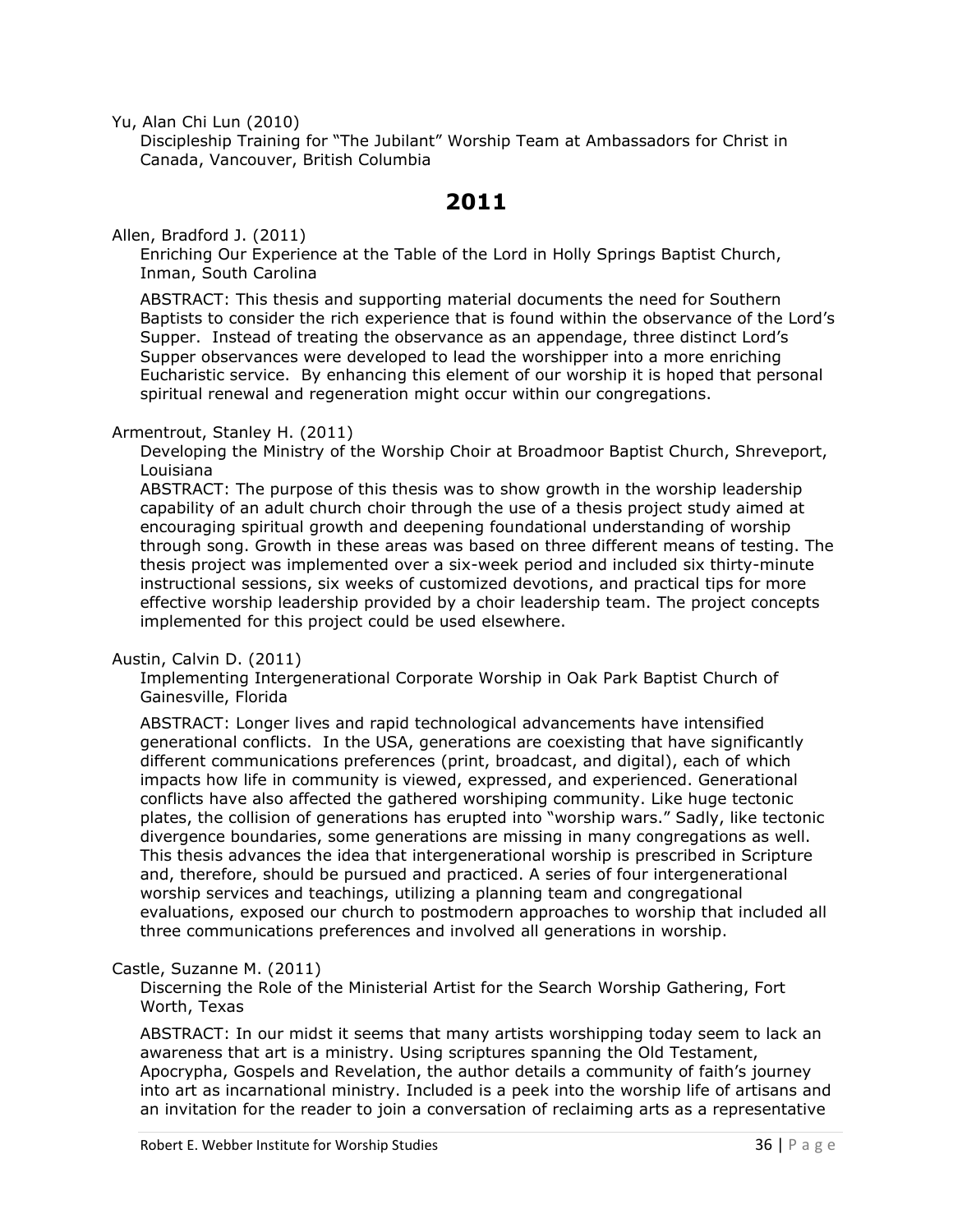Yu, Alan Chi Lun (2010)

Discipleship Training for “The Jubilant” Worship Team at Ambassadors for Christ in Canada, Vancouver, British Columbia

## 2011

Allen, Bradford J. (2011)

Enriching Our Experience at the Table of the Lord in Holly Springs Baptist Church, Inman, South Carolina

ABSTRACT: This thesis and supporting material documents the need for Southern Baptists to consider the rich experience that is found within the observance of the Lord’s Supper. Instead of treating the observance as an appendage, three distinct Lord’s Supper observances were developed to lead the worshipper into a more enriching Eucharistic service. By enhancing this element of our worship it is hoped that personal spiritual renewal and regeneration might occur within our congregations.

Armentrout, Stanley H. (2011)

Developing the Ministry of the Worship Choir at Broadmoor Baptist Church, Shreveport, Louisiana

ABSTRACT: The purpose of this thesis was to show growth in the worship leadership capability of an adult church choir through the use of a thesis project study aimed at encouraging spiritual growth and deepening foundational understanding of worship through song. Growth in these areas was based on three different means of testing. The thesis project was implemented over a six-week period and included six thirty-minute instructional sessions, six weeks of customized devotions, and practical tips for more effective worship leadership provided by a choir leadership team. The project concepts implemented for this project could be used elsewhere.

Austin, Calvin D. (2011)

Implementing Intergenerational Corporate Worship in Oak Park Baptist Church of Gainesville, Florida

ABSTRACT: Longer lives and rapid technological advancements have intensified generational conflicts. In the USA, generations are coexisting that have significantly different communications preferences (print, broadcast, and digital), each of which impacts how life in community is viewed, expressed, and experienced. Generational conflicts have also affected the gathered worshiping community. Like huge tectonic plates, the collision of generations has erupted into “worship wars.” Sadly, like tectonic divergence boundaries, some generations are missing in many congregations as well. This thesis advances the idea that intergenerational worship is prescribed in Scripture and, therefore, should be pursued and practiced. A series of four intergenerational worship services and teachings, utilizing a planning team and congregational evaluations, exposed our church to postmodern approaches to worship that included all three communications preferences and involved all generations in worship.

Castle, Suzanne M. (2011)

Discerning the Role of the Ministerial Artist for the Search Worship Gathering, Fort Worth, Texas

ABSTRACT: In our midst it seems that many artists worshipping today seem to lack an awareness that art is a ministry. Using scriptures spanning the Old Testament, Apocrypha, Gospels and Revelation, the author details a community of faith’s journey into art as incarnational ministry. Included is a peek into the worship life of artisans and an invitation for the reader to join a conversation of reclaiming arts as a representative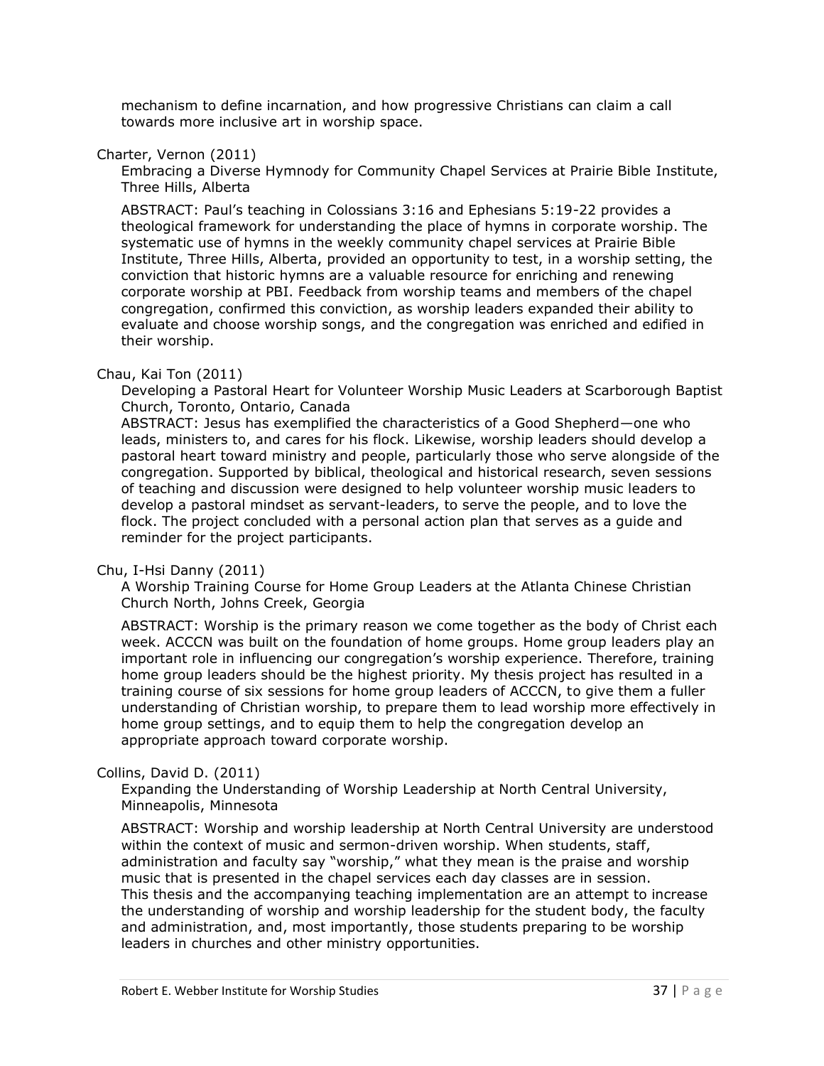mechanism to define incarnation, and how progressive Christians can claim a call towards more inclusive art in worship space.

Charter, Vernon (2011)

Embracing a Diverse Hymnody for Community Chapel Services at Prairie Bible Institute, Three Hills, Alberta

ABSTRACT: Paul's teaching in Colossians 3:16 and Ephesians 5:19-22 provides a theological framework for understanding the place of hymns in corporate worship. The systematic use of hymns in the weekly community chapel services at Prairie Bible Institute, Three Hills, Alberta, provided an opportunity to test, in a worship setting, the conviction that historic hymns are a valuable resource for enriching and renewing corporate worship at PBI. Feedback from worship teams and members of the chapel congregation, confirmed this conviction, as worship leaders expanded their ability to evaluate and choose worship songs, and the congregation was enriched and edified in their worship.

Chau, Kai Ton (2011)

Developing a Pastoral Heart for Volunteer Worship Music Leaders at Scarborough Baptist Church, Toronto, Ontario, Canada

ABSTRACT: Jesus has exemplified the characteristics of a Good Shepherd—one who leads, ministers to, and cares for his flock. Likewise, worship leaders should develop a pastoral heart toward ministry and people, particularly those who serve alongside of the congregation. Supported by biblical, theological and historical research, seven sessions of teaching and discussion were designed to help volunteer worship music leaders to develop a pastoral mindset as servant-leaders, to serve the people, and to love the flock. The project concluded with a personal action plan that serves as a guide and reminder for the project participants.

Chu, I-Hsi Danny (2011)

A Worship Training Course for Home Group Leaders at the Atlanta Chinese Christian Church North, Johns Creek, Georgia

ABSTRACT: Worship is the primary reason we come together as the body of Christ each week. ACCCN was built on the foundation of home groups. Home group leaders play an important role in influencing our congregation's worship experience. Therefore, training home group leaders should be the highest priority. My thesis project has resulted in a training course of six sessions for home group leaders of ACCCN, to give them a fuller understanding of Christian worship, to prepare them to lead worship more effectively in home group settings, and to equip them to help the congregation develop an appropriate approach toward corporate worship.

Collins, David D. (2011)

Expanding the Understanding of Worship Leadership at North Central University, Minneapolis, Minnesota

ABSTRACT: Worship and worship leadership at North Central University are understood within the context of music and sermon-driven worship. When students, staff, administration and faculty say "worship," what they mean is the praise and worship music that is presented in the chapel services each day classes are in session. This thesis and the accompanying teaching implementation are an attempt to increase the understanding of worship and worship leadership for the student body, the faculty and administration, and, most importantly, those students preparing to be worship leaders in churches and other ministry opportunities.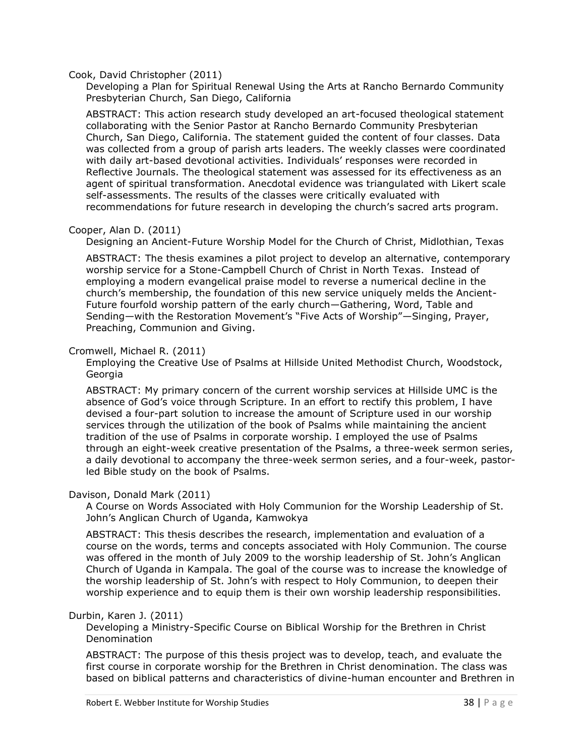Cook, David Christopher (2011)

Developing a Plan for Spiritual Renewal Using the Arts at Rancho Bernardo Community Presbyterian Church, San Diego, California

ABSTRACT: This action research study developed an art-focused theological statement collaborating with the Senior Pastor at Rancho Bernardo Community Presbyterian Church, San Diego, California. The statement guided the content of four classes. Data was collected from a group of parish arts leaders. The weekly classes were coordinated with daily art-based devotional activities. Individuals' responses were recorded in Reflective Journals. The theological statement was assessed for its effectiveness as an agent of spiritual transformation. Anecdotal evidence was triangulated with Likert scale self-assessments. The results of the classes were critically evaluated with recommendations for future research in developing the church's sacred arts program.

Cooper, Alan D. (2011)

Designing an Ancient-Future Worship Model for the Church of Christ, Midlothian, Texas

ABSTRACT: The thesis examines a pilot project to develop an alternative, contemporary worship service for a Stone-Campbell Church of Christ in North Texas. Instead of employing a modern evangelical praise model to reverse a numerical decline in the church's membership, the foundation of this new service uniquely melds the Ancient-Future fourfold worship pattern of the early church—Gathering, Word, Table and Sending—with the Restoration Movement's "Five Acts of Worship"—Singing, Prayer, Preaching, Communion and Giving.

Cromwell, Michael R. (2011)

Employing the Creative Use of Psalms at Hillside United Methodist Church, Woodstock, Georgia

ABSTRACT: My primary concern of the current worship services at Hillside UMC is the absence of God's voice through Scripture. In an effort to rectify this problem, I have devised a four-part solution to increase the amount of Scripture used in our worship services through the utilization of the book of Psalms while maintaining the ancient tradition of the use of Psalms in corporate worship. I employed the use of Psalms through an eight-week creative presentation of the Psalms, a three-week sermon series, a daily devotional to accompany the three-week sermon series, and a four-week, pastor-led Bible study on the book of Psalms.

Davison, Donald Mark (2011)

A Course on Words Associated with Holy Communion for the Worship Leadership of St. John's Anglican Church of Uganda, Kamwokya

ABSTRACT: This thesis describes the research, implementation and evaluation of a course on the words, terms and concepts associated with Holy Communion. The course was offered in the month of July 2009 to the worship leadership of St. John's Anglican Church of Uganda in Kampala. The goal of the course was to increase the knowledge of the worship leadership of St. John's with respect to Holy Communion, to deepen their worship experience and to equip them is their own worship leadership responsibilities.

Durbin, Karen J. (2011)

Developing a Ministry-Specific Course on Biblical Worship for the Brethren in Christ Denomination

ABSTRACT: The purpose of this thesis project was to develop, teach, and evaluate the first course in corporate worship for the Brethren in Christ denomination. The class was based on biblical patterns and characteristics of divine-human encounter and Brethren in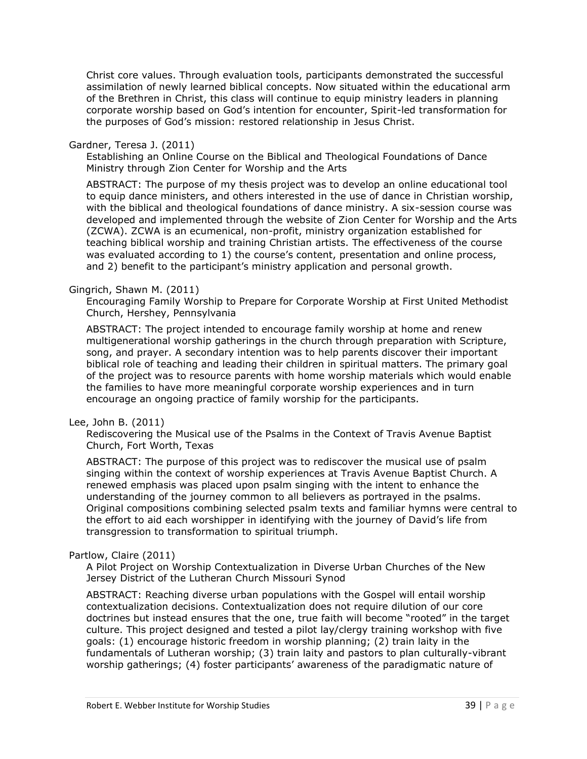Christ core values. Through evaluation tools, participants demonstrated the successful assimilation of newly learned biblical concepts. Now situated within the educational arm of the Brethren in Christ, this class will continue to equip ministry leaders in planning corporate worship based on God's intention for encounter, Spirit-led transformation for the purposes of God's mission: restored relationship in Jesus Christ.

Gardner, Teresa J. (2011)

Establishing an Online Course on the Biblical and Theological Foundations of Dance Ministry through Zion Center for Worship and the Arts

ABSTRACT: The purpose of my thesis project was to develop an online educational tool to equip dance ministers, and others interested in the use of dance in Christian worship, with the biblical and theological foundations of dance ministry. A six-session course was developed and implemented through the website of Zion Center for Worship and the Arts (ZCWA). ZCWA is an ecumenical, non-profit, ministry organization established for teaching biblical worship and training Christian artists. The effectiveness of the course was evaluated according to 1) the course's content, presentation and online process, and 2) benefit to the participant's ministry application and personal growth.

Gingrich, Shawn M. (2011)

Encouraging Family Worship to Prepare for Corporate Worship at First United Methodist Church, Hershey, Pennsylvania

ABSTRACT: The project intended to encourage family worship at home and renew multigenerational worship gatherings in the church through preparation with Scripture, song, and prayer. A secondary intention was to help parents discover their important biblical role of teaching and leading their children in spiritual matters. The primary goal of the project was to resource parents with home worship materials which would enable the families to have more meaningful corporate worship experiences and in turn encourage an ongoing practice of family worship for the participants.

Lee, John B. (2011)

Rediscovering the Musical use of the Psalms in the Context of Travis Avenue Baptist Church, Fort Worth, Texas

ABSTRACT: The purpose of this project was to rediscover the musical use of psalm singing within the context of worship experiences at Travis Avenue Baptist Church. A renewed emphasis was placed upon psalm singing with the intent to enhance the understanding of the journey common to all believers as portrayed in the psalms. Original compositions combining selected psalm texts and familiar hymns were central to the effort to aid each worshipper in identifying with the journey of David's life from transgression to transformation to spiritual triumph.

Partlow, Claire (2011)

A Pilot Project on Worship Contextualization in Diverse Urban Churches of the New Jersey District of the Lutheran Church Missouri Synod

ABSTRACT: Reaching diverse urban populations with the Gospel will entail worship contextualization decisions. Contextualization does not require dilution of our core doctrines but instead ensures that the one, true faith will become "rooted" in the target culture. This project designed and tested a pilot lay/clergy training workshop with five goals: (1) encourage historic freedom in worship planning; (2) train laity in the fundamentals of Lutheran worship; (3) train laity and pastors to plan culturally-vibrant worship gatherings; (4) foster participants' awareness of the paradigmatic nature of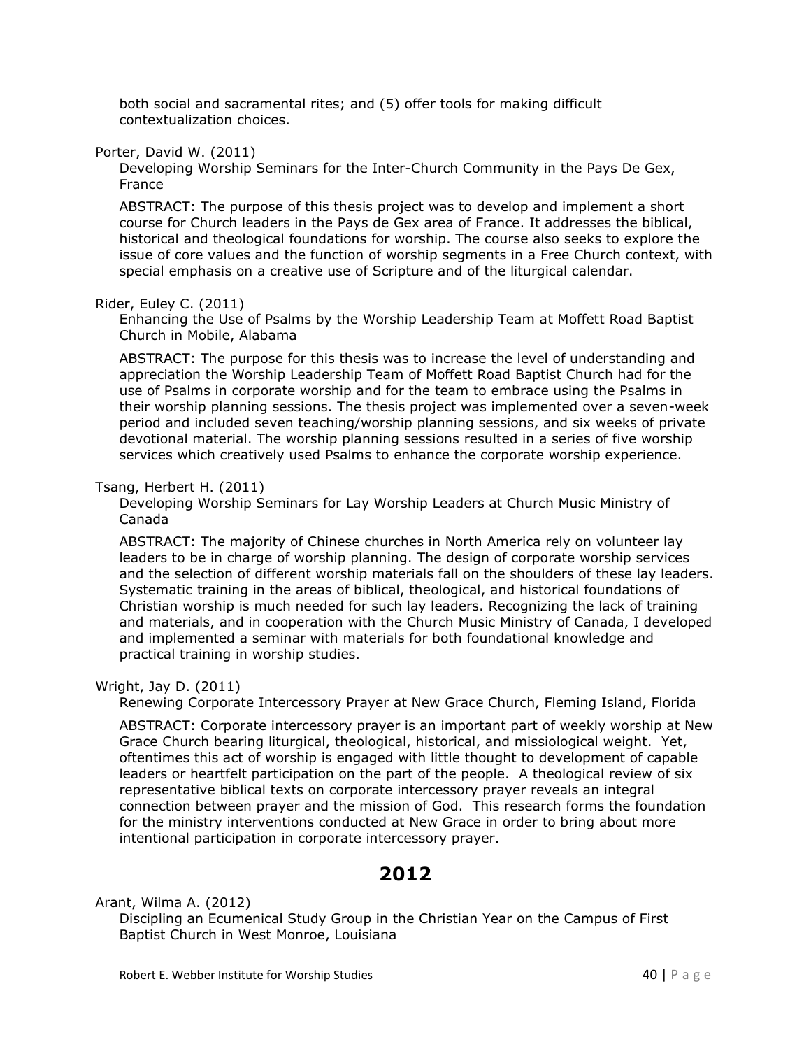both social and sacramental rites; and (5) offer tools for making difficult contextualization choices.

Porter, David W. (2011)

Developing Worship Seminars for the Inter-Church Community in the Pays De Gex, France

ABSTRACT: The purpose of this thesis project was to develop and implement a short course for Church leaders in the Pays de Gex area of France. It addresses the biblical, historical and theological foundations for worship. The course also seeks to explore the issue of core values and the function of worship segments in a Free Church context, with special emphasis on a creative use of Scripture and of the liturgical calendar.

Rider, Euley C. (2011)

Enhancing the Use of Psalms by the Worship Leadership Team at Moffett Road Baptist Church in Mobile, Alabama

ABSTRACT: The purpose for this thesis was to increase the level of understanding and appreciation the Worship Leadership Team of Moffett Road Baptist Church had for the use of Psalms in corporate worship and for the team to embrace using the Psalms in their worship planning sessions. The thesis project was implemented over a seven-week period and included seven teaching/worship planning sessions, and six weeks of private devotional material. The worship planning sessions resulted in a series of five worship services which creatively used Psalms to enhance the corporate worship experience.

Tsang, Herbert H. (2011)

Developing Worship Seminars for Lay Worship Leaders at Church Music Ministry of Canada

ABSTRACT: The majority of Chinese churches in North America rely on volunteer lay leaders to be in charge of worship planning. The design of corporate worship services and the selection of different worship materials fall on the shoulders of these lay leaders. Systematic training in the areas of biblical, theological, and historical foundations of Christian worship is much needed for such lay leaders. Recognizing the lack of training and materials, and in cooperation with the Church Music Ministry of Canada, I developed and implemented a seminar with materials for both foundational knowledge and practical training in worship studies.

Wright, Jay D. (2011)

Renewing Corporate Intercessory Prayer at New Grace Church, Fleming Island, Florida

ABSTRACT: Corporate intercessory prayer is an important part of weekly worship at New Grace Church bearing liturgical, theological, historical, and missiological weight. Yet, oftentimes this act of worship is engaged with little thought to development of capable leaders or heartfelt participation on the part of the people. A theological review of six representative biblical texts on corporate intercessory prayer reveals an integral connection between prayer and the mission of God. This research forms the foundation for the ministry interventions conducted at New Grace in order to bring about more intentional participation in corporate intercessory prayer.

## 2012

Arant, Wilma A. (2012)

Discipling an Ecumenical Study Group in the Christian Year on the Campus of First Baptist Church in West Monroe, Louisiana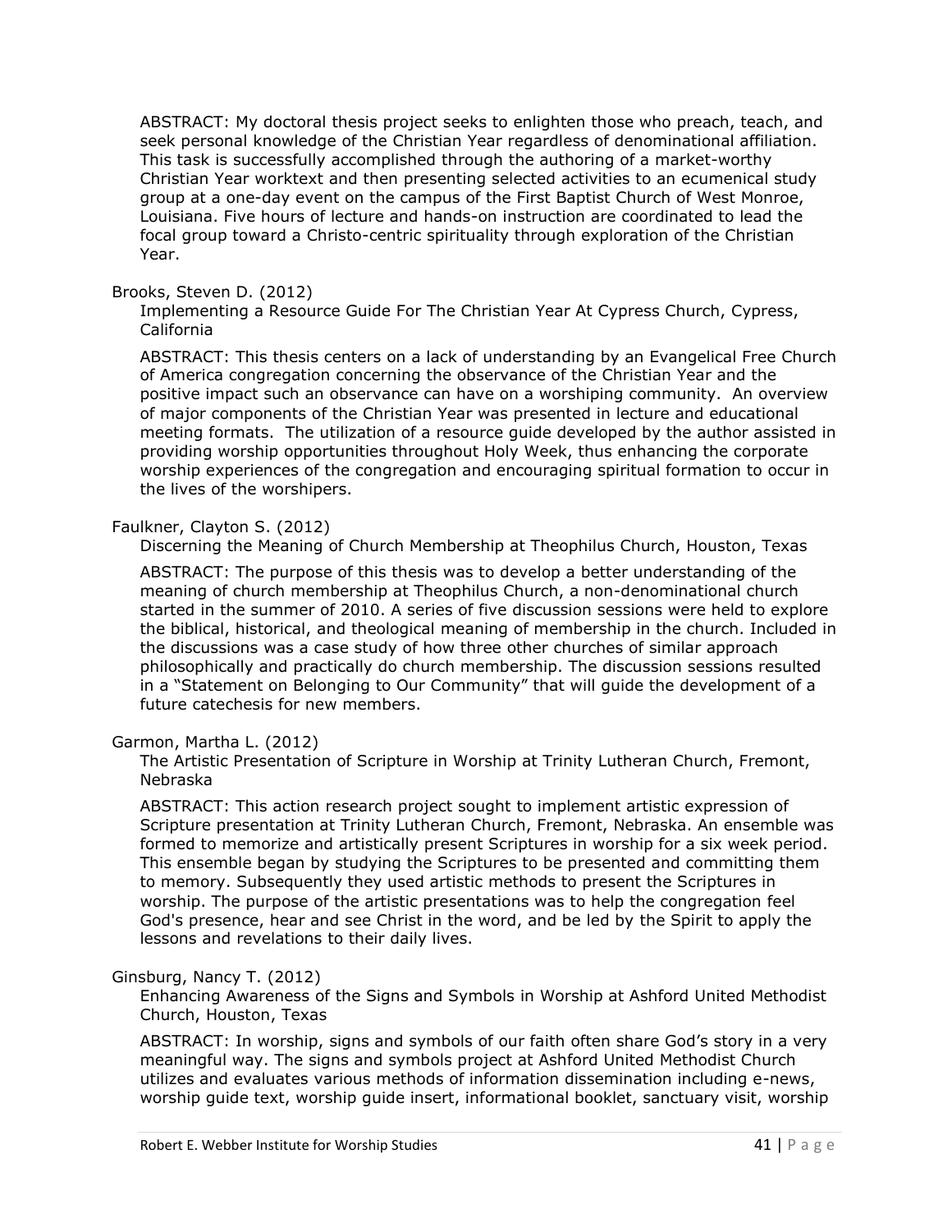ABSTRACT: My doctoral thesis project seeks to enlighten those who preach, teach, and seek personal knowledge of the Christian Year regardless of denominational affiliation. This task is successfully accomplished through the authoring of a market-worthy Christian Year worktext and then presenting selected activities to an ecumenical study group at a one-day event on the campus of the First Baptist Church of West Monroe, Louisiana. Five hours of lecture and hands-on instruction are coordinated to lead the focal group toward a Christo-centric spirituality through exploration of the Christian Year.

Brooks, Steven D. (2012)

Implementing a Resource Guide For The Christian Year At Cypress Church, Cypress, California

ABSTRACT: This thesis centers on a lack of understanding by an Evangelical Free Church of America congregation concerning the observance of the Christian Year and the positive impact such an observance can have on a worshiping community. An overview of major components of the Christian Year was presented in lecture and educational meeting formats. The utilization of a resource guide developed by the author assisted in providing worship opportunities throughout Holy Week, thus enhancing the corporate worship experiences of the congregation and encouraging spiritual formation to occur in the lives of the worshipers.

Faulkner, Clayton S. (2012)

Discerning the Meaning of Church Membership at Theophilus Church, Houston, Texas

ABSTRACT: The purpose of this thesis was to develop a better understanding of the meaning of church membership at Theophilus Church, a non-denominational church started in the summer of 2010. A series of five discussion sessions were held to explore the biblical, historical, and theological meaning of membership in the church. Included in the discussions was a case study of how three other churches of similar approach philosophically and practically do church membership. The discussion sessions resulted in a "Statement on Belonging to Our Community" that will guide the development of a future catechesis for new members.

Garmon, Martha L. (2012)

The Artistic Presentation of Scripture in Worship at Trinity Lutheran Church, Fremont, Nebraska

ABSTRACT: This action research project sought to implement artistic expression of Scripture presentation at Trinity Lutheran Church, Fremont, Nebraska. An ensemble was formed to memorize and artistically present Scriptures in worship for a six week period. This ensemble began by studying the Scriptures to be presented and committing them to memory. Subsequently they used artistic methods to present the Scriptures in worship. The purpose of the artistic presentations was to help the congregation feel God's presence, hear and see Christ in the word, and be led by the Spirit to apply the lessons and revelations to their daily lives.

Ginsburg, Nancy T. (2012)

Enhancing Awareness of the Signs and Symbols in Worship at Ashford United Methodist Church, Houston, Texas

ABSTRACT: In worship, signs and symbols of our faith often share God's story in a very meaningful way. The signs and symbols project at Ashford United Methodist Church utilizes and evaluates various methods of information dissemination including e-news, worship guide text, worship guide insert, informational booklet, sanctuary visit, worship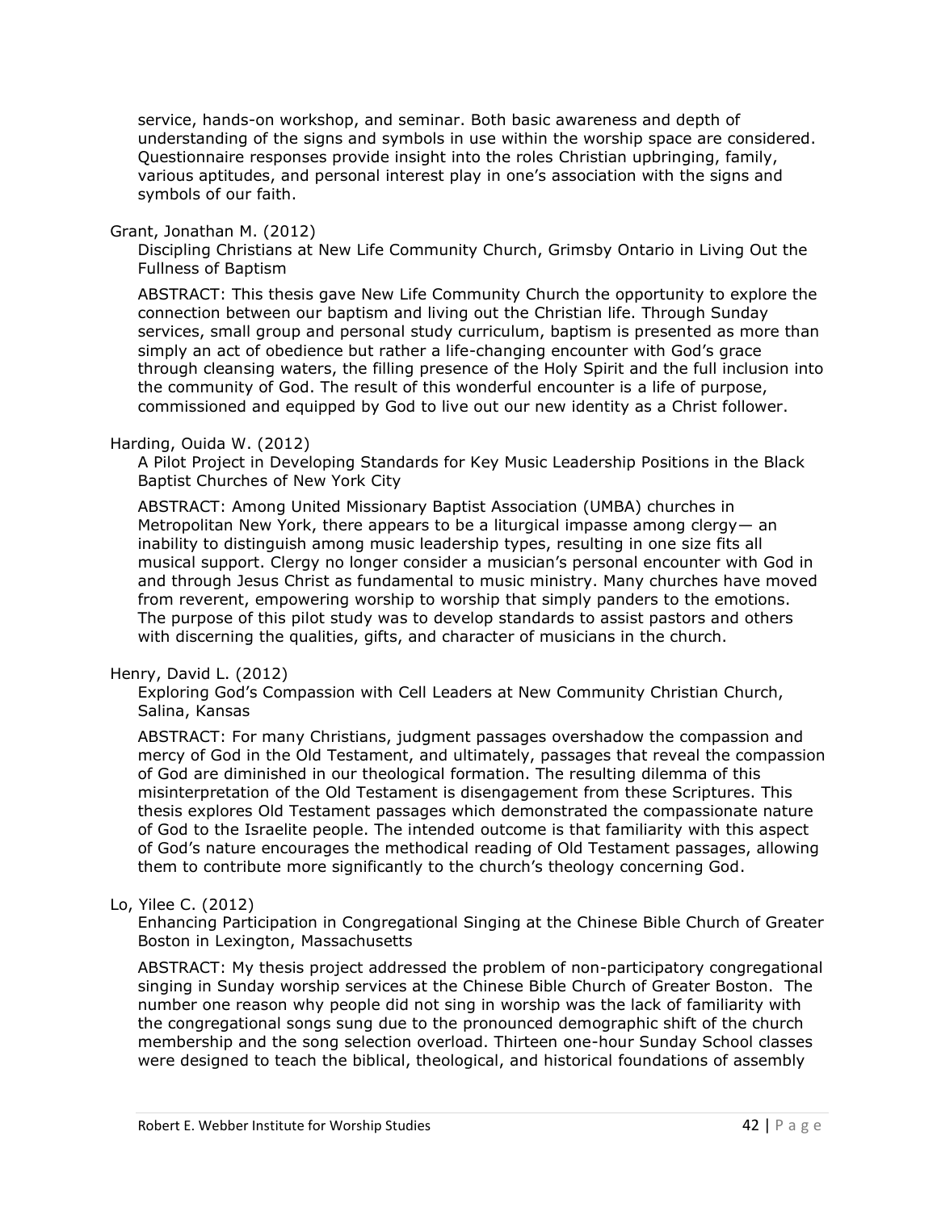service, hands-on workshop, and seminar. Both basic awareness and depth of understanding of the signs and symbols in use within the worship space are considered. Questionnaire responses provide insight into the roles Christian upbringing, family, various aptitudes, and personal interest play in one's association with the signs and symbols of our faith.

Grant, Jonathan M. (2012)

Discipling Christians at New Life Community Church, Grimsby Ontario in Living Out the Fullness of Baptism

ABSTRACT: This thesis gave New Life Community Church the opportunity to explore the connection between our baptism and living out the Christian life. Through Sunday services, small group and personal study curriculum, baptism is presented as more than simply an act of obedience but rather a life-changing encounter with God's grace through cleansing waters, the filling presence of the Holy Spirit and the full inclusion into the community of God. The result of this wonderful encounter is a life of purpose, commissioned and equipped by God to live out our new identity as a Christ follower.

Harding, Ouida W. (2012)

A Pilot Project in Developing Standards for Key Music Leadership Positions in the Black Baptist Churches of New York City

ABSTRACT: Among United Missionary Baptist Association (UMBA) churches in Metropolitan New York, there appears to be a liturgical impasse among clergy— an inability to distinguish among music leadership types, resulting in one size fits all musical support. Clergy no longer consider a musician's personal encounter with God in and through Jesus Christ as fundamental to music ministry. Many churches have moved from reverent, empowering worship to worship that simply panders to the emotions. The purpose of this pilot study was to develop standards to assist pastors and others with discerning the qualities, gifts, and character of musicians in the church.

Henry, David L. (2012)

Exploring God's Compassion with Cell Leaders at New Community Christian Church, Salina, Kansas

ABSTRACT: For many Christians, judgment passages overshadow the compassion and mercy of God in the Old Testament, and ultimately, passages that reveal the compassion of God are diminished in our theological formation. The resulting dilemma of this misinterpretation of the Old Testament is disengagement from these Scriptures. This thesis explores Old Testament passages which demonstrated the compassionate nature of God to the Israelite people. The intended outcome is that familiarity with this aspect of God's nature encourages the methodical reading of Old Testament passages, allowing them to contribute more significantly to the church's theology concerning God.

Lo, Yilee C. (2012)

Enhancing Participation in Congregational Singing at the Chinese Bible Church of Greater Boston in Lexington, Massachusetts

ABSTRACT: My thesis project addressed the problem of non-participatory congregational singing in Sunday worship services at the Chinese Bible Church of Greater Boston. The number one reason why people did not sing in worship was the lack of familiarity with the congregational songs sung due to the pronounced demographic shift of the church membership and the song selection overload. Thirteen one-hour Sunday School classes were designed to teach the biblical, theological, and historical foundations of assembly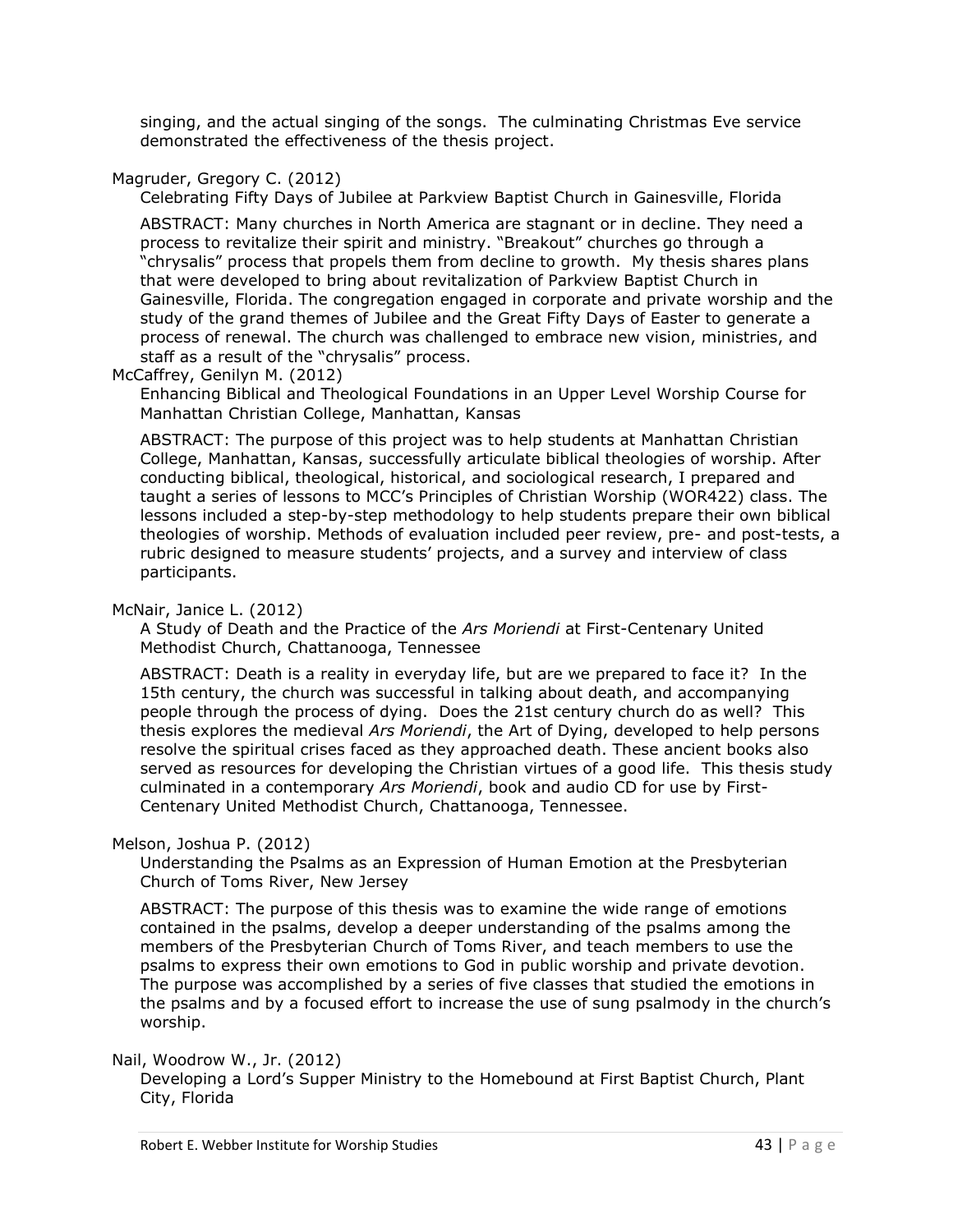singing, and the actual singing of the songs. The culminating Christmas Eve service demonstrated the effectiveness of the thesis project.

Magruder, Gregory C. (2012)

Celebrating Fifty Days of Jubilee at Parkview Baptist Church in Gainesville, Florida

ABSTRACT: Many churches in North America are stagnant or in decline. They need a process to revitalize their spirit and ministry. "Breakout" churches go through a "chrysalis" process that propels them from decline to growth. My thesis shares plans that were developed to bring about revitalization of Parkview Baptist Church in Gainesville, Florida. The congregation engaged in corporate and private worship and the study of the grand themes of Jubilee and the Great Fifty Days of Easter to generate a process of renewal. The church was challenged to embrace new vision, ministries, and staff as a result of the "chrysalis" process.

McCaffrey, Genilyn M. (2012)

Enhancing Biblical and Theological Foundations in an Upper Level Worship Course for Manhattan Christian College, Manhattan, Kansas

ABSTRACT: The purpose of this project was to help students at Manhattan Christian College, Manhattan, Kansas, successfully articulate biblical theologies of worship. After conducting biblical, theological, historical, and sociological research, I prepared and taught a series of lessons to MCC's Principles of Christian Worship (WOR422) class. The lessons included a step-by-step methodology to help students prepare their own biblical theologies of worship. Methods of evaluation included peer review, pre- and post-tests, a rubric designed to measure students' projects, and a survey and interview of class participants.

McNair, Janice L. (2012)

A Study of Death and the Practice of the *Ars Moriendi* at First-Centenary United Methodist Church, Chattanooga, Tennessee

ABSTRACT: Death is a reality in everyday life, but are we prepared to face it? In the 15th century, the church was successful in talking about death, and accompanying people through the process of dying. Does the 21st century church do as well? This thesis explores the medieval *Ars Moriendi*, the Art of Dying, developed to help persons resolve the spiritual crises faced as they approached death. These ancient books also served as resources for developing the Christian virtues of a good life. This thesis study culminated in a contemporary *Ars Moriendi*, book and audio CD for use by First-Centenary United Methodist Church, Chattanooga, Tennessee.

Melson, Joshua P. (2012)

Understanding the Psalms as an Expression of Human Emotion at the Presbyterian Church of Toms River, New Jersey

ABSTRACT: The purpose of this thesis was to examine the wide range of emotions contained in the psalms, develop a deeper understanding of the psalms among the members of the Presbyterian Church of Toms River, and teach members to use the psalms to express their own emotions to God in public worship and private devotion. The purpose was accomplished by a series of five classes that studied the emotions in the psalms and by a focused effort to increase the use of sung psalmody in the church's worship.

Nail, Woodrow W., Jr. (2012)

Developing a Lord's Supper Ministry to the Homebound at First Baptist Church, Plant City, Florida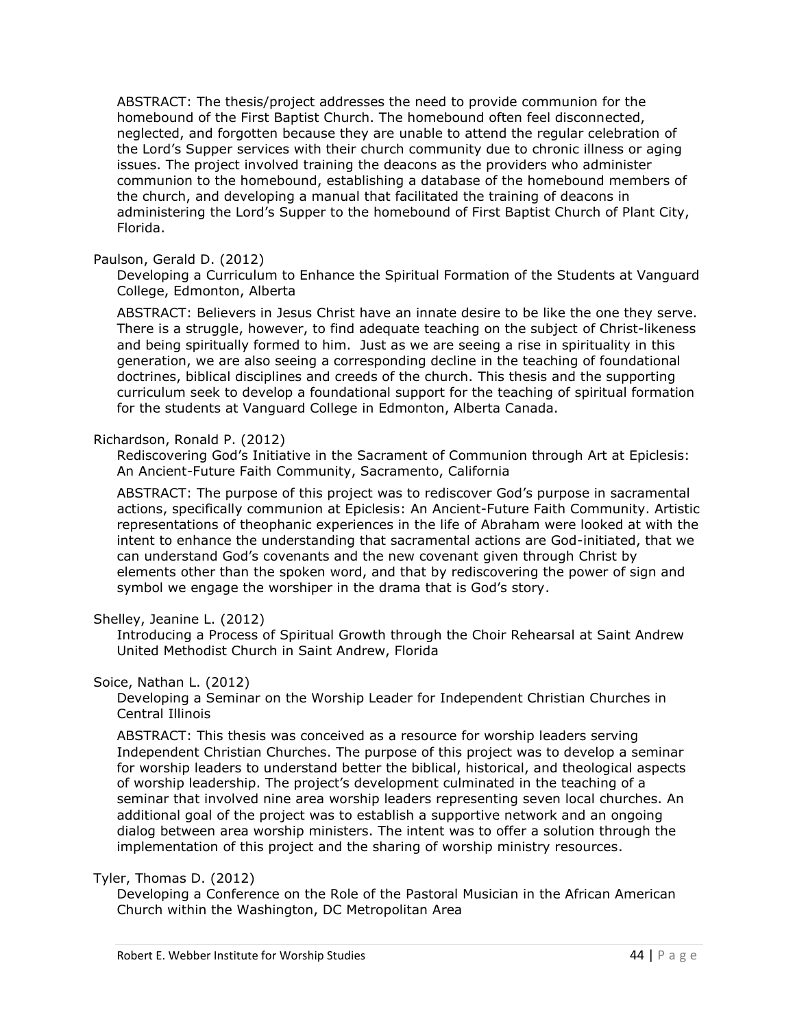ABSTRACT: The thesis/project addresses the need to provide communion for the homebound of the First Baptist Church. The homebound often feel disconnected, neglected, and forgotten because they are unable to attend the regular celebration of the Lord's Supper services with their church community due to chronic illness or aging issues. The project involved training the deacons as the providers who administer communion to the homebound, establishing a database of the homebound members of the church, and developing a manual that facilitated the training of deacons in administering the Lord's Supper to the homebound of First Baptist Church of Plant City, Florida.

Paulson, Gerald D. (2012)

Developing a Curriculum to Enhance the Spiritual Formation of the Students at Vanguard College, Edmonton, Alberta

ABSTRACT: Believers in Jesus Christ have an innate desire to be like the one they serve. There is a struggle, however, to find adequate teaching on the subject of Christ-likeness and being spiritually formed to him. Just as we are seeing a rise in spirituality in this generation, we are also seeing a corresponding decline in the teaching of foundational doctrines, biblical disciplines and creeds of the church. This thesis and the supporting curriculum seek to develop a foundational support for the teaching of spiritual formation for the students at Vanguard College in Edmonton, Alberta Canada.

Richardson, Ronald P. (2012)

Rediscovering God's Initiative in the Sacrament of Communion through Art at Epiclesis: An Ancient-Future Faith Community, Sacramento, California

ABSTRACT: The purpose of this project was to rediscover God's purpose in sacramental actions, specifically communion at Epiclesis: An Ancient-Future Faith Community. Artistic representations of theophanic experiences in the life of Abraham were looked at with the intent to enhance the understanding that sacramental actions are God-initiated, that we can understand God's covenants and the new covenant given through Christ by elements other than the spoken word, and that by rediscovering the power of sign and symbol we engage the worshiper in the drama that is God's story.

Shelley, Jeanine L. (2012)

Introducing a Process of Spiritual Growth through the Choir Rehearsal at Saint Andrew United Methodist Church in Saint Andrew, Florida

Soice, Nathan L. (2012)

Developing a Seminar on the Worship Leader for Independent Christian Churches in Central Illinois

ABSTRACT: This thesis was conceived as a resource for worship leaders serving Independent Christian Churches. The purpose of this project was to develop a seminar for worship leaders to understand better the biblical, historical, and theological aspects of worship leadership. The project's development culminated in the teaching of a seminar that involved nine area worship leaders representing seven local churches. An additional goal of the project was to establish a supportive network and an ongoing dialog between area worship ministers. The intent was to offer a solution through the implementation of this project and the sharing of worship ministry resources.

Tyler, Thomas D. (2012)

Developing a Conference on the Role of the Pastoral Musician in the African American Church within the Washington, DC Metropolitan Area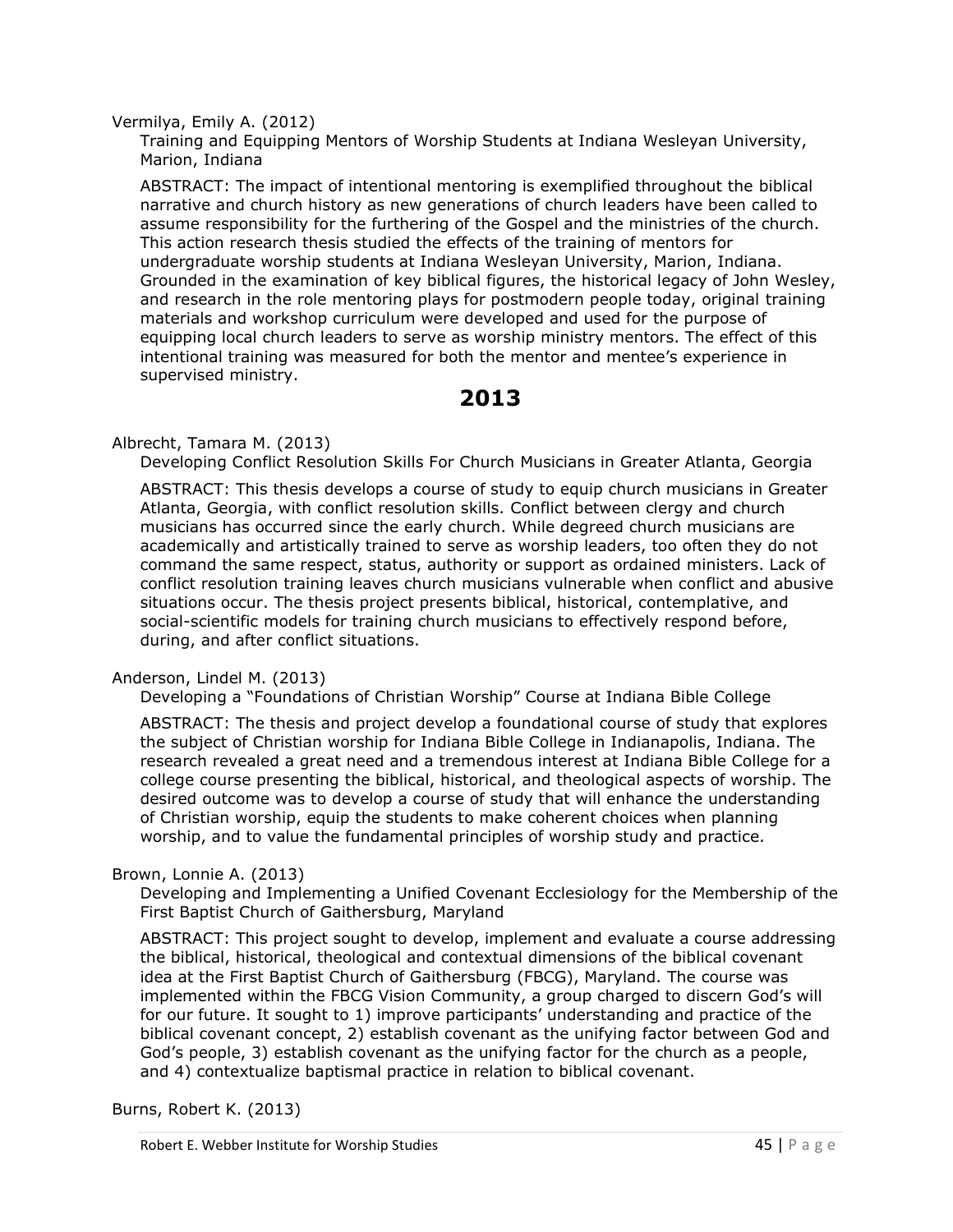Vermilya, Emily A. (2012)

Training and Equipping Mentors of Worship Students at Indiana Wesleyan University, Marion, Indiana

ABSTRACT: The impact of intentional mentoring is exemplified throughout the biblical narrative and church history as new generations of church leaders have been called to assume responsibility for the furthering of the Gospel and the ministries of the church. This action research thesis studied the effects of the training of mentors for undergraduate worship students at Indiana Wesleyan University, Marion, Indiana. Grounded in the examination of key biblical figures, the historical legacy of John Wesley, and research in the role mentoring plays for postmodern people today, original training materials and workshop curriculum were developed and used for the purpose of equipping local church leaders to serve as worship ministry mentors. The effect of this intentional training was measured for both the mentor and mentee's experience in supervised ministry.

## 2013

Albrecht, Tamara M. (2013)

Developing Conflict Resolution Skills For Church Musicians in Greater Atlanta, Georgia

ABSTRACT: This thesis develops a course of study to equip church musicians in Greater Atlanta, Georgia, with conflict resolution skills. Conflict between clergy and church musicians has occurred since the early church. While degreed church musicians are academically and artistically trained to serve as worship leaders, too often they do not command the same respect, status, authority or support as ordained ministers. Lack of conflict resolution training leaves church musicians vulnerable when conflict and abusive situations occur. The thesis project presents biblical, historical, contemplative, and social-scientific models for training church musicians to effectively respond before, during, and after conflict situations.

Anderson, Lindel M. (2013)

Developing a "Foundations of Christian Worship" Course at Indiana Bible College

ABSTRACT: The thesis and project develop a foundational course of study that explores the subject of Christian worship for Indiana Bible College in Indianapolis, Indiana. The research revealed a great need and a tremendous interest at Indiana Bible College for a college course presenting the biblical, historical, and theological aspects of worship. The desired outcome was to develop a course of study that will enhance the understanding of Christian worship, equip the students to make coherent choices when planning worship, and to value the fundamental principles of worship study and practice.

Brown, Lonnie A. (2013)

Developing and Implementing a Unified Covenant Ecclesiology for the Membership of the First Baptist Church of Gaithersburg, Maryland

ABSTRACT: This project sought to develop, implement and evaluate a course addressing the biblical, historical, theological and contextual dimensions of the biblical covenant idea at the First Baptist Church of Gaithersburg (FBCG), Maryland. The course was implemented within the FBCG Vision Community, a group charged to discern God's will for our future. It sought to 1) improve participants' understanding and practice of the biblical covenant concept, 2) establish covenant as the unifying factor between God and God's people, 3) establish covenant as the unifying factor for the church as a people, and 4) contextualize baptismal practice in relation to biblical covenant.

Burns, Robert K. (2013)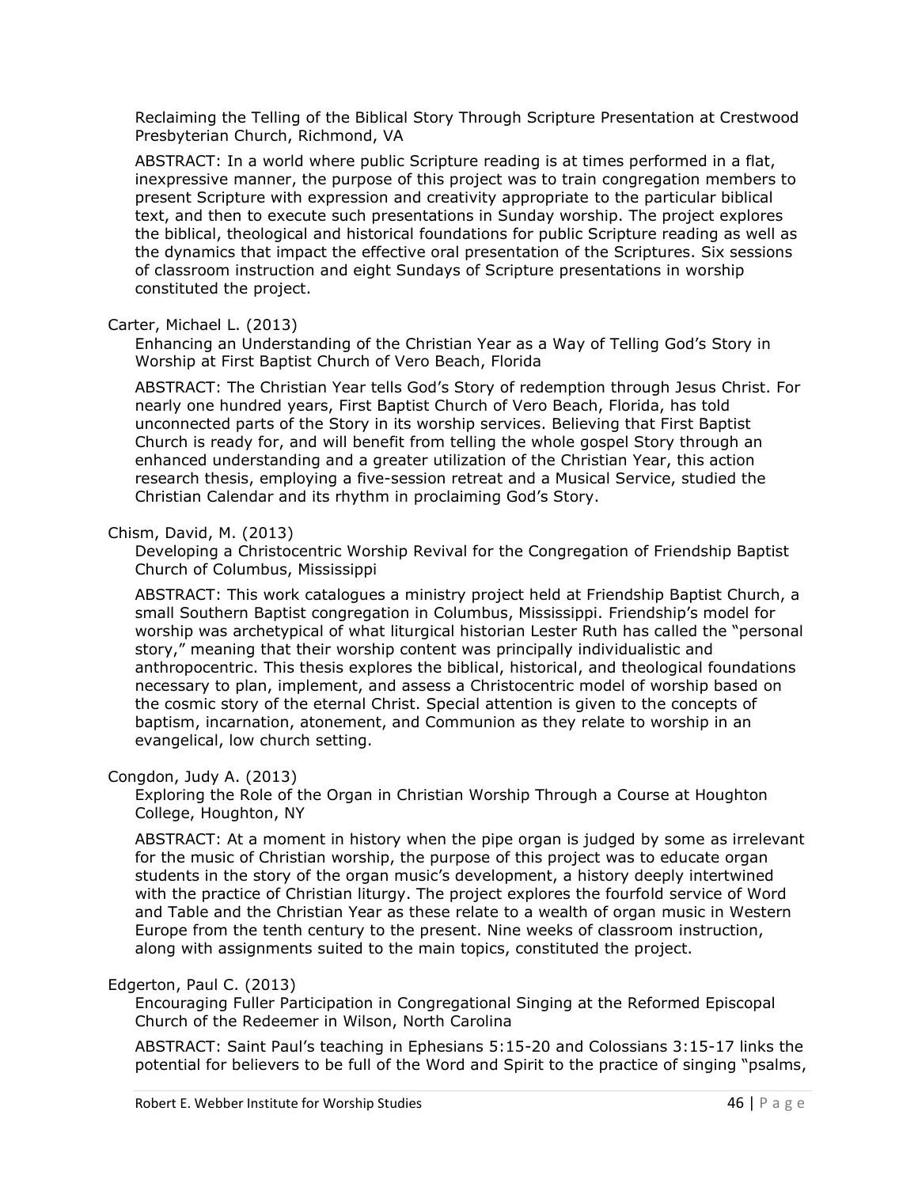Reclaiming the Telling of the Biblical Story Through Scripture Presentation at Crestwood Presbyterian Church, Richmond, VA

ABSTRACT: In a world where public Scripture reading is at times performed in a flat, inexpressive manner, the purpose of this project was to train congregation members to present Scripture with expression and creativity appropriate to the particular biblical text, and then to execute such presentations in Sunday worship. The project explores the biblical, theological and historical foundations for public Scripture reading as well as the dynamics that impact the effective oral presentation of the Scriptures. Six sessions of classroom instruction and eight Sundays of Scripture presentations in worship constituted the project.

Carter, Michael L. (2013)

Enhancing an Understanding of the Christian Year as a Way of Telling God's Story in Worship at First Baptist Church of Vero Beach, Florida

ABSTRACT: The Christian Year tells God's Story of redemption through Jesus Christ. For nearly one hundred years, First Baptist Church of Vero Beach, Florida, has told unconnected parts of the Story in its worship services. Believing that First Baptist Church is ready for, and will benefit from telling the whole gospel Story through an enhanced understanding and a greater utilization of the Christian Year, this action research thesis, employing a five-session retreat and a Musical Service, studied the Christian Calendar and its rhythm in proclaiming God's Story.

Chism, David, M. (2013)

Developing a Christocentric Worship Revival for the Congregation of Friendship Baptist Church of Columbus, Mississippi

ABSTRACT: This work catalogues a ministry project held at Friendship Baptist Church, a small Southern Baptist congregation in Columbus, Mississippi. Friendship's model for worship was archetypical of what liturgical historian Lester Ruth has called the "personal story," meaning that their worship content was principally individualistic and anthropocentric. This thesis explores the biblical, historical, and theological foundations necessary to plan, implement, and assess a Christocentric model of worship based on the cosmic story of the eternal Christ. Special attention is given to the concepts of baptism, incarnation, atonement, and Communion as they relate to worship in an evangelical, low church setting.

Congdon, Judy A. (2013)

Exploring the Role of the Organ in Christian Worship Through a Course at Houghton College, Houghton, NY

ABSTRACT: At a moment in history when the pipe organ is judged by some as irrelevant for the music of Christian worship, the purpose of this project was to educate organ students in the story of the organ music's development, a history deeply intertwined with the practice of Christian liturgy. The project explores the fourfold service of Word and Table and the Christian Year as these relate to a wealth of organ music in Western Europe from the tenth century to the present. Nine weeks of classroom instruction, along with assignments suited to the main topics, constituted the project.

Edgerton, Paul C. (2013)

Encouraging Fuller Participation in Congregational Singing at the Reformed Episcopal Church of the Redeemer in Wilson, North Carolina

ABSTRACT: Saint Paul's teaching in Ephesians 5:15-20 and Colossians 3:15-17 links the potential for believers to be full of the Word and Spirit to the practice of singing "psalms,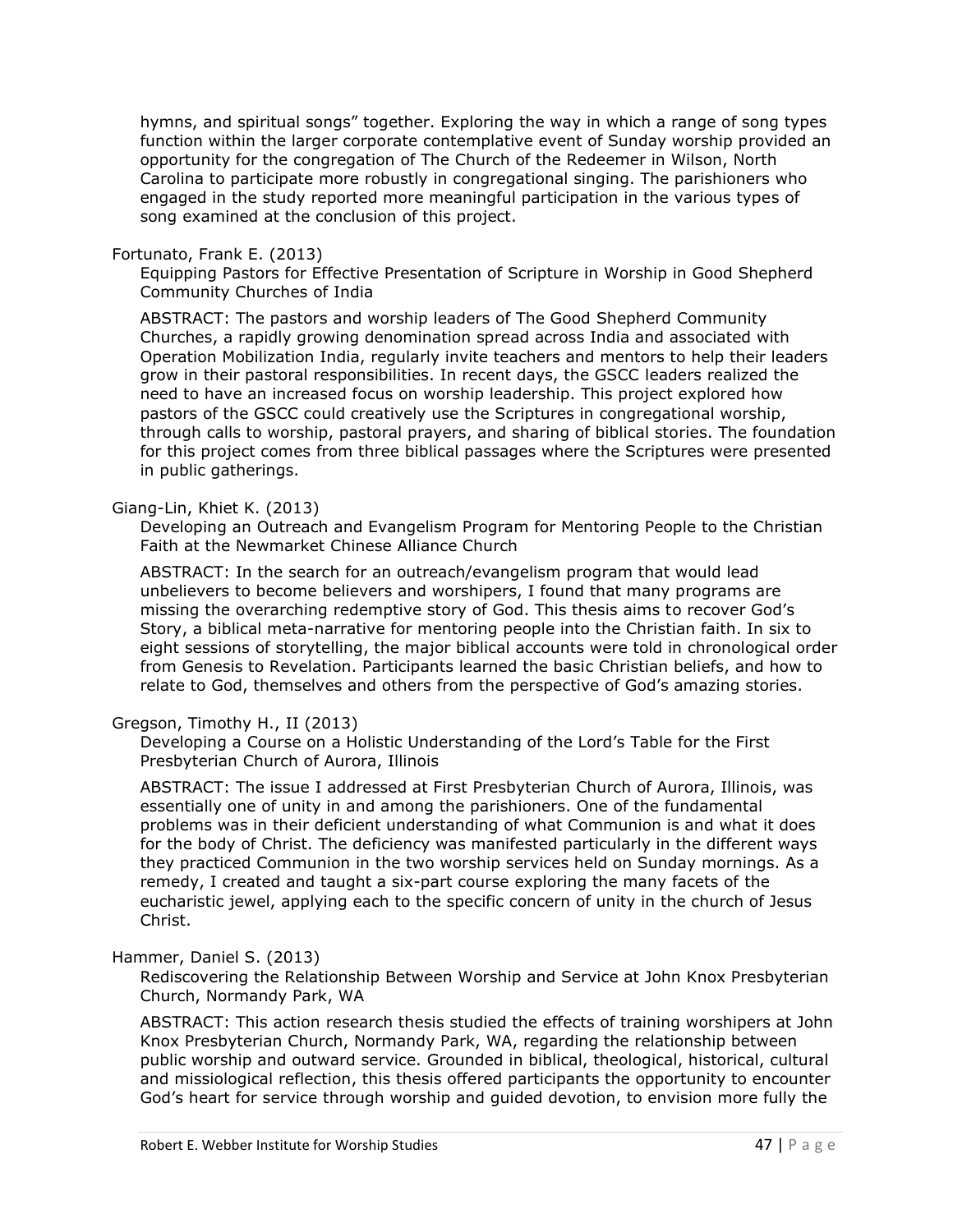hymns, and spiritual songs" together. Exploring the way in which a range of song types function within the larger corporate contemplative event of Sunday worship provided an opportunity for the congregation of The Church of the Redeemer in Wilson, North Carolina to participate more robustly in congregational singing. The parishioners who engaged in the study reported more meaningful participation in the various types of song examined at the conclusion of this project.

Fortunato, Frank E. (2013)

Equipping Pastors for Effective Presentation of Scripture in Worship in Good Shepherd Community Churches of India

ABSTRACT: The pastors and worship leaders of The Good Shepherd Community Churches, a rapidly growing denomination spread across India and associated with Operation Mobilization India, regularly invite teachers and mentors to help their leaders grow in their pastoral responsibilities. In recent days, the GSCC leaders realized the need to have an increased focus on worship leadership. This project explored how pastors of the GSCC could creatively use the Scriptures in congregational worship, through calls to worship, pastoral prayers, and sharing of biblical stories. The foundation for this project comes from three biblical passages where the Scriptures were presented in public gatherings.

Giang-Lin, Khiet K. (2013)

Developing an Outreach and Evangelism Program for Mentoring People to the Christian Faith at the Newmarket Chinese Alliance Church

ABSTRACT: In the search for an outreach/evangelism program that would lead unbelievers to become believers and worshipers, I found that many programs are missing the overarching redemptive story of God. This thesis aims to recover God's Story, a biblical meta-narrative for mentoring people into the Christian faith. In six to eight sessions of storytelling, the major biblical accounts were told in chronological order from Genesis to Revelation. Participants learned the basic Christian beliefs, and how to relate to God, themselves and others from the perspective of God's amazing stories.

Gregson, Timothy H., II (2013)

Developing a Course on a Holistic Understanding of the Lord's Table for the First Presbyterian Church of Aurora, Illinois

ABSTRACT: The issue I addressed at First Presbyterian Church of Aurora, Illinois, was essentially one of unity in and among the parishioners. One of the fundamental problems was in their deficient understanding of what Communion is and what it does for the body of Christ. The deficiency was manifested particularly in the different ways they practiced Communion in the two worship services held on Sunday mornings. As a remedy, I created and taught a six-part course exploring the many facets of the eucharistic jewel, applying each to the specific concern of unity in the church of Jesus Christ.

Hammer, Daniel S. (2013)

Rediscovering the Relationship Between Worship and Service at John Knox Presbyterian Church, Normandy Park, WA

ABSTRACT: This action research thesis studied the effects of training worshipers at John Knox Presbyterian Church, Normandy Park, WA, regarding the relationship between public worship and outward service. Grounded in biblical, theological, historical, cultural and missiological reflection, this thesis offered participants the opportunity to encounter God's heart for service through worship and guided devotion, to envision more fully the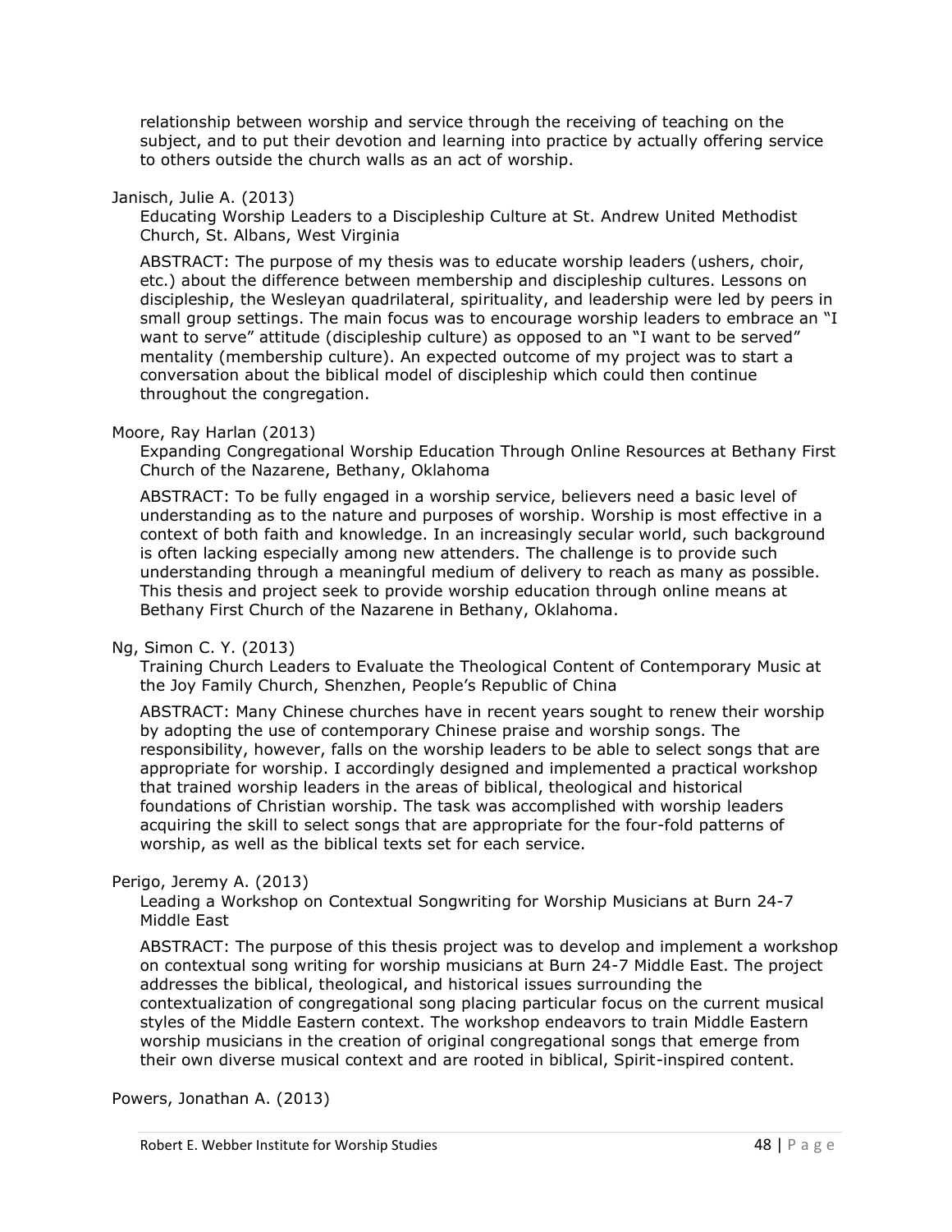relationship between worship and service through the receiving of teaching on the subject, and to put their devotion and learning into practice by actually offering service to others outside the church walls as an act of worship.

Janisch, Julie A. (2013)

Educating Worship Leaders to a Discipleship Culture at St. Andrew United Methodist Church, St. Albans, West Virginia

ABSTRACT: The purpose of my thesis was to educate worship leaders (ushers, choir, etc.) about the difference between membership and discipleship cultures. Lessons on discipleship, the Wesleyan quadrilateral, spirituality, and leadership were led by peers in small group settings. The main focus was to encourage worship leaders to embrace an "I want to serve" attitude (discipleship culture) as opposed to an "I want to be served" mentality (membership culture). An expected outcome of my project was to start a conversation about the biblical model of discipleship which could then continue throughout the congregation.

Moore, Ray Harlan (2013)

Expanding Congregational Worship Education Through Online Resources at Bethany First Church of the Nazarene, Bethany, Oklahoma

ABSTRACT: To be fully engaged in a worship service, believers need a basic level of understanding as to the nature and purposes of worship. Worship is most effective in a context of both faith and knowledge. In an increasingly secular world, such background is often lacking especially among new attenders. The challenge is to provide such understanding through a meaningful medium of delivery to reach as many as possible. This thesis and project seek to provide worship education through online means at Bethany First Church of the Nazarene in Bethany, Oklahoma.

Ng, Simon C. Y. (2013)

Training Church Leaders to Evaluate the Theological Content of Contemporary Music at the Joy Family Church, Shenzhen, People's Republic of China

ABSTRACT: Many Chinese churches have in recent years sought to renew their worship by adopting the use of contemporary Chinese praise and worship songs. The responsibility, however, falls on the worship leaders to be able to select songs that are appropriate for worship. I accordingly designed and implemented a practical workshop that trained worship leaders in the areas of biblical, theological and historical foundations of Christian worship. The task was accomplished with worship leaders acquiring the skill to select songs that are appropriate for the four-fold patterns of worship, as well as the biblical texts set for each service.

Perigo, Jeremy A. (2013)

Leading a Workshop on Contextual Songwriting for Worship Musicians at Burn 24-7 Middle East

ABSTRACT: The purpose of this thesis project was to develop and implement a workshop on contextual song writing for worship musicians at Burn 24-7 Middle East. The project addresses the biblical, theological, and historical issues surrounding the contextualization of congregational song placing particular focus on the current musical styles of the Middle Eastern context. The workshop endeavors to train Middle Eastern worship musicians in the creation of original congregational songs that emerge from their own diverse musical context and are rooted in biblical, Spirit-inspired content.

Powers, Jonathan A. (2013)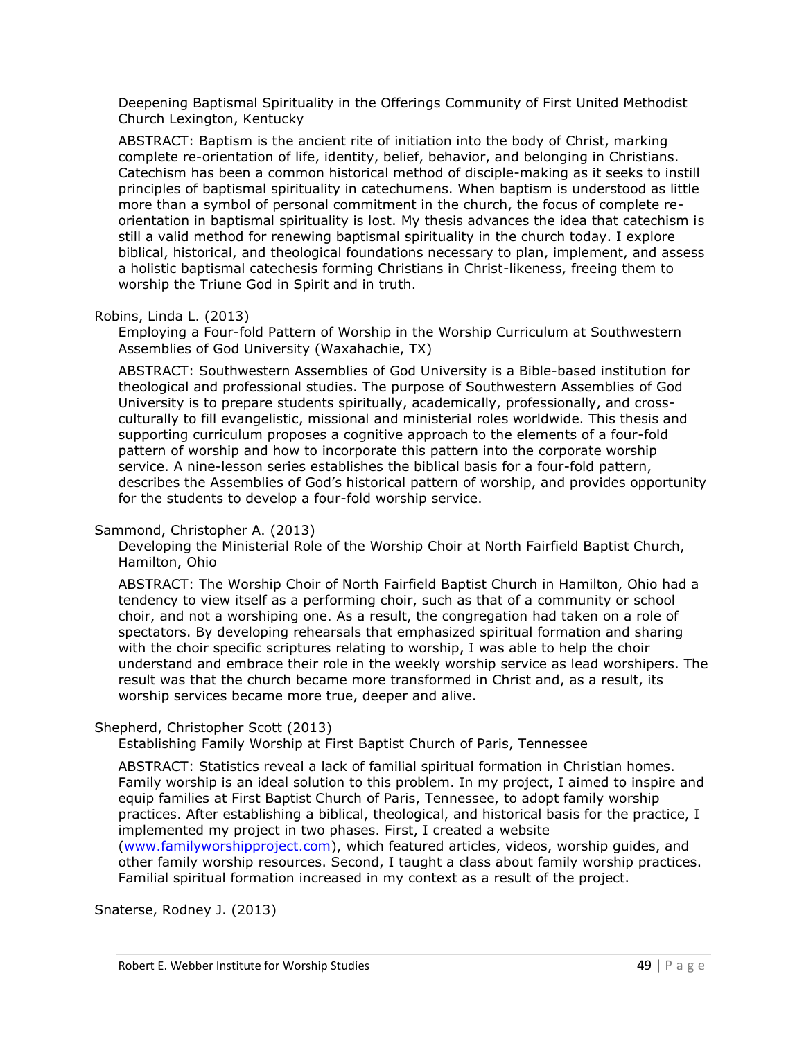Deepening Baptismal Spirituality in the Offerings Community of First United Methodist Church Lexington, Kentucky

ABSTRACT: Baptism is the ancient rite of initiation into the body of Christ, marking complete re-orientation of life, identity, belief, behavior, and belonging in Christians. Catechism has been a common historical method of disciple-making as it seeks to instill principles of baptismal spirituality in catechumens. When baptism is understood as little more than a symbol of personal commitment in the church, the focus of complete re-orientation in baptismal spirituality is lost. My thesis advances the idea that catechism is still a valid method for renewing baptismal spirituality in the church today. I explore biblical, historical, and theological foundations necessary to plan, implement, and assess a holistic baptismal catechesis forming Christians in Christ-likeness, freeing them to worship the Triune God in Spirit and in truth.

Robins, Linda L. (2013)

Employing a Four-fold Pattern of Worship in the Worship Curriculum at Southwestern Assemblies of God University (Waxahachie, TX)

ABSTRACT: Southwestern Assemblies of God University is a Bible-based institution for theological and professional studies. The purpose of Southwestern Assemblies of God University is to prepare students spiritually, academically, professionally, and cross-culturally to fill evangelistic, missional and ministerial roles worldwide. This thesis and supporting curriculum proposes a cognitive approach to the elements of a four-fold pattern of worship and how to incorporate this pattern into the corporate worship service. A nine-lesson series establishes the biblical basis for a four-fold pattern, describes the Assemblies of God's historical pattern of worship, and provides opportunity for the students to develop a four-fold worship service.

Sammond, Christopher A. (2013)

Developing the Ministerial Role of the Worship Choir at North Fairfield Baptist Church, Hamilton, Ohio

ABSTRACT: The Worship Choir of North Fairfield Baptist Church in Hamilton, Ohio had a tendency to view itself as a performing choir, such as that of a community or school choir, and not a worshiping one. As a result, the congregation had taken on a role of spectators. By developing rehearsals that emphasized spiritual formation and sharing with the choir specific scriptures relating to worship, I was able to help the choir understand and embrace their role in the weekly worship service as lead worshipers. The result was that the church became more transformed in Christ and, as a result, its worship services became more true, deeper and alive.

Shepherd, Christopher Scott (2013)

Establishing Family Worship at First Baptist Church of Paris, Tennessee

ABSTRACT: Statistics reveal a lack of familial spiritual formation in Christian homes. Family worship is an ideal solution to this problem. In my project, I aimed to inspire and equip families at First Baptist Church of Paris, Tennessee, to adopt family worship practices. After establishing a biblical, theological, and historical basis for the practice, I implemented my project in two phases. First, I created a website (www.familyworshipproject.com), which featured articles, videos, worship guides, and other family worship resources. Second, I taught a class about family worship practices. Familial spiritual formation increased in my context as a result of the project.

Snaterse, Rodney J. (2013)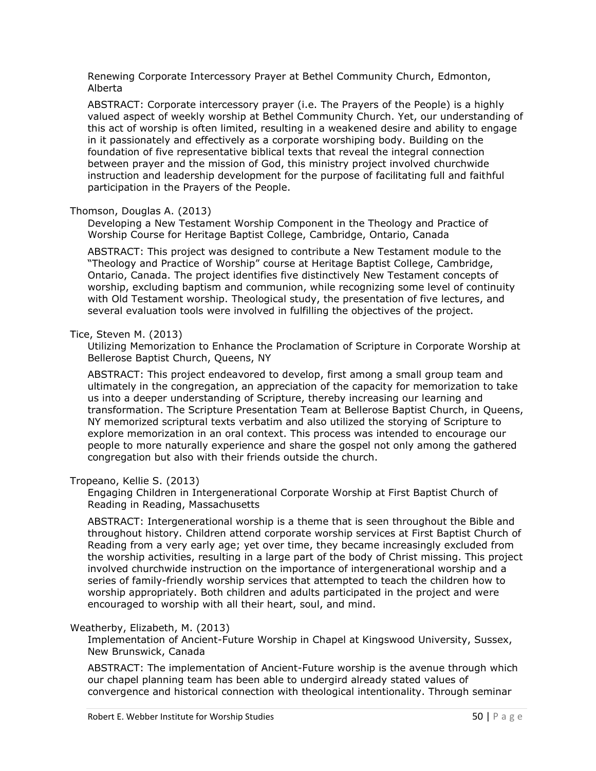Renewing Corporate Intercessory Prayer at Bethel Community Church, Edmonton, Alberta

ABSTRACT: Corporate intercessory prayer (i.e. The Prayers of the People) is a highly valued aspect of weekly worship at Bethel Community Church. Yet, our understanding of this act of worship is often limited, resulting in a weakened desire and ability to engage in it passionately and effectively as a corporate worshiping body. Building on the foundation of five representative biblical texts that reveal the integral connection between prayer and the mission of God, this ministry project involved churchwide instruction and leadership development for the purpose of facilitating full and faithful participation in the Prayers of the People.

Thomson, Douglas A. (2013)

Developing a New Testament Worship Component in the Theology and Practice of Worship Course for Heritage Baptist College, Cambridge, Ontario, Canada

ABSTRACT: This project was designed to contribute a New Testament module to the "Theology and Practice of Worship" course at Heritage Baptist College, Cambridge, Ontario, Canada. The project identifies five distinctively New Testament concepts of worship, excluding baptism and communion, while recognizing some level of continuity with Old Testament worship. Theological study, the presentation of five lectures, and several evaluation tools were involved in fulfilling the objectives of the project.

Tice, Steven M. (2013)

Utilizing Memorization to Enhance the Proclamation of Scripture in Corporate Worship at Bellerose Baptist Church, Queens, NY

ABSTRACT: This project endeavored to develop, first among a small group team and ultimately in the congregation, an appreciation of the capacity for memorization to take us into a deeper understanding of Scripture, thereby increasing our learning and transformation. The Scripture Presentation Team at Bellerose Baptist Church, in Queens, NY memorized scriptural texts verbatim and also utilized the storying of Scripture to explore memorization in an oral context. This process was intended to encourage our people to more naturally experience and share the gospel not only among the gathered congregation but also with their friends outside the church.

Tropeano, Kellie S. (2013)

Engaging Children in Intergenerational Corporate Worship at First Baptist Church of Reading in Reading, Massachusetts

ABSTRACT: Intergenerational worship is a theme that is seen throughout the Bible and throughout history. Children attend corporate worship services at First Baptist Church of Reading from a very early age; yet over time, they became increasingly excluded from the worship activities, resulting in a large part of the body of Christ missing. This project involved churchwide instruction on the importance of intergenerational worship and a series of family-friendly worship services that attempted to teach the children how to worship appropriately. Both children and adults participated in the project and were encouraged to worship with all their heart, soul, and mind.

Weatherby, Elizabeth, M. (2013)

Implementation of Ancient-Future Worship in Chapel at Kingswood University, Sussex, New Brunswick, Canada

ABSTRACT: The implementation of Ancient-Future worship is the avenue through which our chapel planning team has been able to undergird already stated values of convergence and historical connection with theological intentionality. Through seminar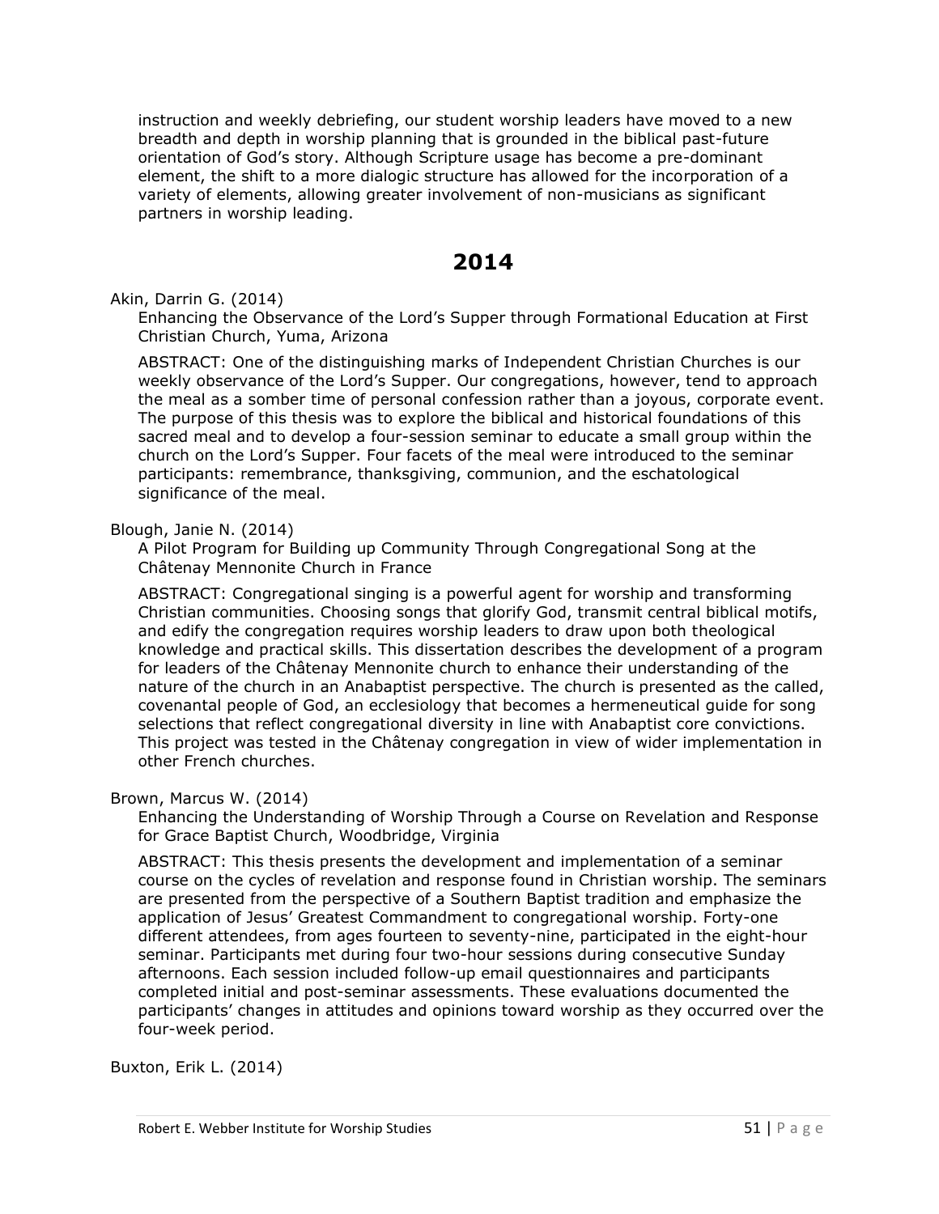instruction and weekly debriefing, our student worship leaders have moved to a new breadth and depth in worship planning that is grounded in the biblical past-future orientation of God's story. Although Scripture usage has become a pre-dominant element, the shift to a more dialogic structure has allowed for the incorporation of a variety of elements, allowing greater involvement of non-musicians as significant partners in worship leading.

## 2014

Akin, Darrin G. (2014)

Enhancing the Observance of the Lord's Supper through Formational Education at First Christian Church, Yuma, Arizona

ABSTRACT: One of the distinguishing marks of Independent Christian Churches is our weekly observance of the Lord's Supper. Our congregations, however, tend to approach the meal as a somber time of personal confession rather than a joyous, corporate event. The purpose of this thesis was to explore the biblical and historical foundations of this sacred meal and to develop a four-session seminar to educate a small group within the church on the Lord's Supper. Four facets of the meal were introduced to the seminar participants: remembrance, thanksgiving, communion, and the eschatological significance of the meal.

Blough, Janie N. (2014)

A Pilot Program for Building up Community Through Congregational Song at the Châtenay Mennonite Church in France

ABSTRACT: Congregational singing is a powerful agent for worship and transforming Christian communities. Choosing songs that glorify God, transmit central biblical motifs, and edify the congregation requires worship leaders to draw upon both theological knowledge and practical skills. This dissertation describes the development of a program for leaders of the Châtenay Mennonite church to enhance their understanding of the nature of the church in an Anabaptist perspective. The church is presented as the called, covenantal people of God, an ecclesiology that becomes a hermeneutical guide for song selections that reflect congregational diversity in line with Anabaptist core convictions. This project was tested in the Châtenay congregation in view of wider implementation in other French churches.

Brown, Marcus W. (2014)

Enhancing the Understanding of Worship Through a Course on Revelation and Response for Grace Baptist Church, Woodbridge, Virginia

ABSTRACT: This thesis presents the development and implementation of a seminar course on the cycles of revelation and response found in Christian worship. The seminars are presented from the perspective of a Southern Baptist tradition and emphasize the application of Jesus' Greatest Commandment to congregational worship. Forty-one different attendees, from ages fourteen to seventy-nine, participated in the eight-hour seminar. Participants met during four two-hour sessions during consecutive Sunday afternoons. Each session included follow-up email questionnaires and participants completed initial and post-seminar assessments. These evaluations documented the participants' changes in attitudes and opinions toward worship as they occurred over the four-week period.

Buxton, Erik L. (2014)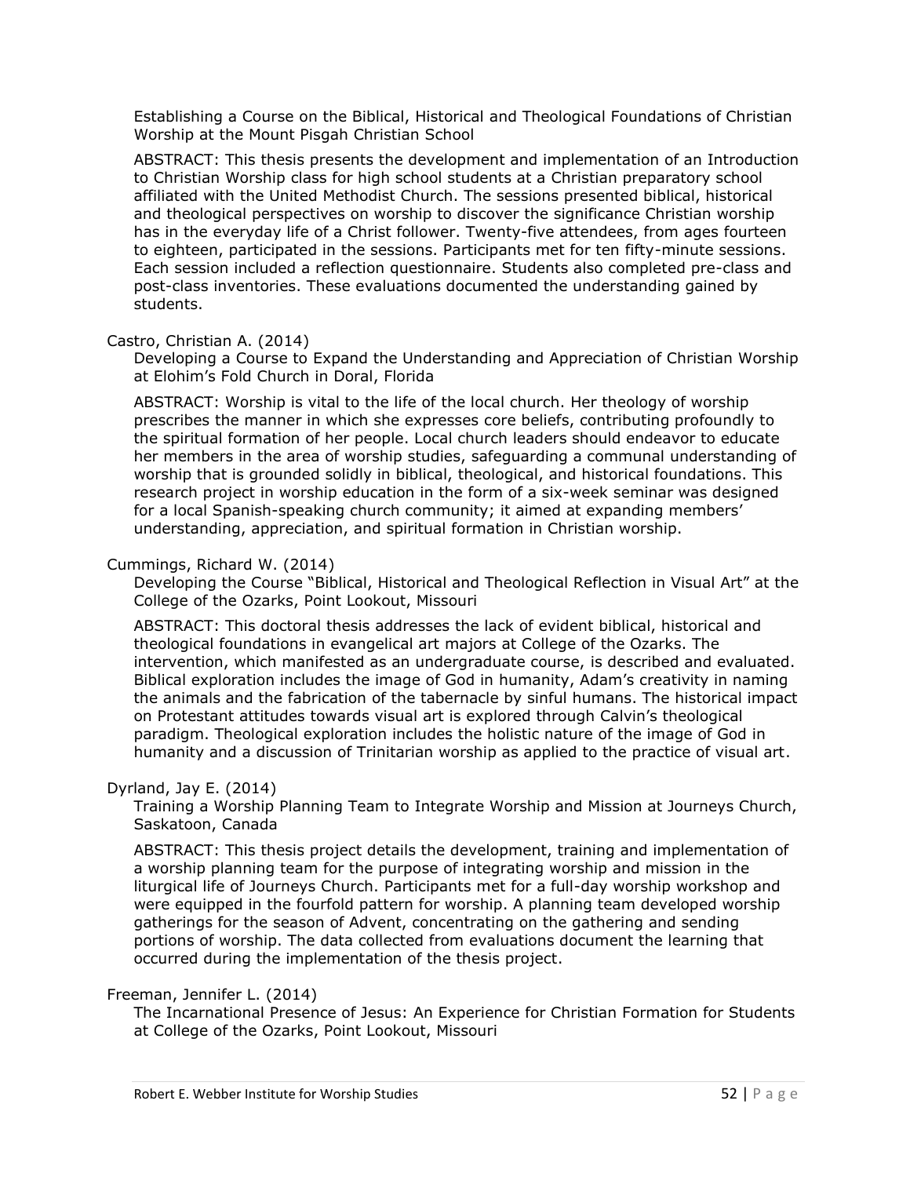Establishing a Course on the Biblical, Historical and Theological Foundations of Christian Worship at the Mount Pisgah Christian School

ABSTRACT: This thesis presents the development and implementation of an Introduction to Christian Worship class for high school students at a Christian preparatory school affiliated with the United Methodist Church. The sessions presented biblical, historical and theological perspectives on worship to discover the significance Christian worship has in the everyday life of a Christ follower. Twenty-five attendees, from ages fourteen to eighteen, participated in the sessions. Participants met for ten fifty-minute sessions. Each session included a reflection questionnaire. Students also completed pre-class and post-class inventories. These evaluations documented the understanding gained by students.

Castro, Christian A. (2014)

Developing a Course to Expand the Understanding and Appreciation of Christian Worship at Elohim's Fold Church in Doral, Florida

ABSTRACT: Worship is vital to the life of the local church. Her theology of worship prescribes the manner in which she expresses core beliefs, contributing profoundly to the spiritual formation of her people. Local church leaders should endeavor to educate her members in the area of worship studies, safeguarding a communal understanding of worship that is grounded solidly in biblical, theological, and historical foundations. This research project in worship education in the form of a six-week seminar was designed for a local Spanish-speaking church community; it aimed at expanding members' understanding, appreciation, and spiritual formation in Christian worship.

Cummings, Richard W. (2014)

Developing the Course "Biblical, Historical and Theological Reflection in Visual Art" at the College of the Ozarks, Point Lookout, Missouri

ABSTRACT: This doctoral thesis addresses the lack of evident biblical, historical and theological foundations in evangelical art majors at College of the Ozarks. The intervention, which manifested as an undergraduate course, is described and evaluated. Biblical exploration includes the image of God in humanity, Adam's creativity in naming the animals and the fabrication of the tabernacle by sinful humans. The historical impact on Protestant attitudes towards visual art is explored through Calvin's theological paradigm. Theological exploration includes the holistic nature of the image of God in humanity and a discussion of Trinitarian worship as applied to the practice of visual art.

Dyrland, Jay E. (2014)

Training a Worship Planning Team to Integrate Worship and Mission at Journeys Church, Saskatoon, Canada

ABSTRACT: This thesis project details the development, training and implementation of a worship planning team for the purpose of integrating worship and mission in the liturgical life of Journeys Church. Participants met for a full-day worship workshop and were equipped in the fourfold pattern for worship. A planning team developed worship gatherings for the season of Advent, concentrating on the gathering and sending portions of worship. The data collected from evaluations document the learning that occurred during the implementation of the thesis project.

Freeman, Jennifer L. (2014)

The Incarnational Presence of Jesus: An Experience for Christian Formation for Students at College of the Ozarks, Point Lookout, Missouri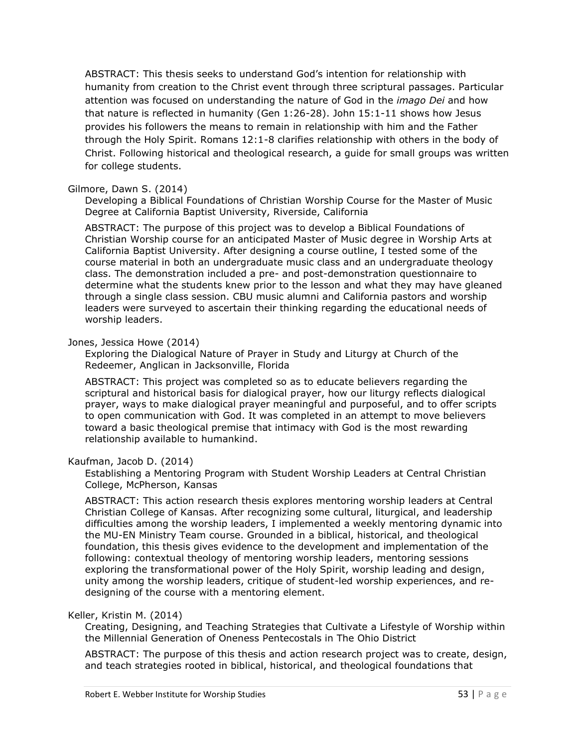ABSTRACT: This thesis seeks to understand God's intention for relationship with humanity from creation to the Christ event through three scriptural passages. Particular attention was focused on understanding the nature of God in the *imago Dei* and how that nature is reflected in humanity (Gen 1:26-28). John 15:1-11 shows how Jesus provides his followers the means to remain in relationship with him and the Father through the Holy Spirit. Romans 12:1-8 clarifies relationship with others in the body of Christ. Following historical and theological research, a guide for small groups was written for college students.

Gilmore, Dawn S. (2014)
Developing a Biblical Foundations of Christian Worship Course for the Master of Music Degree at California Baptist University, Riverside, California

ABSTRACT: The purpose of this project was to develop a Biblical Foundations of Christian Worship course for an anticipated Master of Music degree in Worship Arts at California Baptist University. After designing a course outline, I tested some of the course material in both an undergraduate music class and an undergraduate theology class. The demonstration included a pre- and post-demonstration questionnaire to determine what the students knew prior to the lesson and what they may have gleaned through a single class session. CBU music alumni and California pastors and worship leaders were surveyed to ascertain their thinking regarding the educational needs of worship leaders.

Jones, Jessica Howe (2014)
Exploring the Dialogical Nature of Prayer in Study and Liturgy at Church of the Redeemer, Anglican in Jacksonville, Florida

ABSTRACT: This project was completed so as to educate believers regarding the scriptural and historical basis for dialogical prayer, how our liturgy reflects dialogical prayer, ways to make dialogical prayer meaningful and purposeful, and to offer scripts to open communication with God. It was completed in an attempt to move believers toward a basic theological premise that intimacy with God is the most rewarding relationship available to humankind.

Kaufman, Jacob D. (2014)
Establishing a Mentoring Program with Student Worship Leaders at Central Christian College, McPherson, Kansas

ABSTRACT: This action research thesis explores mentoring worship leaders at Central Christian College of Kansas. After recognizing some cultural, liturgical, and leadership difficulties among the worship leaders, I implemented a weekly mentoring dynamic into the MU-EN Ministry Team course. Grounded in a biblical, historical, and theological foundation, this thesis gives evidence to the development and implementation of the following: contextual theology of mentoring worship leaders, mentoring sessions exploring the transformational power of the Holy Spirit, worship leading and design, unity among the worship leaders, critique of student-led worship experiences, and re-designing of the course with a mentoring element.

Keller, Kristin M. (2014)
Creating, Designing, and Teaching Strategies that Cultivate a Lifestyle of Worship within the Millennial Generation of Oneness Pentecostals in The Ohio District

ABSTRACT: The purpose of this thesis and action research project was to create, design, and teach strategies rooted in biblical, historical, and theological foundations that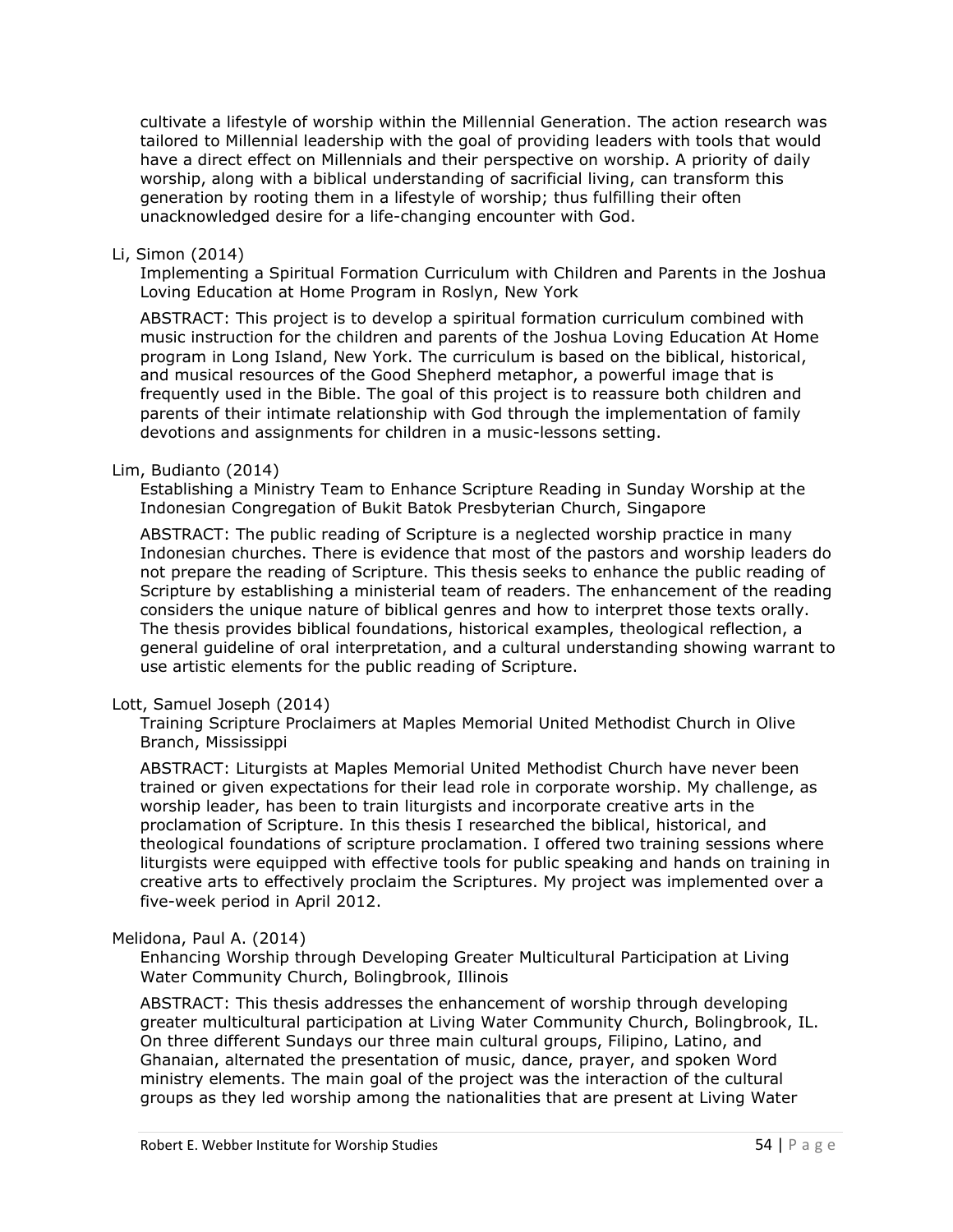cultivate a lifestyle of worship within the Millennial Generation. The action research was tailored to Millennial leadership with the goal of providing leaders with tools that would have a direct effect on Millennials and their perspective on worship. A priority of daily worship, along with a biblical understanding of sacrificial living, can transform this generation by rooting them in a lifestyle of worship; thus fulfilling their often unacknowledged desire for a life-changing encounter with God.

Li, Simon (2014)

Implementing a Spiritual Formation Curriculum with Children and Parents in the Joshua Loving Education at Home Program in Roslyn, New York

ABSTRACT: This project is to develop a spiritual formation curriculum combined with music instruction for the children and parents of the Joshua Loving Education At Home program in Long Island, New York. The curriculum is based on the biblical, historical, and musical resources of the Good Shepherd metaphor, a powerful image that is frequently used in the Bible. The goal of this project is to reassure both children and parents of their intimate relationship with God through the implementation of family devotions and assignments for children in a music-lessons setting.

Lim, Budianto (2014)

Establishing a Ministry Team to Enhance Scripture Reading in Sunday Worship at the Indonesian Congregation of Bukit Batok Presbyterian Church, Singapore

ABSTRACT: The public reading of Scripture is a neglected worship practice in many Indonesian churches. There is evidence that most of the pastors and worship leaders do not prepare the reading of Scripture. This thesis seeks to enhance the public reading of Scripture by establishing a ministerial team of readers. The enhancement of the reading considers the unique nature of biblical genres and how to interpret those texts orally. The thesis provides biblical foundations, historical examples, theological reflection, a general guideline of oral interpretation, and a cultural understanding showing warrant to use artistic elements for the public reading of Scripture.

Lott, Samuel Joseph (2014)

Training Scripture Proclaimers at Maples Memorial United Methodist Church in Olive Branch, Mississippi

ABSTRACT: Liturgists at Maples Memorial United Methodist Church have never been trained or given expectations for their lead role in corporate worship. My challenge, as worship leader, has been to train liturgists and incorporate creative arts in the proclamation of Scripture. In this thesis I researched the biblical, historical, and theological foundations of scripture proclamation. I offered two training sessions where liturgists were equipped with effective tools for public speaking and hands on training in creative arts to effectively proclaim the Scriptures. My project was implemented over a five-week period in April 2012.

Melidona, Paul A. (2014)

Enhancing Worship through Developing Greater Multicultural Participation at Living Water Community Church, Bolingbrook, Illinois

ABSTRACT: This thesis addresses the enhancement of worship through developing greater multicultural participation at Living Water Community Church, Bolingbrook, IL. On three different Sundays our three main cultural groups, Filipino, Latino, and Ghanaian, alternated the presentation of music, dance, prayer, and spoken Word ministry elements. The main goal of the project was the interaction of the cultural groups as they led worship among the nationalities that are present at Living Water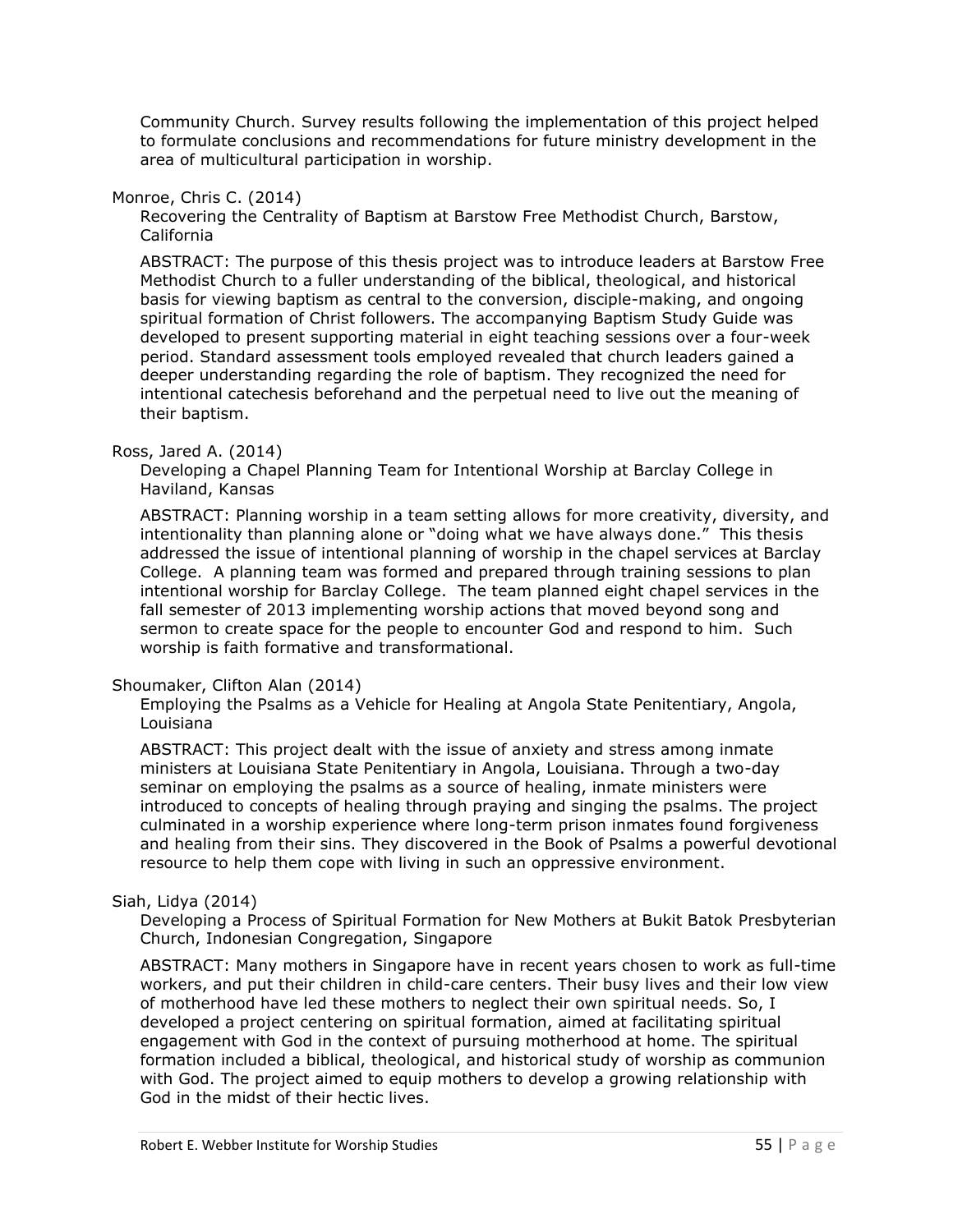Community Church. Survey results following the implementation of this project helped to formulate conclusions and recommendations for future ministry development in the area of multicultural participation in worship.

Monroe, Chris C. (2014)

Recovering the Centrality of Baptism at Barstow Free Methodist Church, Barstow, California

ABSTRACT: The purpose of this thesis project was to introduce leaders at Barstow Free Methodist Church to a fuller understanding of the biblical, theological, and historical basis for viewing baptism as central to the conversion, disciple-making, and ongoing spiritual formation of Christ followers. The accompanying Baptism Study Guide was developed to present supporting material in eight teaching sessions over a four-week period. Standard assessment tools employed revealed that church leaders gained a deeper understanding regarding the role of baptism. They recognized the need for intentional catechesis beforehand and the perpetual need to live out the meaning of their baptism.

Ross, Jared A. (2014)

Developing a Chapel Planning Team for Intentional Worship at Barclay College in Haviland, Kansas

ABSTRACT: Planning worship in a team setting allows for more creativity, diversity, and intentionality than planning alone or "doing what we have always done." This thesis addressed the issue of intentional planning of worship in the chapel services at Barclay College. A planning team was formed and prepared through training sessions to plan intentional worship for Barclay College. The team planned eight chapel services in the fall semester of 2013 implementing worship actions that moved beyond song and sermon to create space for the people to encounter God and respond to him. Such worship is faith formative and transformational.

Shoumaker, Clifton Alan (2014)

Employing the Psalms as a Vehicle for Healing at Angola State Penitentiary, Angola, Louisiana

ABSTRACT: This project dealt with the issue of anxiety and stress among inmate ministers at Louisiana State Penitentiary in Angola, Louisiana. Through a two-day seminar on employing the psalms as a source of healing, inmate ministers were introduced to concepts of healing through praying and singing the psalms. The project culminated in a worship experience where long-term prison inmates found forgiveness and healing from their sins. They discovered in the Book of Psalms a powerful devotional resource to help them cope with living in such an oppressive environment.

Siah, Lidya (2014)

Developing a Process of Spiritual Formation for New Mothers at Bukit Batok Presbyterian Church, Indonesian Congregation, Singapore

ABSTRACT: Many mothers in Singapore have in recent years chosen to work as full-time workers, and put their children in child-care centers. Their busy lives and their low view of motherhood have led these mothers to neglect their own spiritual needs. So, I developed a project centering on spiritual formation, aimed at facilitating spiritual engagement with God in the context of pursuing motherhood at home. The spiritual formation included a biblical, theological, and historical study of worship as communion with God. The project aimed to equip mothers to develop a growing relationship with God in the midst of their hectic lives.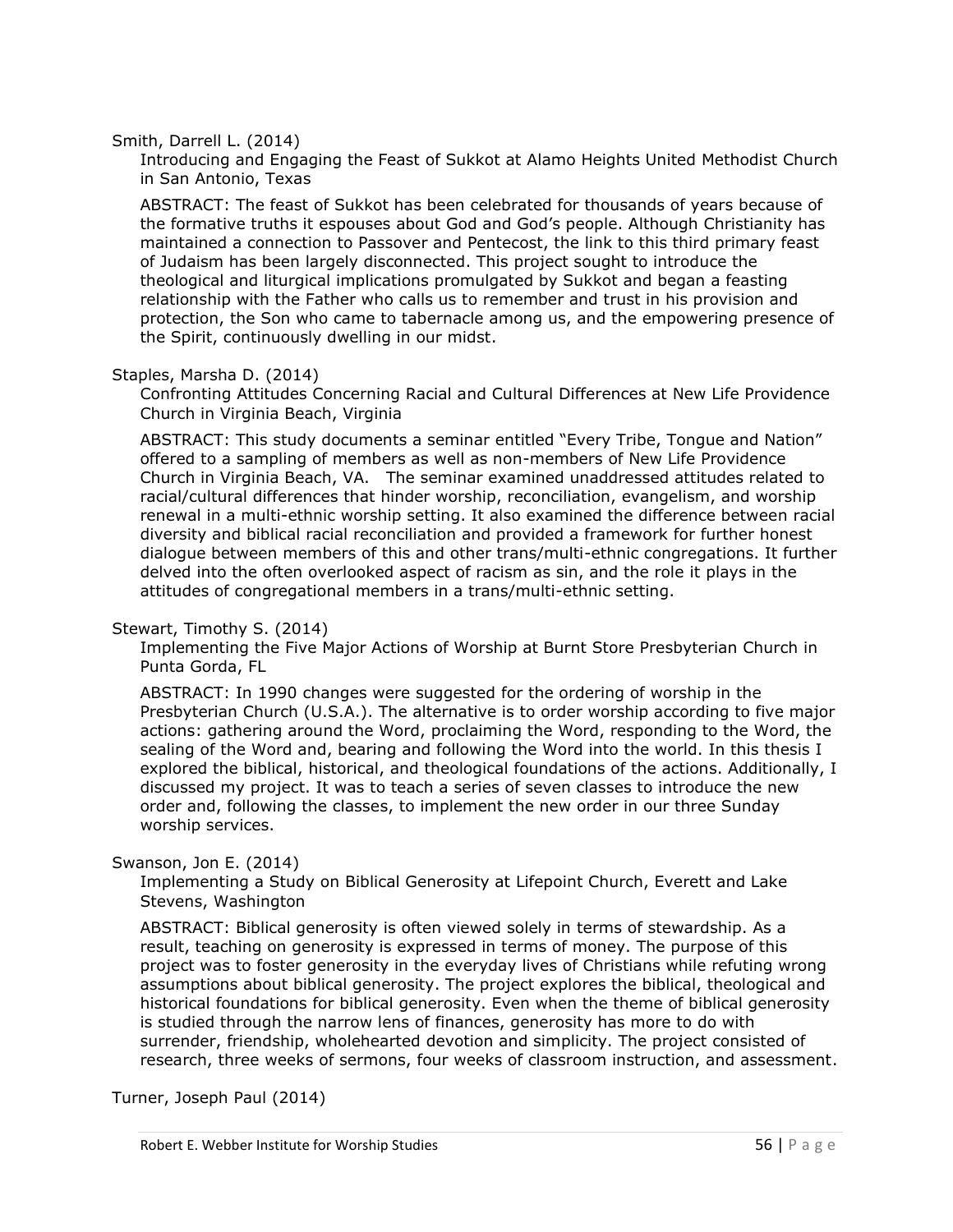Smith, Darrell L. (2014)

Introducing and Engaging the Feast of Sukkot at Alamo Heights United Methodist Church in San Antonio, Texas

ABSTRACT: The feast of Sukkot has been celebrated for thousands of years because of the formative truths it espouses about God and God's people. Although Christianity has maintained a connection to Passover and Pentecost, the link to this third primary feast of Judaism has been largely disconnected. This project sought to introduce the theological and liturgical implications promulgated by Sukkot and began a feasting relationship with the Father who calls us to remember and trust in his provision and protection, the Son who came to tabernacle among us, and the empowering presence of the Spirit, continuously dwelling in our midst.

Staples, Marsha D. (2014)

Confronting Attitudes Concerning Racial and Cultural Differences at New Life Providence Church in Virginia Beach, Virginia

ABSTRACT: This study documents a seminar entitled "Every Tribe, Tongue and Nation" offered to a sampling of members as well as non-members of New Life Providence Church in Virginia Beach, VA. The seminar examined unaddressed attitudes related to racial/cultural differences that hinder worship, reconciliation, evangelism, and worship renewal in a multi-ethnic worship setting. It also examined the difference between racial diversity and biblical racial reconciliation and provided a framework for further honest dialogue between members of this and other trans/multi-ethnic congregations. It further delved into the often overlooked aspect of racism as sin, and the role it plays in the attitudes of congregational members in a trans/multi-ethnic setting.

Stewart, Timothy S. (2014)

Implementing the Five Major Actions of Worship at Burnt Store Presbyterian Church in Punta Gorda, FL

ABSTRACT: In 1990 changes were suggested for the ordering of worship in the Presbyterian Church (U.S.A.). The alternative is to order worship according to five major actions: gathering around the Word, proclaiming the Word, responding to the Word, the sealing of the Word and, bearing and following the Word into the world. In this thesis I explored the biblical, historical, and theological foundations of the actions. Additionally, I discussed my project. It was to teach a series of seven classes to introduce the new order and, following the classes, to implement the new order in our three Sunday worship services.

Swanson, Jon E. (2014)

Implementing a Study on Biblical Generosity at Lifepoint Church, Everett and Lake Stevens, Washington

ABSTRACT: Biblical generosity is often viewed solely in terms of stewardship. As a result, teaching on generosity is expressed in terms of money. The purpose of this project was to foster generosity in the everyday lives of Christians while refuting wrong assumptions about biblical generosity. The project explores the biblical, theological and historical foundations for biblical generosity. Even when the theme of biblical generosity is studied through the narrow lens of finances, generosity has more to do with surrender, friendship, wholehearted devotion and simplicity. The project consisted of research, three weeks of sermons, four weeks of classroom instruction, and assessment.

Turner, Joseph Paul (2014)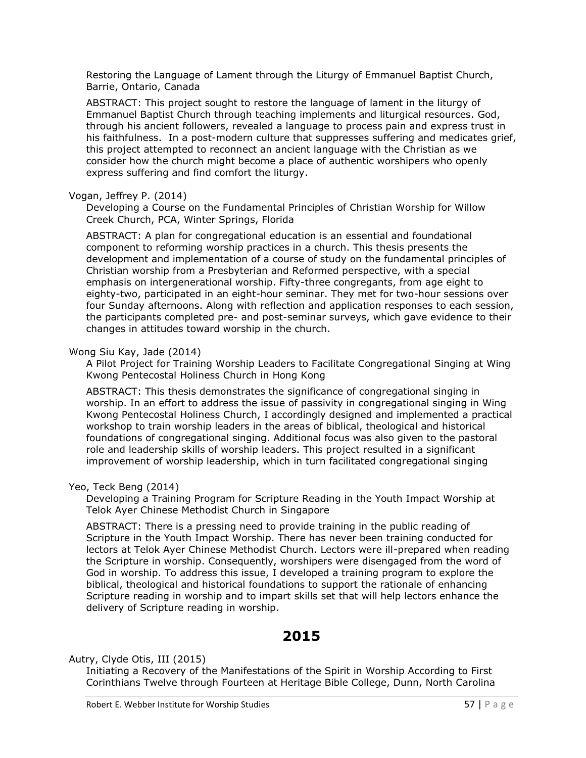Restoring the Language of Lament through the Liturgy of Emmanuel Baptist Church, Barrie, Ontario, Canada

ABSTRACT: This project sought to restore the language of lament in the liturgy of Emmanuel Baptist Church through teaching implements and liturgical resources. God, through his ancient followers, revealed a language to process pain and express trust in his faithfulness. In a post-modern culture that suppresses suffering and medicates grief, this project attempted to reconnect an ancient language with the Christian as we consider how the church might become a place of authentic worshipers who openly express suffering and find comfort the liturgy.

Vogan, Jeffrey P. (2014)

Developing a Course on the Fundamental Principles of Christian Worship for Willow Creek Church, PCA, Winter Springs, Florida

ABSTRACT: A plan for congregational education is an essential and foundational component to reforming worship practices in a church. This thesis presents the development and implementation of a course of study on the fundamental principles of Christian worship from a Presbyterian and Reformed perspective, with a special emphasis on intergenerational worship. Fifty-three congregants, from age eight to eighty-two, participated in an eight-hour seminar. They met for two-hour sessions over four Sunday afternoons. Along with reflection and application responses to each session, the participants completed pre- and post-seminar surveys, which gave evidence to their changes in attitudes toward worship in the church.

Wong Siu Kay, Jade (2014)

A Pilot Project for Training Worship Leaders to Facilitate Congregational Singing at Wing Kwong Pentecostal Holiness Church in Hong Kong

ABSTRACT: This thesis demonstrates the significance of congregational singing in worship. In an effort to address the issue of passivity in congregational singing in Wing Kwong Pentecostal Holiness Church, I accordingly designed and implemented a practical workshop to train worship leaders in the areas of biblical, theological and historical foundations of congregational singing. Additional focus was also given to the pastoral role and leadership skills of worship leaders. This project resulted in a significant improvement of worship leadership, which in turn facilitated congregational singing

Yeo, Teck Beng (2014)

Developing a Training Program for Scripture Reading in the Youth Impact Worship at Telok Ayer Chinese Methodist Church in Singapore

ABSTRACT: There is a pressing need to provide training in the public reading of Scripture in the Youth Impact Worship. There has never been training conducted for lectors at Telok Ayer Chinese Methodist Church. Lectors were ill-prepared when reading the Scripture in worship. Consequently, worshipers were disengaged from the word of God in worship. To address this issue, I developed a training program to explore the biblical, theological and historical foundations to support the rationale of enhancing Scripture reading in worship and to impart skills set that will help lectors enhance the delivery of Scripture reading in worship.

# 2015

Autry, Clyde Otis, III (2015)

Initiating a Recovery of the Manifestations of the Spirit in Worship According to First Corinthians Twelve through Fourteen at Heritage Bible College, Dunn, North Carolina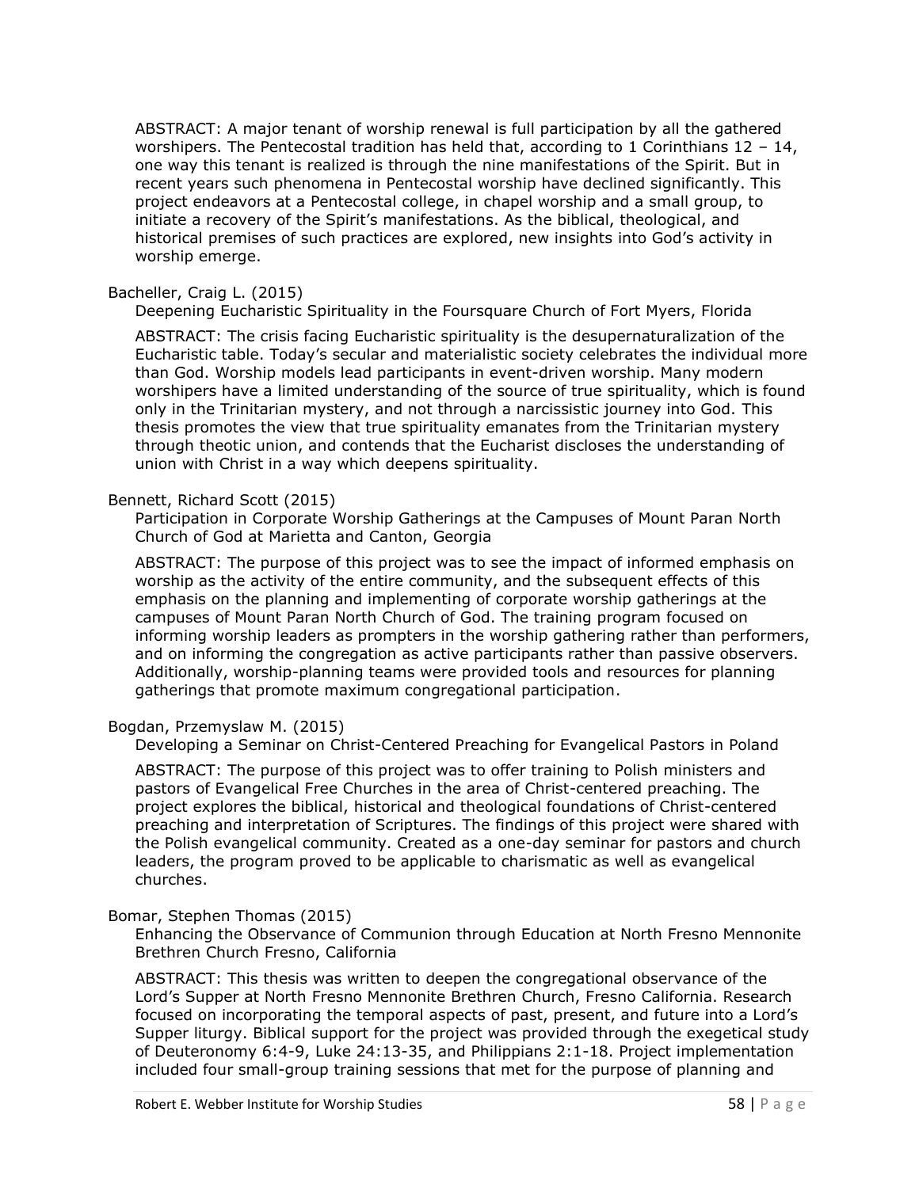ABSTRACT: A major tenant of worship renewal is full participation by all the gathered worshipers. The Pentecostal tradition has held that, according to 1 Corinthians 12 – 14, one way this tenant is realized is through the nine manifestations of the Spirit. But in recent years such phenomena in Pentecostal worship have declined significantly. This project endeavors at a Pentecostal college, in chapel worship and a small group, to initiate a recovery of the Spirit's manifestations. As the biblical, theological, and historical premises of such practices are explored, new insights into God's activity in worship emerge.

Bacheller, Craig L. (2015)

Deepening Eucharistic Spirituality in the Foursquare Church of Fort Myers, Florida

ABSTRACT: The crisis facing Eucharistic spirituality is the desupernaturalization of the Eucharistic table. Today's secular and materialistic society celebrates the individual more than God. Worship models lead participants in event-driven worship. Many modern worshipers have a limited understanding of the source of true spirituality, which is found only in the Trinitarian mystery, and not through a narcissistic journey into God. This thesis promotes the view that true spirituality emanates from the Trinitarian mystery through theotic union, and contends that the Eucharist discloses the understanding of union with Christ in a way which deepens spirituality.

Bennett, Richard Scott (2015)

Participation in Corporate Worship Gatherings at the Campuses of Mount Paran North Church of God at Marietta and Canton, Georgia

ABSTRACT: The purpose of this project was to see the impact of informed emphasis on worship as the activity of the entire community, and the subsequent effects of this emphasis on the planning and implementing of corporate worship gatherings at the campuses of Mount Paran North Church of God. The training program focused on informing worship leaders as prompters in the worship gathering rather than performers, and on informing the congregation as active participants rather than passive observers. Additionally, worship-planning teams were provided tools and resources for planning gatherings that promote maximum congregational participation.

Bogdan, Przemyslaw M. (2015)

Developing a Seminar on Christ-Centered Preaching for Evangelical Pastors in Poland

ABSTRACT: The purpose of this project was to offer training to Polish ministers and pastors of Evangelical Free Churches in the area of Christ-centered preaching. The project explores the biblical, historical and theological foundations of Christ-centered preaching and interpretation of Scriptures. The findings of this project were shared with the Polish evangelical community. Created as a one-day seminar for pastors and church leaders, the program proved to be applicable to charismatic as well as evangelical churches.

Bomar, Stephen Thomas (2015)

Enhancing the Observance of Communion through Education at North Fresno Mennonite Brethren Church Fresno, California

ABSTRACT: This thesis was written to deepen the congregational observance of the Lord's Supper at North Fresno Mennonite Brethren Church, Fresno California. Research focused on incorporating the temporal aspects of past, present, and future into a Lord's Supper liturgy. Biblical support for the project was provided through the exegetical study of Deuteronomy 6:4-9, Luke 24:13-35, and Philippians 2:1-18. Project implementation included four small-group training sessions that met for the purpose of planning and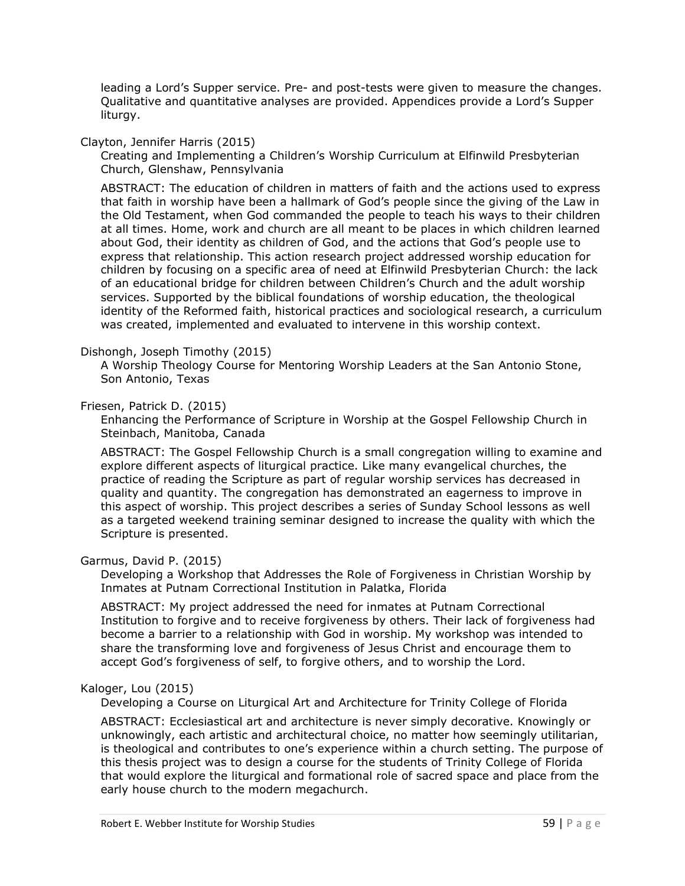leading a Lord's Supper service. Pre- and post-tests were given to measure the changes. Qualitative and quantitative analyses are provided. Appendices provide a Lord's Supper liturgy.

Clayton, Jennifer Harris (2015)

Creating and Implementing a Children's Worship Curriculum at Elfinwild Presbyterian Church, Glenshaw, Pennsylvania

ABSTRACT: The education of children in matters of faith and the actions used to express that faith in worship have been a hallmark of God's people since the giving of the Law in the Old Testament, when God commanded the people to teach his ways to their children at all times. Home, work and church are all meant to be places in which children learned about God, their identity as children of God, and the actions that God's people use to express that relationship. This action research project addressed worship education for children by focusing on a specific area of need at Elfinwild Presbyterian Church: the lack of an educational bridge for children between Children's Church and the adult worship services. Supported by the biblical foundations of worship education, the theological identity of the Reformed faith, historical practices and sociological research, a curriculum was created, implemented and evaluated to intervene in this worship context.

Dishongh, Joseph Timothy (2015)

A Worship Theology Course for Mentoring Worship Leaders at the San Antonio Stone, Son Antonio, Texas

Friesen, Patrick D. (2015)

Enhancing the Performance of Scripture in Worship at the Gospel Fellowship Church in Steinbach, Manitoba, Canada

ABSTRACT: The Gospel Fellowship Church is a small congregation willing to examine and explore different aspects of liturgical practice. Like many evangelical churches, the practice of reading the Scripture as part of regular worship services has decreased in quality and quantity. The congregation has demonstrated an eagerness to improve in this aspect of worship. This project describes a series of Sunday School lessons as well as a targeted weekend training seminar designed to increase the quality with which the Scripture is presented.

Garmus, David P. (2015)

Developing a Workshop that Addresses the Role of Forgiveness in Christian Worship by Inmates at Putnam Correctional Institution in Palatka, Florida

ABSTRACT: My project addressed the need for inmates at Putnam Correctional Institution to forgive and to receive forgiveness by others. Their lack of forgiveness had become a barrier to a relationship with God in worship. My workshop was intended to share the transforming love and forgiveness of Jesus Christ and encourage them to accept God's forgiveness of self, to forgive others, and to worship the Lord.

Kaloger, Lou (2015)

Developing a Course on Liturgical Art and Architecture for Trinity College of Florida

ABSTRACT: Ecclesiastical art and architecture is never simply decorative. Knowingly or unknowingly, each artistic and architectural choice, no matter how seemingly utilitarian, is theological and contributes to one's experience within a church setting. The purpose of this thesis project was to design a course for the students of Trinity College of Florida that would explore the liturgical and formational role of sacred space and place from the early house church to the modern megachurch.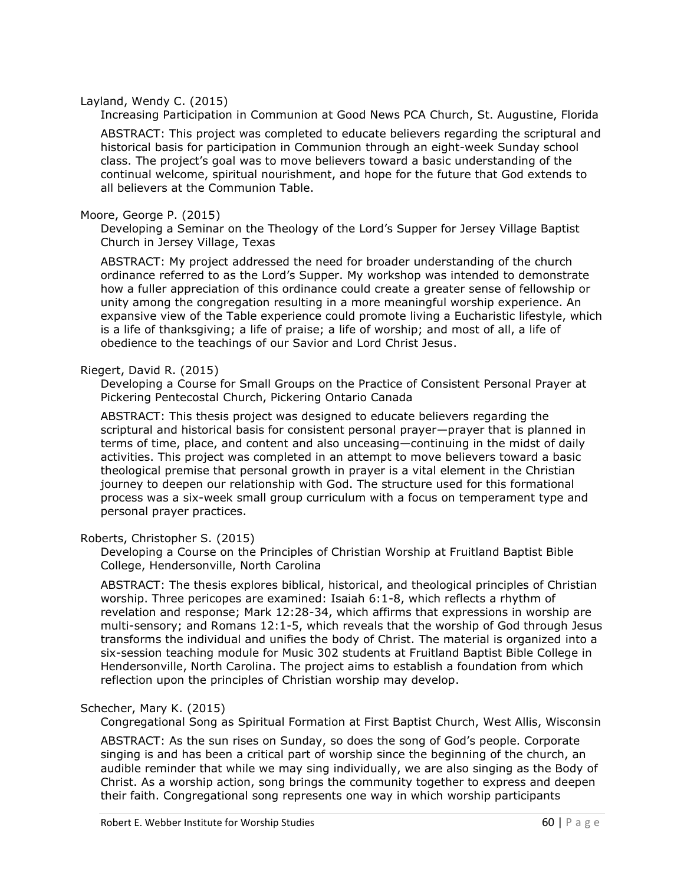Layland, Wendy C. (2015)

Increasing Participation in Communion at Good News PCA Church, St. Augustine, Florida

ABSTRACT: This project was completed to educate believers regarding the scriptural and historical basis for participation in Communion through an eight-week Sunday school class. The project's goal was to move believers toward a basic understanding of the continual welcome, spiritual nourishment, and hope for the future that God extends to all believers at the Communion Table.

Moore, George P. (2015)

Developing a Seminar on the Theology of the Lord's Supper for Jersey Village Baptist Church in Jersey Village, Texas

ABSTRACT: My project addressed the need for broader understanding of the church ordinance referred to as the Lord's Supper. My workshop was intended to demonstrate how a fuller appreciation of this ordinance could create a greater sense of fellowship or unity among the congregation resulting in a more meaningful worship experience. An expansive view of the Table experience could promote living a Eucharistic lifestyle, which is a life of thanksgiving; a life of praise; a life of worship; and most of all, a life of obedience to the teachings of our Savior and Lord Christ Jesus.

Riegert, David R. (2015)

Developing a Course for Small Groups on the Practice of Consistent Personal Prayer at Pickering Pentecostal Church, Pickering Ontario Canada

ABSTRACT: This thesis project was designed to educate believers regarding the scriptural and historical basis for consistent personal prayer—prayer that is planned in terms of time, place, and content and also unceasing—continuing in the midst of daily activities. This project was completed in an attempt to move believers toward a basic theological premise that personal growth in prayer is a vital element in the Christian journey to deepen our relationship with God. The structure used for this formational process was a six-week small group curriculum with a focus on temperament type and personal prayer practices.

Roberts, Christopher S. (2015)

Developing a Course on the Principles of Christian Worship at Fruitland Baptist Bible College, Hendersonville, North Carolina

ABSTRACT: The thesis explores biblical, historical, and theological principles of Christian worship. Three pericopes are examined: Isaiah 6:1-8, which reflects a rhythm of revelation and response; Mark 12:28-34, which affirms that expressions in worship are multi-sensory; and Romans 12:1-5, which reveals that the worship of God through Jesus transforms the individual and unifies the body of Christ. The material is organized into a six-session teaching module for Music 302 students at Fruitland Baptist Bible College in Hendersonville, North Carolina. The project aims to establish a foundation from which reflection upon the principles of Christian worship may develop.

Schecher, Mary K. (2015)

Congregational Song as Spiritual Formation at First Baptist Church, West Allis, Wisconsin

ABSTRACT: As the sun rises on Sunday, so does the song of God's people. Corporate singing is and has been a critical part of worship since the beginning of the church, an audible reminder that while we may sing individually, we are also singing as the Body of Christ. As a worship action, song brings the community together to express and deepen their faith. Congregational song represents one way in which worship participants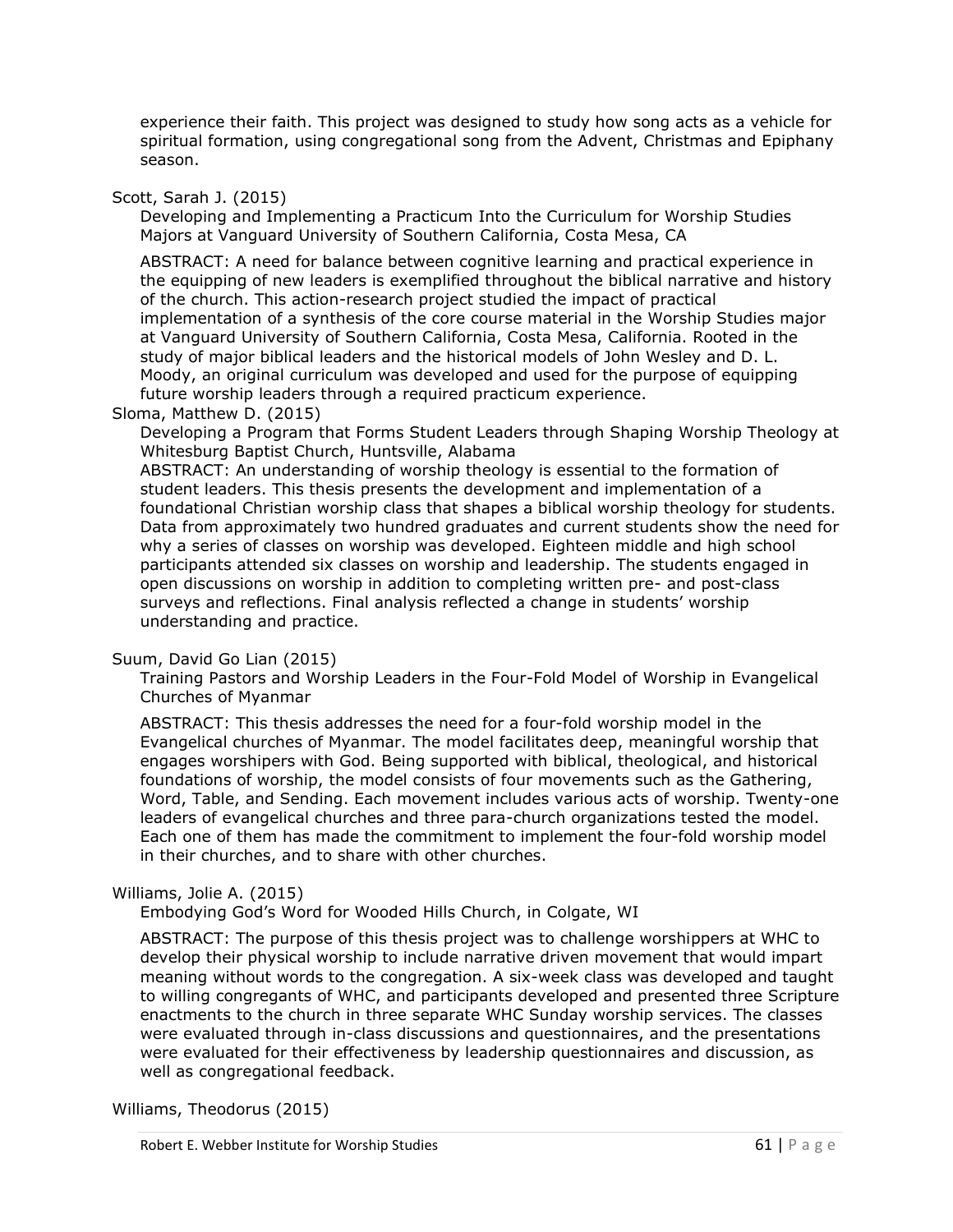experience their faith. This project was designed to study how song acts as a vehicle for spiritual formation, using congregational song from the Advent, Christmas and Epiphany season.

Scott, Sarah J. (2015)

Developing and Implementing a Practicum Into the Curriculum for Worship Studies Majors at Vanguard University of Southern California, Costa Mesa, CA

ABSTRACT: A need for balance between cognitive learning and practical experience in the equipping of new leaders is exemplified throughout the biblical narrative and history of the church. This action-research project studied the impact of practical implementation of a synthesis of the core course material in the Worship Studies major at Vanguard University of Southern California, Costa Mesa, California. Rooted in the study of major biblical leaders and the historical models of John Wesley and D. L. Moody, an original curriculum was developed and used for the purpose of equipping future worship leaders through a required practicum experience.

Sloma, Matthew D. (2015)

Developing a Program that Forms Student Leaders through Shaping Worship Theology at Whitesburg Baptist Church, Huntsville, Alabama

ABSTRACT: An understanding of worship theology is essential to the formation of student leaders. This thesis presents the development and implementation of a foundational Christian worship class that shapes a biblical worship theology for students. Data from approximately two hundred graduates and current students show the need for why a series of classes on worship was developed. Eighteen middle and high school participants attended six classes on worship and leadership. The students engaged in open discussions on worship in addition to completing written pre- and post-class surveys and reflections. Final analysis reflected a change in students' worship understanding and practice.

Suum, David Go Lian (2015)

Training Pastors and Worship Leaders in the Four-Fold Model of Worship in Evangelical Churches of Myanmar

ABSTRACT: This thesis addresses the need for a four-fold worship model in the Evangelical churches of Myanmar. The model facilitates deep, meaningful worship that engages worshipers with God. Being supported with biblical, theological, and historical foundations of worship, the model consists of four movements such as the Gathering, Word, Table, and Sending. Each movement includes various acts of worship. Twenty-one leaders of evangelical churches and three para-church organizations tested the model. Each one of them has made the commitment to implement the four-fold worship model in their churches, and to share with other churches.

Williams, Jolie A. (2015)

Embodying God's Word for Wooded Hills Church, in Colgate, WI

ABSTRACT: The purpose of this thesis project was to challenge worshippers at WHC to develop their physical worship to include narrative driven movement that would impart meaning without words to the congregation. A six-week class was developed and taught to willing congregants of WHC, and participants developed and presented three Scripture enactments to the church in three separate WHC Sunday worship services. The classes were evaluated through in-class discussions and questionnaires, and the presentations were evaluated for their effectiveness by leadership questionnaires and discussion, as well as congregational feedback.

Williams, Theodorus (2015)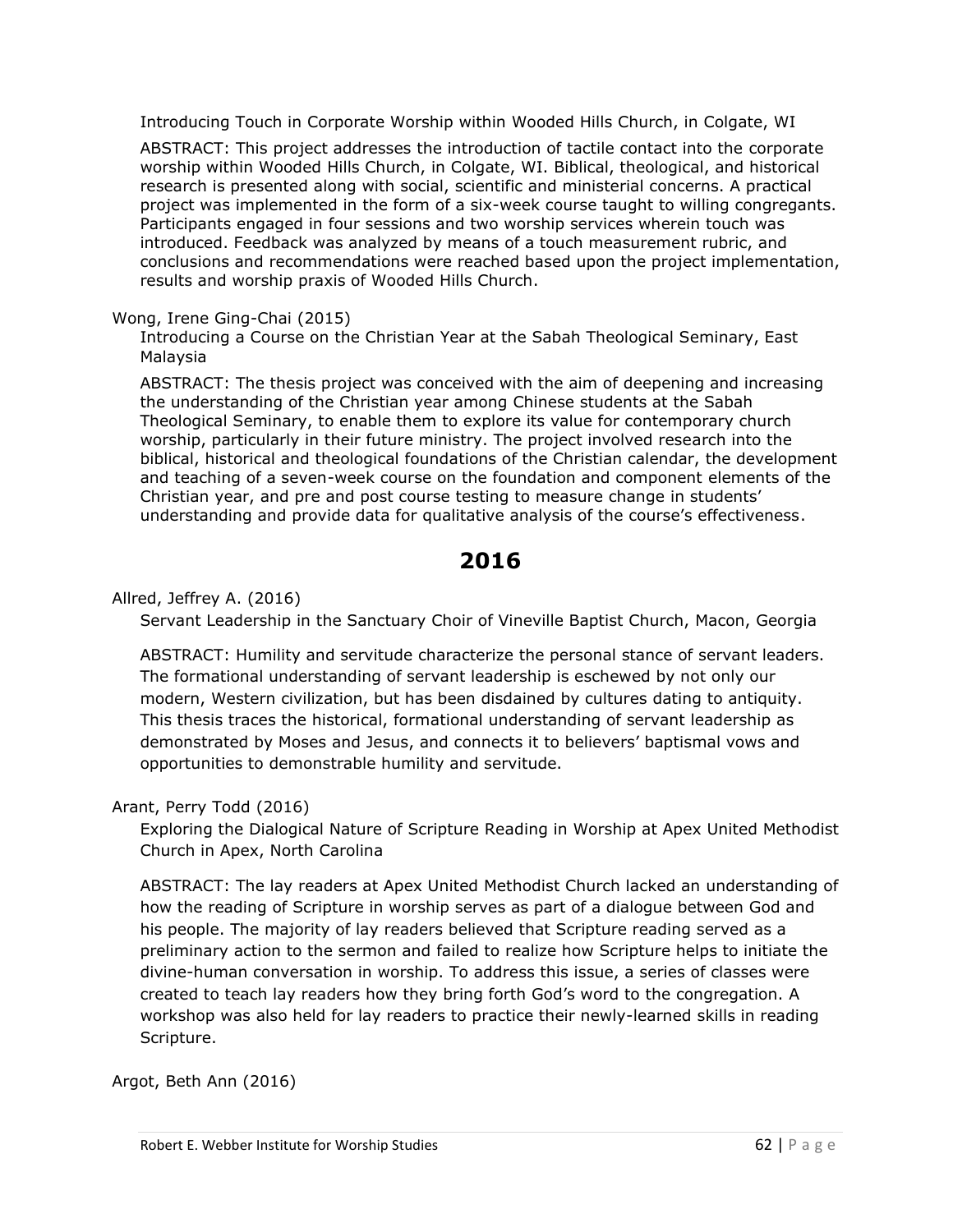Introducing Touch in Corporate Worship within Wooded Hills Church, in Colgate, WI

ABSTRACT: This project addresses the introduction of tactile contact into the corporate worship within Wooded Hills Church, in Colgate, WI. Biblical, theological, and historical research is presented along with social, scientific and ministerial concerns. A practical project was implemented in the form of a six-week course taught to willing congregants. Participants engaged in four sessions and two worship services wherein touch was introduced. Feedback was analyzed by means of a touch measurement rubric, and conclusions and recommendations were reached based upon the project implementation, results and worship praxis of Wooded Hills Church.

Wong, Irene Ging-Chai (2015)

Introducing a Course on the Christian Year at the Sabah Theological Seminary, East Malaysia

ABSTRACT: The thesis project was conceived with the aim of deepening and increasing the understanding of the Christian year among Chinese students at the Sabah Theological Seminary, to enable them to explore its value for contemporary church worship, particularly in their future ministry. The project involved research into the biblical, historical and theological foundations of the Christian calendar, the development and teaching of a seven-week course on the foundation and component elements of the Christian year, and pre and post course testing to measure change in students' understanding and provide data for qualitative analysis of the course's effectiveness.

## 2016

Allred, Jeffrey A. (2016)

Servant Leadership in the Sanctuary Choir of Vineville Baptist Church, Macon, Georgia

ABSTRACT: Humility and servitude characterize the personal stance of servant leaders. The formational understanding of servant leadership is eschewed by not only our modern, Western civilization, but has been disdained by cultures dating to antiquity. This thesis traces the historical, formational understanding of servant leadership as demonstrated by Moses and Jesus, and connects it to believers' baptismal vows and opportunities to demonstrable humility and servitude.

Arant, Perry Todd (2016)

Exploring the Dialogical Nature of Scripture Reading in Worship at Apex United Methodist Church in Apex, North Carolina

ABSTRACT: The lay readers at Apex United Methodist Church lacked an understanding of how the reading of Scripture in worship serves as part of a dialogue between God and his people. The majority of lay readers believed that Scripture reading served as a preliminary action to the sermon and failed to realize how Scripture helps to initiate the divine-human conversation in worship. To address this issue, a series of classes were created to teach lay readers how they bring forth God's word to the congregation. A workshop was also held for lay readers to practice their newly-learned skills in reading Scripture.

Argot, Beth Ann (2016)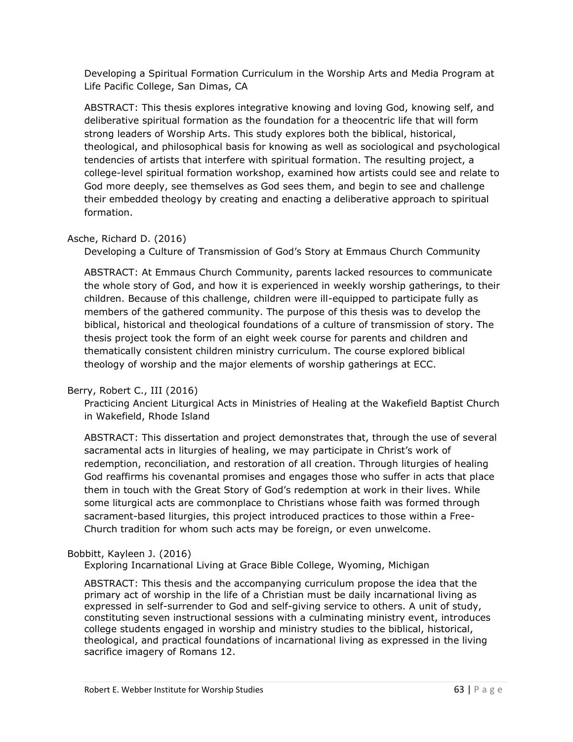Developing a Spiritual Formation Curriculum in the Worship Arts and Media Program at Life Pacific College, San Dimas, CA

ABSTRACT: This thesis explores integrative knowing and loving God, knowing self, and deliberative spiritual formation as the foundation for a theocentric life that will form strong leaders of Worship Arts. This study explores both the biblical, historical, theological, and philosophical basis for knowing as well as sociological and psychological tendencies of artists that interfere with spiritual formation. The resulting project, a college-level spiritual formation workshop, examined how artists could see and relate to God more deeply, see themselves as God sees them, and begin to see and challenge their embedded theology by creating and enacting a deliberative approach to spiritual formation.

Asche, Richard D. (2016)

Developing a Culture of Transmission of God's Story at Emmaus Church Community

ABSTRACT: At Emmaus Church Community, parents lacked resources to communicate the whole story of God, and how it is experienced in weekly worship gatherings, to their children. Because of this challenge, children were ill-equipped to participate fully as members of the gathered community. The purpose of this thesis was to develop the biblical, historical and theological foundations of a culture of transmission of story. The thesis project took the form of an eight week course for parents and children and thematically consistent children ministry curriculum. The course explored biblical theology of worship and the major elements of worship gatherings at ECC.

Berry, Robert C., III (2016)

Practicing Ancient Liturgical Acts in Ministries of Healing at the Wakefield Baptist Church in Wakefield, Rhode Island

ABSTRACT: This dissertation and project demonstrates that, through the use of several sacramental acts in liturgies of healing, we may participate in Christ's work of redemption, reconciliation, and restoration of all creation. Through liturgies of healing God reaffirms his covenantal promises and engages those who suffer in acts that place them in touch with the Great Story of God's redemption at work in their lives. While some liturgical acts are commonplace to Christians whose faith was formed through sacrament-based liturgies, this project introduced practices to those within a Free-Church tradition for whom such acts may be foreign, or even unwelcome.

Bobbitt, Kayleen J. (2016)

Exploring Incarnational Living at Grace Bible College, Wyoming, Michigan

ABSTRACT: This thesis and the accompanying curriculum propose the idea that the primary act of worship in the life of a Christian must be daily incarnational living as expressed in self-surrender to God and self-giving service to others. A unit of study, constituting seven instructional sessions with a culminating ministry event, introduces college students engaged in worship and ministry studies to the biblical, historical, theological, and practical foundations of incarnational living as expressed in the living sacrifice imagery of Romans 12.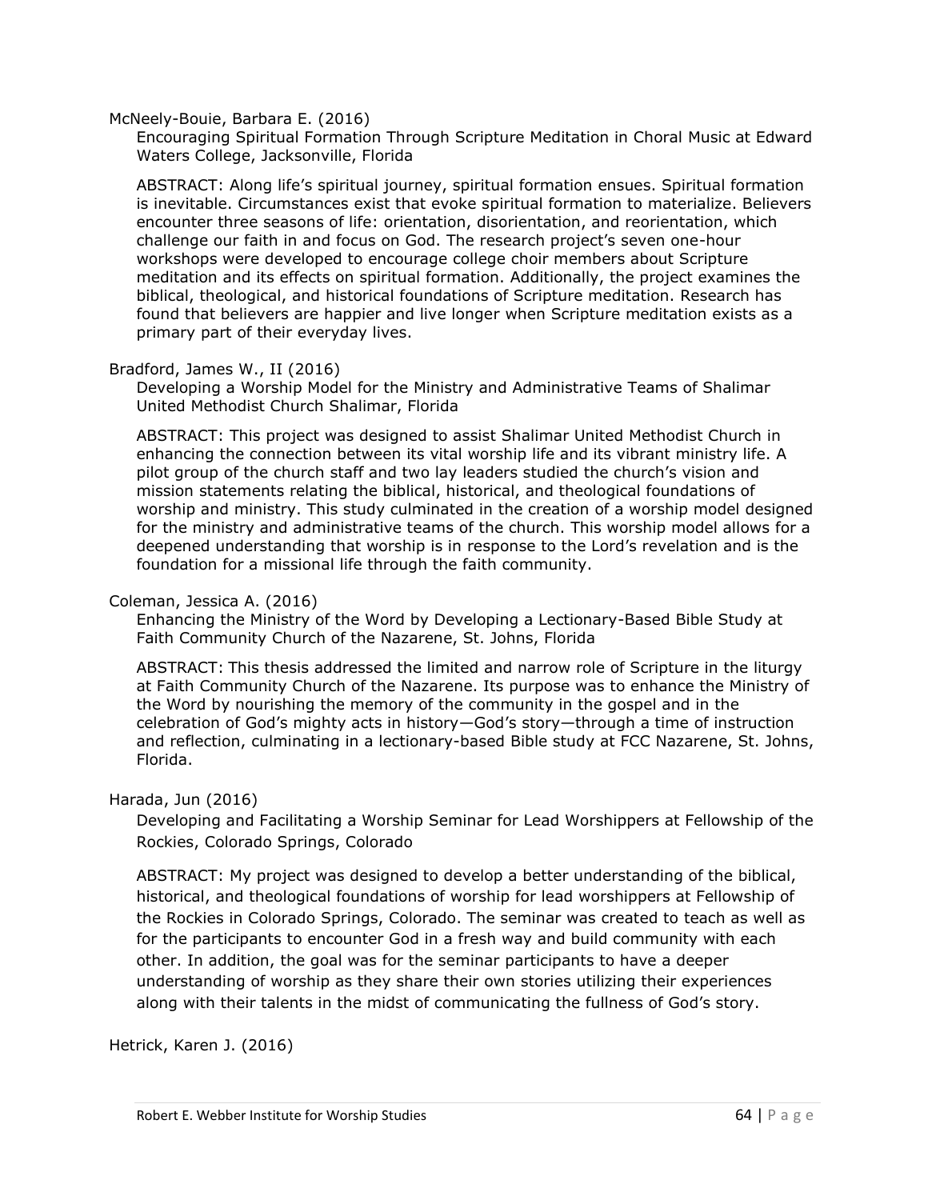McNeely-Bouie, Barbara E. (2016)

Encouraging Spiritual Formation Through Scripture Meditation in Choral Music at Edward Waters College, Jacksonville, Florida

ABSTRACT: Along life's spiritual journey, spiritual formation ensues. Spiritual formation is inevitable. Circumstances exist that evoke spiritual formation to materialize. Believers encounter three seasons of life: orientation, disorientation, and reorientation, which challenge our faith in and focus on God. The research project's seven one-hour workshops were developed to encourage college choir members about Scripture meditation and its effects on spiritual formation. Additionally, the project examines the biblical, theological, and historical foundations of Scripture meditation. Research has found that believers are happier and live longer when Scripture meditation exists as a primary part of their everyday lives.

Bradford, James W., II (2016)

Developing a Worship Model for the Ministry and Administrative Teams of Shalimar United Methodist Church Shalimar, Florida

ABSTRACT: This project was designed to assist Shalimar United Methodist Church in enhancing the connection between its vital worship life and its vibrant ministry life. A pilot group of the church staff and two lay leaders studied the church's vision and mission statements relating the biblical, historical, and theological foundations of worship and ministry. This study culminated in the creation of a worship model designed for the ministry and administrative teams of the church. This worship model allows for a deepened understanding that worship is in response to the Lord's revelation and is the foundation for a missional life through the faith community.

Coleman, Jessica A. (2016)

Enhancing the Ministry of the Word by Developing a Lectionary-Based Bible Study at Faith Community Church of the Nazarene, St. Johns, Florida

ABSTRACT: This thesis addressed the limited and narrow role of Scripture in the liturgy at Faith Community Church of the Nazarene. Its purpose was to enhance the Ministry of the Word by nourishing the memory of the community in the gospel and in the celebration of God's mighty acts in history—God's story—through a time of instruction and reflection, culminating in a lectionary-based Bible study at FCC Nazarene, St. Johns, Florida.

Harada, Jun (2016)

Developing and Facilitating a Worship Seminar for Lead Worshippers at Fellowship of the Rockies, Colorado Springs, Colorado

ABSTRACT: My project was designed to develop a better understanding of the biblical, historical, and theological foundations of worship for lead worshippers at Fellowship of the Rockies in Colorado Springs, Colorado. The seminar was created to teach as well as for the participants to encounter God in a fresh way and build community with each other. In addition, the goal was for the seminar participants to have a deeper understanding of worship as they share their own stories utilizing their experiences along with their talents in the midst of communicating the fullness of God's story.

Hetrick, Karen J. (2016)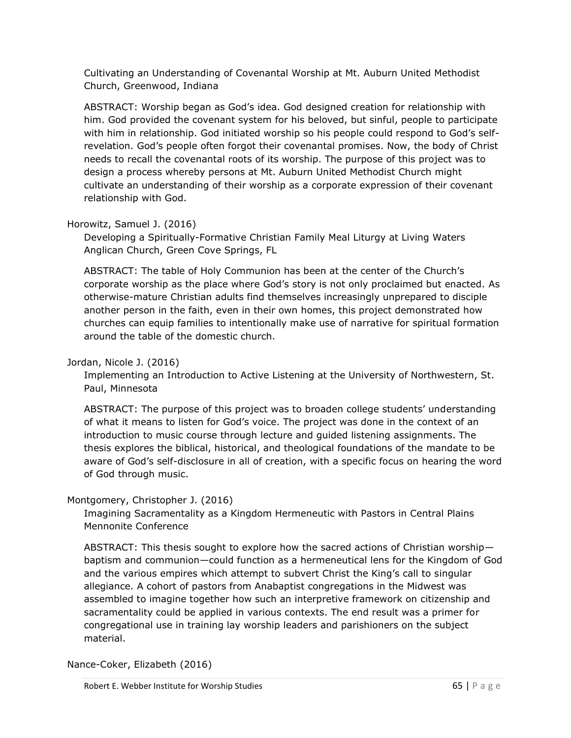Cultivating an Understanding of Covenantal Worship at Mt. Auburn United Methodist Church, Greenwood, Indiana

ABSTRACT: Worship began as God's idea. God designed creation for relationship with him. God provided the covenant system for his beloved, but sinful, people to participate with him in relationship. God initiated worship so his people could respond to God's self-revelation. God's people often forgot their covenantal promises. Now, the body of Christ needs to recall the covenantal roots of its worship. The purpose of this project was to design a process whereby persons at Mt. Auburn United Methodist Church might cultivate an understanding of their worship as a corporate expression of their covenant relationship with God.

Horowitz, Samuel J. (2016)

Developing a Spiritually-Formative Christian Family Meal Liturgy at Living Waters Anglican Church, Green Cove Springs, FL

ABSTRACT: The table of Holy Communion has been at the center of the Church's corporate worship as the place where God's story is not only proclaimed but enacted. As otherwise-mature Christian adults find themselves increasingly unprepared to disciple another person in the faith, even in their own homes, this project demonstrated how churches can equip families to intentionally make use of narrative for spiritual formation around the table of the domestic church.

Jordan, Nicole J. (2016)

Implementing an Introduction to Active Listening at the University of Northwestern, St. Paul, Minnesota

ABSTRACT: The purpose of this project was to broaden college students' understanding of what it means to listen for God's voice. The project was done in the context of an introduction to music course through lecture and guided listening assignments. The thesis explores the biblical, historical, and theological foundations of the mandate to be aware of God's self-disclosure in all of creation, with a specific focus on hearing the word of God through music.

Montgomery, Christopher J. (2016)

Imagining Sacramentality as a Kingdom Hermeneutic with Pastors in Central Plains Mennonite Conference

ABSTRACT: This thesis sought to explore how the sacred actions of Christian worship—baptism and communion—could function as a hermeneutical lens for the Kingdom of God and the various empires which attempt to subvert Christ the King's call to singular allegiance. A cohort of pastors from Anabaptist congregations in the Midwest was assembled to imagine together how such an interpretive framework on citizenship and sacramentality could be applied in various contexts. The end result was a primer for congregational use in training lay worship leaders and parishioners on the subject material.

Nance-Coker, Elizabeth (2016)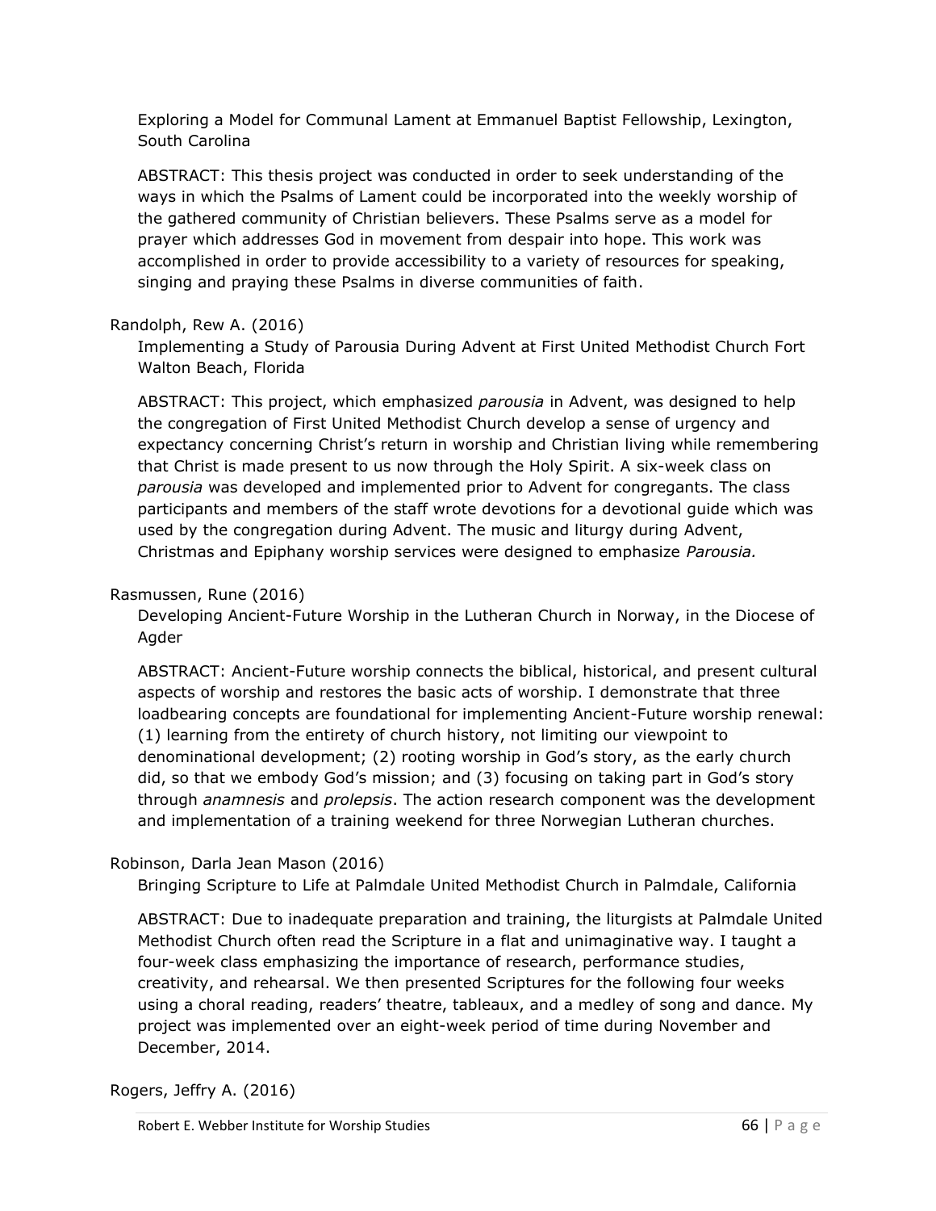Exploring a Model for Communal Lament at Emmanuel Baptist Fellowship, Lexington, South Carolina

ABSTRACT: This thesis project was conducted in order to seek understanding of the ways in which the Psalms of Lament could be incorporated into the weekly worship of the gathered community of Christian believers. These Psalms serve as a model for prayer which addresses God in movement from despair into hope. This work was accomplished in order to provide accessibility to a variety of resources for speaking, singing and praying these Psalms in diverse communities of faith.

Randolph, Rew A. (2016)

Implementing a Study of Parousia During Advent at First United Methodist Church Fort Walton Beach, Florida

ABSTRACT: This project, which emphasized *parousia* in Advent, was designed to help the congregation of First United Methodist Church develop a sense of urgency and expectancy concerning Christ's return in worship and Christian living while remembering that Christ is made present to us now through the Holy Spirit. A six-week class on *parousia* was developed and implemented prior to Advent for congregants. The class participants and members of the staff wrote devotions for a devotional guide which was used by the congregation during Advent. The music and liturgy during Advent, Christmas and Epiphany worship services were designed to emphasize *Parousia.*

Rasmussen, Rune (2016)

Developing Ancient-Future Worship in the Lutheran Church in Norway, in the Diocese of Agder

ABSTRACT: Ancient-Future worship connects the biblical, historical, and present cultural aspects of worship and restores the basic acts of worship. I demonstrate that three loadbearing concepts are foundational for implementing Ancient-Future worship renewal: (1) learning from the entirety of church history, not limiting our viewpoint to denominational development; (2) rooting worship in God's story, as the early church did, so that we embody God's mission; and (3) focusing on taking part in God's story through *anamnesis* and *prolepsis*. The action research component was the development and implementation of a training weekend for three Norwegian Lutheran churches.

Robinson, Darla Jean Mason (2016)

Bringing Scripture to Life at Palmdale United Methodist Church in Palmdale, California

ABSTRACT: Due to inadequate preparation and training, the liturgists at Palmdale United Methodist Church often read the Scripture in a flat and unimaginative way. I taught a four-week class emphasizing the importance of research, performance studies, creativity, and rehearsal. We then presented Scriptures for the following four weeks using a choral reading, readers' theatre, tableaux, and a medley of song and dance. My project was implemented over an eight-week period of time during November and December, 2014.

Rogers, Jeffry A. (2016)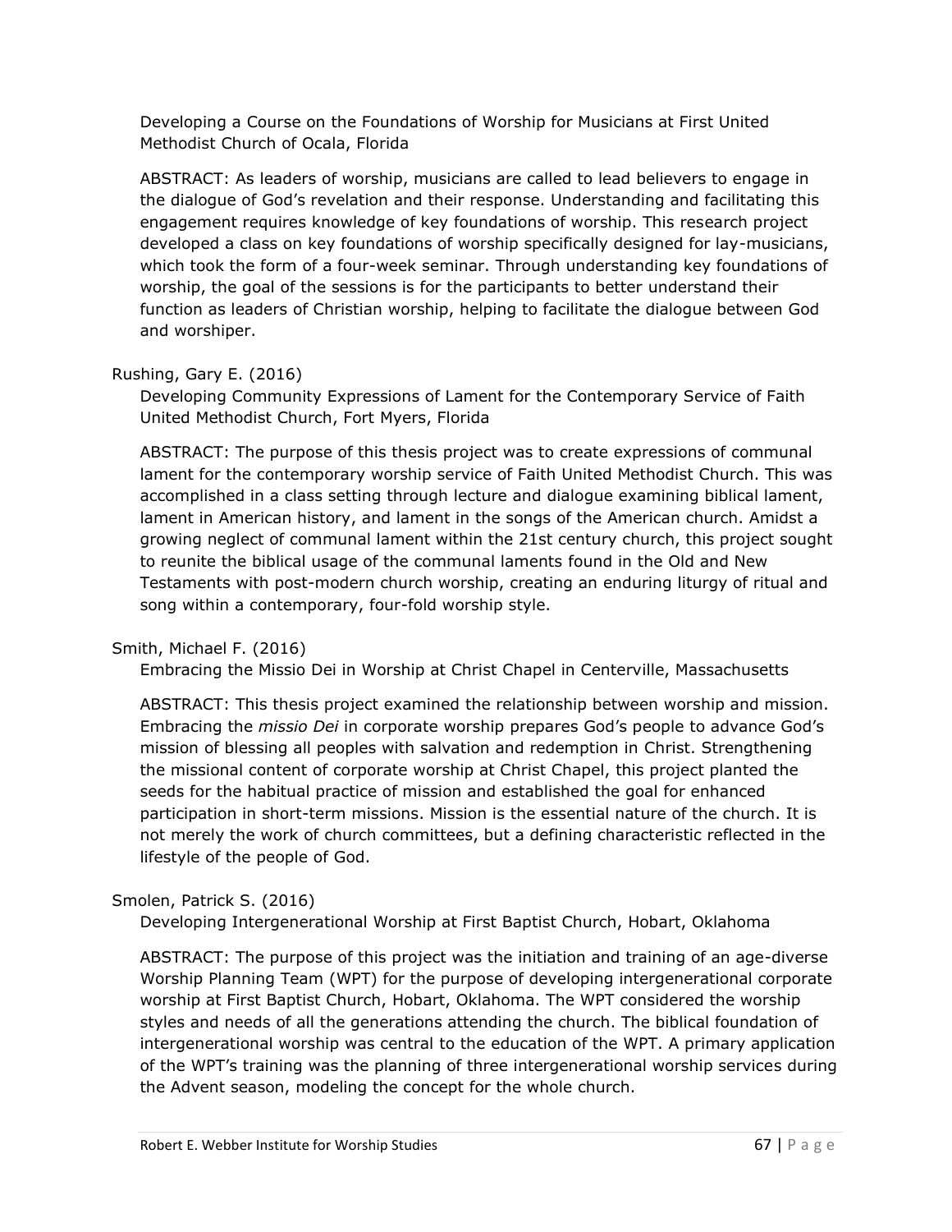Developing a Course on the Foundations of Worship for Musicians at First United Methodist Church of Ocala, Florida

ABSTRACT: As leaders of worship, musicians are called to lead believers to engage in the dialogue of God's revelation and their response. Understanding and facilitating this engagement requires knowledge of key foundations of worship. This research project developed a class on key foundations of worship specifically designed for lay-musicians, which took the form of a four-week seminar. Through understanding key foundations of worship, the goal of the sessions is for the participants to better understand their function as leaders of Christian worship, helping to facilitate the dialogue between God and worshiper.

Rushing, Gary E. (2016)

Developing Community Expressions of Lament for the Contemporary Service of Faith United Methodist Church, Fort Myers, Florida

ABSTRACT: The purpose of this thesis project was to create expressions of communal lament for the contemporary worship service of Faith United Methodist Church. This was accomplished in a class setting through lecture and dialogue examining biblical lament, lament in American history, and lament in the songs of the American church. Amidst a growing neglect of communal lament within the 21st century church, this project sought to reunite the biblical usage of the communal laments found in the Old and New Testaments with post-modern church worship, creating an enduring liturgy of ritual and song within a contemporary, four-fold worship style.

Smith, Michael F. (2016)

Embracing the Missio Dei in Worship at Christ Chapel in Centerville, Massachusetts

ABSTRACT: This thesis project examined the relationship between worship and mission. Embracing the *missio Dei* in corporate worship prepares God's people to advance God's mission of blessing all peoples with salvation and redemption in Christ. Strengthening the missional content of corporate worship at Christ Chapel, this project planted the seeds for the habitual practice of mission and established the goal for enhanced participation in short-term missions. Mission is the essential nature of the church. It is not merely the work of church committees, but a defining characteristic reflected in the lifestyle of the people of God.

Smolen, Patrick S. (2016)

Developing Intergenerational Worship at First Baptist Church, Hobart, Oklahoma

ABSTRACT: The purpose of this project was the initiation and training of an age-diverse Worship Planning Team (WPT) for the purpose of developing intergenerational corporate worship at First Baptist Church, Hobart, Oklahoma. The WPT considered the worship styles and needs of all the generations attending the church. The biblical foundation of intergenerational worship was central to the education of the WPT. A primary application of the WPT's training was the planning of three intergenerational worship services during the Advent season, modeling the concept for the whole church.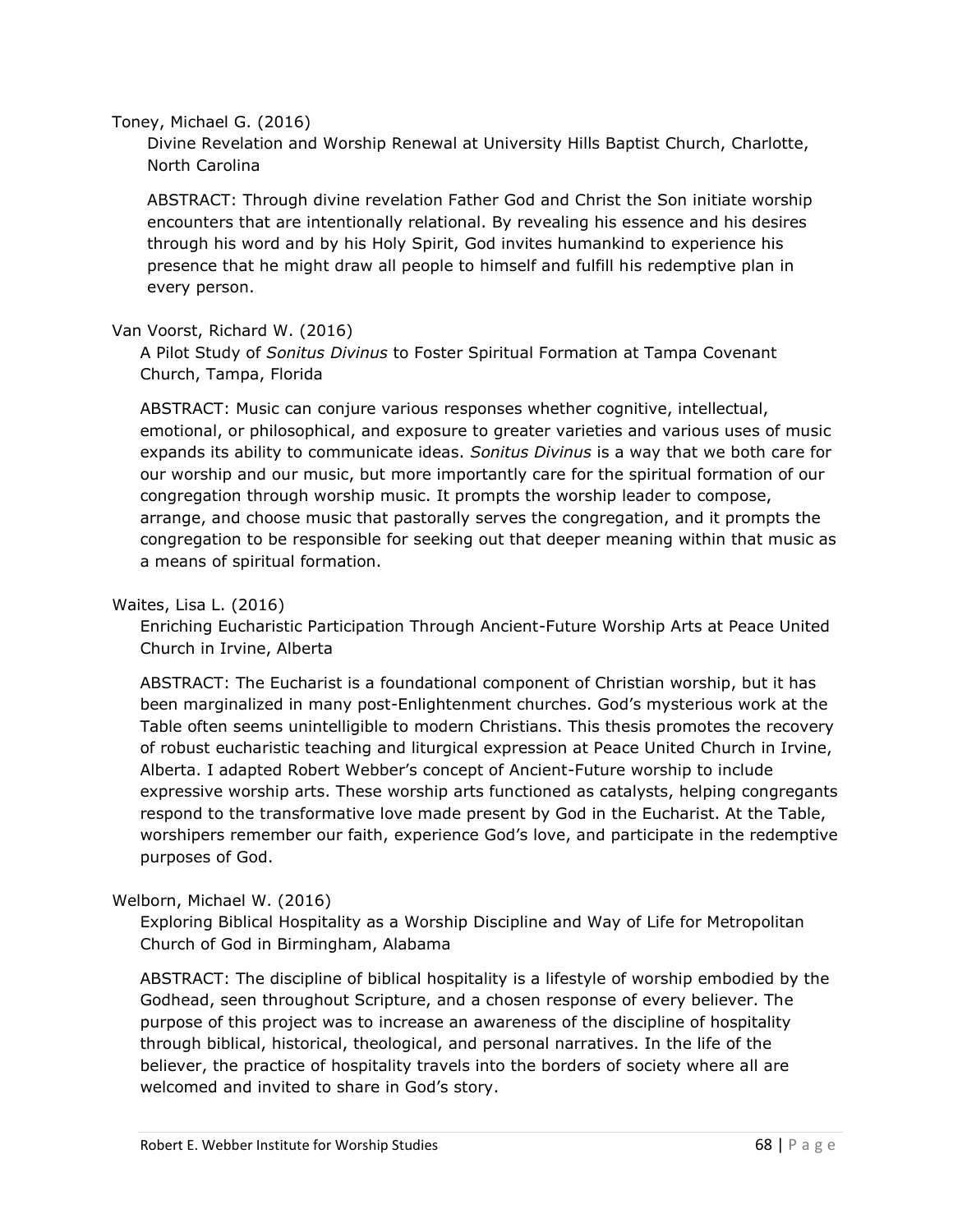Toney, Michael G. (2016)

Divine Revelation and Worship Renewal at University Hills Baptist Church, Charlotte, North Carolina

ABSTRACT: Through divine revelation Father God and Christ the Son initiate worship encounters that are intentionally relational. By revealing his essence and his desires through his word and by his Holy Spirit, God invites humankind to experience his presence that he might draw all people to himself and fulfill his redemptive plan in every person.

Van Voorst, Richard W. (2016)

A Pilot Study of *Sonitus Divinus* to Foster Spiritual Formation at Tampa Covenant Church, Tampa, Florida

ABSTRACT: Music can conjure various responses whether cognitive, intellectual, emotional, or philosophical, and exposure to greater varieties and various uses of music expands its ability to communicate ideas. *Sonitus Divinus* is a way that we both care for our worship and our music, but more importantly care for the spiritual formation of our congregation through worship music. It prompts the worship leader to compose, arrange, and choose music that pastorally serves the congregation, and it prompts the congregation to be responsible for seeking out that deeper meaning within that music as a means of spiritual formation.

Waites, Lisa L. (2016)

Enriching Eucharistic Participation Through Ancient-Future Worship Arts at Peace United Church in Irvine, Alberta

ABSTRACT: The Eucharist is a foundational component of Christian worship, but it has been marginalized in many post-Enlightenment churches. God's mysterious work at the Table often seems unintelligible to modern Christians. This thesis promotes the recovery of robust eucharistic teaching and liturgical expression at Peace United Church in Irvine, Alberta. I adapted Robert Webber's concept of Ancient-Future worship to include expressive worship arts. These worship arts functioned as catalysts, helping congregants respond to the transformative love made present by God in the Eucharist. At the Table, worshipers remember our faith, experience God's love, and participate in the redemptive purposes of God.

Welborn, Michael W. (2016)

Exploring Biblical Hospitality as a Worship Discipline and Way of Life for Metropolitan Church of God in Birmingham, Alabama

ABSTRACT: The discipline of biblical hospitality is a lifestyle of worship embodied by the Godhead, seen throughout Scripture, and a chosen response of every believer. The purpose of this project was to increase an awareness of the discipline of hospitality through biblical, historical, theological, and personal narratives. In the life of the believer, the practice of hospitality travels into the borders of society where all are welcomed and invited to share in God's story.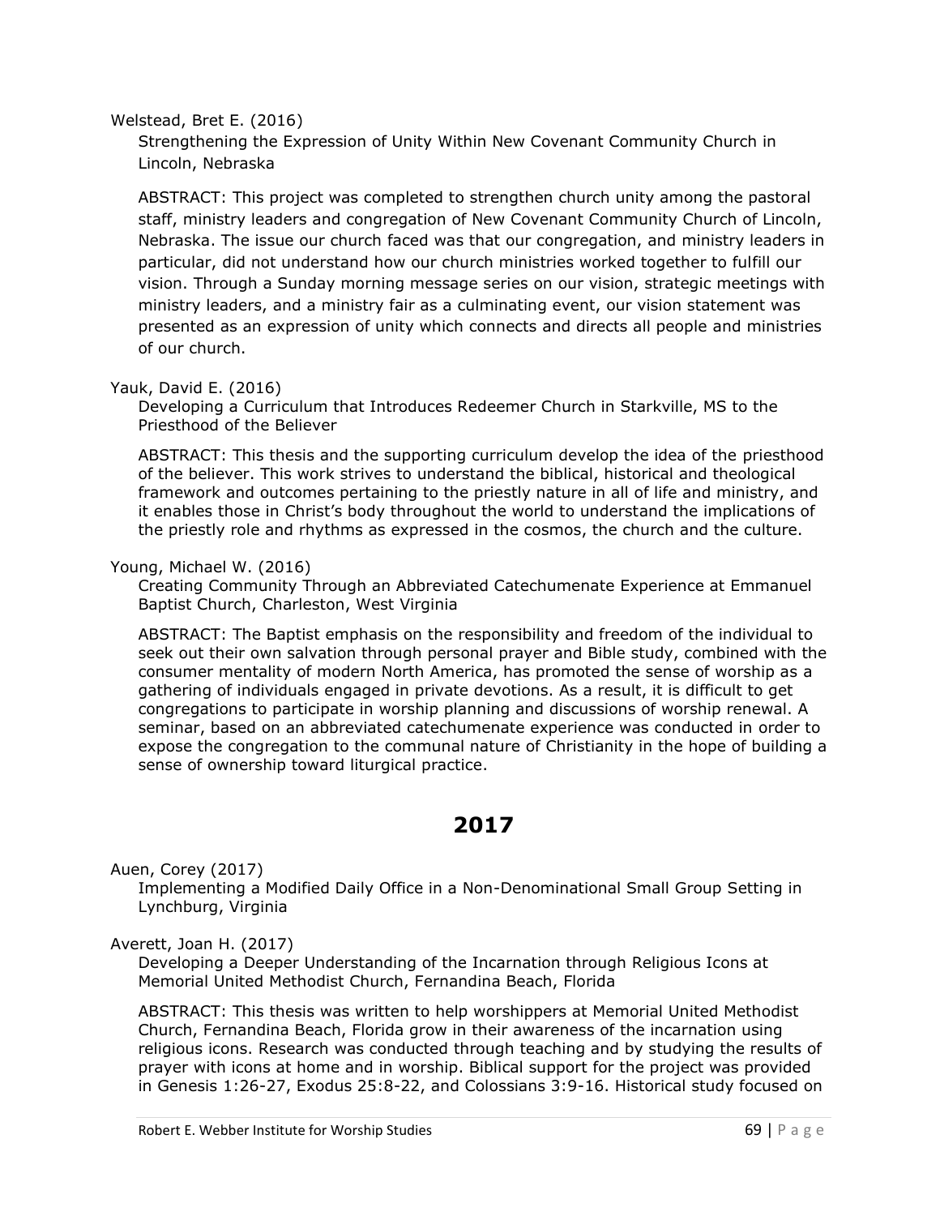Welstead, Bret E. (2016)

Strengthening the Expression of Unity Within New Covenant Community Church in Lincoln, Nebraska

ABSTRACT: This project was completed to strengthen church unity among the pastoral staff, ministry leaders and congregation of New Covenant Community Church of Lincoln, Nebraska. The issue our church faced was that our congregation, and ministry leaders in particular, did not understand how our church ministries worked together to fulfill our vision. Through a Sunday morning message series on our vision, strategic meetings with ministry leaders, and a ministry fair as a culminating event, our vision statement was presented as an expression of unity which connects and directs all people and ministries of our church.

Yauk, David E. (2016)

Developing a Curriculum that Introduces Redeemer Church in Starkville, MS to the Priesthood of the Believer

ABSTRACT: This thesis and the supporting curriculum develop the idea of the priesthood of the believer. This work strives to understand the biblical, historical and theological framework and outcomes pertaining to the priestly nature in all of life and ministry, and it enables those in Christ's body throughout the world to understand the implications of the priestly role and rhythms as expressed in the cosmos, the church and the culture.

Young, Michael W. (2016)

Creating Community Through an Abbreviated Catechumenate Experience at Emmanuel Baptist Church, Charleston, West Virginia

ABSTRACT: The Baptist emphasis on the responsibility and freedom of the individual to seek out their own salvation through personal prayer and Bible study, combined with the consumer mentality of modern North America, has promoted the sense of worship as a gathering of individuals engaged in private devotions. As a result, it is difficult to get congregations to participate in worship planning and discussions of worship renewal. A seminar, based on an abbreviated catechumenate experience was conducted in order to expose the congregation to the communal nature of Christianity in the hope of building a sense of ownership toward liturgical practice.

## 2017

Auen, Corey (2017)

Implementing a Modified Daily Office in a Non-Denominational Small Group Setting in Lynchburg, Virginia

Averett, Joan H. (2017)

Developing a Deeper Understanding of the Incarnation through Religious Icons at Memorial United Methodist Church, Fernandina Beach, Florida

ABSTRACT: This thesis was written to help worshippers at Memorial United Methodist Church, Fernandina Beach, Florida grow in their awareness of the incarnation using religious icons. Research was conducted through teaching and by studying the results of prayer with icons at home and in worship. Biblical support for the project was provided in Genesis 1:26-27, Exodus 25:8-22, and Colossians 3:9-16. Historical study focused on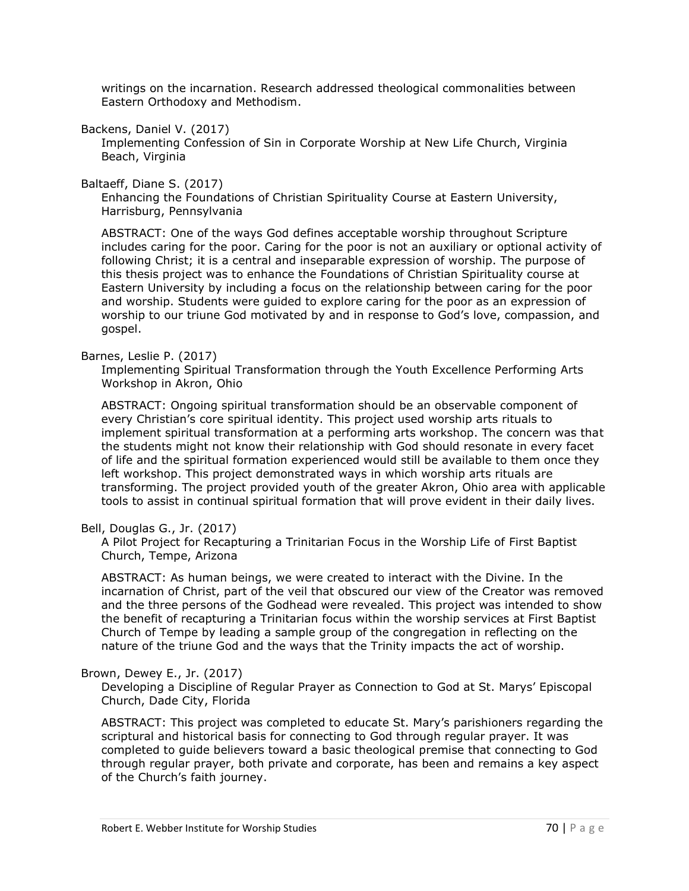writings on the incarnation. Research addressed theological commonalities between Eastern Orthodoxy and Methodism.

Backens, Daniel V. (2017)
Implementing Confession of Sin in Corporate Worship at New Life Church, Virginia Beach, Virginia

Baltaeff, Diane S. (2017)
Enhancing the Foundations of Christian Spirituality Course at Eastern University, Harrisburg, Pennsylvania

ABSTRACT: One of the ways God defines acceptable worship throughout Scripture includes caring for the poor. Caring for the poor is not an auxiliary or optional activity of following Christ; it is a central and inseparable expression of worship. The purpose of this thesis project was to enhance the Foundations of Christian Spirituality course at Eastern University by including a focus on the relationship between caring for the poor and worship. Students were guided to explore caring for the poor as an expression of worship to our triune God motivated by and in response to God's love, compassion, and gospel.

Barnes, Leslie P. (2017)
Implementing Spiritual Transformation through the Youth Excellence Performing Arts Workshop in Akron, Ohio

ABSTRACT: Ongoing spiritual transformation should be an observable component of every Christian's core spiritual identity. This project used worship arts rituals to implement spiritual transformation at a performing arts workshop. The concern was that the students might not know their relationship with God should resonate in every facet of life and the spiritual formation experienced would still be available to them once they left workshop. This project demonstrated ways in which worship arts rituals are transforming. The project provided youth of the greater Akron, Ohio area with applicable tools to assist in continual spiritual formation that will prove evident in their daily lives.

Bell, Douglas G., Jr. (2017)
A Pilot Project for Recapturing a Trinitarian Focus in the Worship Life of First Baptist Church, Tempe, Arizona

ABSTRACT: As human beings, we were created to interact with the Divine. In the incarnation of Christ, part of the veil that obscured our view of the Creator was removed and the three persons of the Godhead were revealed. This project was intended to show the benefit of recapturing a Trinitarian focus within the worship services at First Baptist Church of Tempe by leading a sample group of the congregation in reflecting on the nature of the triune God and the ways that the Trinity impacts the act of worship.

Brown, Dewey E., Jr. (2017)
Developing a Discipline of Regular Prayer as Connection to God at St. Marys' Episcopal Church, Dade City, Florida

ABSTRACT: This project was completed to educate St. Mary's parishioners regarding the scriptural and historical basis for connecting to God through regular prayer. It was completed to guide believers toward a basic theological premise that connecting to God through regular prayer, both private and corporate, has been and remains a key aspect of the Church's faith journey.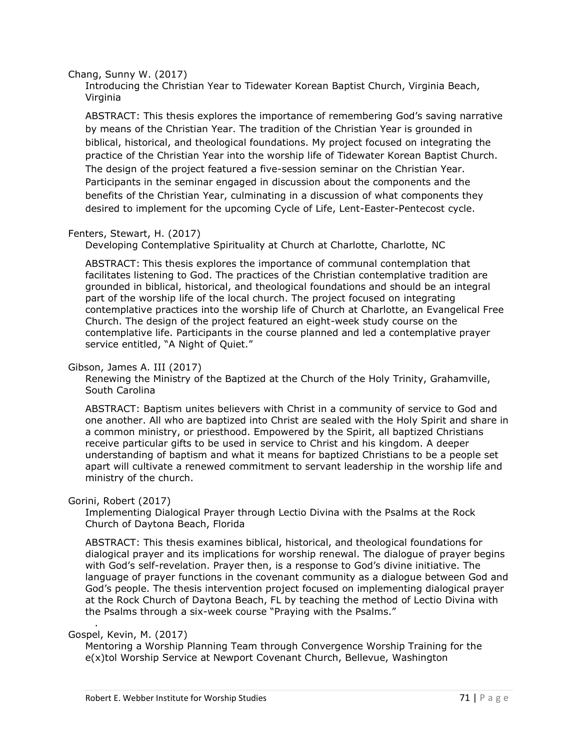Chang, Sunny W. (2017)

Introducing the Christian Year to Tidewater Korean Baptist Church, Virginia Beach, Virginia

ABSTRACT: This thesis explores the importance of remembering God's saving narrative by means of the Christian Year. The tradition of the Christian Year is grounded in biblical, historical, and theological foundations. My project focused on integrating the practice of the Christian Year into the worship life of Tidewater Korean Baptist Church. The design of the project featured a five-session seminar on the Christian Year. Participants in the seminar engaged in discussion about the components and the benefits of the Christian Year, culminating in a discussion of what components they desired to implement for the upcoming Cycle of Life, Lent-Easter-Pentecost cycle.

Fenters, Stewart, H. (2017)

Developing Contemplative Spirituality at Church at Charlotte, Charlotte, NC

ABSTRACT: This thesis explores the importance of communal contemplation that facilitates listening to God. The practices of the Christian contemplative tradition are grounded in biblical, historical, and theological foundations and should be an integral part of the worship life of the local church. The project focused on integrating contemplative practices into the worship life of Church at Charlotte, an Evangelical Free Church. The design of the project featured an eight-week study course on the contemplative life. Participants in the course planned and led a contemplative prayer service entitled, "A Night of Quiet."

Gibson, James A. III (2017)

Renewing the Ministry of the Baptized at the Church of the Holy Trinity, Grahamville, South Carolina

ABSTRACT: Baptism unites believers with Christ in a community of service to God and one another. All who are baptized into Christ are sealed with the Holy Spirit and share in a common ministry, or priesthood. Empowered by the Spirit, all baptized Christians receive particular gifts to be used in service to Christ and his kingdom. A deeper understanding of baptism and what it means for baptized Christians to be a people set apart will cultivate a renewed commitment to servant leadership in the worship life and ministry of the church.

Gorini, Robert (2017)

Implementing Dialogical Prayer through Lectio Divina with the Psalms at the Rock Church of Daytona Beach, Florida

ABSTRACT: This thesis examines biblical, historical, and theological foundations for dialogical prayer and its implications for worship renewal. The dialogue of prayer begins with God's self-revelation. Prayer then, is a response to God's divine initiative. The language of prayer functions in the covenant community as a dialogue between God and God's people. The thesis intervention project focused on implementing dialogical prayer at the Rock Church of Daytona Beach, FL by teaching the method of Lectio Divina with the Psalms through a six-week course "Praying with the Psalms."

Gospel, Kevin, M. (2017)

Mentoring a Worship Planning Team through Convergence Worship Training for the e(x)tol Worship Service at Newport Covenant Church, Bellevue, Washington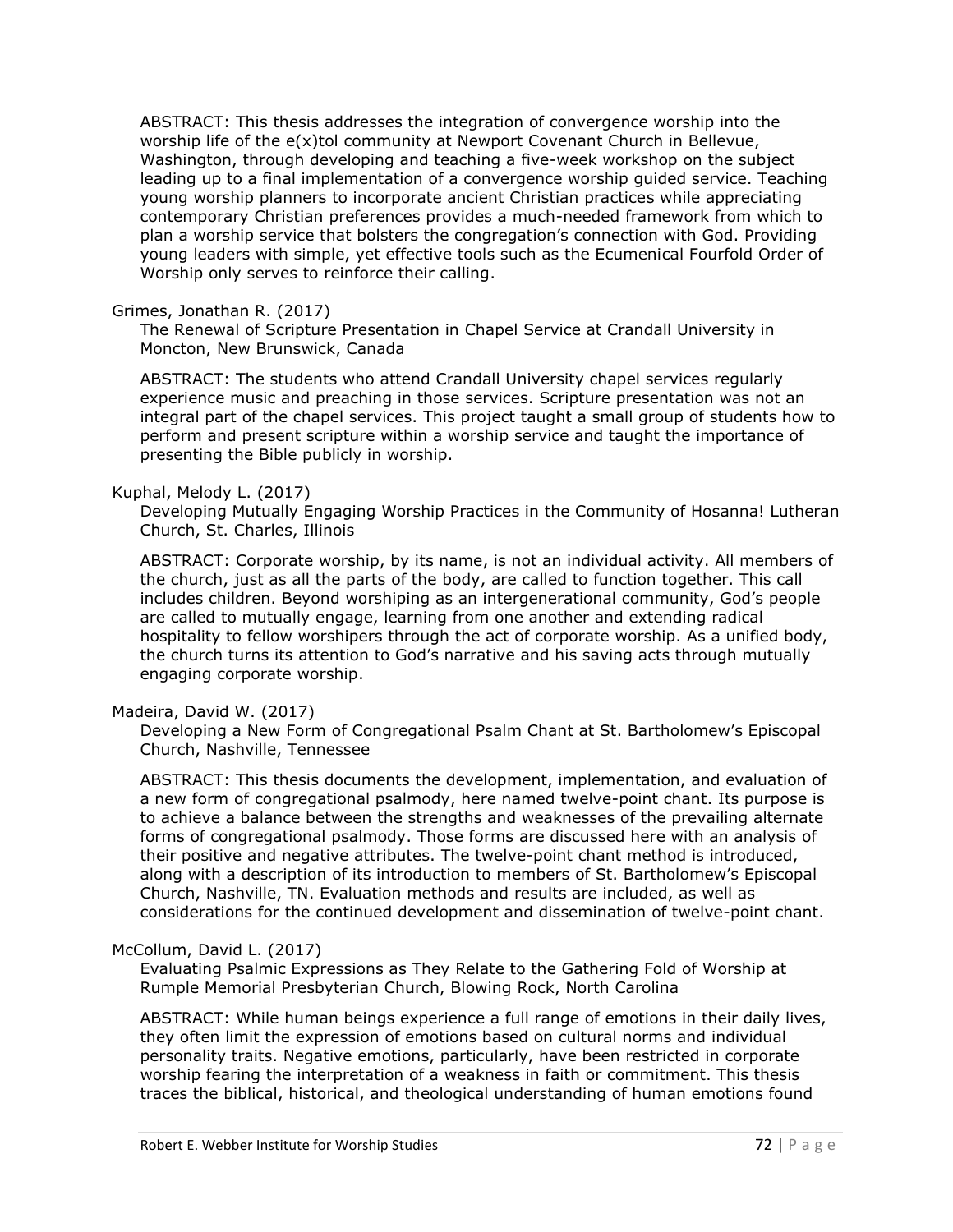ABSTRACT: This thesis addresses the integration of convergence worship into the worship life of the e(x)tol community at Newport Covenant Church in Bellevue, Washington, through developing and teaching a five-week workshop on the subject leading up to a final implementation of a convergence worship guided service. Teaching young worship planners to incorporate ancient Christian practices while appreciating contemporary Christian preferences provides a much-needed framework from which to plan a worship service that bolsters the congregation's connection with God. Providing young leaders with simple, yet effective tools such as the Ecumenical Fourfold Order of Worship only serves to reinforce their calling.

Grimes, Jonathan R. (2017)
The Renewal of Scripture Presentation in Chapel Service at Crandall University in Moncton, New Brunswick, Canada

ABSTRACT: The students who attend Crandall University chapel services regularly experience music and preaching in those services. Scripture presentation was not an integral part of the chapel services. This project taught a small group of students how to perform and present scripture within a worship service and taught the importance of presenting the Bible publicly in worship.

Kuphal, Melody L. (2017)
Developing Mutually Engaging Worship Practices in the Community of Hosanna! Lutheran Church, St. Charles, Illinois

ABSTRACT: Corporate worship, by its name, is not an individual activity. All members of the church, just as all the parts of the body, are called to function together. This call includes children. Beyond worshiping as an intergenerational community, God's people are called to mutually engage, learning from one another and extending radical hospitality to fellow worshipers through the act of corporate worship. As a unified body, the church turns its attention to God's narrative and his saving acts through mutually engaging corporate worship.

Madeira, David W. (2017)
Developing a New Form of Congregational Psalm Chant at St. Bartholomew's Episcopal Church, Nashville, Tennessee

ABSTRACT: This thesis documents the development, implementation, and evaluation of a new form of congregational psalmody, here named twelve-point chant. Its purpose is to achieve a balance between the strengths and weaknesses of the prevailing alternate forms of congregational psalmody. Those forms are discussed here with an analysis of their positive and negative attributes. The twelve-point chant method is introduced, along with a description of its introduction to members of St. Bartholomew's Episcopal Church, Nashville, TN. Evaluation methods and results are included, as well as considerations for the continued development and dissemination of twelve-point chant.

McCollum, David L. (2017)
Evaluating Psalmic Expressions as They Relate to the Gathering Fold of Worship at Rumple Memorial Presbyterian Church, Blowing Rock, North Carolina

ABSTRACT: While human beings experience a full range of emotions in their daily lives, they often limit the expression of emotions based on cultural norms and individual personality traits. Negative emotions, particularly, have been restricted in corporate worship fearing the interpretation of a weakness in faith or commitment. This thesis traces the biblical, historical, and theological understanding of human emotions found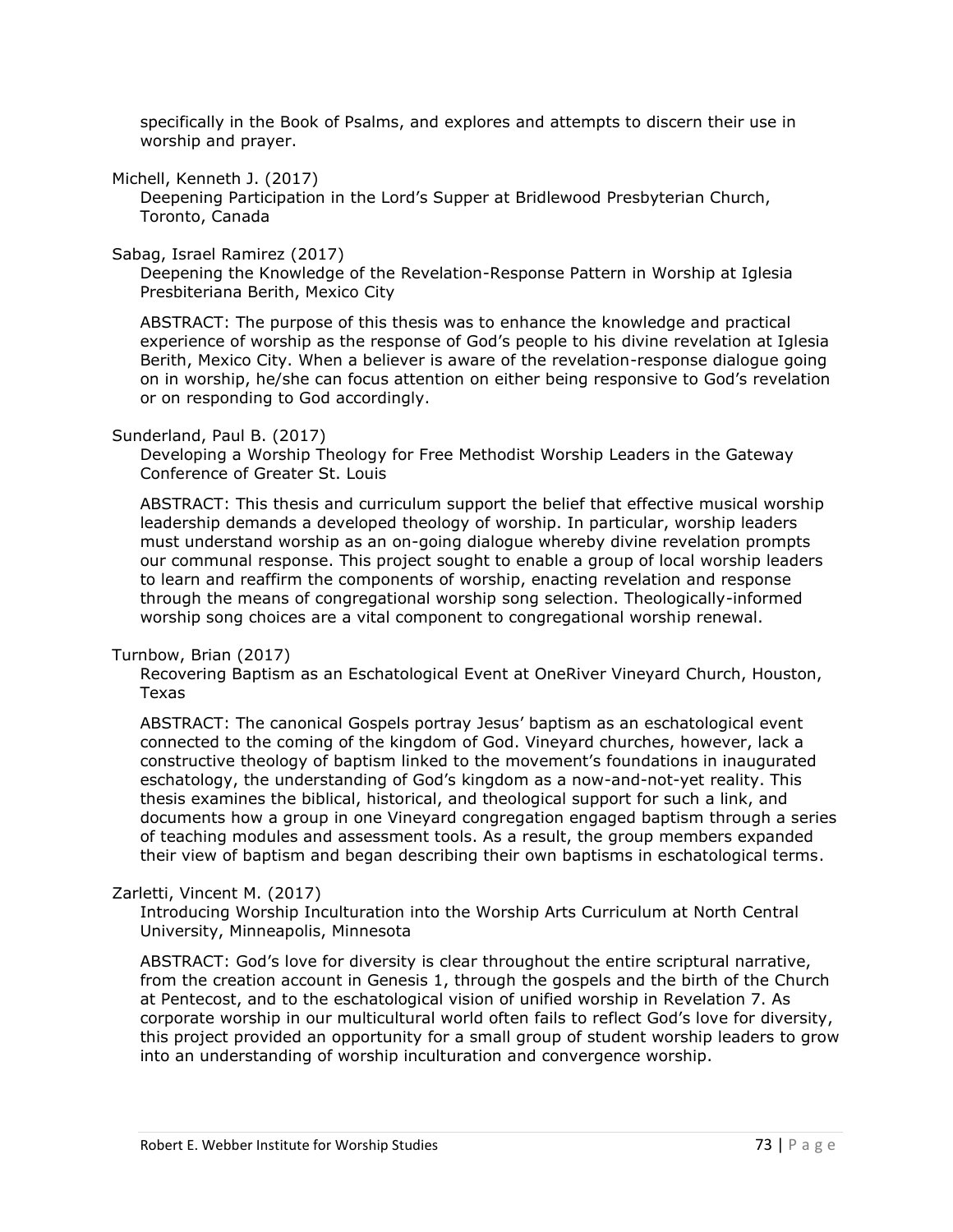specifically in the Book of Psalms, and explores and attempts to discern their use in worship and prayer.

Michell, Kenneth J. (2017)

Deepening Participation in the Lord's Supper at Bridlewood Presbyterian Church, Toronto, Canada

Sabag, Israel Ramirez (2017)

Deepening the Knowledge of the Revelation-Response Pattern in Worship at Iglesia Presbiteriana Berith, Mexico City

ABSTRACT: The purpose of this thesis was to enhance the knowledge and practical experience of worship as the response of God's people to his divine revelation at Iglesia Berith, Mexico City. When a believer is aware of the revelation-response dialogue going on in worship, he/she can focus attention on either being responsive to God's revelation or on responding to God accordingly.

Sunderland, Paul B. (2017)

Developing a Worship Theology for Free Methodist Worship Leaders in the Gateway Conference of Greater St. Louis

ABSTRACT: This thesis and curriculum support the belief that effective musical worship leadership demands a developed theology of worship. In particular, worship leaders must understand worship as an on-going dialogue whereby divine revelation prompts our communal response. This project sought to enable a group of local worship leaders to learn and reaffirm the components of worship, enacting revelation and response through the means of congregational worship song selection. Theologically-informed worship song choices are a vital component to congregational worship renewal.

Turnbow, Brian (2017)

Recovering Baptism as an Eschatological Event at OneRiver Vineyard Church, Houston, Texas

ABSTRACT: The canonical Gospels portray Jesus' baptism as an eschatological event connected to the coming of the kingdom of God. Vineyard churches, however, lack a constructive theology of baptism linked to the movement's foundations in inaugurated eschatology, the understanding of God's kingdom as a now-and-not-yet reality. This thesis examines the biblical, historical, and theological support for such a link, and documents how a group in one Vineyard congregation engaged baptism through a series of teaching modules and assessment tools. As a result, the group members expanded their view of baptism and began describing their own baptisms in eschatological terms.

Zarletti, Vincent M. (2017)

Introducing Worship Inculturation into the Worship Arts Curriculum at North Central University, Minneapolis, Minnesota

ABSTRACT: God's love for diversity is clear throughout the entire scriptural narrative, from the creation account in Genesis 1, through the gospels and the birth of the Church at Pentecost, and to the eschatological vision of unified worship in Revelation 7. As corporate worship in our multicultural world often fails to reflect God's love for diversity, this project provided an opportunity for a small group of student worship leaders to grow into an understanding of worship inculturation and convergence worship.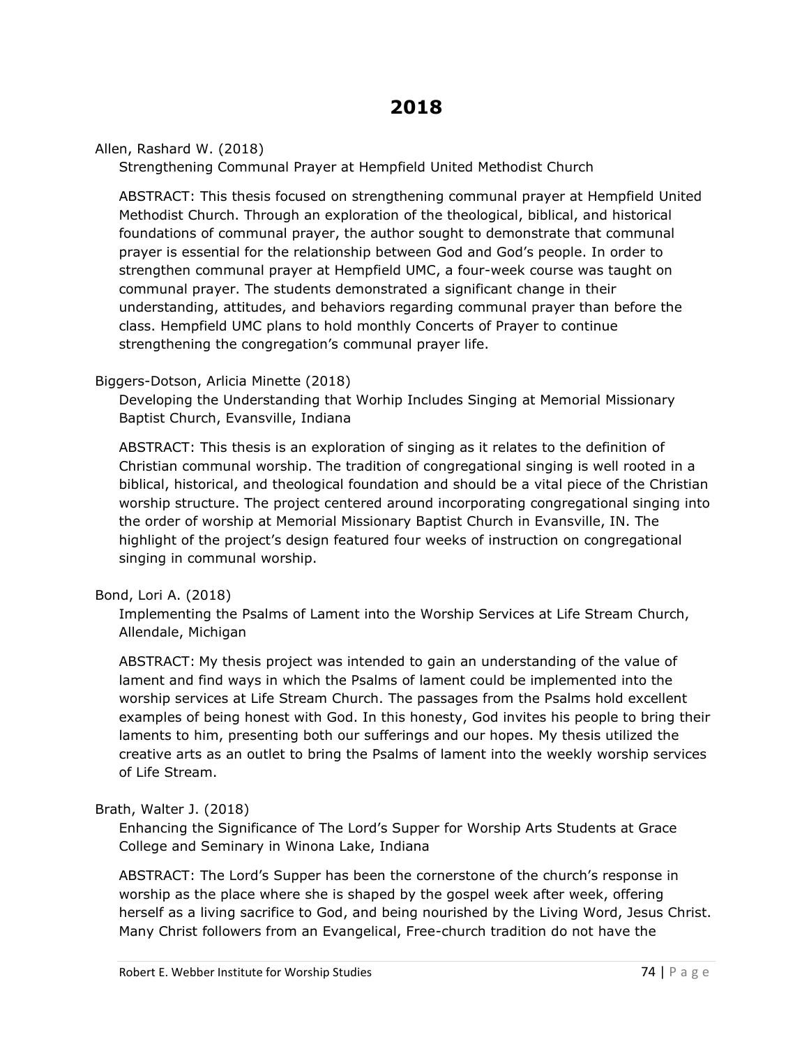# 2018

Allen, Rashard W. (2018)

Strengthening Communal Prayer at Hempfield United Methodist Church

ABSTRACT: This thesis focused on strengthening communal prayer at Hempfield United Methodist Church. Through an exploration of the theological, biblical, and historical foundations of communal prayer, the author sought to demonstrate that communal prayer is essential for the relationship between God and God's people. In order to strengthen communal prayer at Hempfield UMC, a four-week course was taught on communal prayer. The students demonstrated a significant change in their understanding, attitudes, and behaviors regarding communal prayer than before the class. Hempfield UMC plans to hold monthly Concerts of Prayer to continue strengthening the congregation's communal prayer life.

Biggers-Dotson, Arlicia Minette (2018)

Developing the Understanding that Worhip Includes Singing at Memorial Missionary Baptist Church, Evansville, Indiana

ABSTRACT: This thesis is an exploration of singing as it relates to the definition of Christian communal worship. The tradition of congregational singing is well rooted in a biblical, historical, and theological foundation and should be a vital piece of the Christian worship structure. The project centered around incorporating congregational singing into the order of worship at Memorial Missionary Baptist Church in Evansville, IN. The highlight of the project's design featured four weeks of instruction on congregational singing in communal worship.

Bond, Lori A. (2018)

Implementing the Psalms of Lament into the Worship Services at Life Stream Church, Allendale, Michigan

ABSTRACT: My thesis project was intended to gain an understanding of the value of lament and find ways in which the Psalms of lament could be implemented into the worship services at Life Stream Church. The passages from the Psalms hold excellent examples of being honest with God. In this honesty, God invites his people to bring their laments to him, presenting both our sufferings and our hopes. My thesis utilized the creative arts as an outlet to bring the Psalms of lament into the weekly worship services of Life Stream.

Brath, Walter J. (2018)

Enhancing the Significance of The Lord's Supper for Worship Arts Students at Grace College and Seminary in Winona Lake, Indiana

ABSTRACT: The Lord's Supper has been the cornerstone of the church's response in worship as the place where she is shaped by the gospel week after week, offering herself as a living sacrifice to God, and being nourished by the Living Word, Jesus Christ. Many Christ followers from an Evangelical, Free-church tradition do not have the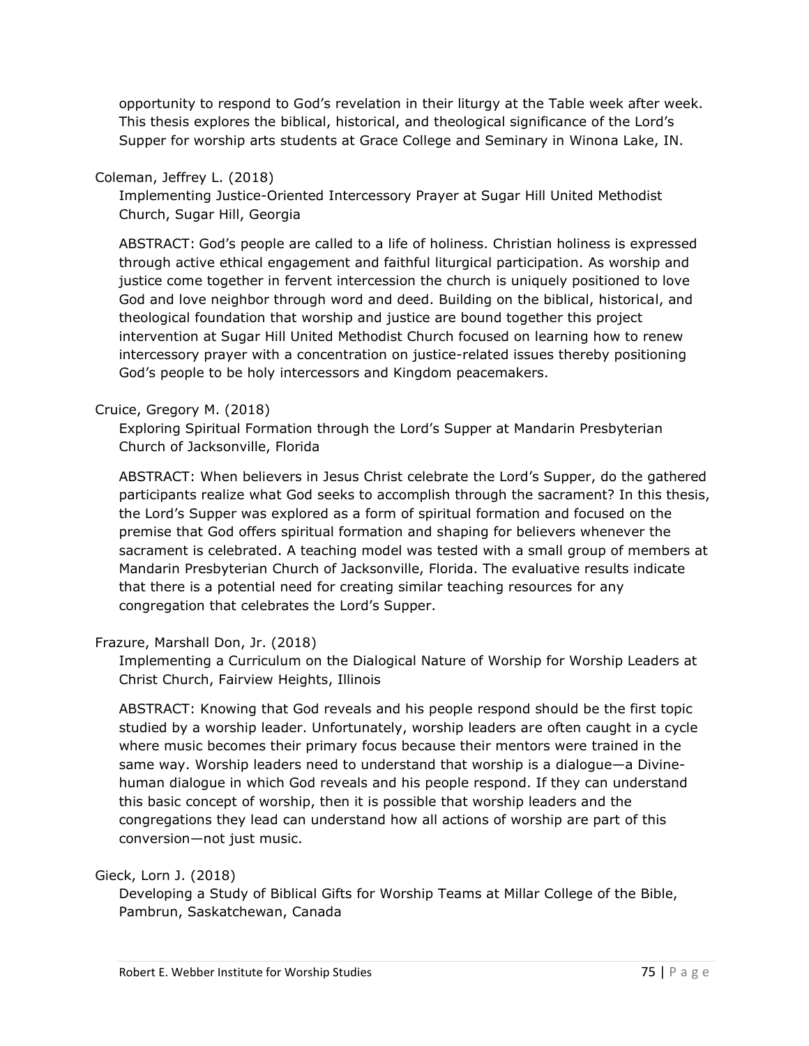opportunity to respond to God's revelation in their liturgy at the Table week after week. This thesis explores the biblical, historical, and theological significance of the Lord's Supper for worship arts students at Grace College and Seminary in Winona Lake, IN.

Coleman, Jeffrey L. (2018)

Implementing Justice-Oriented Intercessory Prayer at Sugar Hill United Methodist Church, Sugar Hill, Georgia

ABSTRACT: God's people are called to a life of holiness. Christian holiness is expressed through active ethical engagement and faithful liturgical participation. As worship and justice come together in fervent intercession the church is uniquely positioned to love God and love neighbor through word and deed. Building on the biblical, historical, and theological foundation that worship and justice are bound together this project intervention at Sugar Hill United Methodist Church focused on learning how to renew intercessory prayer with a concentration on justice-related issues thereby positioning God's people to be holy intercessors and Kingdom peacemakers.

Cruice, Gregory M. (2018)

Exploring Spiritual Formation through the Lord's Supper at Mandarin Presbyterian Church of Jacksonville, Florida

ABSTRACT: When believers in Jesus Christ celebrate the Lord's Supper, do the gathered participants realize what God seeks to accomplish through the sacrament? In this thesis, the Lord's Supper was explored as a form of spiritual formation and focused on the premise that God offers spiritual formation and shaping for believers whenever the sacrament is celebrated. A teaching model was tested with a small group of members at Mandarin Presbyterian Church of Jacksonville, Florida. The evaluative results indicate that there is a potential need for creating similar teaching resources for any congregation that celebrates the Lord's Supper.

Frazure, Marshall Don, Jr. (2018)

Implementing a Curriculum on the Dialogical Nature of Worship for Worship Leaders at Christ Church, Fairview Heights, Illinois

ABSTRACT: Knowing that God reveals and his people respond should be the first topic studied by a worship leader. Unfortunately, worship leaders are often caught in a cycle where music becomes their primary focus because their mentors were trained in the same way. Worship leaders need to understand that worship is a dialogue—a Divine-human dialogue in which God reveals and his people respond. If they can understand this basic concept of worship, then it is possible that worship leaders and the congregations they lead can understand how all actions of worship are part of this conversion—not just music.

Gieck, Lorn J. (2018)

Developing a Study of Biblical Gifts for Worship Teams at Millar College of the Bible, Pambrun, Saskatchewan, Canada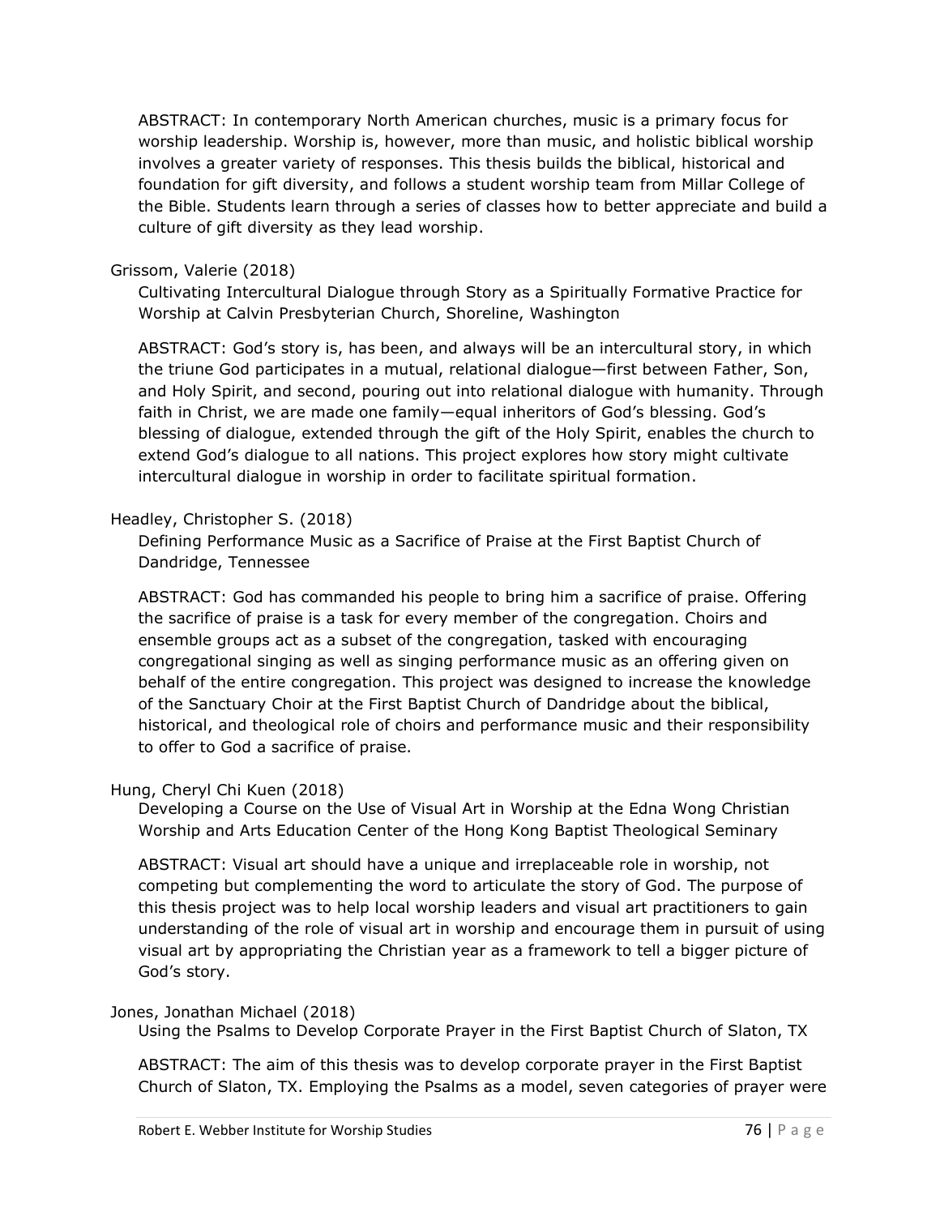ABSTRACT: In contemporary North American churches, music is a primary focus for worship leadership. Worship is, however, more than music, and holistic biblical worship involves a greater variety of responses. This thesis builds the biblical, historical and foundation for gift diversity, and follows a student worship team from Millar College of the Bible. Students learn through a series of classes how to better appreciate and build a culture of gift diversity as they lead worship.

Grissom, Valerie (2018)

Cultivating Intercultural Dialogue through Story as a Spiritually Formative Practice for Worship at Calvin Presbyterian Church, Shoreline, Washington

ABSTRACT: God's story is, has been, and always will be an intercultural story, in which the triune God participates in a mutual, relational dialogue—first between Father, Son, and Holy Spirit, and second, pouring out into relational dialogue with humanity. Through faith in Christ, we are made one family—equal inheritors of God's blessing. God's blessing of dialogue, extended through the gift of the Holy Spirit, enables the church to extend God's dialogue to all nations. This project explores how story might cultivate intercultural dialogue in worship in order to facilitate spiritual formation.

Headley, Christopher S. (2018)

Defining Performance Music as a Sacrifice of Praise at the First Baptist Church of Dandridge, Tennessee

ABSTRACT: God has commanded his people to bring him a sacrifice of praise. Offering the sacrifice of praise is a task for every member of the congregation. Choirs and ensemble groups act as a subset of the congregation, tasked with encouraging congregational singing as well as singing performance music as an offering given on behalf of the entire congregation. This project was designed to increase the knowledge of the Sanctuary Choir at the First Baptist Church of Dandridge about the biblical, historical, and theological role of choirs and performance music and their responsibility to offer to God a sacrifice of praise.

Hung, Cheryl Chi Kuen (2018)

Developing a Course on the Use of Visual Art in Worship at the Edna Wong Christian Worship and Arts Education Center of the Hong Kong Baptist Theological Seminary

ABSTRACT: Visual art should have a unique and irreplaceable role in worship, not competing but complementing the word to articulate the story of God. The purpose of this thesis project was to help local worship leaders and visual art practitioners to gain understanding of the role of visual art in worship and encourage them in pursuit of using visual art by appropriating the Christian year as a framework to tell a bigger picture of God's story.

Jones, Jonathan Michael (2018)

Using the Psalms to Develop Corporate Prayer in the First Baptist Church of Slaton, TX

ABSTRACT: The aim of this thesis was to develop corporate prayer in the First Baptist Church of Slaton, TX. Employing the Psalms as a model, seven categories of prayer were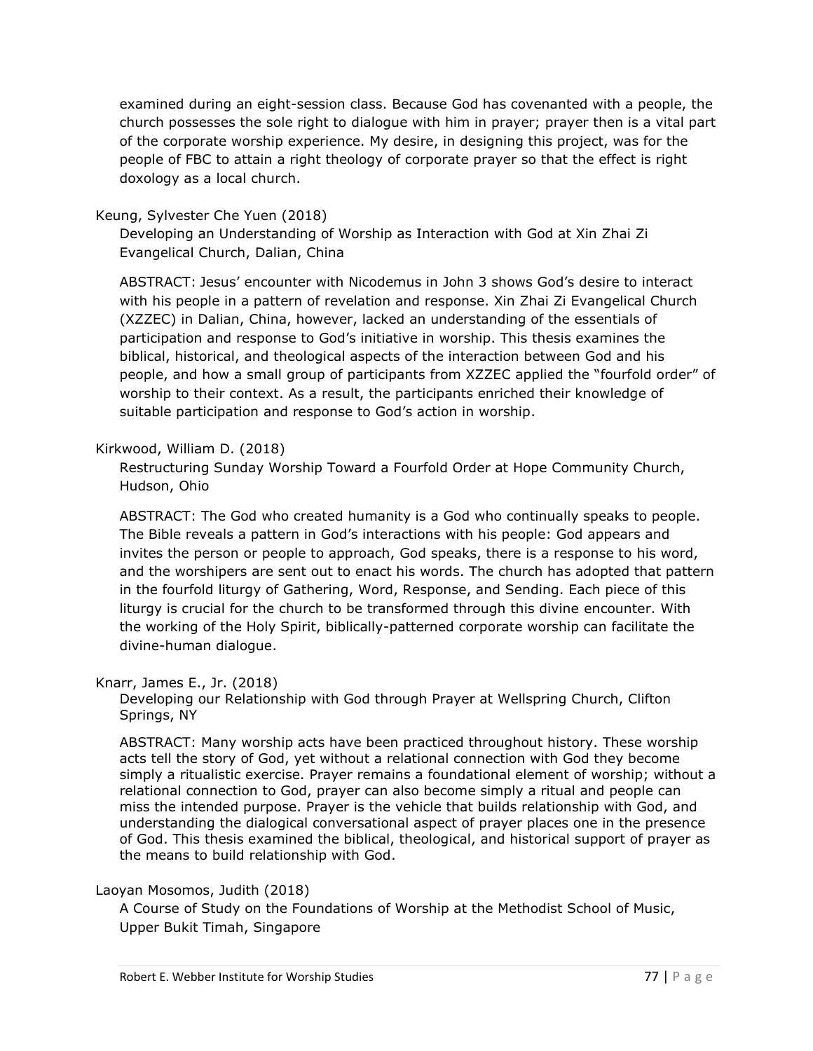examined during an eight-session class. Because God has covenanted with a people, the church possesses the sole right to dialogue with him in prayer; prayer then is a vital part of the corporate worship experience. My desire, in designing this project, was for the people of FBC to attain a right theology of corporate prayer so that the effect is right doxology as a local church.

Keung, Sylvester Che Yuen (2018)

Developing an Understanding of Worship as Interaction with God at Xin Zhai Zi Evangelical Church, Dalian, China

ABSTRACT: Jesus' encounter with Nicodemus in John 3 shows God's desire to interact with his people in a pattern of revelation and response. Xin Zhai Zi Evangelical Church (XZZEC) in Dalian, China, however, lacked an understanding of the essentials of participation and response to God's initiative in worship. This thesis examines the biblical, historical, and theological aspects of the interaction between God and his people, and how a small group of participants from XZZEC applied the "fourfold order" of worship to their context. As a result, the participants enriched their knowledge of suitable participation and response to God's action in worship.

Kirkwood, William D. (2018)

Restructuring Sunday Worship Toward a Fourfold Order at Hope Community Church, Hudson, Ohio

ABSTRACT: The God who created humanity is a God who continually speaks to people. The Bible reveals a pattern in God's interactions with his people: God appears and invites the person or people to approach, God speaks, there is a response to his word, and the worshipers are sent out to enact his words. The church has adopted that pattern in the fourfold liturgy of Gathering, Word, Response, and Sending. Each piece of this liturgy is crucial for the church to be transformed through this divine encounter. With the working of the Holy Spirit, biblically-patterned corporate worship can facilitate the divine-human dialogue.

Knarr, James E., Jr. (2018)

Developing our Relationship with God through Prayer at Wellspring Church, Clifton Springs, NY

ABSTRACT: Many worship acts have been practiced throughout history. These worship acts tell the story of God, yet without a relational connection with God they become simply a ritualistic exercise. Prayer remains a foundational element of worship; without a relational connection to God, prayer can also become simply a ritual and people can miss the intended purpose. Prayer is the vehicle that builds relationship with God, and understanding the dialogical conversational aspect of prayer places one in the presence of God. This thesis examined the biblical, theological, and historical support of prayer as the means to build relationship with God.

Laoyan Mosomos, Judith (2018)

A Course of Study on the Foundations of Worship at the Methodist School of Music, Upper Bukit Timah, Singapore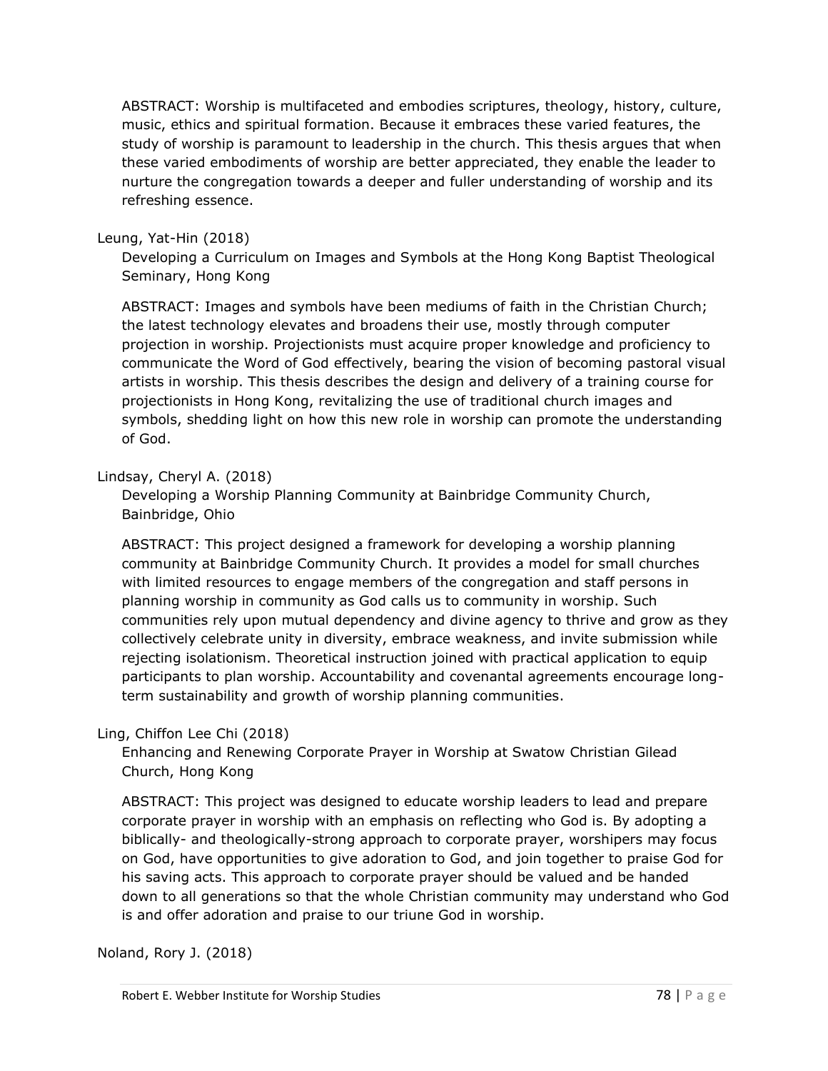ABSTRACT: Worship is multifaceted and embodies scriptures, theology, history, culture, music, ethics and spiritual formation. Because it embraces these varied features, the study of worship is paramount to leadership in the church. This thesis argues that when these varied embodiments of worship are better appreciated, they enable the leader to nurture the congregation towards a deeper and fuller understanding of worship and its refreshing essence.

Leung, Yat-Hin (2018)

Developing a Curriculum on Images and Symbols at the Hong Kong Baptist Theological Seminary, Hong Kong

ABSTRACT: Images and symbols have been mediums of faith in the Christian Church; the latest technology elevates and broadens their use, mostly through computer projection in worship. Projectionists must acquire proper knowledge and proficiency to communicate the Word of God effectively, bearing the vision of becoming pastoral visual artists in worship. This thesis describes the design and delivery of a training course for projectionists in Hong Kong, revitalizing the use of traditional church images and symbols, shedding light on how this new role in worship can promote the understanding of God.

Lindsay, Cheryl A. (2018)

Developing a Worship Planning Community at Bainbridge Community Church, Bainbridge, Ohio

ABSTRACT: This project designed a framework for developing a worship planning community at Bainbridge Community Church. It provides a model for small churches with limited resources to engage members of the congregation and staff persons in planning worship in community as God calls us to community in worship. Such communities rely upon mutual dependency and divine agency to thrive and grow as they collectively celebrate unity in diversity, embrace weakness, and invite submission while rejecting isolationism. Theoretical instruction joined with practical application to equip participants to plan worship. Accountability and covenantal agreements encourage long-term sustainability and growth of worship planning communities.

Ling, Chiffon Lee Chi (2018)

Enhancing and Renewing Corporate Prayer in Worship at Swatow Christian Gilead Church, Hong Kong

ABSTRACT: This project was designed to educate worship leaders to lead and prepare corporate prayer in worship with an emphasis on reflecting who God is. By adopting a biblically- and theologically-strong approach to corporate prayer, worshipers may focus on God, have opportunities to give adoration to God, and join together to praise God for his saving acts. This approach to corporate prayer should be valued and be handed down to all generations so that the whole Christian community may understand who God is and offer adoration and praise to our triune God in worship.

Noland, Rory J. (2018)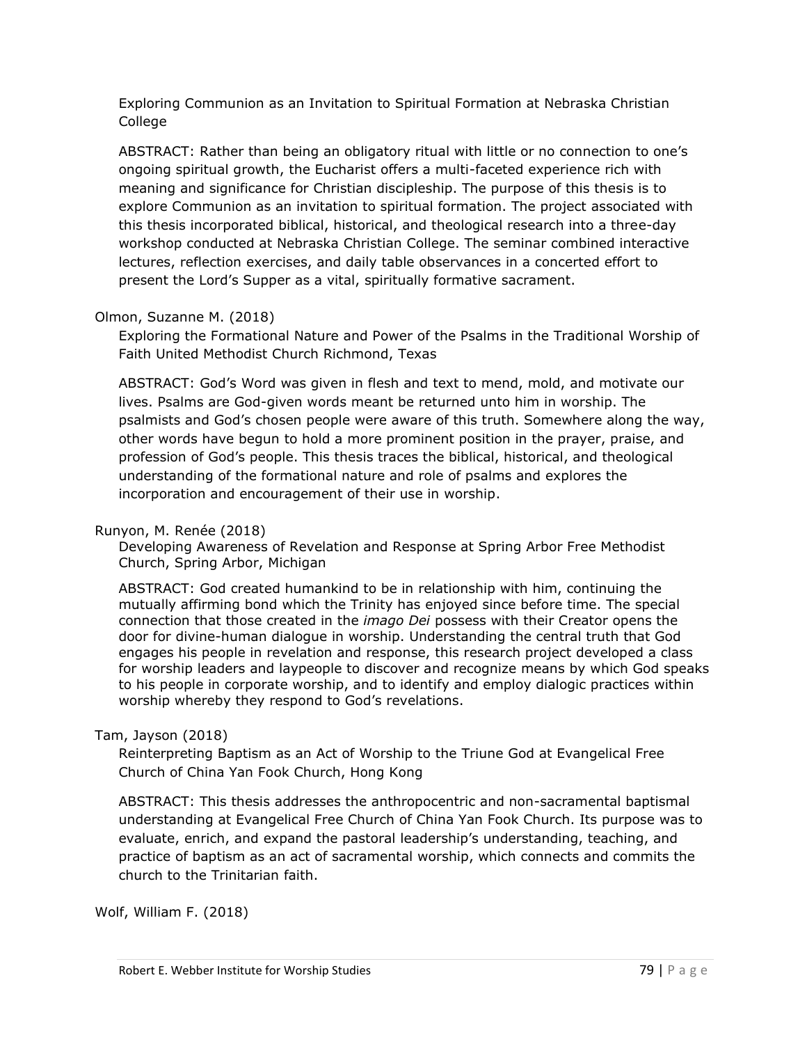Exploring Communion as an Invitation to Spiritual Formation at Nebraska Christian College

ABSTRACT: Rather than being an obligatory ritual with little or no connection to one's ongoing spiritual growth, the Eucharist offers a multi-faceted experience rich with meaning and significance for Christian discipleship. The purpose of this thesis is to explore Communion as an invitation to spiritual formation. The project associated with this thesis incorporated biblical, historical, and theological research into a three-day workshop conducted at Nebraska Christian College. The seminar combined interactive lectures, reflection exercises, and daily table observances in a concerted effort to present the Lord's Supper as a vital, spiritually formative sacrament.

Olmon, Suzanne M. (2018)

Exploring the Formational Nature and Power of the Psalms in the Traditional Worship of Faith United Methodist Church Richmond, Texas

ABSTRACT: God's Word was given in flesh and text to mend, mold, and motivate our lives. Psalms are God-given words meant be returned unto him in worship. The psalmists and God's chosen people were aware of this truth. Somewhere along the way, other words have begun to hold a more prominent position in the prayer, praise, and profession of God's people. This thesis traces the biblical, historical, and theological understanding of the formational nature and role of psalms and explores the incorporation and encouragement of their use in worship.

Runyon, M. Renée (2018)

Developing Awareness of Revelation and Response at Spring Arbor Free Methodist Church, Spring Arbor, Michigan

ABSTRACT: God created humankind to be in relationship with him, continuing the mutually affirming bond which the Trinity has enjoyed since before time. The special connection that those created in the *imago Dei* possess with their Creator opens the door for divine-human dialogue in worship. Understanding the central truth that God engages his people in revelation and response, this research project developed a class for worship leaders and laypeople to discover and recognize means by which God speaks to his people in corporate worship, and to identify and employ dialogic practices within worship whereby they respond to God's revelations.

Tam, Jayson (2018)

Reinterpreting Baptism as an Act of Worship to the Triune God at Evangelical Free Church of China Yan Fook Church, Hong Kong

ABSTRACT: This thesis addresses the anthropocentric and non-sacramental baptismal understanding at Evangelical Free Church of China Yan Fook Church. Its purpose was to evaluate, enrich, and expand the pastoral leadership's understanding, teaching, and practice of baptism as an act of sacramental worship, which connects and commits the church to the Trinitarian faith.

Wolf, William F. (2018)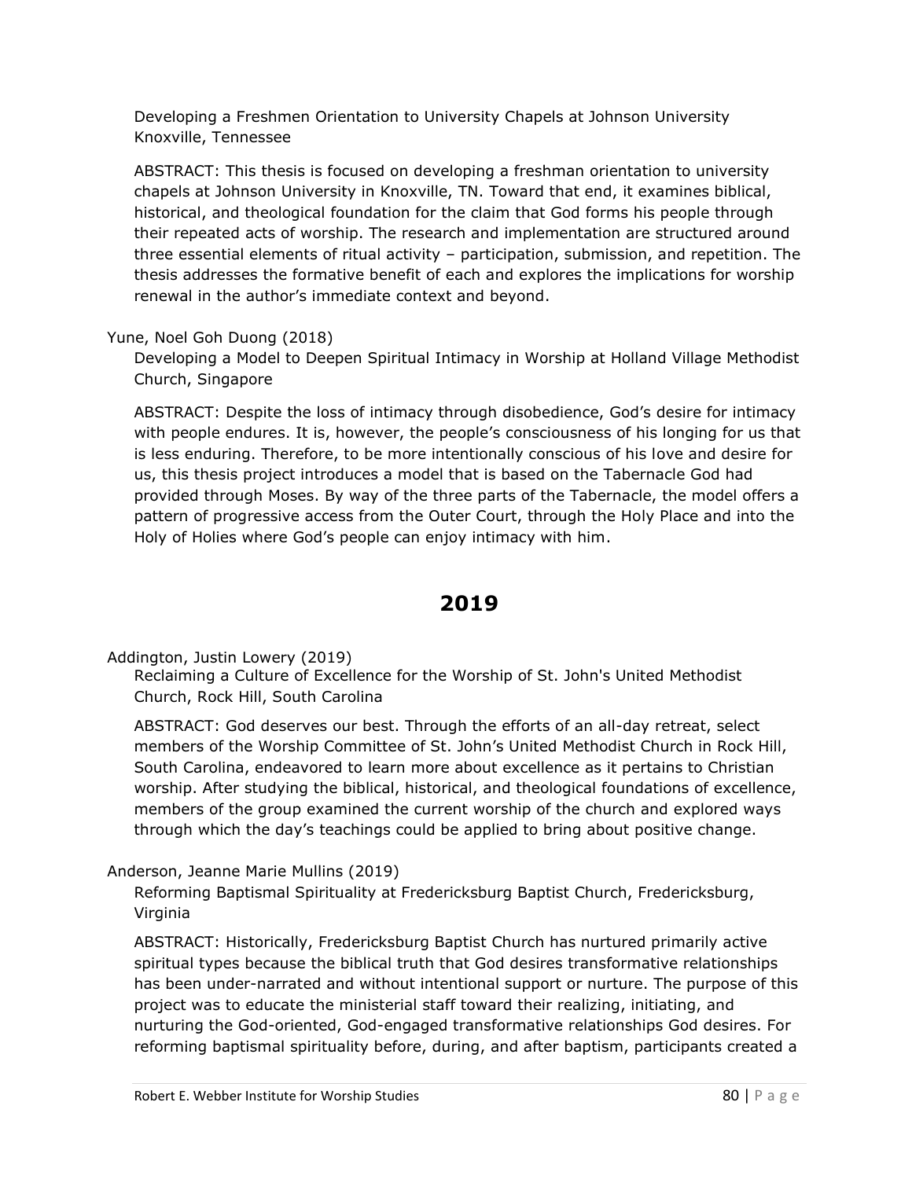Developing a Freshmen Orientation to University Chapels at Johnson University Knoxville, Tennessee

ABSTRACT: This thesis is focused on developing a freshman orientation to university chapels at Johnson University in Knoxville, TN. Toward that end, it examines biblical, historical, and theological foundation for the claim that God forms his people through their repeated acts of worship. The research and implementation are structured around three essential elements of ritual activity – participation, submission, and repetition. The thesis addresses the formative benefit of each and explores the implications for worship renewal in the author's immediate context and beyond.

Yune, Noel Goh Duong (2018)

Developing a Model to Deepen Spiritual Intimacy in Worship at Holland Village Methodist Church, Singapore

ABSTRACT: Despite the loss of intimacy through disobedience, God's desire for intimacy with people endures. It is, however, the people's consciousness of his longing for us that is less enduring. Therefore, to be more intentionally conscious of his love and desire for us, this thesis project introduces a model that is based on the Tabernacle God had provided through Moses. By way of the three parts of the Tabernacle, the model offers a pattern of progressive access from the Outer Court, through the Holy Place and into the Holy of Holies where God's people can enjoy intimacy with him.

## 2019

Addington, Justin Lowery (2019)

Reclaiming a Culture of Excellence for the Worship of St. John's United Methodist Church, Rock Hill, South Carolina

ABSTRACT: God deserves our best. Through the efforts of an all-day retreat, select members of the Worship Committee of St. John's United Methodist Church in Rock Hill, South Carolina, endeavored to learn more about excellence as it pertains to Christian worship. After studying the biblical, historical, and theological foundations of excellence, members of the group examined the current worship of the church and explored ways through which the day's teachings could be applied to bring about positive change.

Anderson, Jeanne Marie Mullins (2019)

Reforming Baptismal Spirituality at Fredericksburg Baptist Church, Fredericksburg, Virginia

ABSTRACT: Historically, Fredericksburg Baptist Church has nurtured primarily active spiritual types because the biblical truth that God desires transformative relationships has been under-narrated and without intentional support or nurture. The purpose of this project was to educate the ministerial staff toward their realizing, initiating, and nurturing the God-oriented, God-engaged transformative relationships God desires. For reforming baptismal spirituality before, during, and after baptism, participants created a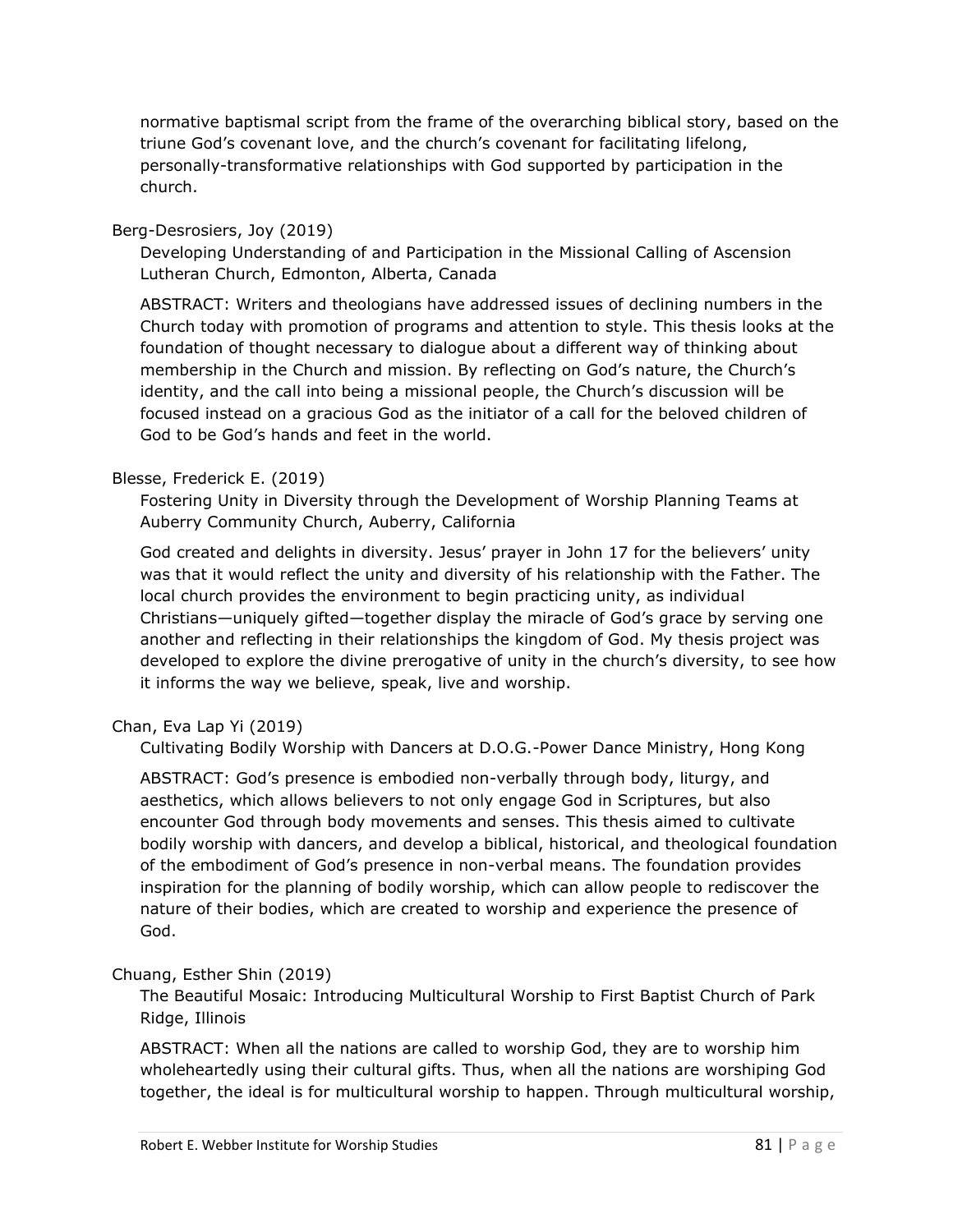normative baptismal script from the frame of the overarching biblical story, based on the triune God's covenant love, and the church's covenant for facilitating lifelong, personally-transformative relationships with God supported by participation in the church.

Berg-Desrosiers, Joy (2019)

Developing Understanding of and Participation in the Missional Calling of Ascension Lutheran Church, Edmonton, Alberta, Canada

ABSTRACT: Writers and theologians have addressed issues of declining numbers in the Church today with promotion of programs and attention to style. This thesis looks at the foundation of thought necessary to dialogue about a different way of thinking about membership in the Church and mission. By reflecting on God's nature, the Church's identity, and the call into being a missional people, the Church's discussion will be focused instead on a gracious God as the initiator of a call for the beloved children of God to be God's hands and feet in the world.

Blesse, Frederick E. (2019)

Fostering Unity in Diversity through the Development of Worship Planning Teams at Auberry Community Church, Auberry, California

God created and delights in diversity. Jesus' prayer in John 17 for the believers' unity was that it would reflect the unity and diversity of his relationship with the Father. The local church provides the environment to begin practicing unity, as individual Christians—uniquely gifted—together display the miracle of God's grace by serving one another and reflecting in their relationships the kingdom of God. My thesis project was developed to explore the divine prerogative of unity in the church's diversity, to see how it informs the way we believe, speak, live and worship.

Chan, Eva Lap Yi (2019)

Cultivating Bodily Worship with Dancers at D.O.G.-Power Dance Ministry, Hong Kong

ABSTRACT: God's presence is embodied non-verbally through body, liturgy, and aesthetics, which allows believers to not only engage God in Scriptures, but also encounter God through body movements and senses. This thesis aimed to cultivate bodily worship with dancers, and develop a biblical, historical, and theological foundation of the embodiment of God's presence in non-verbal means. The foundation provides inspiration for the planning of bodily worship, which can allow people to rediscover the nature of their bodies, which are created to worship and experience the presence of God.

Chuang, Esther Shin (2019)

The Beautiful Mosaic: Introducing Multicultural Worship to First Baptist Church of Park Ridge, Illinois

ABSTRACT: When all the nations are called to worship God, they are to worship him wholeheartedly using their cultural gifts. Thus, when all the nations are worshiping God together, the ideal is for multicultural worship to happen. Through multicultural worship,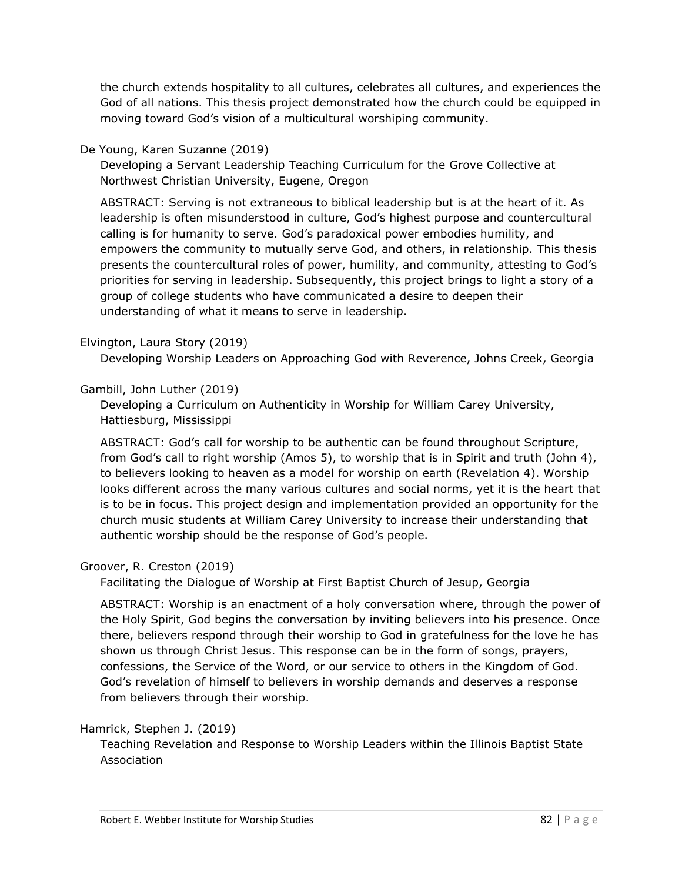the church extends hospitality to all cultures, celebrates all cultures, and experiences the God of all nations. This thesis project demonstrated how the church could be equipped in moving toward God's vision of a multicultural worshiping community.

De Young, Karen Suzanne (2019)

Developing a Servant Leadership Teaching Curriculum for the Grove Collective at Northwest Christian University, Eugene, Oregon

ABSTRACT: Serving is not extraneous to biblical leadership but is at the heart of it. As leadership is often misunderstood in culture, God's highest purpose and countercultural calling is for humanity to serve. God's paradoxical power embodies humility, and empowers the community to mutually serve God, and others, in relationship. This thesis presents the countercultural roles of power, humility, and community, attesting to God's priorities for serving in leadership. Subsequently, this project brings to light a story of a group of college students who have communicated a desire to deepen their understanding of what it means to serve in leadership.

Elvington, Laura Story (2019)

Developing Worship Leaders on Approaching God with Reverence, Johns Creek, Georgia

Gambill, John Luther (2019)

Developing a Curriculum on Authenticity in Worship for William Carey University, Hattiesburg, Mississippi

ABSTRACT: God's call for worship to be authentic can be found throughout Scripture, from God's call to right worship (Amos 5), to worship that is in Spirit and truth (John 4), to believers looking to heaven as a model for worship on earth (Revelation 4). Worship looks different across the many various cultures and social norms, yet it is the heart that is to be in focus. This project design and implementation provided an opportunity for the church music students at William Carey University to increase their understanding that authentic worship should be the response of God's people.

Groover, R. Creston (2019)

Facilitating the Dialogue of Worship at First Baptist Church of Jesup, Georgia

ABSTRACT: Worship is an enactment of a holy conversation where, through the power of the Holy Spirit, God begins the conversation by inviting believers into his presence. Once there, believers respond through their worship to God in gratefulness for the love he has shown us through Christ Jesus. This response can be in the form of songs, prayers, confessions, the Service of the Word, or our service to others in the Kingdom of God. God's revelation of himself to believers in worship demands and deserves a response from believers through their worship.

Hamrick, Stephen J. (2019)

Teaching Revelation and Response to Worship Leaders within the Illinois Baptist State Association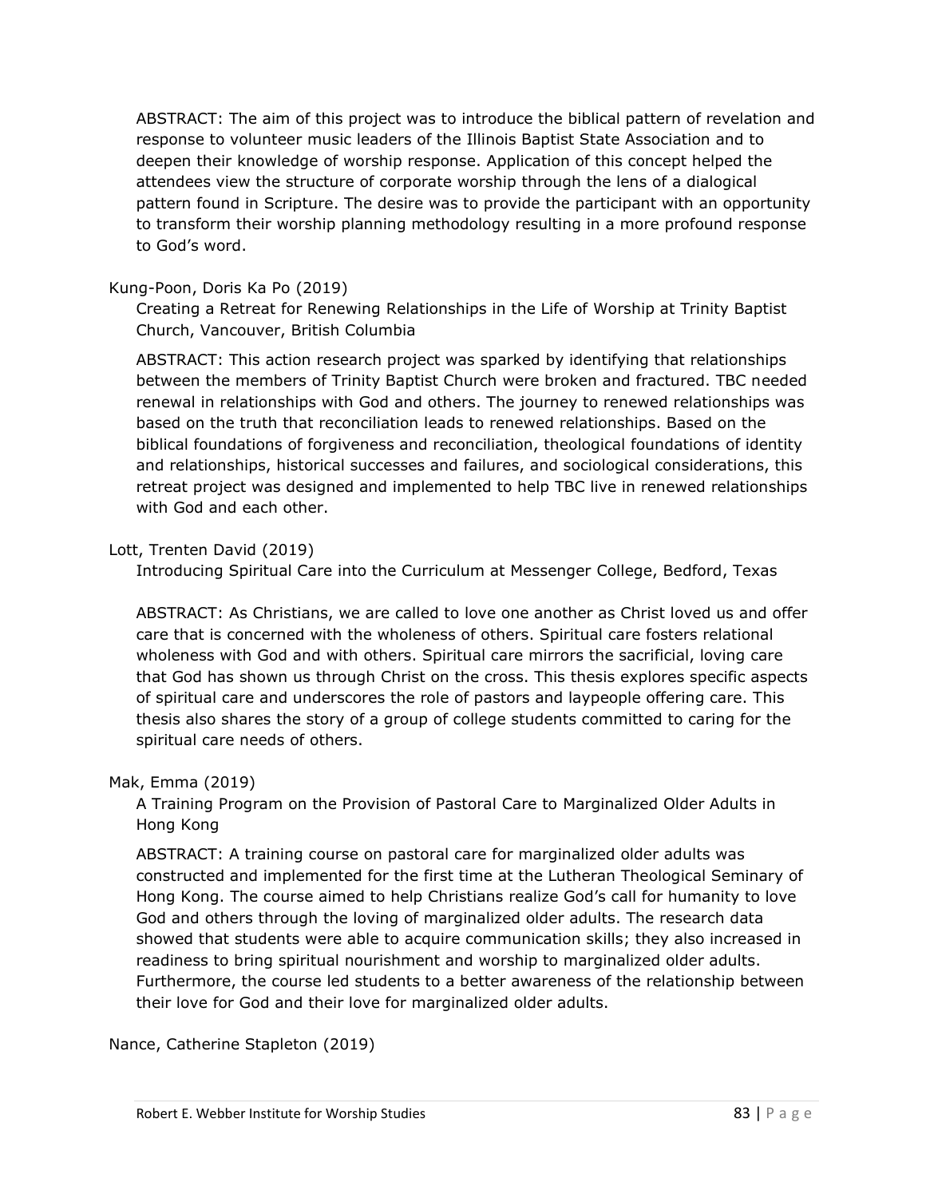ABSTRACT: The aim of this project was to introduce the biblical pattern of revelation and response to volunteer music leaders of the Illinois Baptist State Association and to deepen their knowledge of worship response. Application of this concept helped the attendees view the structure of corporate worship through the lens of a dialogical pattern found in Scripture. The desire was to provide the participant with an opportunity to transform their worship planning methodology resulting in a more profound response to God's word.

Kung-Poon, Doris Ka Po (2019)

Creating a Retreat for Renewing Relationships in the Life of Worship at Trinity Baptist Church, Vancouver, British Columbia

ABSTRACT: This action research project was sparked by identifying that relationships between the members of Trinity Baptist Church were broken and fractured. TBC needed renewal in relationships with God and others. The journey to renewed relationships was based on the truth that reconciliation leads to renewed relationships. Based on the biblical foundations of forgiveness and reconciliation, theological foundations of identity and relationships, historical successes and failures, and sociological considerations, this retreat project was designed and implemented to help TBC live in renewed relationships with God and each other.

Lott, Trenten David (2019)

Introducing Spiritual Care into the Curriculum at Messenger College, Bedford, Texas

ABSTRACT: As Christians, we are called to love one another as Christ loved us and offer care that is concerned with the wholeness of others. Spiritual care fosters relational wholeness with God and with others. Spiritual care mirrors the sacrificial, loving care that God has shown us through Christ on the cross. This thesis explores specific aspects of spiritual care and underscores the role of pastors and laypeople offering care. This thesis also shares the story of a group of college students committed to caring for the spiritual care needs of others.

Mak, Emma (2019)

A Training Program on the Provision of Pastoral Care to Marginalized Older Adults in Hong Kong

ABSTRACT: A training course on pastoral care for marginalized older adults was constructed and implemented for the first time at the Lutheran Theological Seminary of Hong Kong. The course aimed to help Christians realize God's call for humanity to love God and others through the loving of marginalized older adults. The research data showed that students were able to acquire communication skills; they also increased in readiness to bring spiritual nourishment and worship to marginalized older adults. Furthermore, the course led students to a better awareness of the relationship between their love for God and their love for marginalized older adults.

Nance, Catherine Stapleton (2019)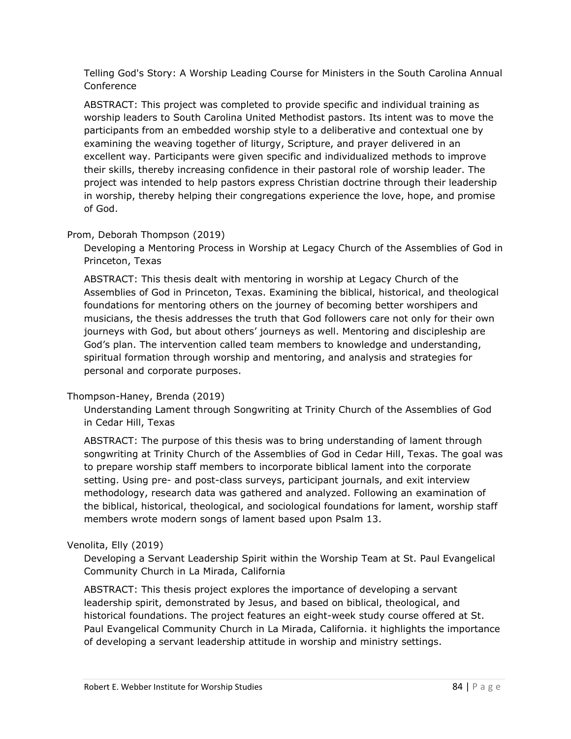Telling God's Story: A Worship Leading Course for Ministers in the South Carolina Annual Conference

ABSTRACT: This project was completed to provide specific and individual training as worship leaders to South Carolina United Methodist pastors. Its intent was to move the participants from an embedded worship style to a deliberative and contextual one by examining the weaving together of liturgy, Scripture, and prayer delivered in an excellent way. Participants were given specific and individualized methods to improve their skills, thereby increasing confidence in their pastoral role of worship leader. The project was intended to help pastors express Christian doctrine through their leadership in worship, thereby helping their congregations experience the love, hope, and promise of God.

Prom, Deborah Thompson (2019)

Developing a Mentoring Process in Worship at Legacy Church of the Assemblies of God in Princeton, Texas

ABSTRACT: This thesis dealt with mentoring in worship at Legacy Church of the Assemblies of God in Princeton, Texas. Examining the biblical, historical, and theological foundations for mentoring others on the journey of becoming better worshipers and musicians, the thesis addresses the truth that God followers care not only for their own journeys with God, but about others' journeys as well. Mentoring and discipleship are God's plan. The intervention called team members to knowledge and understanding, spiritual formation through worship and mentoring, and analysis and strategies for personal and corporate purposes.

Thompson-Haney, Brenda (2019)

Understanding Lament through Songwriting at Trinity Church of the Assemblies of God in Cedar Hill, Texas

ABSTRACT: The purpose of this thesis was to bring understanding of lament through songwriting at Trinity Church of the Assemblies of God in Cedar Hill, Texas. The goal was to prepare worship staff members to incorporate biblical lament into the corporate setting. Using pre- and post-class surveys, participant journals, and exit interview methodology, research data was gathered and analyzed. Following an examination of the biblical, historical, theological, and sociological foundations for lament, worship staff members wrote modern songs of lament based upon Psalm 13.

Venolita, Elly (2019)

Developing a Servant Leadership Spirit within the Worship Team at St. Paul Evangelical Community Church in La Mirada, California

ABSTRACT: This thesis project explores the importance of developing a servant leadership spirit, demonstrated by Jesus, and based on biblical, theological, and historical foundations. The project features an eight-week study course offered at St. Paul Evangelical Community Church in La Mirada, California. it highlights the importance of developing a servant leadership attitude in worship and ministry settings.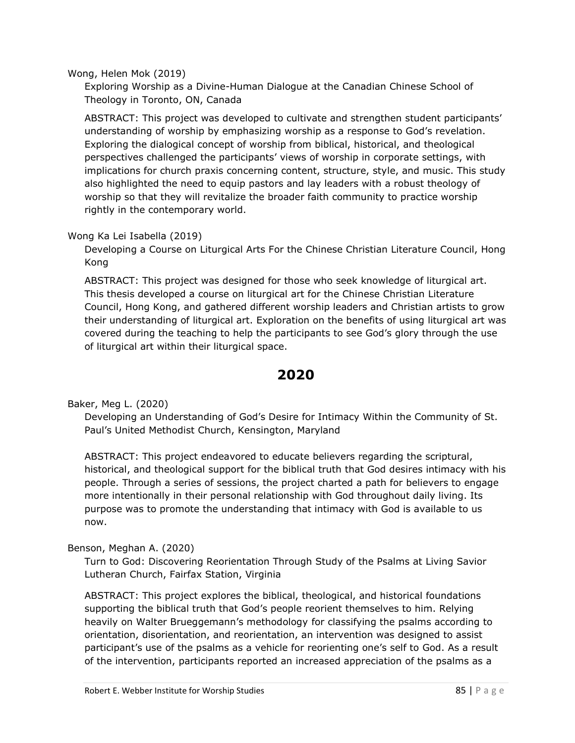Wong, Helen Mok (2019)

Exploring Worship as a Divine-Human Dialogue at the Canadian Chinese School of Theology in Toronto, ON, Canada

ABSTRACT: This project was developed to cultivate and strengthen student participants' understanding of worship by emphasizing worship as a response to God's revelation. Exploring the dialogical concept of worship from biblical, historical, and theological perspectives challenged the participants' views of worship in corporate settings, with implications for church praxis concerning content, structure, style, and music. This study also highlighted the need to equip pastors and lay leaders with a robust theology of worship so that they will revitalize the broader faith community to practice worship rightly in the contemporary world.

Wong Ka Lei Isabella (2019)

Developing a Course on Liturgical Arts For the Chinese Christian Literature Council, Hong Kong

ABSTRACT: This project was designed for those who seek knowledge of liturgical art. This thesis developed a course on liturgical art for the Chinese Christian Literature Council, Hong Kong, and gathered different worship leaders and Christian artists to grow their understanding of liturgical art. Exploration on the benefits of using liturgical art was covered during the teaching to help the participants to see God's glory through the use of liturgical art within their liturgical space.

## 2020

Baker, Meg L. (2020)

Developing an Understanding of God's Desire for Intimacy Within the Community of St. Paul's United Methodist Church, Kensington, Maryland

ABSTRACT: This project endeavored to educate believers regarding the scriptural, historical, and theological support for the biblical truth that God desires intimacy with his people. Through a series of sessions, the project charted a path for believers to engage more intentionally in their personal relationship with God throughout daily living. Its purpose was to promote the understanding that intimacy with God is available to us now.

Benson, Meghan A. (2020)

Turn to God: Discovering Reorientation Through Study of the Psalms at Living Savior Lutheran Church, Fairfax Station, Virginia

ABSTRACT: This project explores the biblical, theological, and historical foundations supporting the biblical truth that God's people reorient themselves to him. Relying heavily on Walter Brueggemann's methodology for classifying the psalms according to orientation, disorientation, and reorientation, an intervention was designed to assist participant's use of the psalms as a vehicle for reorienting one's self to God. As a result of the intervention, participants reported an increased appreciation of the psalms as a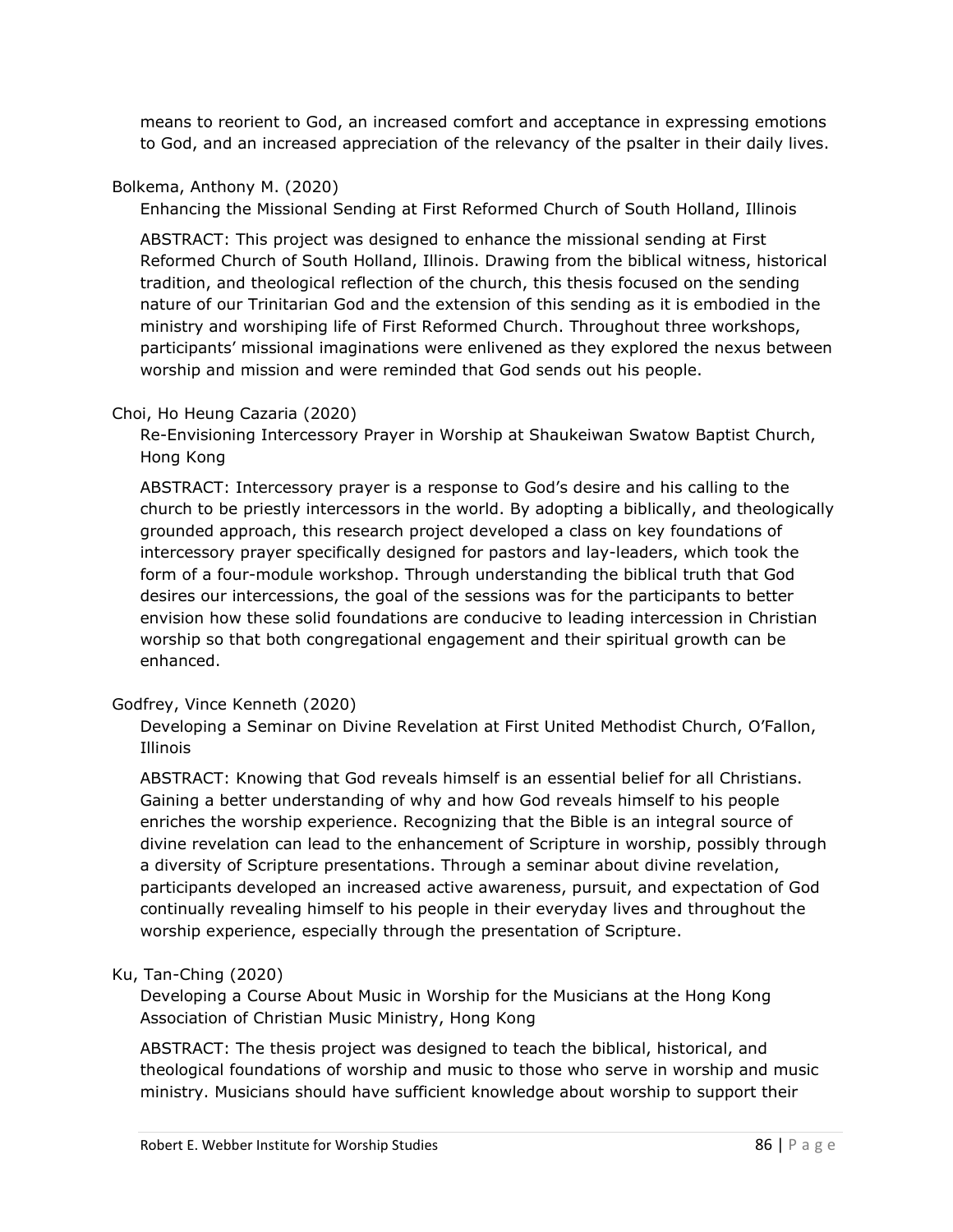means to reorient to God, an increased comfort and acceptance in expressing emotions to God, and an increased appreciation of the relevancy of the psalter in their daily lives.

Bolkema, Anthony M. (2020)

Enhancing the Missional Sending at First Reformed Church of South Holland, Illinois

ABSTRACT: This project was designed to enhance the missional sending at First Reformed Church of South Holland, Illinois. Drawing from the biblical witness, historical tradition, and theological reflection of the church, this thesis focused on the sending nature of our Trinitarian God and the extension of this sending as it is embodied in the ministry and worshiping life of First Reformed Church. Throughout three workshops, participants' missional imaginations were enlivened as they explored the nexus between worship and mission and were reminded that God sends out his people.

Choi, Ho Heung Cazaria (2020)

Re-Envisioning Intercessory Prayer in Worship at Shaukeiwan Swatow Baptist Church, Hong Kong

ABSTRACT: Intercessory prayer is a response to God's desire and his calling to the church to be priestly intercessors in the world. By adopting a biblically, and theologically grounded approach, this research project developed a class on key foundations of intercessory prayer specifically designed for pastors and lay-leaders, which took the form of a four-module workshop. Through understanding the biblical truth that God desires our intercessions, the goal of the sessions was for the participants to better envision how these solid foundations are conducive to leading intercession in Christian worship so that both congregational engagement and their spiritual growth can be enhanced.

Godfrey, Vince Kenneth (2020)

Developing a Seminar on Divine Revelation at First United Methodist Church, O'Fallon, Illinois

ABSTRACT: Knowing that God reveals himself is an essential belief for all Christians. Gaining a better understanding of why and how God reveals himself to his people enriches the worship experience. Recognizing that the Bible is an integral source of divine revelation can lead to the enhancement of Scripture in worship, possibly through a diversity of Scripture presentations. Through a seminar about divine revelation, participants developed an increased active awareness, pursuit, and expectation of God continually revealing himself to his people in their everyday lives and throughout the worship experience, especially through the presentation of Scripture.

Ku, Tan-Ching (2020)

Developing a Course About Music in Worship for the Musicians at the Hong Kong Association of Christian Music Ministry, Hong Kong

ABSTRACT: The thesis project was designed to teach the biblical, historical, and theological foundations of worship and music to those who serve in worship and music ministry. Musicians should have sufficient knowledge about worship to support their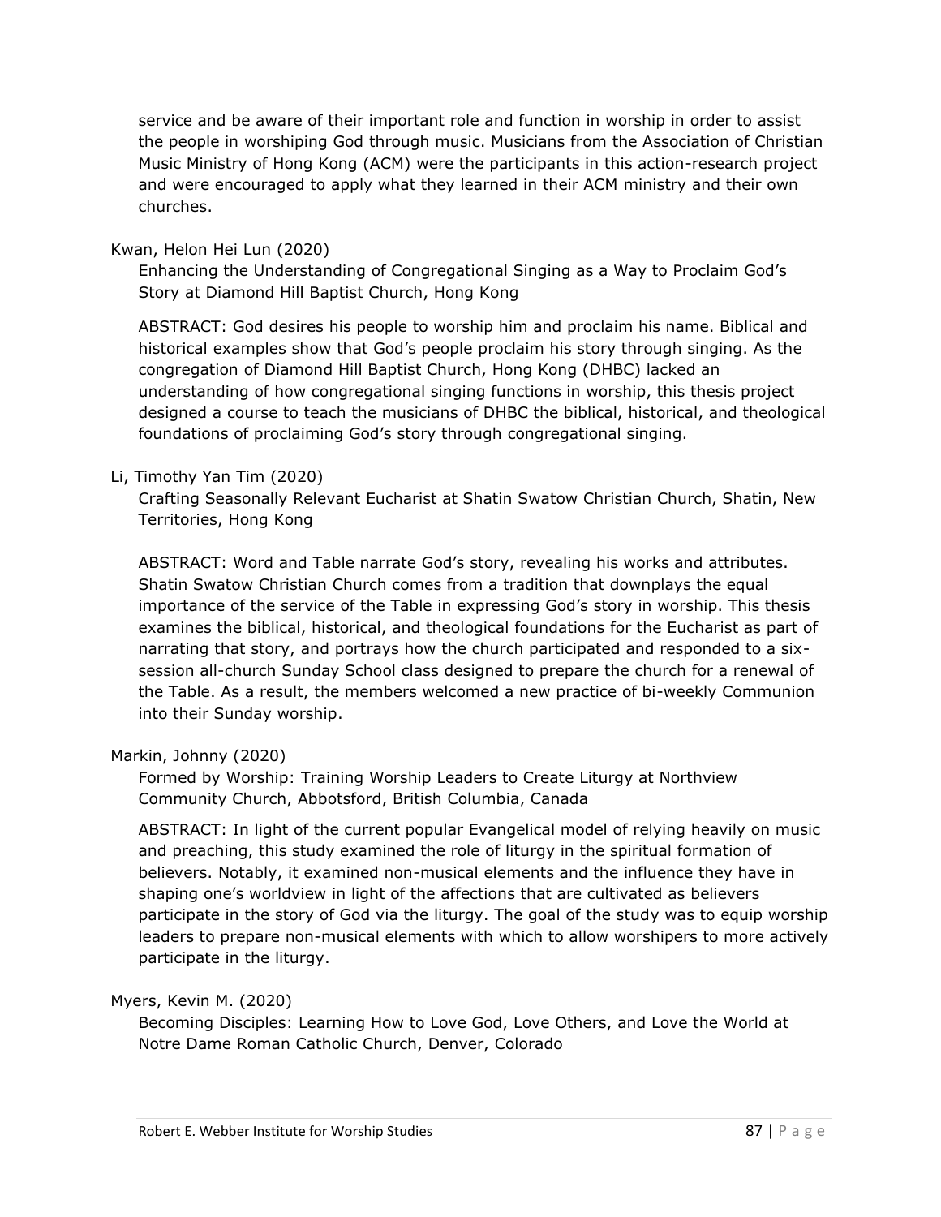service and be aware of their important role and function in worship in order to assist the people in worshiping God through music. Musicians from the Association of Christian Music Ministry of Hong Kong (ACM) were the participants in this action-research project and were encouraged to apply what they learned in their ACM ministry and their own churches.

Kwan, Helon Hei Lun (2020)

Enhancing the Understanding of Congregational Singing as a Way to Proclaim God's Story at Diamond Hill Baptist Church, Hong Kong

ABSTRACT: God desires his people to worship him and proclaim his name. Biblical and historical examples show that God's people proclaim his story through singing. As the congregation of Diamond Hill Baptist Church, Hong Kong (DHBC) lacked an understanding of how congregational singing functions in worship, this thesis project designed a course to teach the musicians of DHBC the biblical, historical, and theological foundations of proclaiming God's story through congregational singing.

Li, Timothy Yan Tim (2020)

Crafting Seasonally Relevant Eucharist at Shatin Swatow Christian Church, Shatin, New Territories, Hong Kong

ABSTRACT: Word and Table narrate God's story, revealing his works and attributes. Shatin Swatow Christian Church comes from a tradition that downplays the equal importance of the service of the Table in expressing God's story in worship. This thesis examines the biblical, historical, and theological foundations for the Eucharist as part of narrating that story, and portrays how the church participated and responded to a six-session all-church Sunday School class designed to prepare the church for a renewal of the Table. As a result, the members welcomed a new practice of bi-weekly Communion into their Sunday worship.

Markin, Johnny (2020)

Formed by Worship: Training Worship Leaders to Create Liturgy at Northview Community Church, Abbotsford, British Columbia, Canada

ABSTRACT: In light of the current popular Evangelical model of relying heavily on music and preaching, this study examined the role of liturgy in the spiritual formation of believers. Notably, it examined non-musical elements and the influence they have in shaping one's worldview in light of the affections that are cultivated as believers participate in the story of God via the liturgy. The goal of the study was to equip worship leaders to prepare non-musical elements with which to allow worshipers to more actively participate in the liturgy.

Myers, Kevin M. (2020)

Becoming Disciples: Learning How to Love God, Love Others, and Love the World at Notre Dame Roman Catholic Church, Denver, Colorado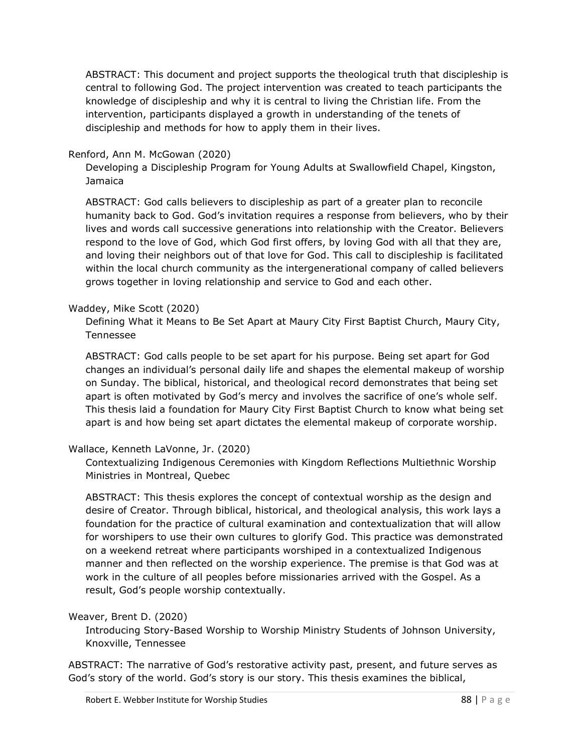ABSTRACT: This document and project supports the theological truth that discipleship is central to following God. The project intervention was created to teach participants the knowledge of discipleship and why it is central to living the Christian life. From the intervention, participants displayed a growth in understanding of the tenets of discipleship and methods for how to apply them in their lives.

Renford, Ann M. McGowan (2020)

Developing a Discipleship Program for Young Adults at Swallowfield Chapel, Kingston, Jamaica

ABSTRACT: God calls believers to discipleship as part of a greater plan to reconcile humanity back to God. God's invitation requires a response from believers, who by their lives and words call successive generations into relationship with the Creator. Believers respond to the love of God, which God first offers, by loving God with all that they are, and loving their neighbors out of that love for God. This call to discipleship is facilitated within the local church community as the intergenerational company of called believers grows together in loving relationship and service to God and each other.

Waddey, Mike Scott (2020)

Defining What it Means to Be Set Apart at Maury City First Baptist Church, Maury City, Tennessee

ABSTRACT: God calls people to be set apart for his purpose. Being set apart for God changes an individual's personal daily life and shapes the elemental makeup of worship on Sunday. The biblical, historical, and theological record demonstrates that being set apart is often motivated by God's mercy and involves the sacrifice of one's whole self. This thesis laid a foundation for Maury City First Baptist Church to know what being set apart is and how being set apart dictates the elemental makeup of corporate worship.

Wallace, Kenneth LaVonne, Jr. (2020)

Contextualizing Indigenous Ceremonies with Kingdom Reflections Multiethnic Worship Ministries in Montreal, Quebec

ABSTRACT: This thesis explores the concept of contextual worship as the design and desire of Creator. Through biblical, historical, and theological analysis, this work lays a foundation for the practice of cultural examination and contextualization that will allow for worshipers to use their own cultures to glorify God. This practice was demonstrated on a weekend retreat where participants worshiped in a contextualized Indigenous manner and then reflected on the worship experience. The premise is that God was at work in the culture of all peoples before missionaries arrived with the Gospel. As a result, God's people worship contextually.

Weaver, Brent D. (2020)

Introducing Story-Based Worship to Worship Ministry Students of Johnson University, Knoxville, Tennessee

ABSTRACT: The narrative of God's restorative activity past, present, and future serves as God's story of the world. God's story is our story. This thesis examines the biblical,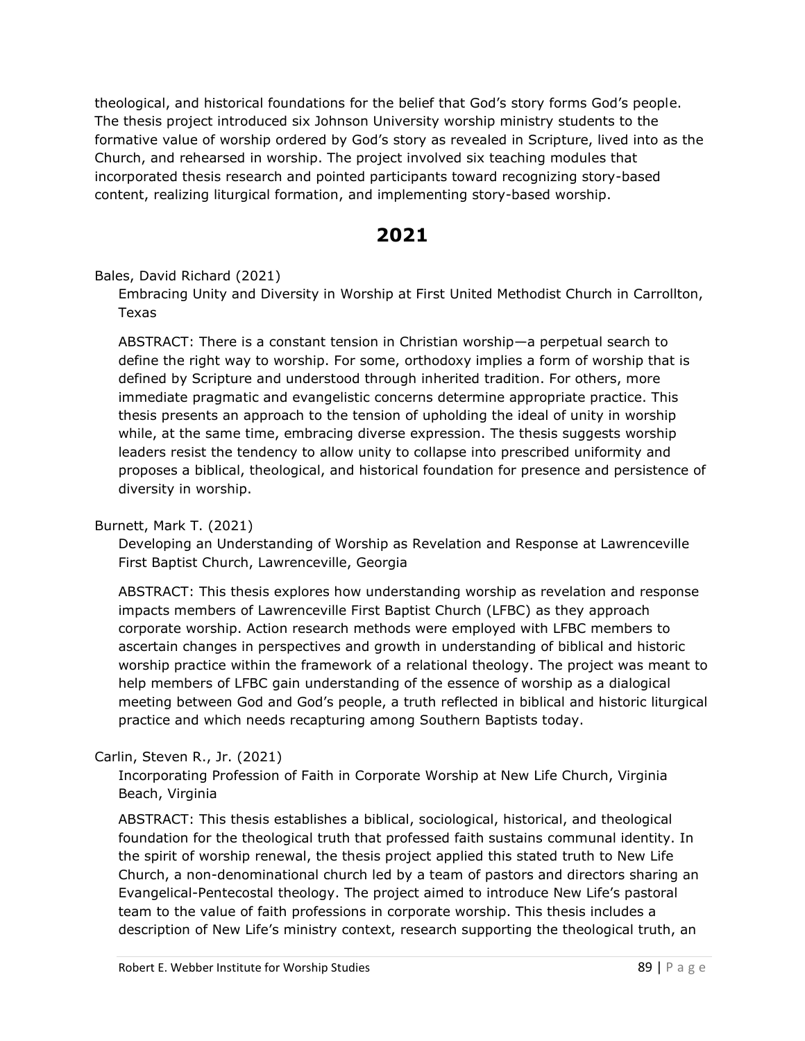theological, and historical foundations for the belief that God's story forms God's people. The thesis project introduced six Johnson University worship ministry students to the formative value of worship ordered by God's story as revealed in Scripture, lived into as the Church, and rehearsed in worship. The project involved six teaching modules that incorporated thesis research and pointed participants toward recognizing story-based content, realizing liturgical formation, and implementing story-based worship.

## 2021

Bales, David Richard (2021)

Embracing Unity and Diversity in Worship at First United Methodist Church in Carrollton, Texas

ABSTRACT: There is a constant tension in Christian worship—a perpetual search to define the right way to worship. For some, orthodoxy implies a form of worship that is defined by Scripture and understood through inherited tradition. For others, more immediate pragmatic and evangelistic concerns determine appropriate practice. This thesis presents an approach to the tension of upholding the ideal of unity in worship while, at the same time, embracing diverse expression. The thesis suggests worship leaders resist the tendency to allow unity to collapse into prescribed uniformity and proposes a biblical, theological, and historical foundation for presence and persistence of diversity in worship.

Burnett, Mark T. (2021)

Developing an Understanding of Worship as Revelation and Response at Lawrenceville First Baptist Church, Lawrenceville, Georgia

ABSTRACT: This thesis explores how understanding worship as revelation and response impacts members of Lawrenceville First Baptist Church (LFBC) as they approach corporate worship. Action research methods were employed with LFBC members to ascertain changes in perspectives and growth in understanding of biblical and historic worship practice within the framework of a relational theology. The project was meant to help members of LFBC gain understanding of the essence of worship as a dialogical meeting between God and God's people, a truth reflected in biblical and historic liturgical practice and which needs recapturing among Southern Baptists today.

Carlin, Steven R., Jr. (2021)

Incorporating Profession of Faith in Corporate Worship at New Life Church, Virginia Beach, Virginia

ABSTRACT: This thesis establishes a biblical, sociological, historical, and theological foundation for the theological truth that professed faith sustains communal identity. In the spirit of worship renewal, the thesis project applied this stated truth to New Life Church, a non-denominational church led by a team of pastors and directors sharing an Evangelical-Pentecostal theology. The project aimed to introduce New Life's pastoral team to the value of faith professions in corporate worship. This thesis includes a description of New Life's ministry context, research supporting the theological truth, an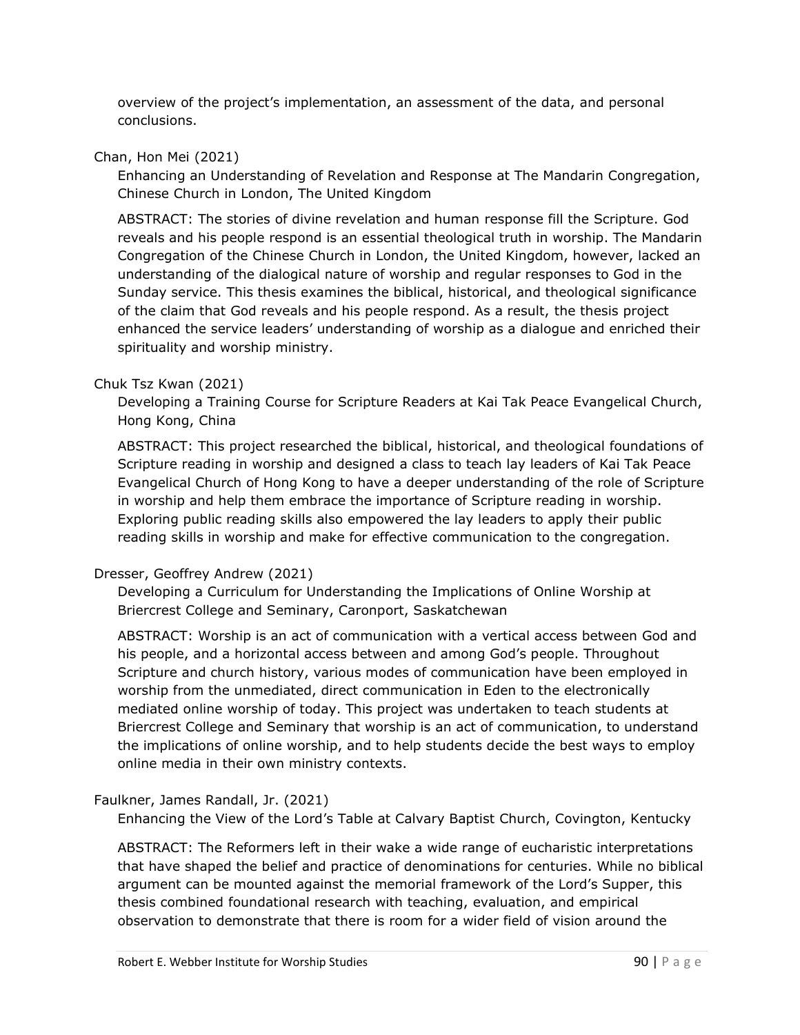overview of the project's implementation, an assessment of the data, and personal conclusions.

Chan, Hon Mei (2021)

Enhancing an Understanding of Revelation and Response at The Mandarin Congregation, Chinese Church in London, The United Kingdom

ABSTRACT: The stories of divine revelation and human response fill the Scripture. God reveals and his people respond is an essential theological truth in worship. The Mandarin Congregation of the Chinese Church in London, the United Kingdom, however, lacked an understanding of the dialogical nature of worship and regular responses to God in the Sunday service. This thesis examines the biblical, historical, and theological significance of the claim that God reveals and his people respond. As a result, the thesis project enhanced the service leaders' understanding of worship as a dialogue and enriched their spirituality and worship ministry.

Chuk Tsz Kwan (2021)

Developing a Training Course for Scripture Readers at Kai Tak Peace Evangelical Church, Hong Kong, China

ABSTRACT: This project researched the biblical, historical, and theological foundations of Scripture reading in worship and designed a class to teach lay leaders of Kai Tak Peace Evangelical Church of Hong Kong to have a deeper understanding of the role of Scripture in worship and help them embrace the importance of Scripture reading in worship. Exploring public reading skills also empowered the lay leaders to apply their public reading skills in worship and make for effective communication to the congregation.

Dresser, Geoffrey Andrew (2021)

Developing a Curriculum for Understanding the Implications of Online Worship at Briercrest College and Seminary, Caronport, Saskatchewan

ABSTRACT: Worship is an act of communication with a vertical access between God and his people, and a horizontal access between and among God's people. Throughout Scripture and church history, various modes of communication have been employed in worship from the unmediated, direct communication in Eden to the electronically mediated online worship of today. This project was undertaken to teach students at Briercrest College and Seminary that worship is an act of communication, to understand the implications of online worship, and to help students decide the best ways to employ online media in their own ministry contexts.

Faulkner, James Randall, Jr. (2021)

Enhancing the View of the Lord's Table at Calvary Baptist Church, Covington, Kentucky

ABSTRACT: The Reformers left in their wake a wide range of eucharistic interpretations that have shaped the belief and practice of denominations for centuries. While no biblical argument can be mounted against the memorial framework of the Lord's Supper, this thesis combined foundational research with teaching, evaluation, and empirical observation to demonstrate that there is room for a wider field of vision around the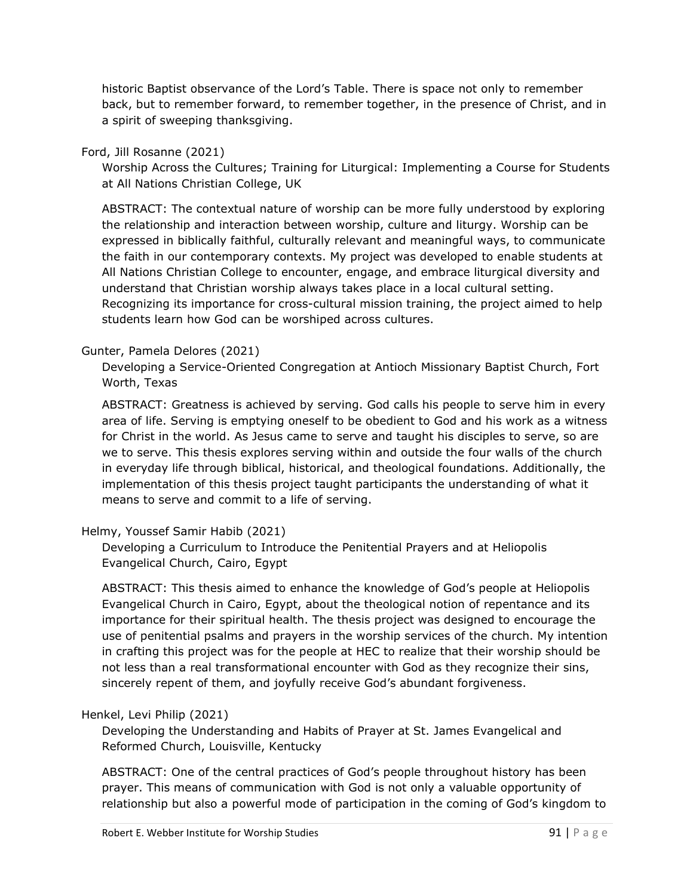historic Baptist observance of the Lord's Table. There is space not only to remember back, but to remember forward, to remember together, in the presence of Christ, and in a spirit of sweeping thanksgiving.

Ford, Jill Rosanne (2021)

Worship Across the Cultures; Training for Liturgical: Implementing a Course for Students at All Nations Christian College, UK

ABSTRACT: The contextual nature of worship can be more fully understood by exploring the relationship and interaction between worship, culture and liturgy. Worship can be expressed in biblically faithful, culturally relevant and meaningful ways, to communicate the faith in our contemporary contexts. My project was developed to enable students at All Nations Christian College to encounter, engage, and embrace liturgical diversity and understand that Christian worship always takes place in a local cultural setting. Recognizing its importance for cross-cultural mission training, the project aimed to help students learn how God can be worshiped across cultures.

Gunter, Pamela Delores (2021)

Developing a Service-Oriented Congregation at Antioch Missionary Baptist Church, Fort Worth, Texas

ABSTRACT: Greatness is achieved by serving. God calls his people to serve him in every area of life. Serving is emptying oneself to be obedient to God and his work as a witness for Christ in the world. As Jesus came to serve and taught his disciples to serve, so are we to serve. This thesis explores serving within and outside the four walls of the church in everyday life through biblical, historical, and theological foundations. Additionally, the implementation of this thesis project taught participants the understanding of what it means to serve and commit to a life of serving.

Helmy, Youssef Samir Habib (2021)

Developing a Curriculum to Introduce the Penitential Prayers and at Heliopolis Evangelical Church, Cairo, Egypt

ABSTRACT: This thesis aimed to enhance the knowledge of God's people at Heliopolis Evangelical Church in Cairo, Egypt, about the theological notion of repentance and its importance for their spiritual health. The thesis project was designed to encourage the use of penitential psalms and prayers in the worship services of the church. My intention in crafting this project was for the people at HEC to realize that their worship should be not less than a real transformational encounter with God as they recognize their sins, sincerely repent of them, and joyfully receive God's abundant forgiveness.

Henkel, Levi Philip (2021)

Developing the Understanding and Habits of Prayer at St. James Evangelical and Reformed Church, Louisville, Kentucky

ABSTRACT: One of the central practices of God's people throughout history has been prayer. This means of communication with God is not only a valuable opportunity of relationship but also a powerful mode of participation in the coming of God's kingdom to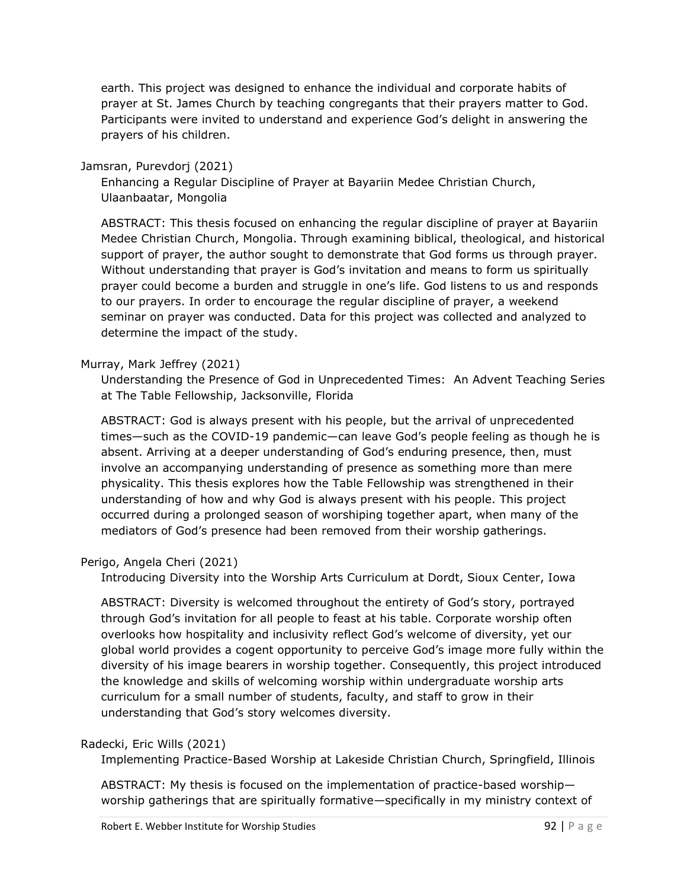earth. This project was designed to enhance the individual and corporate habits of prayer at St. James Church by teaching congregants that their prayers matter to God. Participants were invited to understand and experience God's delight in answering the prayers of his children.

Jamsran, Purevdorj (2021)

Enhancing a Regular Discipline of Prayer at Bayariin Medee Christian Church, Ulaanbaatar, Mongolia

ABSTRACT: This thesis focused on enhancing the regular discipline of prayer at Bayariin Medee Christian Church, Mongolia. Through examining biblical, theological, and historical support of prayer, the author sought to demonstrate that God forms us through prayer. Without understanding that prayer is God's invitation and means to form us spiritually prayer could become a burden and struggle in one's life. God listens to us and responds to our prayers. In order to encourage the regular discipline of prayer, a weekend seminar on prayer was conducted. Data for this project was collected and analyzed to determine the impact of the study.

Murray, Mark Jeffrey (2021)

Understanding the Presence of God in Unprecedented Times: An Advent Teaching Series at The Table Fellowship, Jacksonville, Florida

ABSTRACT: God is always present with his people, but the arrival of unprecedented times—such as the COVID-19 pandemic—can leave God's people feeling as though he is absent. Arriving at a deeper understanding of God's enduring presence, then, must involve an accompanying understanding of presence as something more than mere physicality. This thesis explores how the Table Fellowship was strengthened in their understanding of how and why God is always present with his people. This project occurred during a prolonged season of worshiping together apart, when many of the mediators of God's presence had been removed from their worship gatherings.

Perigo, Angela Cheri (2021)

Introducing Diversity into the Worship Arts Curriculum at Dordt, Sioux Center, Iowa

ABSTRACT: Diversity is welcomed throughout the entirety of God's story, portrayed through God's invitation for all people to feast at his table. Corporate worship often overlooks how hospitality and inclusivity reflect God's welcome of diversity, yet our global world provides a cogent opportunity to perceive God's image more fully within the diversity of his image bearers in worship together. Consequently, this project introduced the knowledge and skills of welcoming worship within undergraduate worship arts curriculum for a small number of students, faculty, and staff to grow in their understanding that God's story welcomes diversity.

Radecki, Eric Wills (2021)

Implementing Practice-Based Worship at Lakeside Christian Church, Springfield, Illinois

ABSTRACT: My thesis is focused on the implementation of practice-based worship—worship gatherings that are spiritually formative—specifically in my ministry context of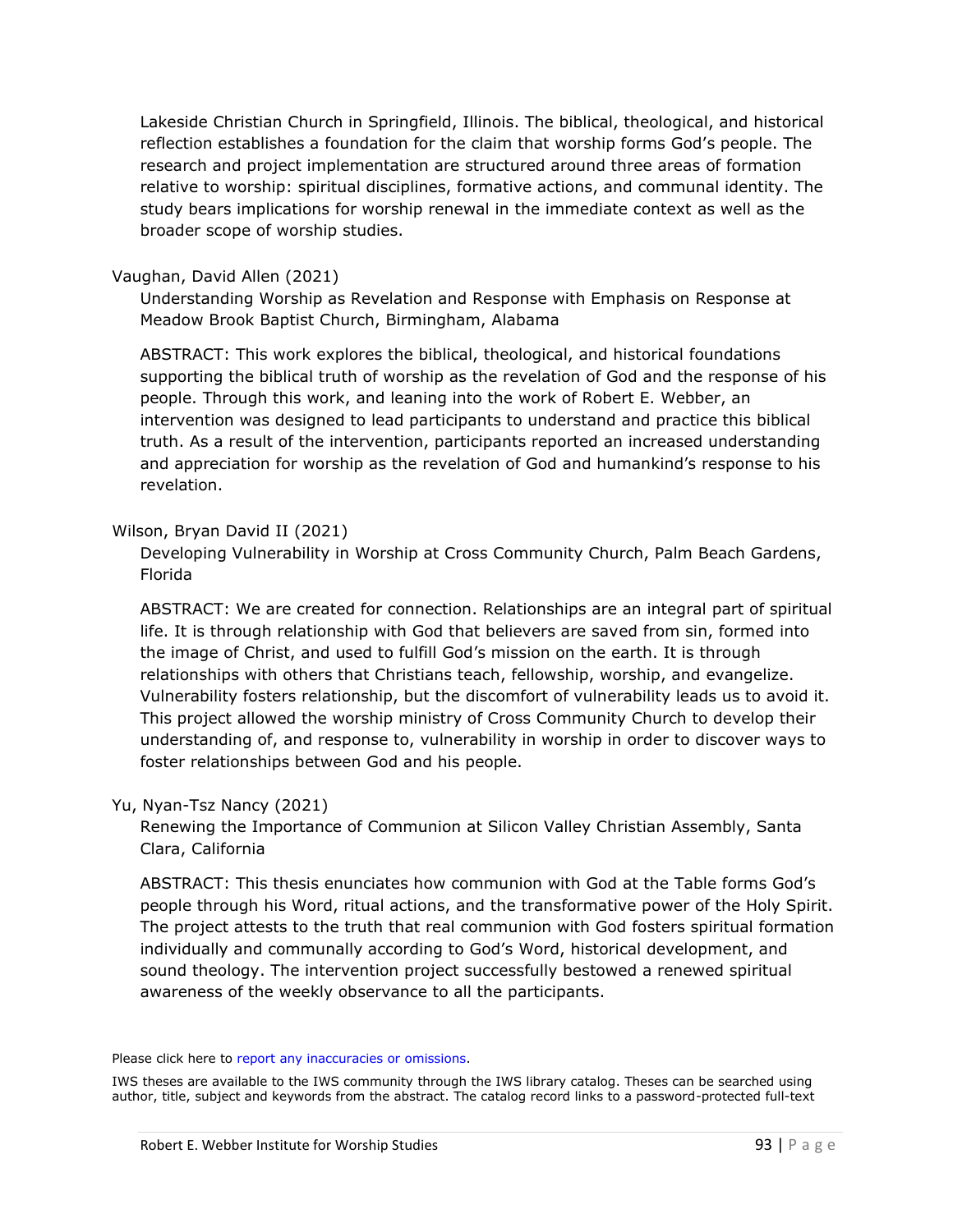Lakeside Christian Church in Springfield, Illinois. The biblical, theological, and historical reflection establishes a foundation for the claim that worship forms God's people. The research and project implementation are structured around three areas of formation relative to worship: spiritual disciplines, formative actions, and communal identity. The study bears implications for worship renewal in the immediate context as well as the broader scope of worship studies.

Vaughan, David Allen (2021)

Understanding Worship as Revelation and Response with Emphasis on Response at Meadow Brook Baptist Church, Birmingham, Alabama

ABSTRACT: This work explores the biblical, theological, and historical foundations supporting the biblical truth of worship as the revelation of God and the response of his people. Through this work, and leaning into the work of Robert E. Webber, an intervention was designed to lead participants to understand and practice this biblical truth. As a result of the intervention, participants reported an increased understanding and appreciation for worship as the revelation of God and humankind's response to his revelation.

Wilson, Bryan David II (2021)

Developing Vulnerability in Worship at Cross Community Church, Palm Beach Gardens, Florida

ABSTRACT: We are created for connection. Relationships are an integral part of spiritual life. It is through relationship with God that believers are saved from sin, formed into the image of Christ, and used to fulfill God's mission on the earth. It is through relationships with others that Christians teach, fellowship, worship, and evangelize. Vulnerability fosters relationship, but the discomfort of vulnerability leads us to avoid it. This project allowed the worship ministry of Cross Community Church to develop their understanding of, and response to, vulnerability in worship in order to discover ways to foster relationships between God and his people.

Yu, Nyan-Tsz Nancy (2021)

Renewing the Importance of Communion at Silicon Valley Christian Assembly, Santa Clara, California

ABSTRACT: This thesis enunciates how communion with God at the Table forms God's people through his Word, ritual actions, and the transformative power of the Holy Spirit. The project attests to the truth that real communion with God fosters spiritual formation individually and communally according to God's Word, historical development, and sound theology. The intervention project successfully bestowed a renewed spiritual awareness of the weekly observance to all the participants.

Please click here to report any inaccuracies or omissions.

IWS theses are available to the IWS community through the IWS library catalog. Theses can be searched using author, title, subject and keywords from the abstract. The catalog record links to a password-protected full-text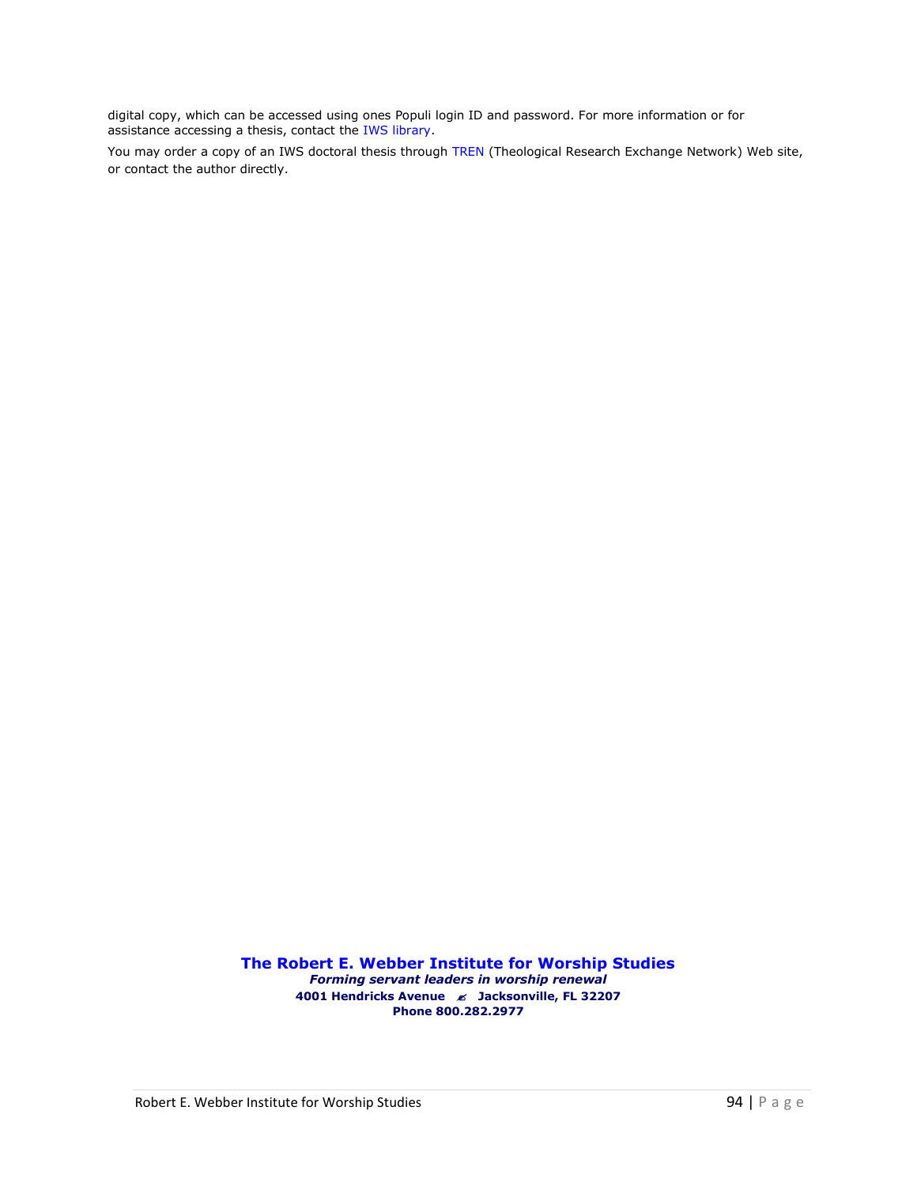digital copy, which can be accessed using ones Populi login ID and password. For more information or for assistance accessing a thesis, contact the IWS library.

You may order a copy of an IWS doctoral thesis through TREN (Theological Research Exchange Network) Web site, or contact the author directly.

**The Robert E. Webber Institute for Worship Studies**

***Forming servant leaders in worship renewal***

**4001 Hendricks Avenue ✍ Jacksonville, FL 32207**

**Phone 800.282.2977**